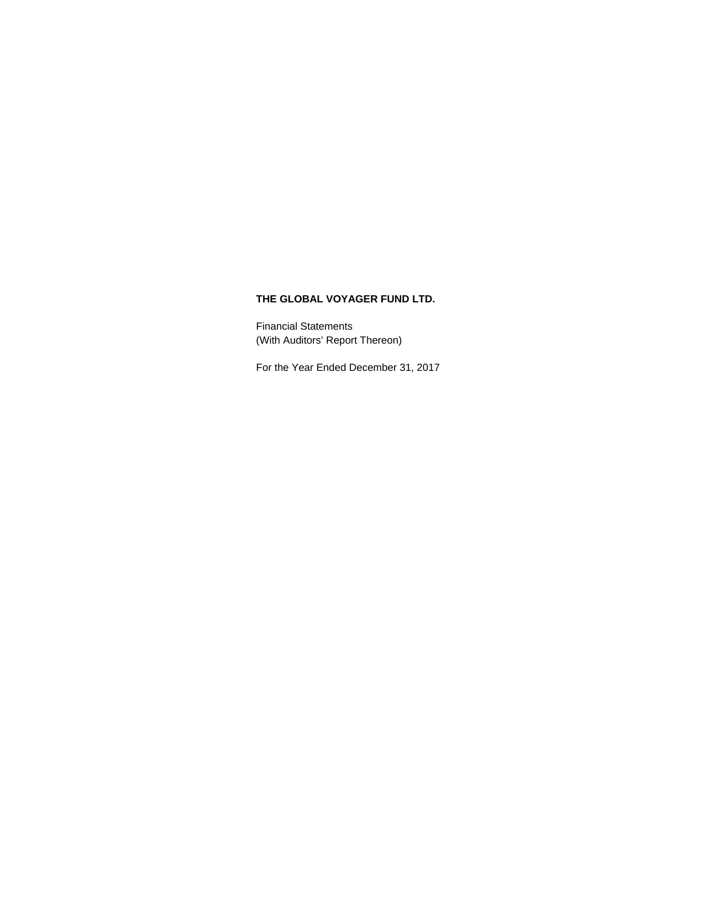**THE GLOBAL VOYAGER FUND LTD.**

Financial Statements
(With Auditors' Report Thereon)

For the Year Ended December 31, 2017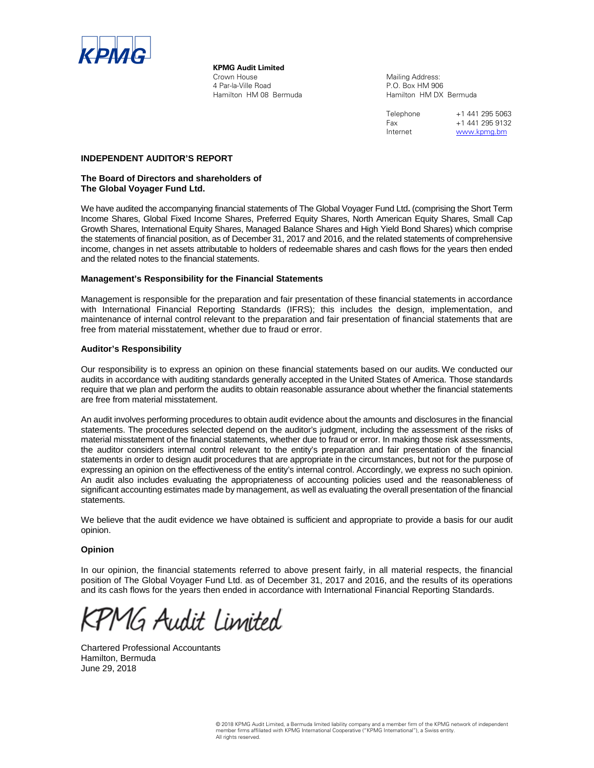**KPMG Audit Limited**
Crown House
4 Par-la-Ville Road
Hamilton HM 08 Bermuda

Mailing Address:
P.O. Box HM 906
Hamilton HM DX Bermuda

| | |
|---|---|
| Telephone | +1 441 295 5063 |
| Fax | +1 441 295 9132 |
| Internet | www.kpmg.bm |

## INDEPENDENT AUDITOR'S REPORT

**The Board of Directors and shareholders of**
**The Global Voyager Fund Ltd.**

We have audited the accompanying financial statements of The Global Voyager Fund Ltd**.** (comprising the Short Term Income Shares, Global Fixed Income Shares, Preferred Equity Shares, North American Equity Shares, Small Cap Growth Shares, International Equity Shares, Managed Balance Shares and High Yield Bond Shares) which comprise the statements of financial position, as of December 31, 2017 and 2016, and the related statements of comprehensive income, changes in net assets attributable to holders of redeemable shares and cash flows for the years then ended and the related notes to the financial statements.

### Management's Responsibility for the Financial Statements

Management is responsible for the preparation and fair presentation of these financial statements in accordance with International Financial Reporting Standards (IFRS); this includes the design, implementation, and maintenance of internal control relevant to the preparation and fair presentation of financial statements that are free from material misstatement, whether due to fraud or error.

### Auditor's Responsibility

Our responsibility is to express an opinion on these financial statements based on our audits. We conducted our audits in accordance with auditing standards generally accepted in the United States of America. Those standards require that we plan and perform the audits to obtain reasonable assurance about whether the financial statements are free from material misstatement.

An audit involves performing procedures to obtain audit evidence about the amounts and disclosures in the financial statements. The procedures selected depend on the auditor's judgment, including the assessment of the risks of material misstatement of the financial statements, whether due to fraud or error. In making those risk assessments, the auditor considers internal control relevant to the entity's preparation and fair presentation of the financial statements in order to design audit procedures that are appropriate in the circumstances, but not for the purpose of expressing an opinion on the effectiveness of the entity's internal control. Accordingly, we express no such opinion. An audit also includes evaluating the appropriateness of accounting policies used and the reasonableness of significant accounting estimates made by management, as well as evaluating the overall presentation of the financial statements.

We believe that the audit evidence we have obtained is sufficient and appropriate to provide a basis for our audit opinion.

### Opinion

In our opinion, the financial statements referred to above present fairly, in all material respects, the financial position of The Global Voyager Fund Ltd. as of December 31, 2017 and 2016, and the results of its operations and its cash flows for the years then ended in accordance with International Financial Reporting Standards.

KPMG Audit Limited

Chartered Professional Accountants
Hamilton, Bermuda
June 29, 2018

© 2018 KPMG Audit Limited, a Bermuda limited liability company and a member firm of the KPMG network of independent member firms affiliated with KPMG International Cooperative ("KPMG International"), a Swiss entity. All rights reserved.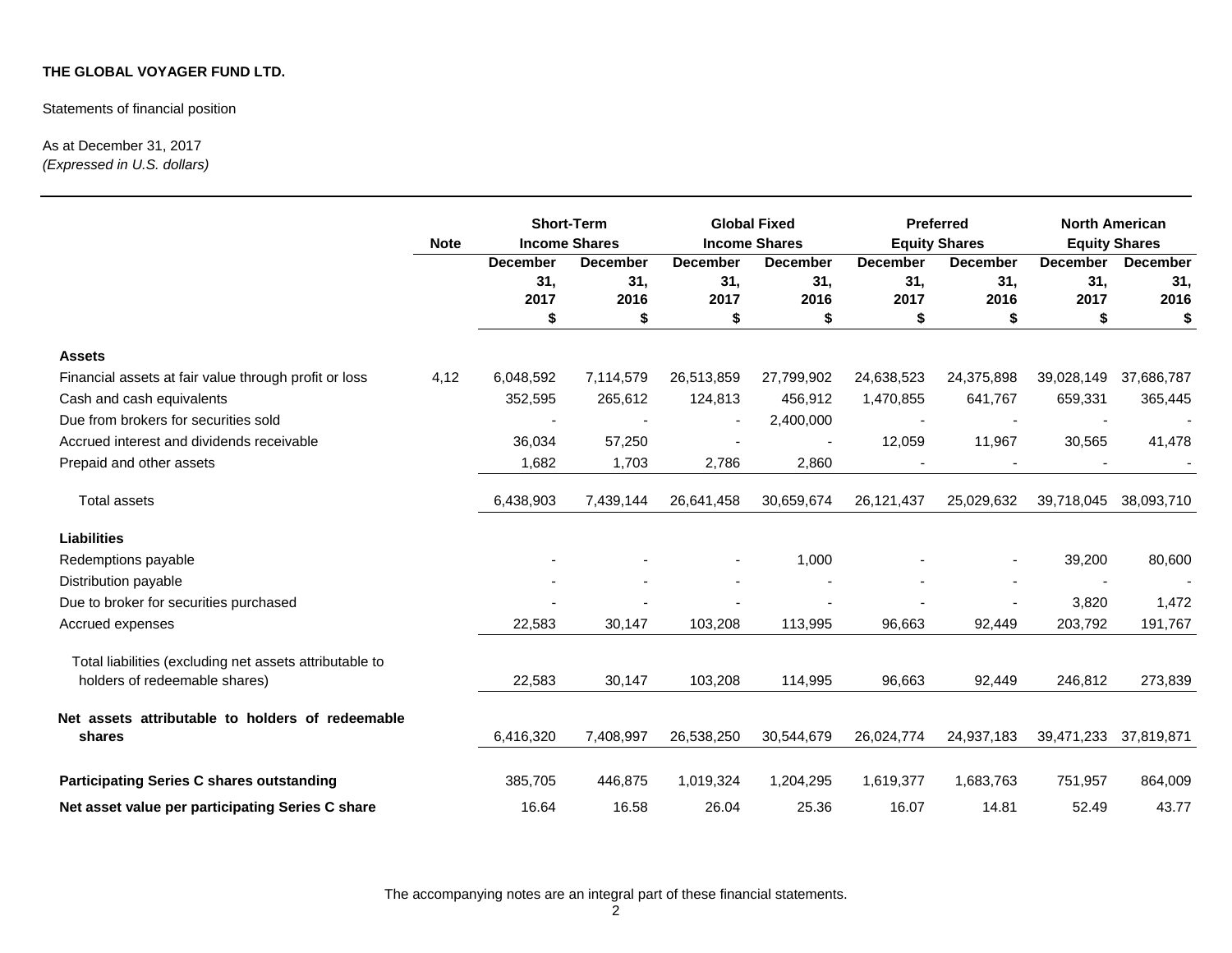**THE GLOBAL VOYAGER FUND LTD.**

Statements of financial position

As at December 31, 2017
*(Expressed in U.S. dollars)*

| | Note | Short-Term Income Shares | | Global Fixed Income Shares | | Preferred Equity Shares | | North American Equity Shares | |
|---|---|---|---|---|---|---|---|---|---|
| | | December 31, 2017 $ | December 31, 2016 $ | December 31, 2017 $ | December 31, 2016 $ | December 31, 2017 $ | December 31, 2016 $ | December 31, 2017 $ | December 31, 2016 $ |
| **Assets** | | | | | | | | | |
| Financial assets at fair value through profit or loss | 4,12 | 6,048,592 | 7,114,579 | 26,513,859 | 27,799,902 | 24,638,523 | 24,375,898 | 39,028,149 | 37,686,787 |
| Cash and cash equivalents | | 352,595 | 265,612 | 124,813 | 456,912 | 1,470,855 | 641,767 | 659,331 | 365,445 |
| Due from brokers for securities sold | | - | - | - | 2,400,000 | - | - | - | - |
| Accrued interest and dividends receivable | | 36,034 | 57,250 | - | - | 12,059 | 11,967 | 30,565 | 41,478 |
| Prepaid and other assets | | 1,682 | 1,703 | 2,786 | 2,860 | - | - | - | - |
| Total assets | | 6,438,903 | 7,439,144 | 26,641,458 | 30,659,674 | 26,121,437 | 25,029,632 | 39,718,045 | 38,093,710 |
| **Liabilities** | | | | | | | | | |
| Redemptions payable | | - | - | - | 1,000 | - | - | 39,200 | 80,600 |
| Distribution payable | | - | - | - | - | - | - | - | - |
| Due to broker for securities purchased | | - | - | - | - | - | - | 3,820 | 1,472 |
| Accrued expenses | | 22,583 | 30,147 | 103,208 | 113,995 | 96,663 | 92,449 | 203,792 | 191,767 |
| Total liabilities (excluding net assets attributable to holders of redeemable shares) | | 22,583 | 30,147 | 103,208 | 114,995 | 96,663 | 92,449 | 246,812 | 273,839 |
| **Net assets attributable to holders of redeemable shares** | | 6,416,320 | 7,408,997 | 26,538,250 | 30,544,679 | 26,024,774 | 24,937,183 | 39,471,233 | 37,819,871 |
| **Participating Series C shares outstanding** | | 385,705 | 446,875 | 1,019,324 | 1,204,295 | 1,619,377 | 1,683,763 | 751,957 | 864,009 |
| **Net asset value per participating Series C share** | | 16.64 | 16.58 | 26.04 | 25.36 | 16.07 | 14.81 | 52.49 | 43.77 |

The accompanying notes are an integral part of these financial statements.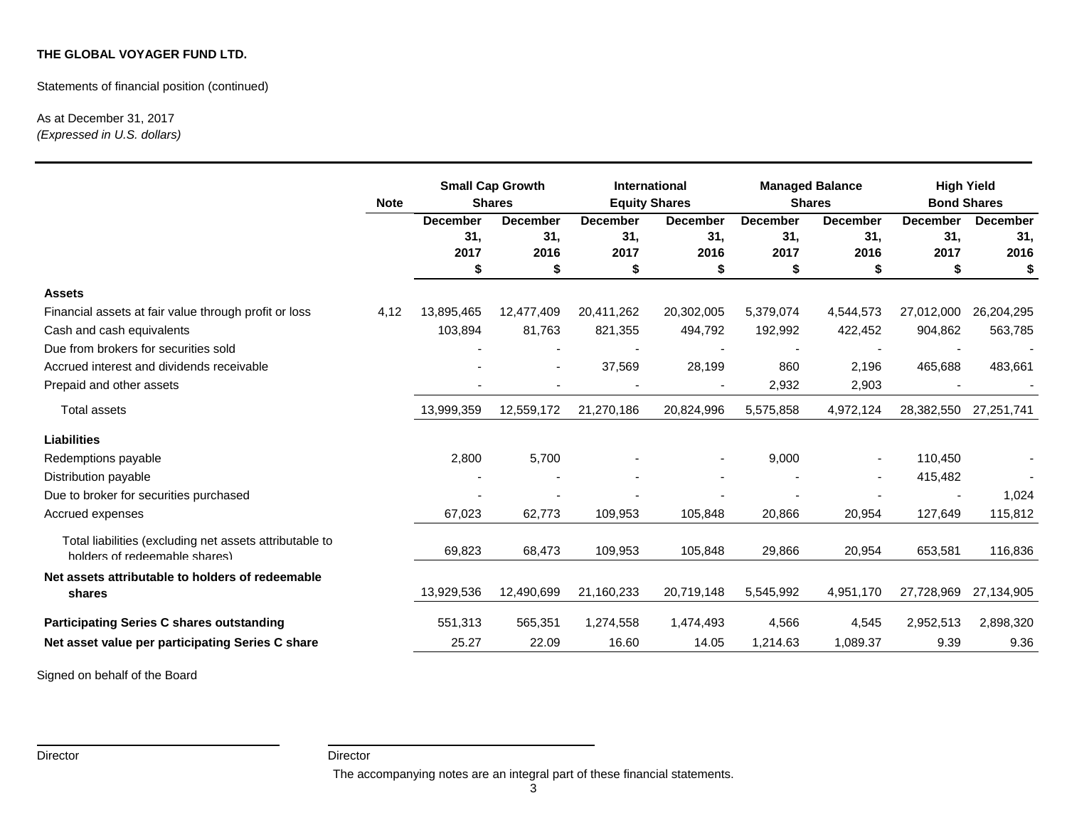**THE GLOBAL VOYAGER FUND LTD.**

Statements of financial position (continued)

As at December 31, 2017
*(Expressed in U.S. dollars)*

| | Note | Small Cap Growth Shares | | International Equity Shares | | Managed Balance Shares | | High Yield Bond Shares | |
|---|---|---|---|---|---|---|---|---|---|
| | | December 31, 2017 $ | December 31, 2016 $ | December 31, 2017 $ | December 31, 2016 $ | December 31, 2017 $ | December 31, 2016 $ | December 31, 2017 $ | December 31, 2016 $ |
| **Assets** | | | | | | | | | |
| Financial assets at fair value through profit or loss | 4,12 | 13,895,465 | 12,477,409 | 20,411,262 | 20,302,005 | 5,379,074 | 4,544,573 | 27,012,000 | 26,204,295 |
| Cash and cash equivalents | | 103,894 | 81,763 | 821,355 | 494,792 | 192,992 | 422,452 | 904,862 | 563,785 |
| Due from brokers for securities sold | | - | - | - | - | - | - | - | - |
| Accrued interest and dividends receivable | | - | - | 37,569 | 28,199 | 860 | 2,196 | 465,688 | 483,661 |
| Prepaid and other assets | | - | - | - | - | 2,932 | 2,903 | - | - |
| Total assets | | 13,999,359 | 12,559,172 | 21,270,186 | 20,824,996 | 5,575,858 | 4,972,124 | 28,382,550 | 27,251,741 |
| **Liabilities** | | | | | | | | | |
| Redemptions payable | | 2,800 | 5,700 | - | - | 9,000 | - | 110,450 | - |
| Distribution payable | | - | - | - | - | - | - | 415,482 | - |
| Due to broker for securities purchased | | - | - | - | - | - | - | - | 1,024 |
| Accrued expenses | | 67,023 | 62,773 | 109,953 | 105,848 | 20,866 | 20,954 | 127,649 | 115,812 |
| Total liabilities (excluding net assets attributable to holders of redeemable shares) | | 69,823 | 68,473 | 109,953 | 105,848 | 29,866 | 20,954 | 653,581 | 116,836 |
| **Net assets attributable to holders of redeemable shares** | | 13,929,536 | 12,490,699 | 21,160,233 | 20,719,148 | 5,545,992 | 4,951,170 | 27,728,969 | 27,134,905 |
| **Participating Series C shares outstanding** | | 551,313 | 565,351 | 1,274,558 | 1,474,493 | 4,566 | 4,545 | 2,952,513 | 2,898,320 |
| **Net asset value per participating Series C share** | | 25.27 | 22.09 | 16.60 | 14.05 | 1,214.63 | 1,089.37 | 9.39 | 9.36 |

Signed on behalf of the Board

Director

Director

The accompanying notes are an integral part of these financial statements.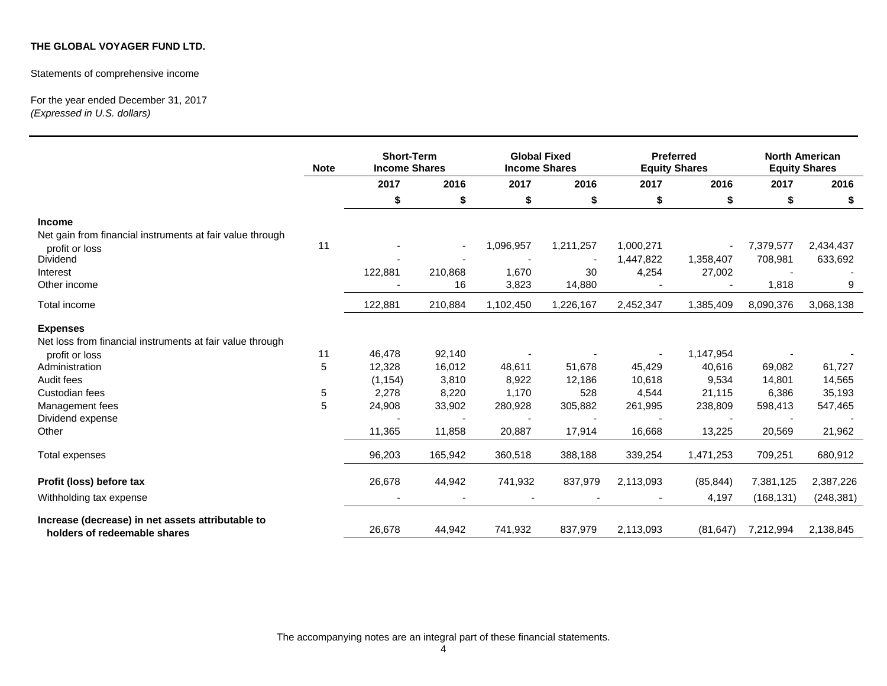**THE GLOBAL VOYAGER FUND LTD.**

Statements of comprehensive income

For the year ended December 31, 2017
*(Expressed in U.S. dollars)*

| | Note | Short-Term Income Shares | | Global Fixed Income Shares | | Preferred Equity Shares | | North American Equity Shares | |
|---|---|---|---|---|---|---|---|---|---|
| | | 2017 | 2016 | 2017 | 2016 | 2017 | 2016 | 2017 | 2016 |
| | | $ | $ | $ | $ | $ | $ | $ | $ |
| **Income** | | | | | | | | | |
| Net gain from financial instruments at fair value through profit or loss | 11 | - | - | 1,096,957 | 1,211,257 | 1,000,271 | - | 7,379,577 | 2,434,437 |
| Dividend | | - | - | - | - | 1,447,822 | 1,358,407 | 708,981 | 633,692 |
| Interest | | 122,881 | 210,868 | 1,670 | 30 | 4,254 | 27,002 | - | - |
| Other income | | - | 16 | 3,823 | 14,880 | - | - | 1,818 | 9 |
| Total income | | 122,881 | 210,884 | 1,102,450 | 1,226,167 | 2,452,347 | 1,385,409 | 8,090,376 | 3,068,138 |
| **Expenses** | | | | | | | | | |
| Net loss from financial instruments at fair value through profit or loss | 11 | 46,478 | 92,140 | - | - | - | 1,147,954 | - | - |
| Administration | 5 | 12,328 | 16,012 | 48,611 | 51,678 | 45,429 | 40,616 | 69,082 | 61,727 |
| Audit fees | | (1,154) | 3,810 | 8,922 | 12,186 | 10,618 | 9,534 | 14,801 | 14,565 |
| Custodian fees | 5 | 2,278 | 8,220 | 1,170 | 528 | 4,544 | 21,115 | 6,386 | 35,193 |
| Management fees | 5 | 24,908 | 33,902 | 280,928 | 305,882 | 261,995 | 238,809 | 598,413 | 547,465 |
| Dividend expense | | - | - | - | - | - | - | - | - |
| Other | | 11,365 | 11,858 | 20,887 | 17,914 | 16,668 | 13,225 | 20,569 | 21,962 |
| Total expenses | | 96,203 | 165,942 | 360,518 | 388,188 | 339,254 | 1,471,253 | 709,251 | 680,912 |
| **Profit (loss) before tax** | | 26,678 | 44,942 | 741,932 | 837,979 | 2,113,093 | (85,844) | 7,381,125 | 2,387,226 |
| Withholding tax expense | | - | - | - | - | - | 4,197 | (168,131) | (248,381) |
| **Increase (decrease) in net assets attributable to holders of redeemable shares** | | 26,678 | 44,942 | 741,932 | 837,979 | 2,113,093 | (81,647) | 7,212,994 | 2,138,845 |

The accompanying notes are an integral part of these financial statements.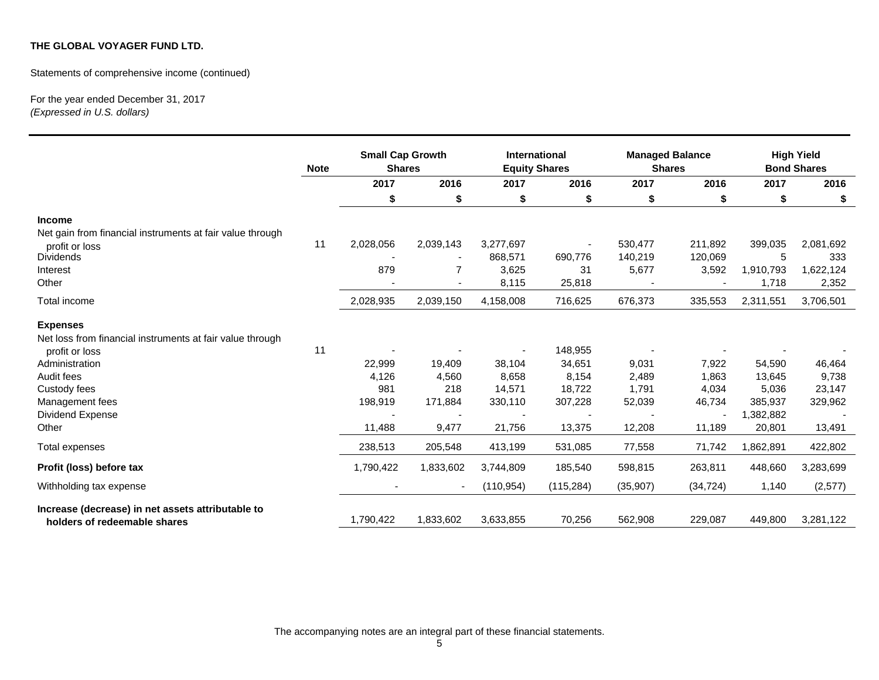**THE GLOBAL VOYAGER FUND LTD.**

Statements of comprehensive income (continued)

For the year ended December 31, 2017
*(Expressed in U.S. dollars)*

| | Note | Small Cap Growth Shares | | International Equity Shares | | Managed Balance Shares | | High Yield Bond Shares | |
|---|---|---|---|---|---|---|---|---|---|
| | | 2017 | 2016 | 2017 | 2016 | 2017 | 2016 | 2017 | 2016 |
| | | $ | $ | $ | $ | $ | $ | $ | $ |
| **Income** | | | | | | | | | |
| Net gain from financial instruments at fair value through profit or loss | 11 | 2,028,056 | 2,039,143 | 3,277,697 | - | 530,477 | 211,892 | 399,035 | 2,081,692 |
| Dividends | | - | - | 868,571 | 690,776 | 140,219 | 120,069 | 5 | 333 |
| Interest | | 879 | 7 | 3,625 | 31 | 5,677 | 3,592 | 1,910,793 | 1,622,124 |
| Other | | - | - | 8,115 | 25,818 | - | - | 1,718 | 2,352 |
| Total income | | 2,028,935 | 2,039,150 | 4,158,008 | 716,625 | 676,373 | 335,553 | 2,311,551 | 3,706,501 |
| **Expenses** | | | | | | | | | |
| Net loss from financial instruments at fair value through profit or loss | 11 | - | - | - | 148,955 | - | - | - | - |
| Administration | | 22,999 | 19,409 | 38,104 | 34,651 | 9,031 | 7,922 | 54,590 | 46,464 |
| Audit fees | | 4,126 | 4,560 | 8,658 | 8,154 | 2,489 | 1,863 | 13,645 | 9,738 |
| Custody fees | | 981 | 218 | 14,571 | 18,722 | 1,791 | 4,034 | 5,036 | 23,147 |
| Management fees | | 198,919 | 171,884 | 330,110 | 307,228 | 52,039 | 46,734 | 385,937 | 329,962 |
| Dividend Expense | | - | - | - | - | - | - | 1,382,882 | - |
| Other | | 11,488 | 9,477 | 21,756 | 13,375 | 12,208 | 11,189 | 20,801 | 13,491 |
| Total expenses | | 238,513 | 205,548 | 413,199 | 531,085 | 77,558 | 71,742 | 1,862,891 | 422,802 |
| **Profit (loss) before tax** | | 1,790,422 | 1,833,602 | 3,744,809 | 185,540 | 598,815 | 263,811 | 448,660 | 3,283,699 |
| Withholding tax expense | | - | - | (110,954) | (115,284) | (35,907) | (34,724) | 1,140 | (2,577) |
| **Increase (decrease) in net assets attributable to holders of redeemable shares** | | 1,790,422 | 1,833,602 | 3,633,855 | 70,256 | 562,908 | 229,087 | 449,800 | 3,281,122 |

The accompanying notes are an integral part of these financial statements.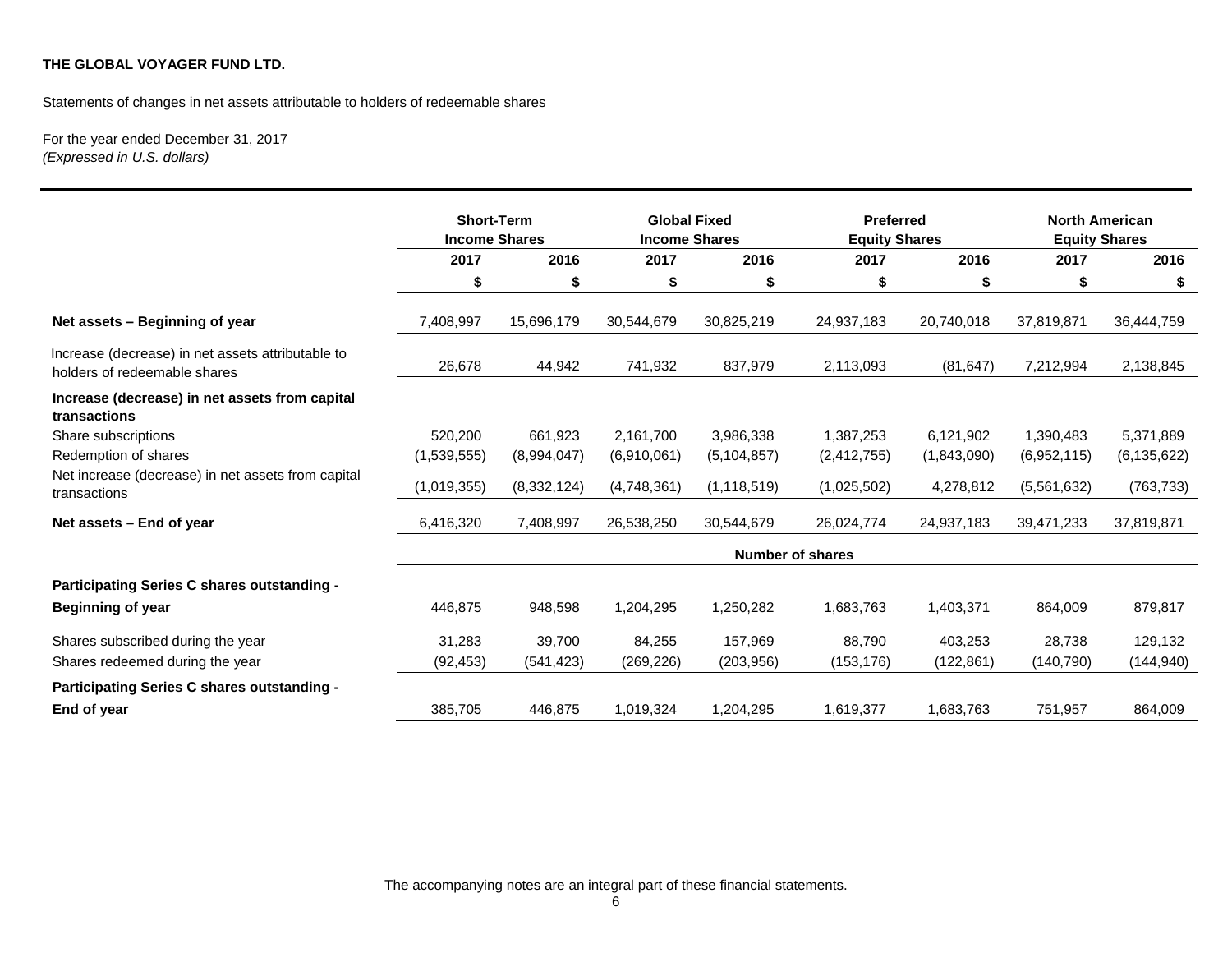**THE GLOBAL VOYAGER FUND LTD.**

Statements of changes in net assets attributable to holders of redeemable shares

For the year ended December 31, 2017
*(Expressed in U.S. dollars)*

| | Short-Term Income Shares | | Global Fixed Income Shares | | Preferred Equity Shares | | North American Equity Shares | |
|---|---|---|---|---|---|---|---|---|
| | 2017 | 2016 | 2017 | 2016 | 2017 | 2016 | 2017 | 2016 |
| | $ | $ | $ | $ | $ | $ | $ | $ |
| **Net assets – Beginning of year** | 7,408,997 | 15,696,179 | 30,544,679 | 30,825,219 | 24,937,183 | 20,740,018 | 37,819,871 | 36,444,759 |
| Increase (decrease) in net assets attributable to holders of redeemable shares | 26,678 | 44,942 | 741,932 | 837,979 | 2,113,093 | (81,647) | 7,212,994 | 2,138,845 |
| **Increase (decrease) in net assets from capital transactions** | | | | | | | | |
| Share subscriptions | 520,200 | 661,923 | 2,161,700 | 3,986,338 | 1,387,253 | 6,121,902 | 1,390,483 | 5,371,889 |
| Redemption of shares | (1,539,555) | (8,994,047) | (6,910,061) | (5,104,857) | (2,412,755) | (1,843,090) | (6,952,115) | (6,135,622) |
| Net increase (decrease) in net assets from capital transactions | (1,019,355) | (8,332,124) | (4,748,361) | (1,118,519) | (1,025,502) | 4,278,812 | (5,561,632) | (763,733) |
| **Net assets – End of year** | 6,416,320 | 7,408,997 | 26,538,250 | 30,544,679 | 26,024,774 | 24,937,183 | 39,471,233 | 37,819,871 |
| | **Number of shares** | | | | | | | |
| **Participating Series C shares outstanding - Beginning of year** | 446,875 | 948,598 | 1,204,295 | 1,250,282 | 1,683,763 | 1,403,371 | 864,009 | 879,817 |
| Shares subscribed during the year | 31,283 | 39,700 | 84,255 | 157,969 | 88,790 | 403,253 | 28,738 | 129,132 |
| Shares redeemed during the year | (92,453) | (541,423) | (269,226) | (203,956) | (153,176) | (122,861) | (140,790) | (144,940) |
| **Participating Series C shares outstanding - End of year** | 385,705 | 446,875 | 1,019,324 | 1,204,295 | 1,619,377 | 1,683,763 | 751,957 | 864,009 |

The accompanying notes are an integral part of these financial statements.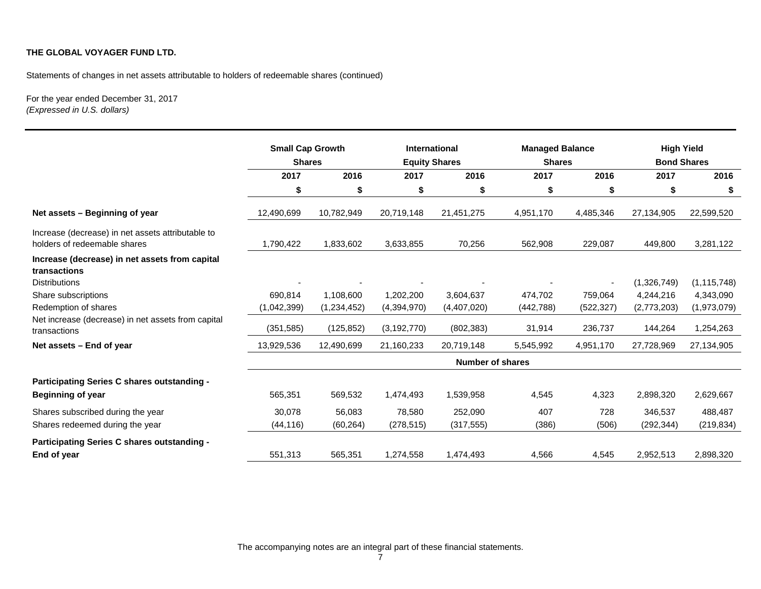**THE GLOBAL VOYAGER FUND LTD.**

Statements of changes in net assets attributable to holders of redeemable shares (continued)

For the year ended December 31, 2017
*(Expressed in U.S. dollars)*

| | Small Cap Growth Shares | | International Equity Shares | | Managed Balance Shares | | High Yield Bond Shares | |
|---|---|---|---|---|---|---|---|---|
| | 2017 | 2016 | 2017 | 2016 | 2017 | 2016 | 2017 | 2016 |
| | $ | $ | $ | $ | $ | $ | $ | $ |
| **Net assets – Beginning of year** | 12,490,699 | 10,782,949 | 20,719,148 | 21,451,275 | 4,951,170 | 4,485,346 | 27,134,905 | 22,599,520 |
| Increase (decrease) in net assets attributable to holders of redeemable shares | 1,790,422 | 1,833,602 | 3,633,855 | 70,256 | 562,908 | 229,087 | 449,800 | 3,281,122 |
| **Increase (decrease) in net assets from capital transactions** | | | | | | | | |
| Distributions | - | - | - | - | - | - | (1,326,749) | (1,115,748) |
| Share subscriptions | 690,814 | 1,108,600 | 1,202,200 | 3,604,637 | 474,702 | 759,064 | 4,244,216 | 4,343,090 |
| Redemption of shares | (1,042,399) | (1,234,452) | (4,394,970) | (4,407,020) | (442,788) | (522,327) | (2,773,203) | (1,973,079) |
| Net increase (decrease) in net assets from capital transactions | (351,585) | (125,852) | (3,192,770) | (802,383) | 31,914 | 236,737 | 144,264 | 1,254,263 |
| **Net assets – End of year** | 13,929,536 | 12,490,699 | 21,160,233 | 20,719,148 | 5,545,992 | 4,951,170 | 27,728,969 | 27,134,905 |
| | **Number of shares** | | | | | | | |
| **Participating Series C shares outstanding - Beginning of year** | 565,351 | 569,532 | 1,474,493 | 1,539,958 | 4,545 | 4,323 | 2,898,320 | 2,629,667 |
| Shares subscribed during the year | 30,078 | 56,083 | 78,580 | 252,090 | 407 | 728 | 346,537 | 488,487 |
| Shares redeemed during the year | (44,116) | (60,264) | (278,515) | (317,555) | (386) | (506) | (292,344) | (219,834) |
| **Participating Series C shares outstanding - End of year** | 551,313 | 565,351 | 1,274,558 | 1,474,493 | 4,566 | 4,545 | 2,952,513 | 2,898,320 |

The accompanying notes are an integral part of these financial statements.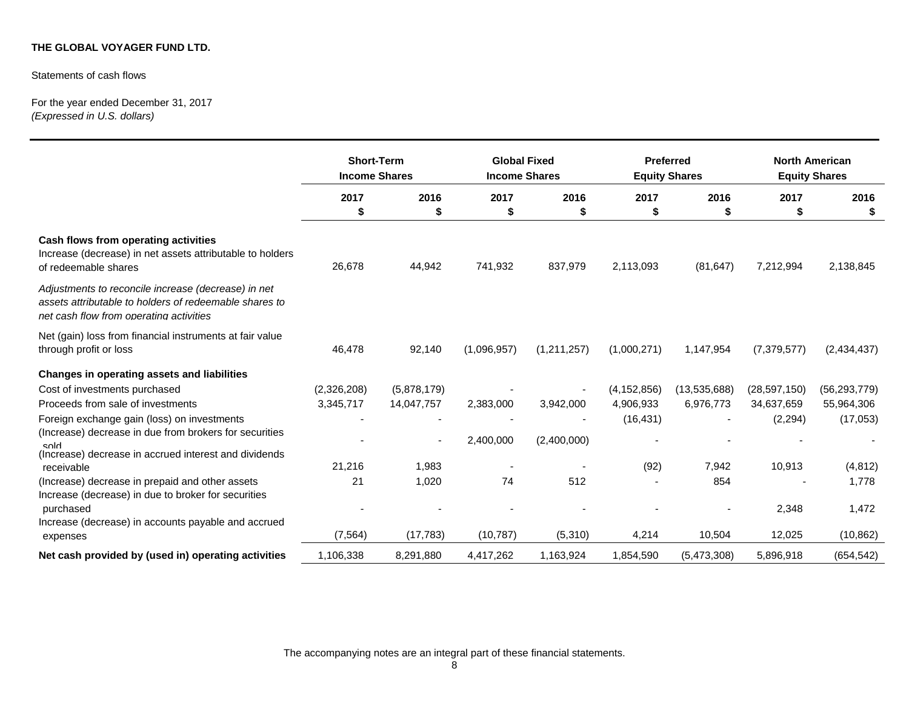**THE GLOBAL VOYAGER FUND LTD.**

Statements of cash flows

For the year ended December 31, 2017
*(Expressed in U.S. dollars)*

| | Short-Term Income Shares | | Global Fixed Income Shares | | Preferred Equity Shares | | North American Equity Shares | |
|---|---|---|---|---|---|---|---|---|
| | 2017 $ | 2016 $ | 2017 $ | 2016 $ | 2017 $ | 2016 $ | 2017 $ | 2016 $ |
| **Cash flows from operating activities** | | | | | | | | |
| Increase (decrease) in net assets attributable to holders of redeemable shares | 26,678 | 44,942 | 741,932 | 837,979 | 2,113,093 | (81,647) | 7,212,994 | 2,138,845 |
| *Adjustments to reconcile increase (decrease) in net assets attributable to holders of redeemable shares to net cash flow from operating activities* | | | | | | | | |
| Net (gain) loss from financial instruments at fair value through profit or loss | 46,478 | 92,140 | (1,096,957) | (1,211,257) | (1,000,271) | 1,147,954 | (7,379,577) | (2,434,437) |
| **Changes in operating assets and liabilities** | | | | | | | | |
| Cost of investments purchased | (2,326,208) | (5,878,179) | - | - | (4,152,856) | (13,535,688) | (28,597,150) | (56,293,779) |
| Proceeds from sale of investments | 3,345,717 | 14,047,757 | 2,383,000 | 3,942,000 | 4,906,933 | 6,976,773 | 34,637,659 | 55,964,306 |
| Foreign exchange gain (loss) on investments | - | - | - | - | (16,431) | - | (2,294) | (17,053) |
| (Increase) decrease in due from brokers for securities sold | - | - | 2,400,000 | (2,400,000) | - | - | - | - |
| (Increase) decrease in accrued interest and dividends receivable | 21,216 | 1,983 | - | - | (92) | 7,942 | 10,913 | (4,812) |
| (Increase) decrease in prepaid and other assets | 21 | 1,020 | 74 | 512 | - | 854 | - | 1,778 |
| Increase (decrease) in due to broker for securities purchased | - | - | - | - | - | - | 2,348 | 1,472 |
| Increase (decrease) in accounts payable and accrued expenses | (7,564) | (17,783) | (10,787) | (5,310) | 4,214 | 10,504 | 12,025 | (10,862) |
| **Net cash provided by (used in) operating activities** | 1,106,338 | 8,291,880 | 4,417,262 | 1,163,924 | 1,854,590 | (5,473,308) | 5,896,918 | (654,542) |

The accompanying notes are an integral part of these financial statements.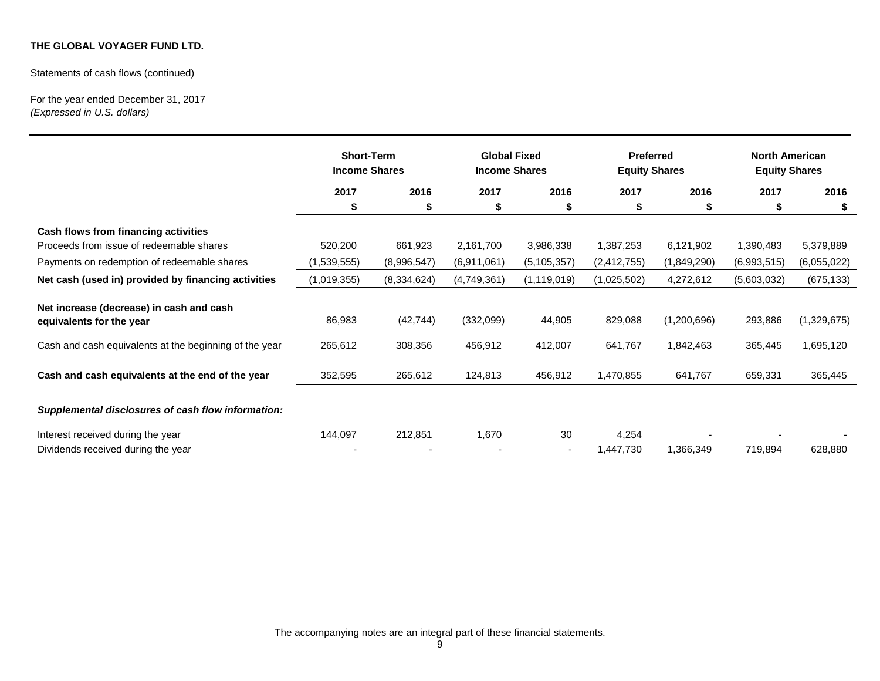**THE GLOBAL VOYAGER FUND LTD.**

Statements of cash flows (continued)

For the year ended December 31, 2017
*(Expressed in U.S. dollars)*

| | Short-Term Income Shares | | Global Fixed Income Shares | | Preferred Equity Shares | | North American Equity Shares | |
|---|---|---|---|---|---|---|---|---|
| | 2017 | 2016 | 2017 | 2016 | 2017 | 2016 | 2017 | 2016 |
| | $ | $ | $ | $ | $ | $ | $ | $ |
| **Cash flows from financing activities** | | | | | | | | |
| Proceeds from issue of redeemable shares | 520,200 | 661,923 | 2,161,700 | 3,986,338 | 1,387,253 | 6,121,902 | 1,390,483 | 5,379,889 |
| Payments on redemption of redeemable shares | (1,539,555) | (8,996,547) | (6,911,061) | (5,105,357) | (2,412,755) | (1,849,290) | (6,993,515) | (6,055,022) |
| **Net cash (used in) provided by financing activities** | (1,019,355) | (8,334,624) | (4,749,361) | (1,119,019) | (1,025,502) | 4,272,612 | (5,603,032) | (675,133) |
| **Net increase (decrease) in cash and cash equivalents for the year** | 86,983 | (42,744) | (332,099) | 44,905 | 829,088 | (1,200,696) | 293,886 | (1,329,675) |
| Cash and cash equivalents at the beginning of the year | 265,612 | 308,356 | 456,912 | 412,007 | 641,767 | 1,842,463 | 365,445 | 1,695,120 |
| **Cash and cash equivalents at the end of the year** | 352,595 | 265,612 | 124,813 | 456,912 | 1,470,855 | 641,767 | 659,331 | 365,445 |
| ***Supplemental disclosures of cash flow information:*** | | | | | | | | |
| Interest received during the year | 144,097 | 212,851 | 1,670 | 30 | 4,254 | - | - | - |
| Dividends received during the year | - | - | - | - | 1,447,730 | 1,366,349 | 719,894 | 628,880 |

The accompanying notes are an integral part of these financial statements.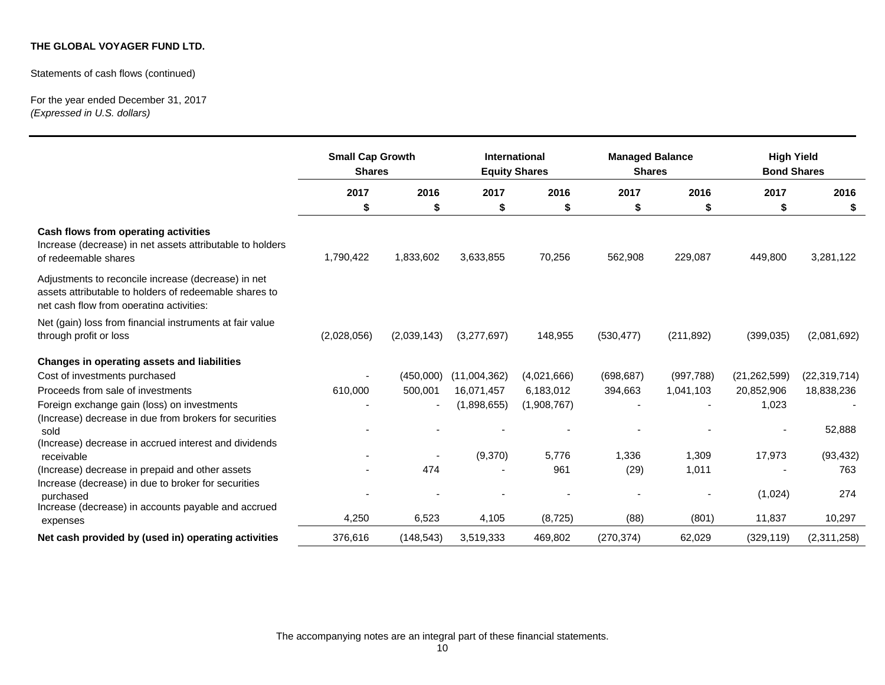**THE GLOBAL VOYAGER FUND LTD.**

Statements of cash flows (continued)

For the year ended December 31, 2017
*(Expressed in U.S. dollars)*

| | Small Cap Growth Shares | | International Equity Shares | | Managed Balance Shares | | High Yield Bond Shares | |
|---|---|---|---|---|---|---|---|---|
| | 2017 | 2016 | 2017 | 2016 | 2017 | 2016 | 2017 | 2016 |
| | $ | $ | $ | $ | $ | $ | $ | $ |
| **Cash flows from operating activities** | | | | | | | | |
| Increase (decrease) in net assets attributable to holders of redeemable shares | 1,790,422 | 1,833,602 | 3,633,855 | 70,256 | 562,908 | 229,087 | 449,800 | 3,281,122 |
| Adjustments to reconcile increase (decrease) in net assets attributable to holders of redeemable shares to net cash flow from operating activities: | | | | | | | | |
| Net (gain) loss from financial instruments at fair value through profit or loss | (2,028,056) | (2,039,143) | (3,277,697) | 148,955 | (530,477) | (211,892) | (399,035) | (2,081,692) |
| **Changes in operating assets and liabilities** | | | | | | | | |
| Cost of investments purchased | - | (450,000) | (11,004,362) | (4,021,666) | (698,687) | (997,788) | (21,262,599) | (22,319,714) |
| Proceeds from sale of investments | 610,000 | 500,001 | 16,071,457 | 6,183,012 | 394,663 | 1,041,103 | 20,852,906 | 18,838,236 |
| Foreign exchange gain (loss) on investments | - | - | (1,898,655) | (1,908,767) | - | - | 1,023 | - |
| (Increase) decrease in due from brokers for securities sold | - | - | - | - | - | - | - | 52,888 |
| (Increase) decrease in accrued interest and dividends receivable | - | - | (9,370) | 5,776 | 1,336 | 1,309 | 17,973 | (93,432) |
| (Increase) decrease in prepaid and other assets | - | 474 | - | 961 | (29) | 1,011 | - | 763 |
| Increase (decrease) in due to broker for securities purchased | - | - | - | - | - | - | (1,024) | 274 |
| Increase (decrease) in accounts payable and accrued expenses | 4,250 | 6,523 | 4,105 | (8,725) | (88) | (801) | 11,837 | 10,297 |
| **Net cash provided by (used in) operating activities** | 376,616 | (148,543) | 3,519,333 | 469,802 | (270,374) | 62,029 | (329,119) | (2,311,258) |

The accompanying notes are an integral part of these financial statements.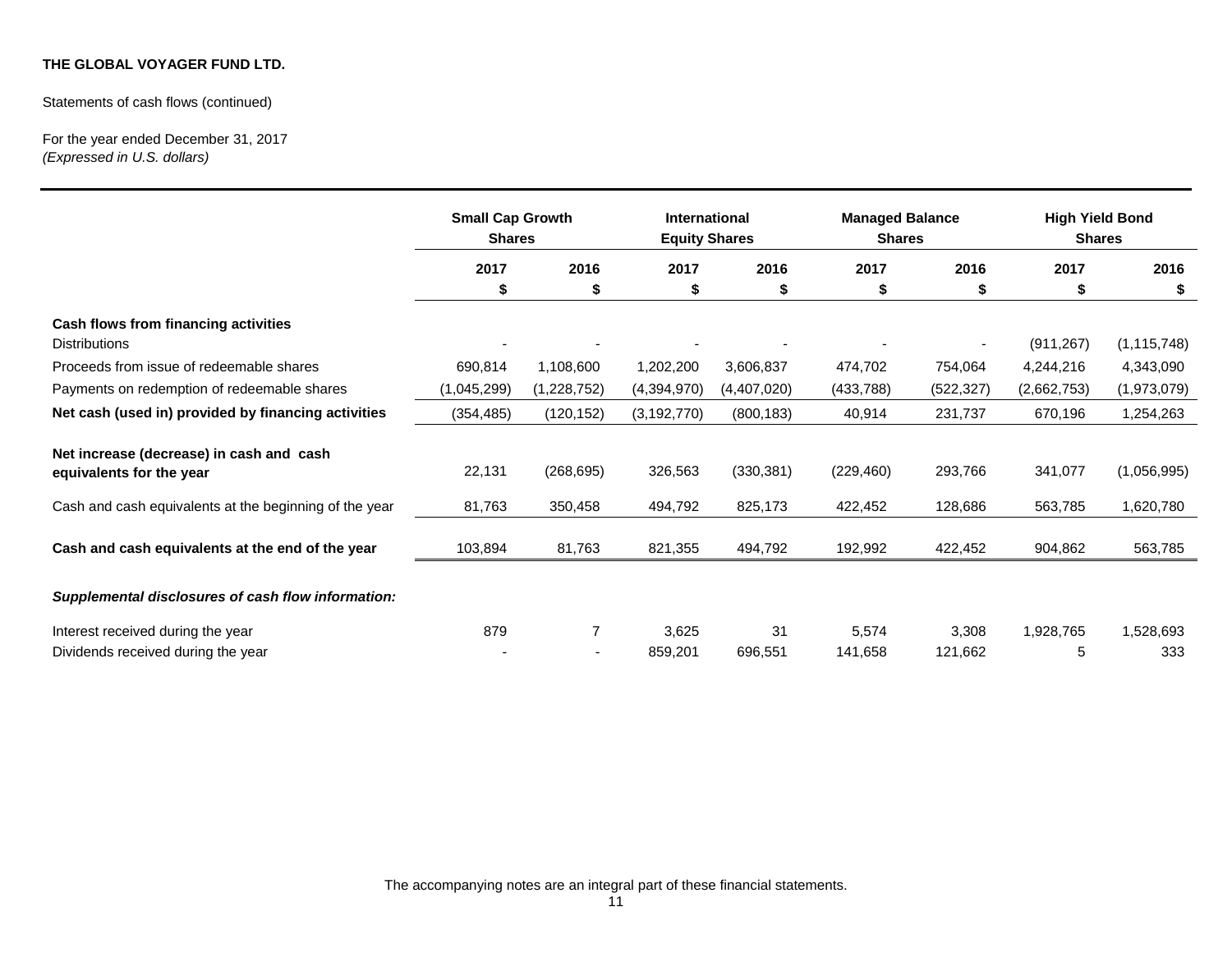**THE GLOBAL VOYAGER FUND LTD.**

Statements of cash flows (continued)

For the year ended December 31, 2017
*(Expressed in U.S. dollars)*

| | Small Cap Growth Shares | | International Equity Shares | | Managed Balance Shares | | High Yield Bond Shares | |
|---|---|---|---|---|---|---|---|---|
| | 2017 | 2016 | 2017 | 2016 | 2017 | 2016 | 2017 | 2016 |
| | $ | $ | $ | $ | $ | $ | $ | $ |
| **Cash flows from financing activities** | | | | | | | | |
| Distributions | - | - | - | - | - | - | (911,267) | (1,115,748) |
| Proceeds from issue of redeemable shares | 690,814 | 1,108,600 | 1,202,200 | 3,606,837 | 474,702 | 754,064 | 4,244,216 | 4,343,090 |
| Payments on redemption of redeemable shares | (1,045,299) | (1,228,752) | (4,394,970) | (4,407,020) | (433,788) | (522,327) | (2,662,753) | (1,973,079) |
| **Net cash (used in) provided by financing activities** | (354,485) | (120,152) | (3,192,770) | (800,183) | 40,914 | 231,737 | 670,196 | 1,254,263 |
| **Net increase (decrease) in cash and cash equivalents for the year** | 22,131 | (268,695) | 326,563 | (330,381) | (229,460) | 293,766 | 341,077 | (1,056,995) |
| Cash and cash equivalents at the beginning of the year | 81,763 | 350,458 | 494,792 | 825,173 | 422,452 | 128,686 | 563,785 | 1,620,780 |
| **Cash and cash equivalents at the end of the year** | 103,894 | 81,763 | 821,355 | 494,792 | 192,992 | 422,452 | 904,862 | 563,785 |
| ***Supplemental disclosures of cash flow information:*** | | | | | | | | |
| Interest received during the year | 879 | 7 | 3,625 | 31 | 5,574 | 3,308 | 1,928,765 | 1,528,693 |
| Dividends received during the year | - | - | 859,201 | 696,551 | 141,658 | 121,662 | 5 | 333 |

The accompanying notes are an integral part of these financial statements.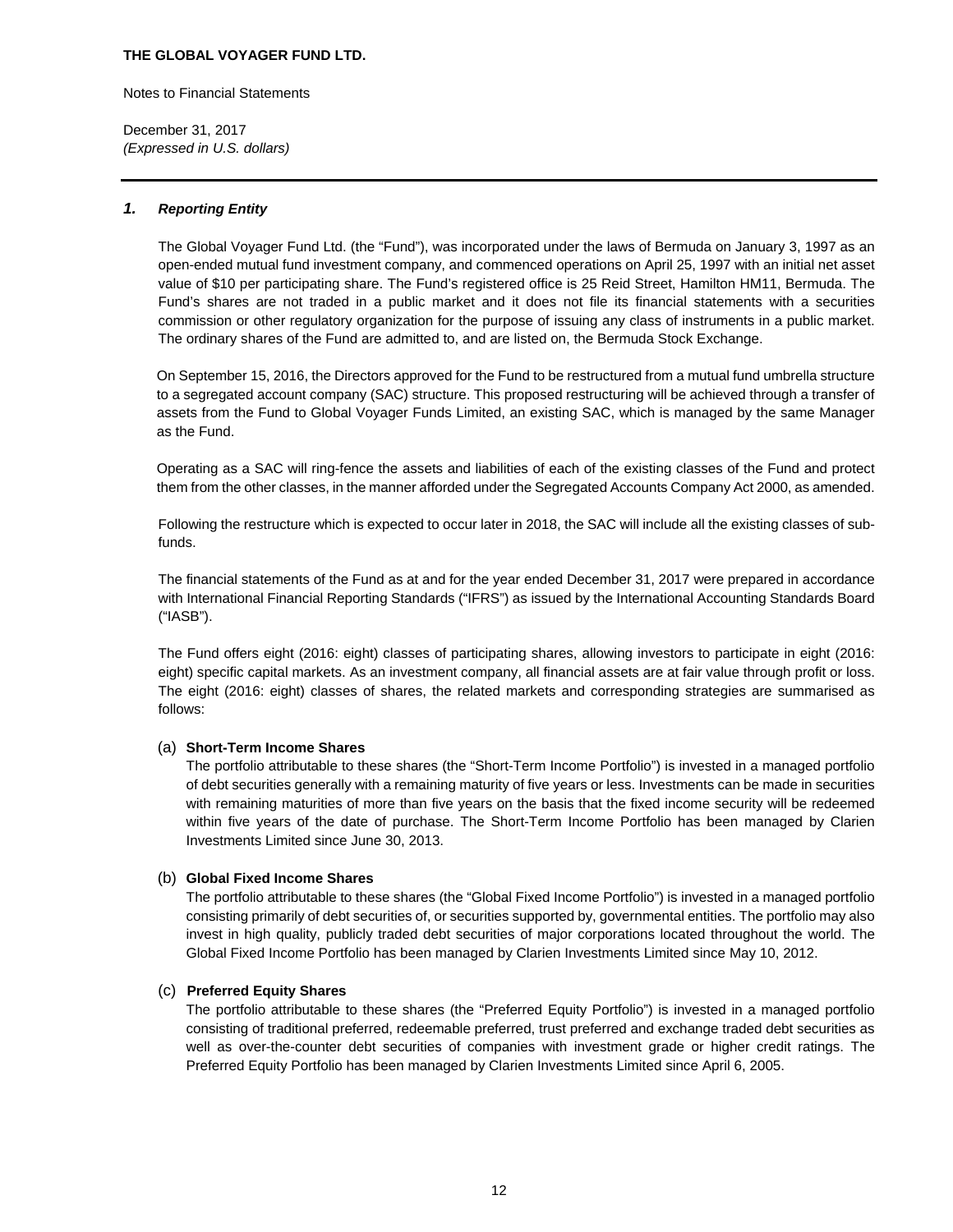**THE GLOBAL VOYAGER FUND LTD.**

Notes to Financial Statements

December 31, 2017
*(Expressed in U.S. dollars)*

## *1. Reporting Entity*

The Global Voyager Fund Ltd. (the "Fund"), was incorporated under the laws of Bermuda on January 3, 1997 as an open-ended mutual fund investment company, and commenced operations on April 25, 1997 with an initial net asset value of $10 per participating share. The Fund's registered office is 25 Reid Street, Hamilton HM11, Bermuda. The Fund's shares are not traded in a public market and it does not file its financial statements with a securities commission or other regulatory organization for the purpose of issuing any class of instruments in a public market. The ordinary shares of the Fund are admitted to, and are listed on, the Bermuda Stock Exchange.

On September 15, 2016, the Directors approved for the Fund to be restructured from a mutual fund umbrella structure to a segregated account company (SAC) structure. This proposed restructuring will be achieved through a transfer of assets from the Fund to Global Voyager Funds Limited, an existing SAC, which is managed by the same Manager as the Fund.

Operating as a SAC will ring-fence the assets and liabilities of each of the existing classes of the Fund and protect them from the other classes, in the manner afforded under the Segregated Accounts Company Act 2000, as amended.

Following the restructure which is expected to occur later in 2018, the SAC will include all the existing classes of sub-funds.

The financial statements of the Fund as at and for the year ended December 31, 2017 were prepared in accordance with International Financial Reporting Standards ("IFRS") as issued by the International Accounting Standards Board ("IASB").

The Fund offers eight (2016: eight) classes of participating shares, allowing investors to participate in eight (2016: eight) specific capital markets. As an investment company, all financial assets are at fair value through profit or loss. The eight (2016: eight) classes of shares, the related markets and corresponding strategies are summarised as follows:

(a) **Short-Term Income Shares**
The portfolio attributable to these shares (the "Short-Term Income Portfolio") is invested in a managed portfolio of debt securities generally with a remaining maturity of five years or less. Investments can be made in securities with remaining maturities of more than five years on the basis that the fixed income security will be redeemed within five years of the date of purchase. The Short-Term Income Portfolio has been managed by Clarien Investments Limited since June 30, 2013.

(b) **Global Fixed Income Shares**
The portfolio attributable to these shares (the "Global Fixed Income Portfolio") is invested in a managed portfolio consisting primarily of debt securities of, or securities supported by, governmental entities. The portfolio may also invest in high quality, publicly traded debt securities of major corporations located throughout the world. The Global Fixed Income Portfolio has been managed by Clarien Investments Limited since May 10, 2012.

(c) **Preferred Equity Shares**
The portfolio attributable to these shares (the "Preferred Equity Portfolio") is invested in a managed portfolio consisting of traditional preferred, redeemable preferred, trust preferred and exchange traded debt securities as well as over-the-counter debt securities of companies with investment grade or higher credit ratings. The Preferred Equity Portfolio has been managed by Clarien Investments Limited since April 6, 2005.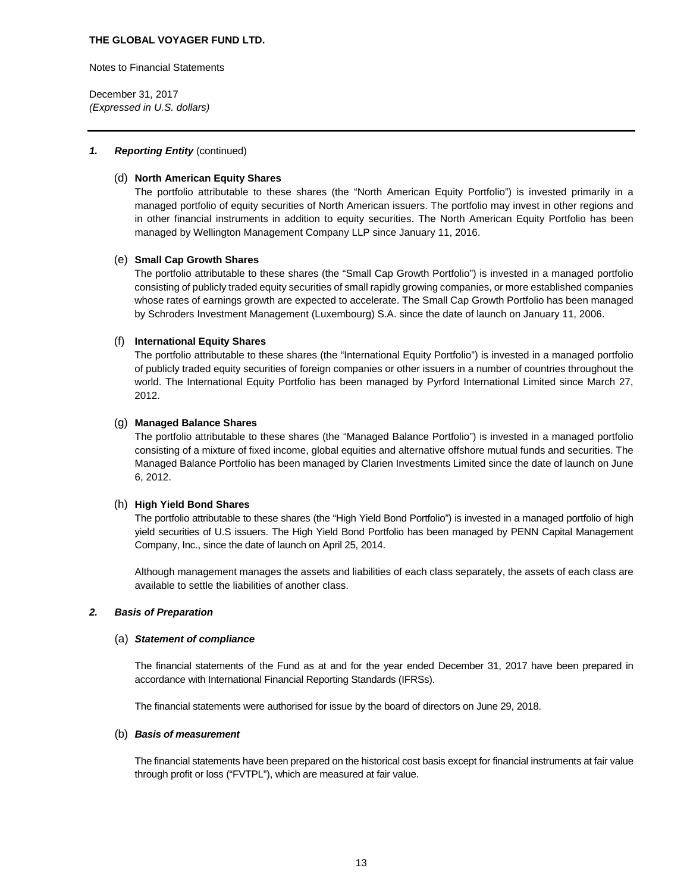### 1. *Reporting Entity* (continued)

(d) **North American Equity Shares**

The portfolio attributable to these shares (the "North American Equity Portfolio") is invested primarily in a managed portfolio of equity securities of North American issuers. The portfolio may invest in other regions and in other financial instruments in addition to equity securities. The North American Equity Portfolio has been managed by Wellington Management Company LLP since January 11, 2016.

(e) **Small Cap Growth Shares**

The portfolio attributable to these shares (the "Small Cap Growth Portfolio") is invested in a managed portfolio consisting of publicly traded equity securities of small rapidly growing companies, or more established companies whose rates of earnings growth are expected to accelerate. The Small Cap Growth Portfolio has been managed by Schroders Investment Management (Luxembourg) S.A. since the date of launch on January 11, 2006.

(f) **International Equity Shares**

The portfolio attributable to these shares (the "International Equity Portfolio") is invested in a managed portfolio of publicly traded equity securities of foreign companies or other issuers in a number of countries throughout the world. The International Equity Portfolio has been managed by Pyrford International Limited since March 27, 2012.

(g) **Managed Balance Shares**

The portfolio attributable to these shares (the "Managed Balance Portfolio") is invested in a managed portfolio consisting of a mixture of fixed income, global equities and alternative offshore mutual funds and securities. The Managed Balance Portfolio has been managed by Clarien Investments Limited since the date of launch on June 6, 2012.

(h) **High Yield Bond Shares**

The portfolio attributable to these shares (the "High Yield Bond Portfolio") is invested in a managed portfolio of high yield securities of U.S issuers. The High Yield Bond Portfolio has been managed by PENN Capital Management Company, Inc., since the date of launch on April 25, 2014.

Although management manages the assets and liabilities of each class separately, the assets of each class are available to settle the liabilities of another class.

### 2. *Basis of Preparation*

(a) ***Statement of compliance***

The financial statements of the Fund as at and for the year ended December 31, 2017 have been prepared in accordance with International Financial Reporting Standards (IFRSs).

The financial statements were authorised for issue by the board of directors on June 29, 2018.

(b) ***Basis of measurement***

The financial statements have been prepared on the historical cost basis except for financial instruments at fair value through profit or loss ("FVTPL"), which are measured at fair value.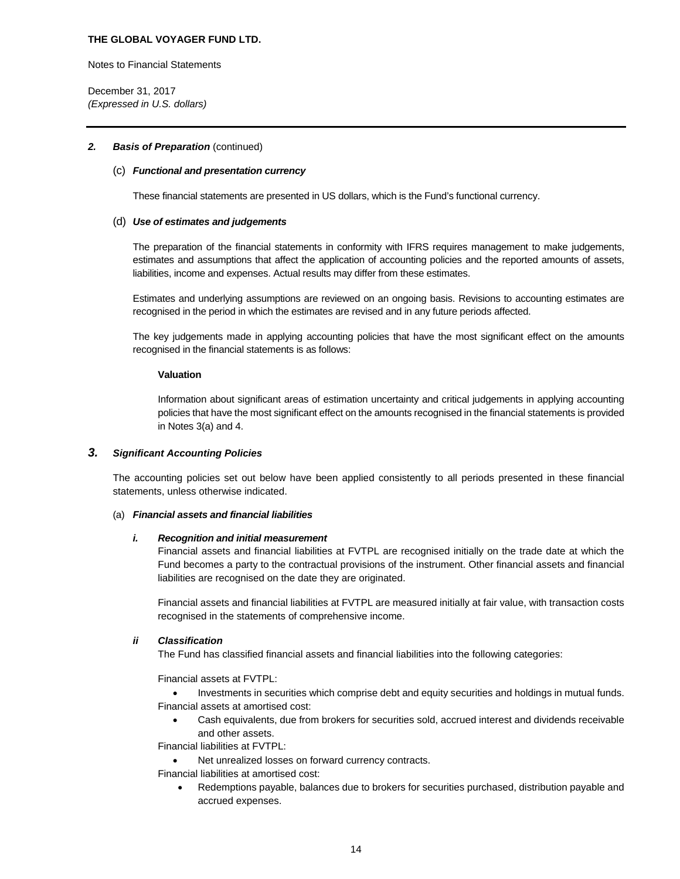### 2. *Basis of Preparation* (continued)

#### (c) *Functional and presentation currency*

These financial statements are presented in US dollars, which is the Fund's functional currency.

#### (d) *Use of estimates and judgements*

The preparation of the financial statements in conformity with IFRS requires management to make judgements, estimates and assumptions that affect the application of accounting policies and the reported amounts of assets, liabilities, income and expenses. Actual results may differ from these estimates.

Estimates and underlying assumptions are reviewed on an ongoing basis. Revisions to accounting estimates are recognised in the period in which the estimates are revised and in any future periods affected.

The key judgements made in applying accounting policies that have the most significant effect on the amounts recognised in the financial statements is as follows:

**Valuation**

Information about significant areas of estimation uncertainty and critical judgements in applying accounting policies that have the most significant effect on the amounts recognised in the financial statements is provided in Notes 3(a) and 4.

### 3. *Significant Accounting Policies*

The accounting policies set out below have been applied consistently to all periods presented in these financial statements, unless otherwise indicated.

#### (a) *Financial assets and financial liabilities*

##### *i. Recognition and initial measurement*

Financial assets and financial liabilities at FVTPL are recognised initially on the trade date at which the Fund becomes a party to the contractual provisions of the instrument. Other financial assets and financial liabilities are recognised on the date they are originated.

Financial assets and financial liabilities at FVTPL are measured initially at fair value, with transaction costs recognised in the statements of comprehensive income.

##### *ii Classification*

The Fund has classified financial assets and financial liabilities into the following categories:

Financial assets at FVTPL:

- Investments in securities which comprise debt and equity securities and holdings in mutual funds.

Financial assets at amortised cost:

- Cash equivalents, due from brokers for securities sold, accrued interest and dividends receivable and other assets.

Financial liabilities at FVTPL:

- Net unrealized losses on forward currency contracts.

Financial liabilities at amortised cost:

- Redemptions payable, balances due to brokers for securities purchased, distribution payable and accrued expenses.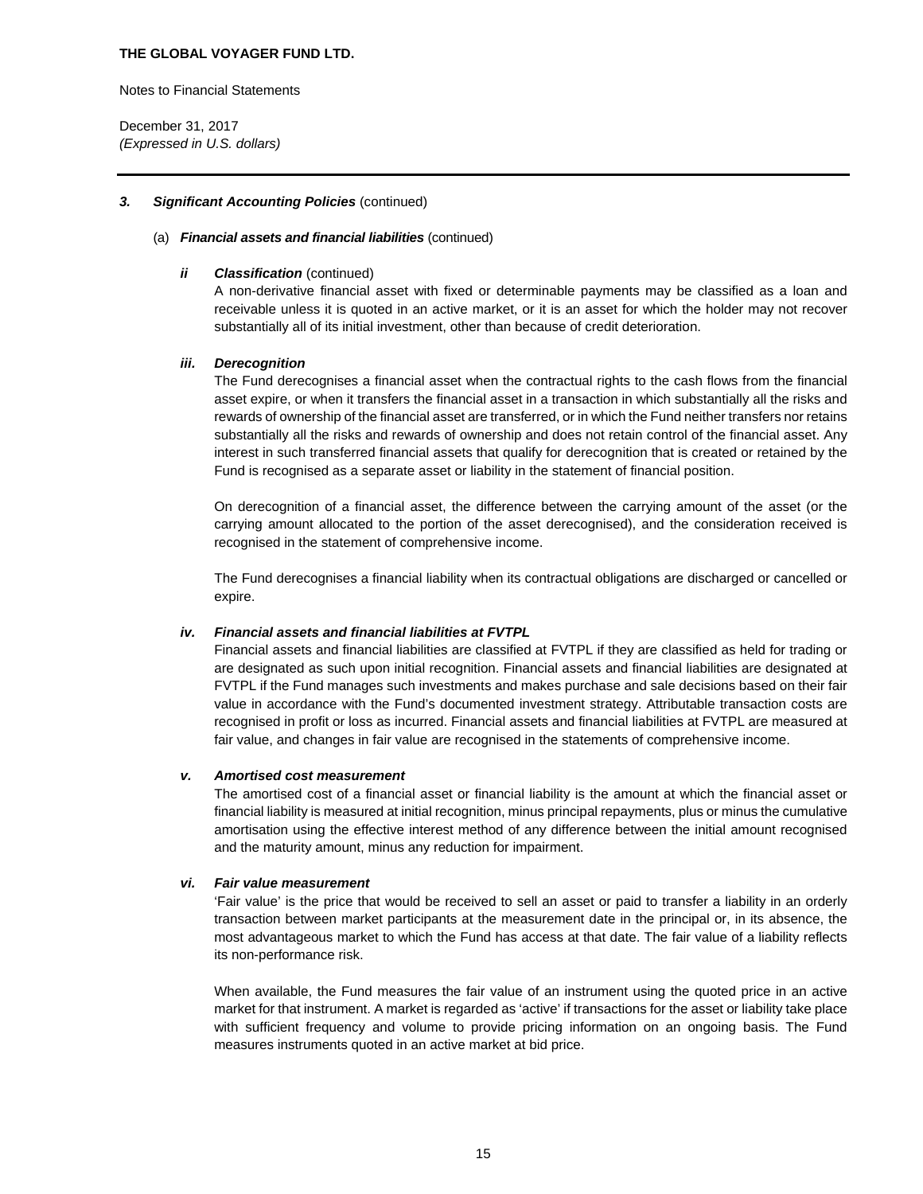### 3. *Significant Accounting Policies* (continued)

(a) ***Financial assets and financial liabilities*** (continued)

***ii Classification*** (continued)

A non-derivative financial asset with fixed or determinable payments may be classified as a loan and receivable unless it is quoted in an active market, or it is an asset for which the holder may not recover substantially all of its initial investment, other than because of credit deterioration.

***iii. Derecognition***

The Fund derecognises a financial asset when the contractual rights to the cash flows from the financial asset expire, or when it transfers the financial asset in a transaction in which substantially all the risks and rewards of ownership of the financial asset are transferred, or in which the Fund neither transfers nor retains substantially all the risks and rewards of ownership and does not retain control of the financial asset. Any interest in such transferred financial assets that qualify for derecognition that is created or retained by the Fund is recognised as a separate asset or liability in the statement of financial position.

On derecognition of a financial asset, the difference between the carrying amount of the asset (or the carrying amount allocated to the portion of the asset derecognised), and the consideration received is recognised in the statement of comprehensive income.

The Fund derecognises a financial liability when its contractual obligations are discharged or cancelled or expire.

***iv. Financial assets and financial liabilities at FVTPL***

Financial assets and financial liabilities are classified at FVTPL if they are classified as held for trading or are designated as such upon initial recognition. Financial assets and financial liabilities are designated at FVTPL if the Fund manages such investments and makes purchase and sale decisions based on their fair value in accordance with the Fund's documented investment strategy. Attributable transaction costs are recognised in profit or loss as incurred. Financial assets and financial liabilities at FVTPL are measured at fair value, and changes in fair value are recognised in the statements of comprehensive income.

***v. Amortised cost measurement***

The amortised cost of a financial asset or financial liability is the amount at which the financial asset or financial liability is measured at initial recognition, minus principal repayments, plus or minus the cumulative amortisation using the effective interest method of any difference between the initial amount recognised and the maturity amount, minus any reduction for impairment.

***vi. Fair value measurement***

'Fair value' is the price that would be received to sell an asset or paid to transfer a liability in an orderly transaction between market participants at the measurement date in the principal or, in its absence, the most advantageous market to which the Fund has access at that date. The fair value of a liability reflects its non-performance risk.

When available, the Fund measures the fair value of an instrument using the quoted price in an active market for that instrument. A market is regarded as 'active' if transactions for the asset or liability take place with sufficient frequency and volume to provide pricing information on an ongoing basis. The Fund measures instruments quoted in an active market at bid price.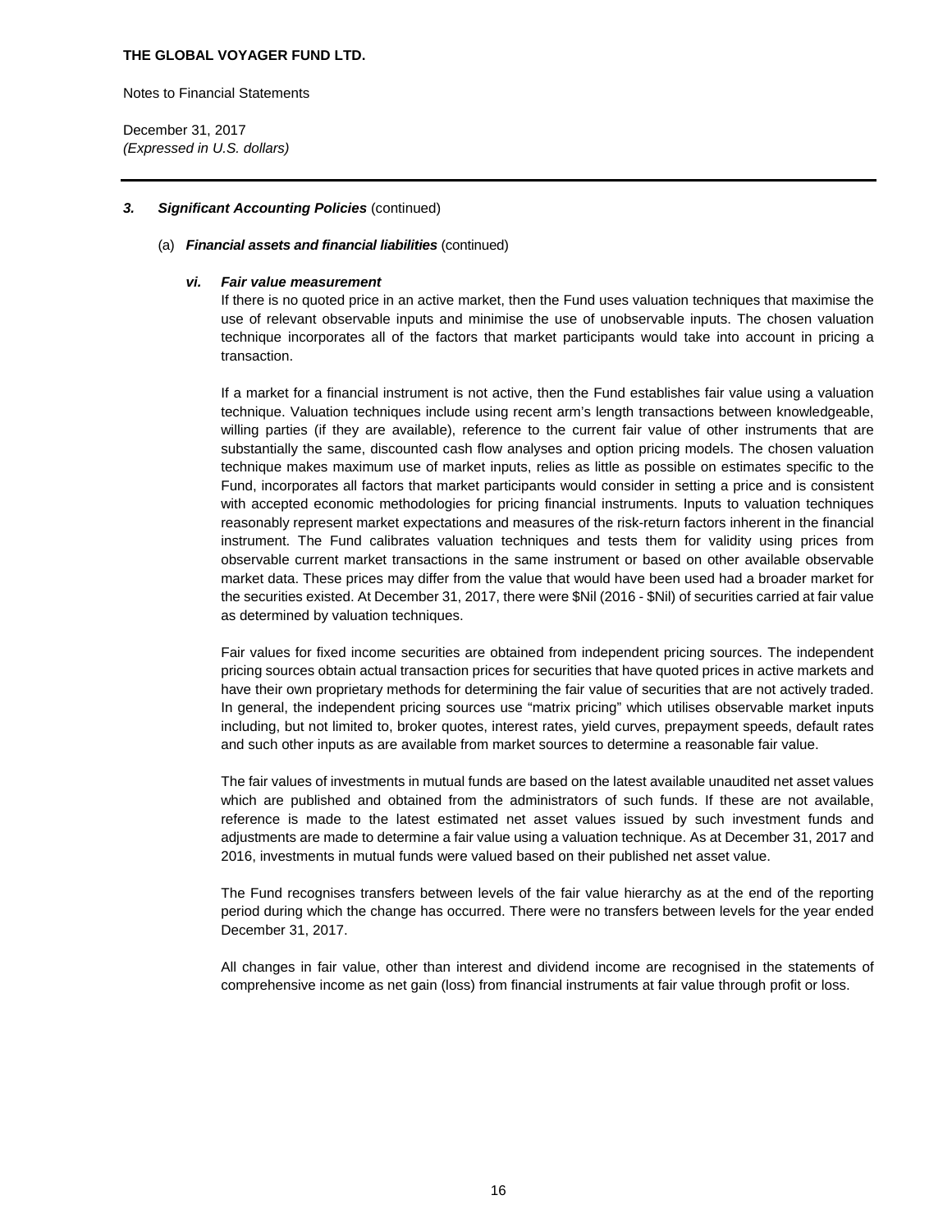### 3. *Significant Accounting Policies* (continued)

(a) ***Financial assets and financial liabilities*** (continued)

***vi. Fair value measurement***

If there is no quoted price in an active market, then the Fund uses valuation techniques that maximise the use of relevant observable inputs and minimise the use of unobservable inputs. The chosen valuation technique incorporates all of the factors that market participants would take into account in pricing a transaction.

If a market for a financial instrument is not active, then the Fund establishes fair value using a valuation technique. Valuation techniques include using recent arm's length transactions between knowledgeable, willing parties (if they are available), reference to the current fair value of other instruments that are substantially the same, discounted cash flow analyses and option pricing models. The chosen valuation technique makes maximum use of market inputs, relies as little as possible on estimates specific to the Fund, incorporates all factors that market participants would consider in setting a price and is consistent with accepted economic methodologies for pricing financial instruments. Inputs to valuation techniques reasonably represent market expectations and measures of the risk-return factors inherent in the financial instrument. The Fund calibrates valuation techniques and tests them for validity using prices from observable current market transactions in the same instrument or based on other available observable market data. These prices may differ from the value that would have been used had a broader market for the securities existed. At December 31, 2017, there were $Nil (2016 - $Nil) of securities carried at fair value as determined by valuation techniques.

Fair values for fixed income securities are obtained from independent pricing sources. The independent pricing sources obtain actual transaction prices for securities that have quoted prices in active markets and have their own proprietary methods for determining the fair value of securities that are not actively traded. In general, the independent pricing sources use "matrix pricing" which utilises observable market inputs including, but not limited to, broker quotes, interest rates, yield curves, prepayment speeds, default rates and such other inputs as are available from market sources to determine a reasonable fair value.

The fair values of investments in mutual funds are based on the latest available unaudited net asset values which are published and obtained from the administrators of such funds. If these are not available, reference is made to the latest estimated net asset values issued by such investment funds and adjustments are made to determine a fair value using a valuation technique. As at December 31, 2017 and 2016, investments in mutual funds were valued based on their published net asset value.

The Fund recognises transfers between levels of the fair value hierarchy as at the end of the reporting period during which the change has occurred. There were no transfers between levels for the year ended December 31, 2017.

All changes in fair value, other than interest and dividend income are recognised in the statements of comprehensive income as net gain (loss) from financial instruments at fair value through profit or loss.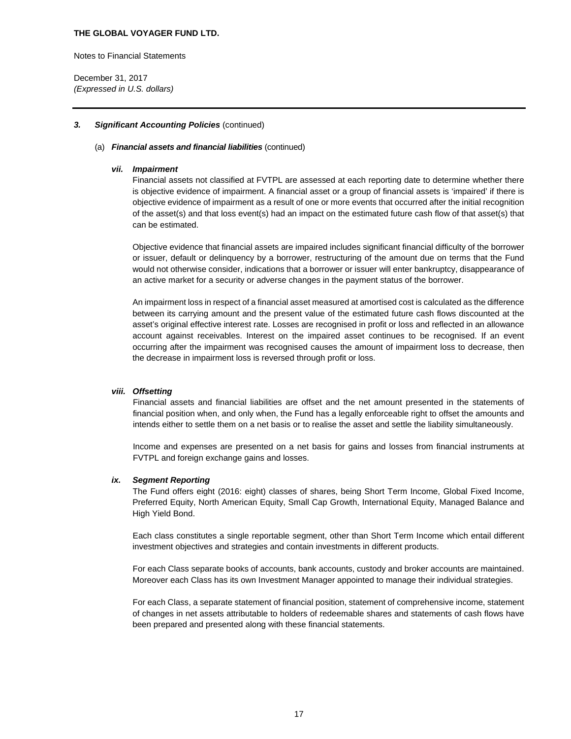### 3. *Significant Accounting Policies* (continued)

(a) ***Financial assets and financial liabilities*** (continued)

***vii. Impairment***

Financial assets not classified at FVTPL are assessed at each reporting date to determine whether there is objective evidence of impairment. A financial asset or a group of financial assets is 'impaired' if there is objective evidence of impairment as a result of one or more events that occurred after the initial recognition of the asset(s) and that loss event(s) had an impact on the estimated future cash flow of that asset(s) that can be estimated.

Objective evidence that financial assets are impaired includes significant financial difficulty of the borrower or issuer, default or delinquency by a borrower, restructuring of the amount due on terms that the Fund would not otherwise consider, indications that a borrower or issuer will enter bankruptcy, disappearance of an active market for a security or adverse changes in the payment status of the borrower.

An impairment loss in respect of a financial asset measured at amortised cost is calculated as the difference between its carrying amount and the present value of the estimated future cash flows discounted at the asset's original effective interest rate. Losses are recognised in profit or loss and reflected in an allowance account against receivables. Interest on the impaired asset continues to be recognised. If an event occurring after the impairment was recognised causes the amount of impairment loss to decrease, then the decrease in impairment loss is reversed through profit or loss.

***viii. Offsetting***

Financial assets and financial liabilities are offset and the net amount presented in the statements of financial position when, and only when, the Fund has a legally enforceable right to offset the amounts and intends either to settle them on a net basis or to realise the asset and settle the liability simultaneously.

Income and expenses are presented on a net basis for gains and losses from financial instruments at FVTPL and foreign exchange gains and losses.

***ix. Segment Reporting***

The Fund offers eight (2016: eight) classes of shares, being Short Term Income, Global Fixed Income, Preferred Equity, North American Equity, Small Cap Growth, International Equity, Managed Balance and High Yield Bond.

Each class constitutes a single reportable segment, other than Short Term Income which entail different investment objectives and strategies and contain investments in different products.

For each Class separate books of accounts, bank accounts, custody and broker accounts are maintained. Moreover each Class has its own Investment Manager appointed to manage their individual strategies.

For each Class, a separate statement of financial position, statement of comprehensive income, statement of changes in net assets attributable to holders of redeemable shares and statements of cash flows have been prepared and presented along with these financial statements.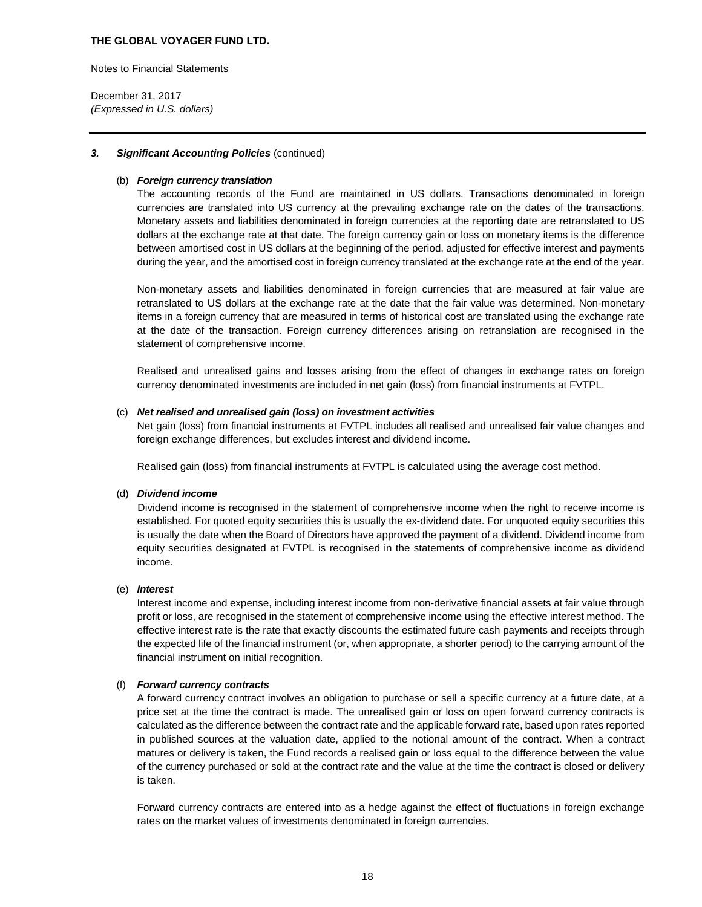### 3. ***Significant Accounting Policies*** (continued)

(b) ***Foreign currency translation***

The accounting records of the Fund are maintained in US dollars. Transactions denominated in foreign currencies are translated into US currency at the prevailing exchange rate on the dates of the transactions. Monetary assets and liabilities denominated in foreign currencies at the reporting date are retranslated to US dollars at the exchange rate at that date. The foreign currency gain or loss on monetary items is the difference between amortised cost in US dollars at the beginning of the period, adjusted for effective interest and payments during the year, and the amortised cost in foreign currency translated at the exchange rate at the end of the year.

Non-monetary assets and liabilities denominated in foreign currencies that are measured at fair value are retranslated to US dollars at the exchange rate at the date that the fair value was determined. Non-monetary items in a foreign currency that are measured in terms of historical cost are translated using the exchange rate at the date of the transaction. Foreign currency differences arising on retranslation are recognised in the statement of comprehensive income.

Realised and unrealised gains and losses arising from the effect of changes in exchange rates on foreign currency denominated investments are included in net gain (loss) from financial instruments at FVTPL.

(c) ***Net realised and unrealised gain (loss) on investment activities***

Net gain (loss) from financial instruments at FVTPL includes all realised and unrealised fair value changes and foreign exchange differences, but excludes interest and dividend income.

Realised gain (loss) from financial instruments at FVTPL is calculated using the average cost method.

(d) ***Dividend income***

Dividend income is recognised in the statement of comprehensive income when the right to receive income is established. For quoted equity securities this is usually the ex-dividend date. For unquoted equity securities this is usually the date when the Board of Directors have approved the payment of a dividend. Dividend income from equity securities designated at FVTPL is recognised in the statements of comprehensive income as dividend income.

(e) ***Interest***

Interest income and expense, including interest income from non-derivative financial assets at fair value through profit or loss, are recognised in the statement of comprehensive income using the effective interest method. The effective interest rate is the rate that exactly discounts the estimated future cash payments and receipts through the expected life of the financial instrument (or, when appropriate, a shorter period) to the carrying amount of the financial instrument on initial recognition.

(f) ***Forward currency contracts***

A forward currency contract involves an obligation to purchase or sell a specific currency at a future date, at a price set at the time the contract is made. The unrealised gain or loss on open forward currency contracts is calculated as the difference between the contract rate and the applicable forward rate, based upon rates reported in published sources at the valuation date, applied to the notional amount of the contract. When a contract matures or delivery is taken, the Fund records a realised gain or loss equal to the difference between the value of the currency purchased or sold at the contract rate and the value at the time the contract is closed or delivery is taken.

Forward currency contracts are entered into as a hedge against the effect of fluctuations in foreign exchange rates on the market values of investments denominated in foreign currencies.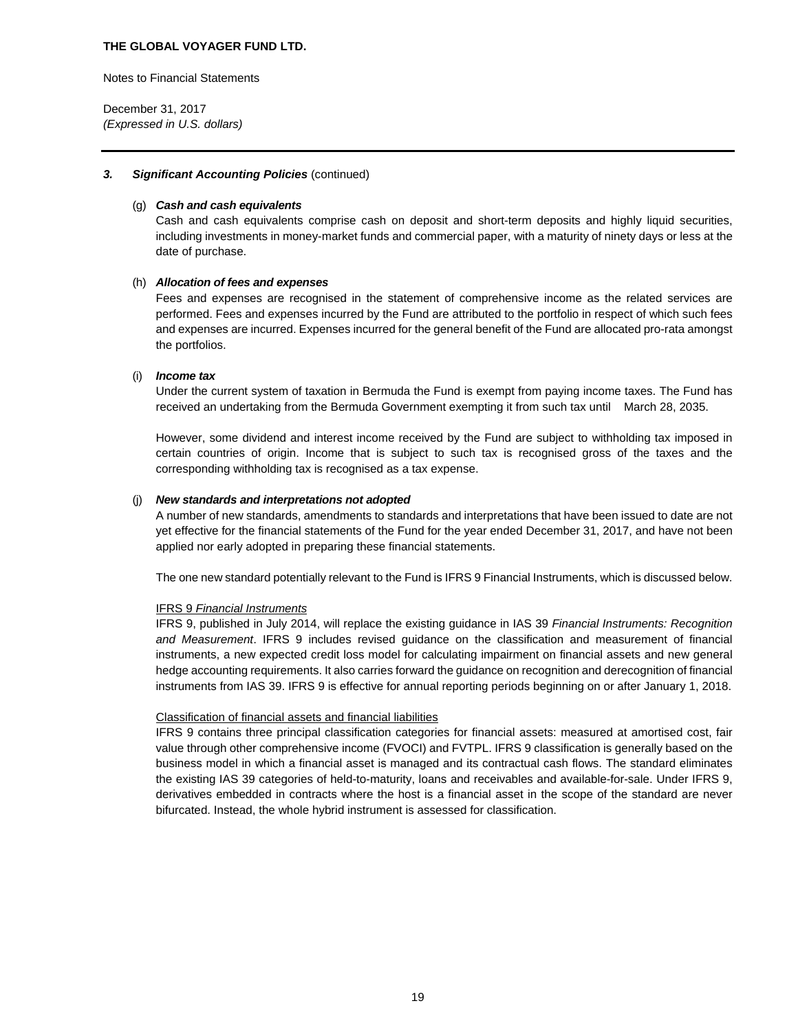### 3. *Significant Accounting Policies* (continued)

(g) ***Cash and cash equivalents***

Cash and cash equivalents comprise cash on deposit and short-term deposits and highly liquid securities, including investments in money-market funds and commercial paper, with a maturity of ninety days or less at the date of purchase.

(h) ***Allocation of fees and expenses***

Fees and expenses are recognised in the statement of comprehensive income as the related services are performed. Fees and expenses incurred by the Fund are attributed to the portfolio in respect of which such fees and expenses are incurred. Expenses incurred for the general benefit of the Fund are allocated pro-rata amongst the portfolios.

(i) ***Income tax***

Under the current system of taxation in Bermuda the Fund is exempt from paying income taxes. The Fund has received an undertaking from the Bermuda Government exempting it from such tax until March 28, 2035.

However, some dividend and interest income received by the Fund are subject to withholding tax imposed in certain countries of origin. Income that is subject to such tax is recognised gross of the taxes and the corresponding withholding tax is recognised as a tax expense.

(j) ***New standards and interpretations not adopted***

A number of new standards, amendments to standards and interpretations that have been issued to date are not yet effective for the financial statements of the Fund for the year ended December 31, 2017, and have not been applied nor early adopted in preparing these financial statements.

The one new standard potentially relevant to the Fund is IFRS 9 Financial Instruments, which is discussed below.

<u>IFRS 9 *Financial Instruments*</u>

IFRS 9, published in July 2014, will replace the existing guidance in IAS 39 *Financial Instruments: Recognition and Measurement*. IFRS 9 includes revised guidance on the classification and measurement of financial instruments, a new expected credit loss model for calculating impairment on financial assets and new general hedge accounting requirements. It also carries forward the guidance on recognition and derecognition of financial instruments from IAS 39. IFRS 9 is effective for annual reporting periods beginning on or after January 1, 2018.

<u>Classification of financial assets and financial liabilities</u>

IFRS 9 contains three principal classification categories for financial assets: measured at amortised cost, fair value through other comprehensive income (FVOCI) and FVTPL. IFRS 9 classification is generally based on the business model in which a financial asset is managed and its contractual cash flows. The standard eliminates the existing IAS 39 categories of held-to-maturity, loans and receivables and available-for-sale. Under IFRS 9, derivatives embedded in contracts where the host is a financial asset in the scope of the standard are never bifurcated. Instead, the whole hybrid instrument is assessed for classification.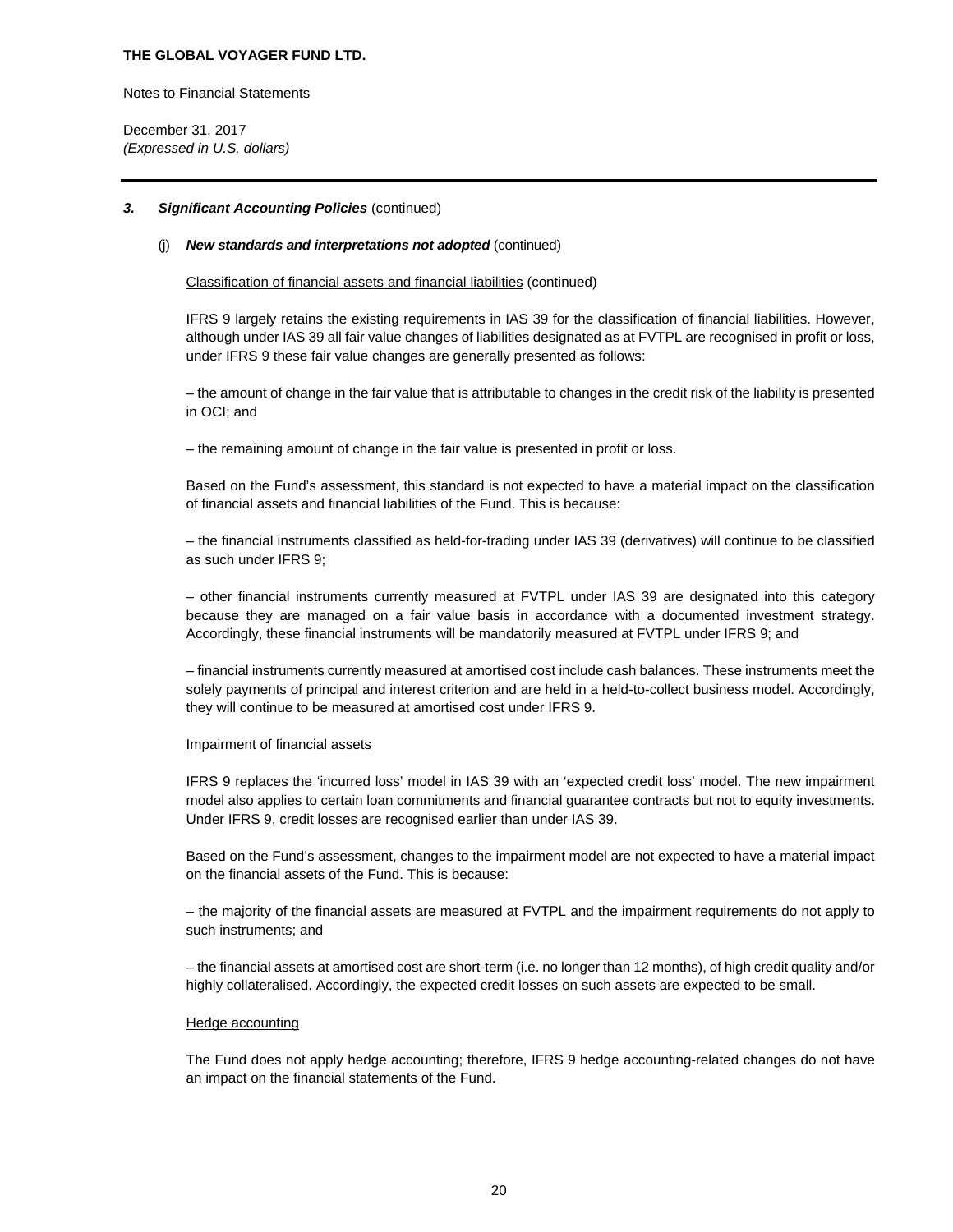### 3. *Significant Accounting Policies* (continued)

#### (j) *New standards and interpretations not adopted* (continued)

Classification of financial assets and financial liabilities (continued)

IFRS 9 largely retains the existing requirements in IAS 39 for the classification of financial liabilities. However, although under IAS 39 all fair value changes of liabilities designated as at FVTPL are recognised in profit or loss, under IFRS 9 these fair value changes are generally presented as follows:

– the amount of change in the fair value that is attributable to changes in the credit risk of the liability is presented in OCI; and

– the remaining amount of change in the fair value is presented in profit or loss.

Based on the Fund's assessment, this standard is not expected to have a material impact on the classification of financial assets and financial liabilities of the Fund. This is because:

– the financial instruments classified as held-for-trading under IAS 39 (derivatives) will continue to be classified as such under IFRS 9;

– other financial instruments currently measured at FVTPL under IAS 39 are designated into this category because they are managed on a fair value basis in accordance with a documented investment strategy. Accordingly, these financial instruments will be mandatorily measured at FVTPL under IFRS 9; and

– financial instruments currently measured at amortised cost include cash balances. These instruments meet the solely payments of principal and interest criterion and are held in a held-to-collect business model. Accordingly, they will continue to be measured at amortised cost under IFRS 9.

Impairment of financial assets

IFRS 9 replaces the 'incurred loss' model in IAS 39 with an 'expected credit loss' model. The new impairment model also applies to certain loan commitments and financial guarantee contracts but not to equity investments. Under IFRS 9, credit losses are recognised earlier than under IAS 39.

Based on the Fund's assessment, changes to the impairment model are not expected to have a material impact on the financial assets of the Fund. This is because:

– the majority of the financial assets are measured at FVTPL and the impairment requirements do not apply to such instruments; and

– the financial assets at amortised cost are short-term (i.e. no longer than 12 months), of high credit quality and/or highly collateralised. Accordingly, the expected credit losses on such assets are expected to be small.

Hedge accounting

The Fund does not apply hedge accounting; therefore, IFRS 9 hedge accounting-related changes do not have an impact on the financial statements of the Fund.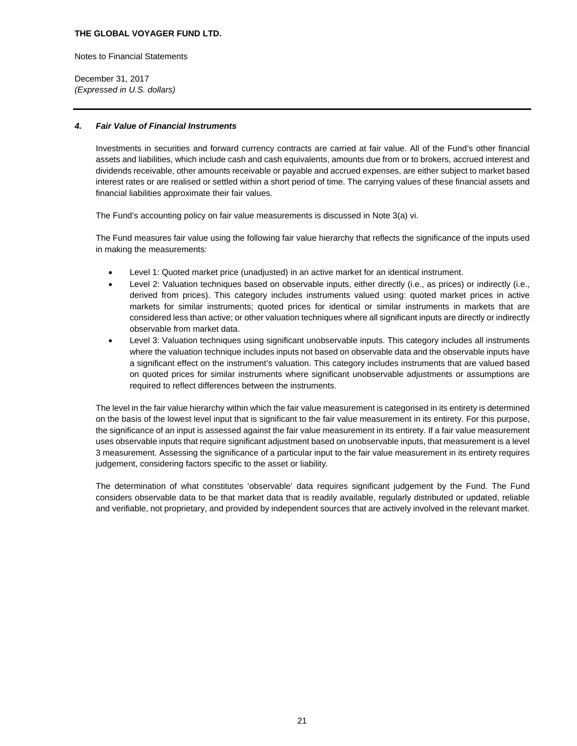## 4. *Fair Value of Financial Instruments*

Investments in securities and forward currency contracts are carried at fair value. All of the Fund's other financial assets and liabilities, which include cash and cash equivalents, amounts due from or to brokers, accrued interest and dividends receivable, other amounts receivable or payable and accrued expenses, are either subject to market based interest rates or are realised or settled within a short period of time. The carrying values of these financial assets and financial liabilities approximate their fair values.

The Fund's accounting policy on fair value measurements is discussed in Note 3(a) vi.

The Fund measures fair value using the following fair value hierarchy that reflects the significance of the inputs used in making the measurements:

- Level 1: Quoted market price (unadjusted) in an active market for an identical instrument.
- Level 2: Valuation techniques based on observable inputs, either directly (i.e., as prices) or indirectly (i.e., derived from prices). This category includes instruments valued using: quoted market prices in active markets for similar instruments; quoted prices for identical or similar instruments in markets that are considered less than active; or other valuation techniques where all significant inputs are directly or indirectly observable from market data.
- Level 3: Valuation techniques using significant unobservable inputs. This category includes all instruments where the valuation technique includes inputs not based on observable data and the observable inputs have a significant effect on the instrument's valuation. This category includes instruments that are valued based on quoted prices for similar instruments where significant unobservable adjustments or assumptions are required to reflect differences between the instruments.

The level in the fair value hierarchy within which the fair value measurement is categorised in its entirety is determined on the basis of the lowest level input that is significant to the fair value measurement in its entirety. For this purpose, the significance of an input is assessed against the fair value measurement in its entirety. If a fair value measurement uses observable inputs that require significant adjustment based on unobservable inputs, that measurement is a level 3 measurement. Assessing the significance of a particular input to the fair value measurement in its entirety requires judgement, considering factors specific to the asset or liability.

The determination of what constitutes 'observable' data requires significant judgement by the Fund. The Fund considers observable data to be that market data that is readily available, regularly distributed or updated, reliable and verifiable, not proprietary, and provided by independent sources that are actively involved in the relevant market.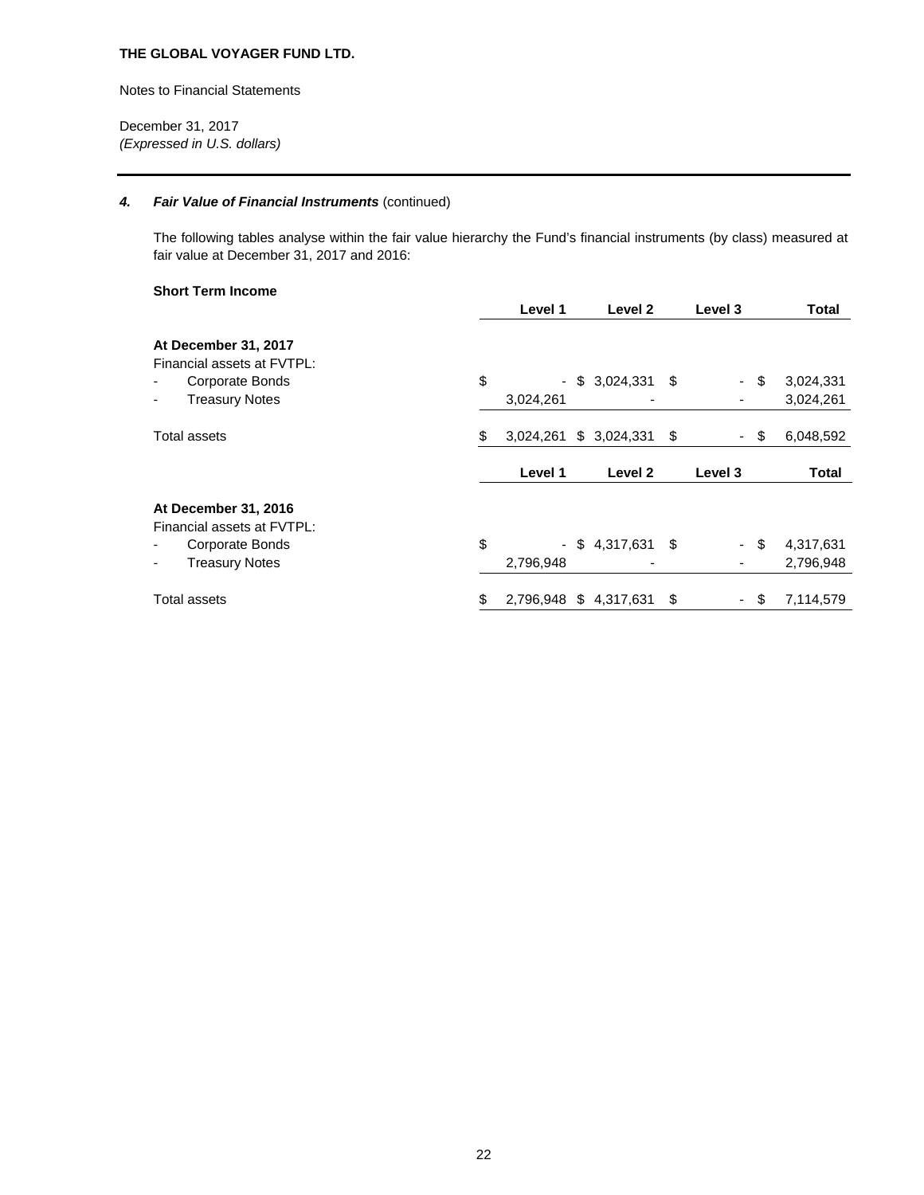**THE GLOBAL VOYAGER FUND LTD.**

Notes to Financial Statements

December 31, 2017
*(Expressed in U.S. dollars)*

### 4. ***Fair Value of Financial Instruments*** (continued)

The following tables analyse within the fair value hierarchy the Fund's financial instruments (by class) measured at fair value at December 31, 2017 and 2016:

**Short Term Income**

| | Level 1 | Level 2 | Level 3 | Total |
|---|---|---|---|---|
| **At December 31, 2017** | | | | |
| Financial assets at FVTPL: | | | | |
| - Corporate Bonds | $ - | $ 3,024,331 | $ - | $ 3,024,331 |
| - Treasury Notes | 3,024,261 | - | - | 3,024,261 |
| Total assets | $ 3,024,261 | $ 3,024,331 | $ - | $ 6,048,592 |

| | Level 1 | Level 2 | Level 3 | Total |
|---|---|---|---|---|
| **At December 31, 2016** | | | | |
| Financial assets at FVTPL: | | | | |
| - Corporate Bonds | $ - | $ 4,317,631 | $ - | $ 4,317,631 |
| - Treasury Notes | 2,796,948 | - | - | 2,796,948 |
| Total assets | $ 2,796,948 | $ 4,317,631 | $ - | $ 7,114,579 |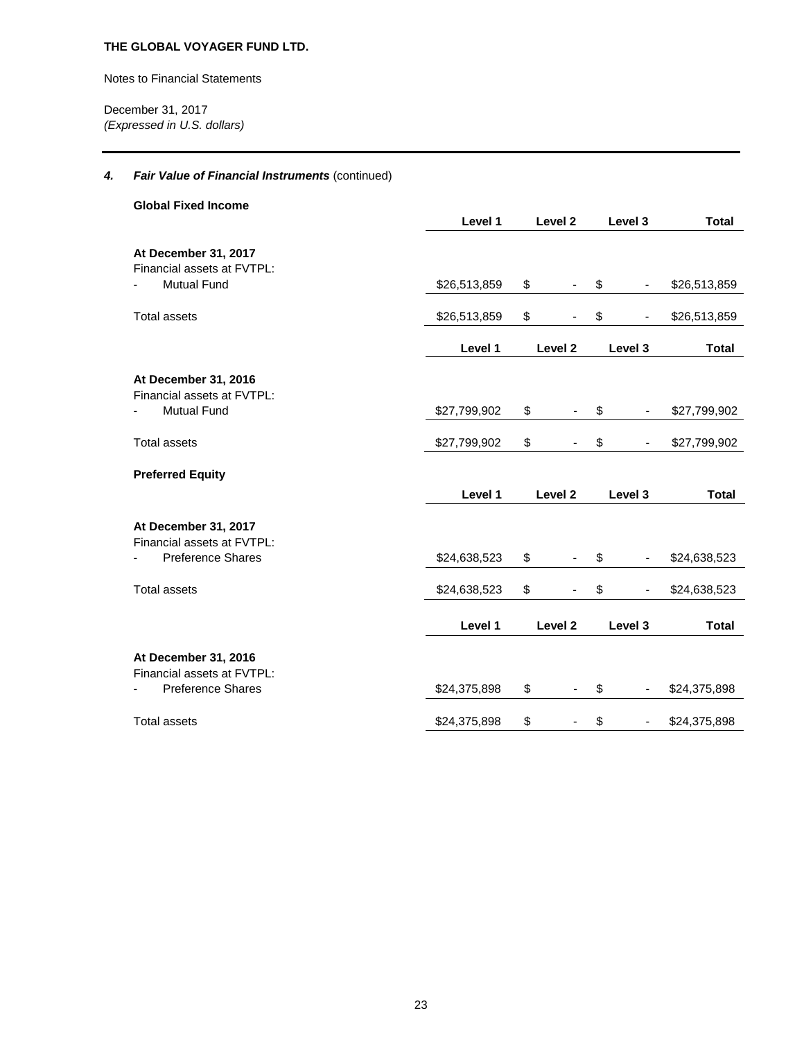**THE GLOBAL VOYAGER FUND LTD.**

Notes to Financial Statements

December 31, 2017
*(Expressed in U.S. dollars)*

## 4. *Fair Value of Financial Instruments* (continued)

**Global Fixed Income**

| | Level 1 | Level 2 | Level 3 | Total |
|---|---|---|---|---|
| **At December 31, 2017** | | | | |
| Financial assets at FVTPL: | | | | |
| - Mutual Fund | $26,513,859 | $ - | $ - | $26,513,859 |
| Total assets | $26,513,859 | $ - | $ - | $26,513,859 |

| | Level 1 | Level 2 | Level 3 | Total |
|---|---|---|---|---|
| **At December 31, 2016** | | | | |
| Financial assets at FVTPL: | | | | |
| - Mutual Fund | $27,799,902 | $ - | $ - | $27,799,902 |
| Total assets | $27,799,902 | $ - | $ - | $27,799,902 |

**Preferred Equity**

| | Level 1 | Level 2 | Level 3 | Total |
|---|---|---|---|---|
| **At December 31, 2017** | | | | |
| Financial assets at FVTPL: | | | | |
| - Preference Shares | $24,638,523 | $ - | $ - | $24,638,523 |
| Total assets | $24,638,523 | $ - | $ - | $24,638,523 |

| | Level 1 | Level 2 | Level 3 | Total |
|---|---|---|---|---|
| **At December 31, 2016** | | | | |
| Financial assets at FVTPL: | | | | |
| - Preference Shares | $24,375,898 | $ - | $ - | $24,375,898 |
| Total assets | $24,375,898 | $ - | $ - | $24,375,898 |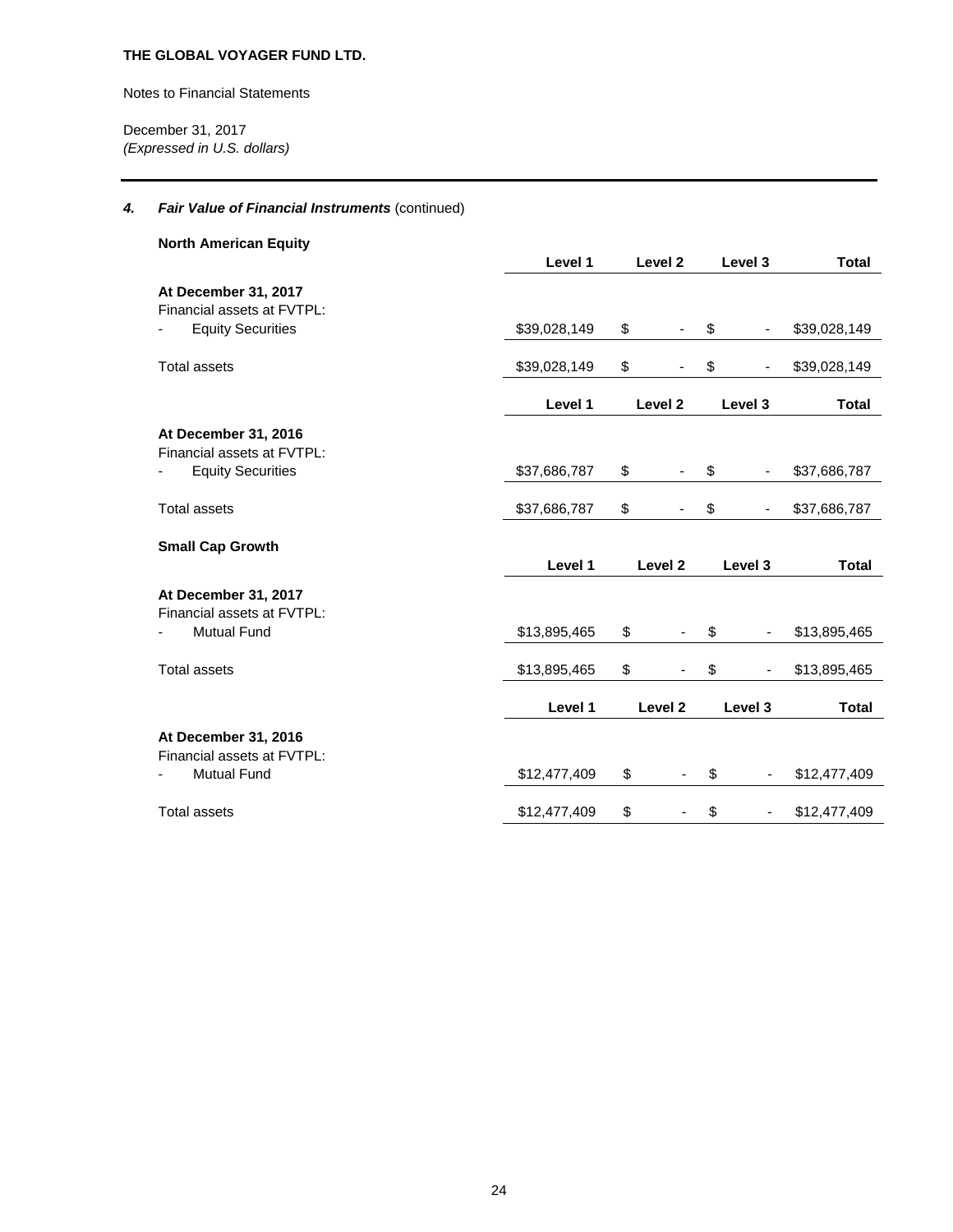## 4. *Fair Value of Financial Instruments* (continued)

**North American Equity**

| | Level 1 | Level 2 | Level 3 | Total |
|---|---|---|---|---|
| **At December 31, 2017** | | | | |
| Financial assets at FVTPL: | | | | |
| - Equity Securities | $39,028,149 | $ - | $ - | $39,028,149 |
| Total assets | $39,028,149 | $ - | $ - | $39,028,149 |

| | Level 1 | Level 2 | Level 3 | Total |
|---|---|---|---|---|
| **At December 31, 2016** | | | | |
| Financial assets at FVTPL: | | | | |
| - Equity Securities | $37,686,787 | $ - | $ - | $37,686,787 |
| Total assets | $37,686,787 | $ - | $ - | $37,686,787 |

**Small Cap Growth**

| | Level 1 | Level 2 | Level 3 | Total |
|---|---|---|---|---|
| **At December 31, 2017** | | | | |
| Financial assets at FVTPL: | | | | |
| - Mutual Fund | $13,895,465 | $ - | $ - | $13,895,465 |
| Total assets | $13,895,465 | $ - | $ - | $13,895,465 |

| | Level 1 | Level 2 | Level 3 | Total |
|---|---|---|---|---|
| **At December 31, 2016** | | | | |
| Financial assets at FVTPL: | | | | |
| - Mutual Fund | $12,477,409 | $ - | $ - | $12,477,409 |
| Total assets | $12,477,409 | $ - | $ - | $12,477,409 |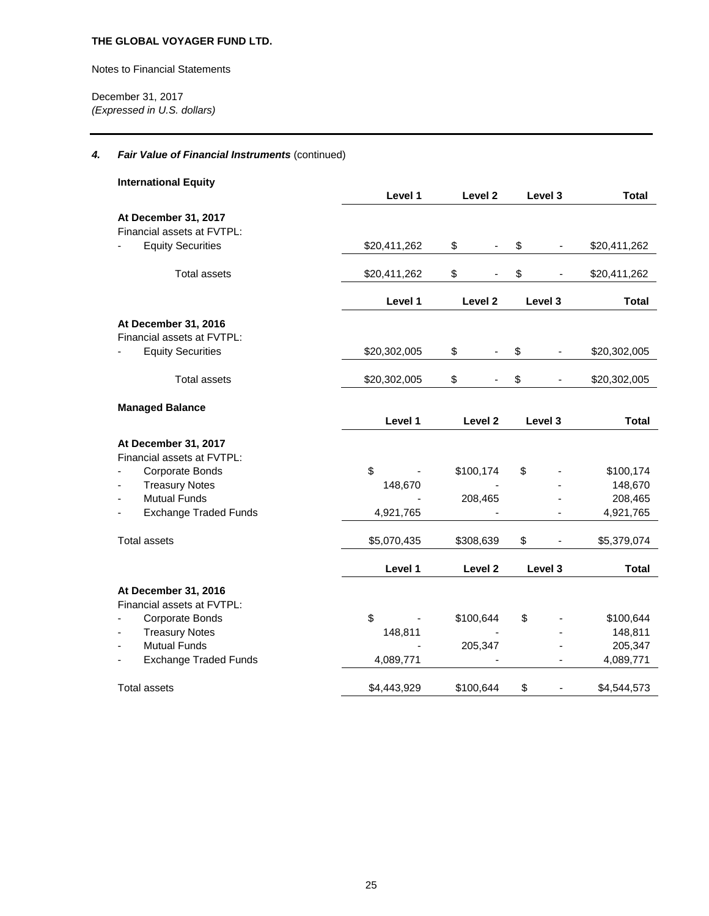**THE GLOBAL VOYAGER FUND LTD.**

Notes to Financial Statements

December 31, 2017
*(Expressed in U.S. dollars)*

### 4. *Fair Value of Financial Instruments* (continued)

**International Equity**

| | Level 1 | Level 2 | Level 3 | Total |
|---|---|---|---|---|
| **At December 31, 2017** | | | | |
| Financial assets at FVTPL: | | | | |
| - Equity Securities | $20,411,262 | $ - | $ - | $20,411,262 |
| Total assets | $20,411,262 | $ - | $ - | $20,411,262 |

| | Level 1 | Level 2 | Level 3 | Total |
|---|---|---|---|---|
| **At December 31, 2016** | | | | |
| Financial assets at FVTPL: | | | | |
| - Equity Securities | $20,302,005 | $ - | $ - | $20,302,005 |
| Total assets | $20,302,005 | $ - | $ - | $20,302,005 |

**Managed Balance**

| | Level 1 | Level 2 | Level 3 | Total |
|---|---|---|---|---|
| **At December 31, 2017** | | | | |
| Financial assets at FVTPL: | | | | |
| - Corporate Bonds | $ - | $100,174 | $ - | $100,174 |
| - Treasury Notes | 148,670 | - | - | 148,670 |
| - Mutual Funds | - | 208,465 | - | 208,465 |
| - Exchange Traded Funds | 4,921,765 | - | - | 4,921,765 |
| Total assets | $5,070,435 | $308,639 | $ - | $5,379,074 |

| | Level 1 | Level 2 | Level 3 | Total |
|---|---|---|---|---|
| **At December 31, 2016** | | | | |
| Financial assets at FVTPL: | | | | |
| - Corporate Bonds | $ - | $100,644 | $ - | $100,644 |
| - Treasury Notes | 148,811 | - | - | 148,811 |
| - Mutual Funds | - | 205,347 | - | 205,347 |
| - Exchange Traded Funds | 4,089,771 | - | - | 4,089,771 |
| Total assets | $4,443,929 | $100,644 | $ - | $4,544,573 |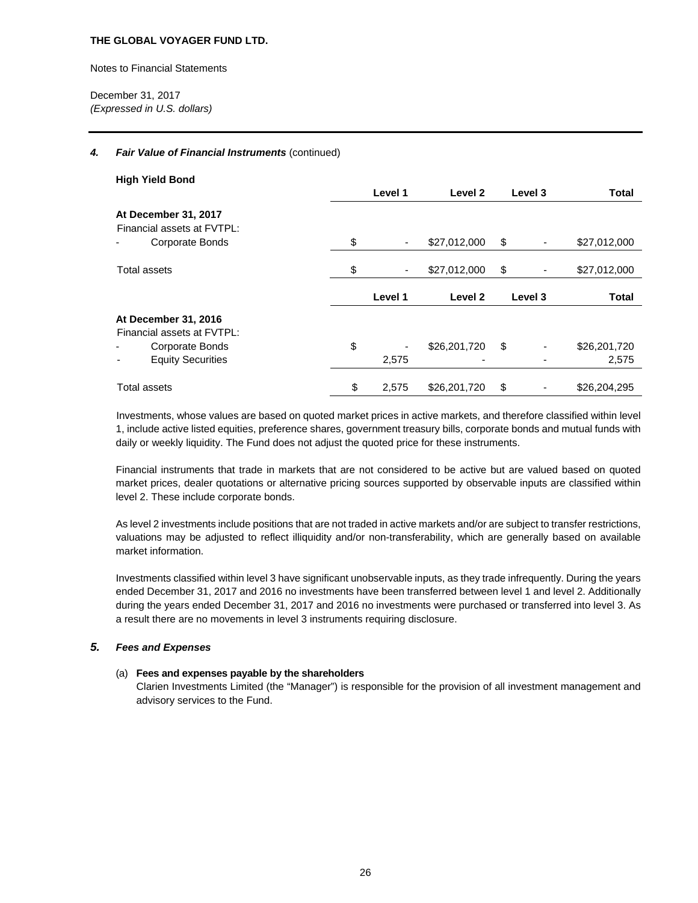### 4. *Fair Value of Financial Instruments* (continued)

**High Yield Bond**

| | Level 1 | Level 2 | Level 3 | Total |
|---|---|---|---|---|
| **At December 31, 2017** | | | | |
| Financial assets at FVTPL: | | | | |
| - Corporate Bonds | $ - | $27,012,000 | $ - | $27,012,000 |
| Total assets | $ - | $27,012,000 | $ - | $27,012,000 |

| | Level 1 | Level 2 | Level 3 | Total |
|---|---|---|---|---|
| **At December 31, 2016** | | | | |
| Financial assets at FVTPL: | | | | |
| - Corporate Bonds | $ - | $26,201,720 | $ - | $26,201,720 |
| - Equity Securities | 2,575 | - | - | 2,575 |
| Total assets | $ 2,575 | $26,201,720 | $ - | $26,204,295 |

Investments, whose values are based on quoted market prices in active markets, and therefore classified within level 1, include active listed equities, preference shares, government treasury bills, corporate bonds and mutual funds with daily or weekly liquidity. The Fund does not adjust the quoted price for these instruments.

Financial instruments that trade in markets that are not considered to be active but are valued based on quoted market prices, dealer quotations or alternative pricing sources supported by observable inputs are classified within level 2. These include corporate bonds.

As level 2 investments include positions that are not traded in active markets and/or are subject to transfer restrictions, valuations may be adjusted to reflect illiquidity and/or non-transferability, which are generally based on available market information.

Investments classified within level 3 have significant unobservable inputs, as they trade infrequently. During the years ended December 31, 2017 and 2016 no investments have been transferred between level 1 and level 2. Additionally during the years ended December 31, 2017 and 2016 no investments were purchased or transferred into level 3. As a result there are no movements in level 3 instruments requiring disclosure.

### 5. *Fees and Expenses*

(a) **Fees and expenses payable by the shareholders**

Clarien Investments Limited (the "Manager") is responsible for the provision of all investment management and advisory services to the Fund.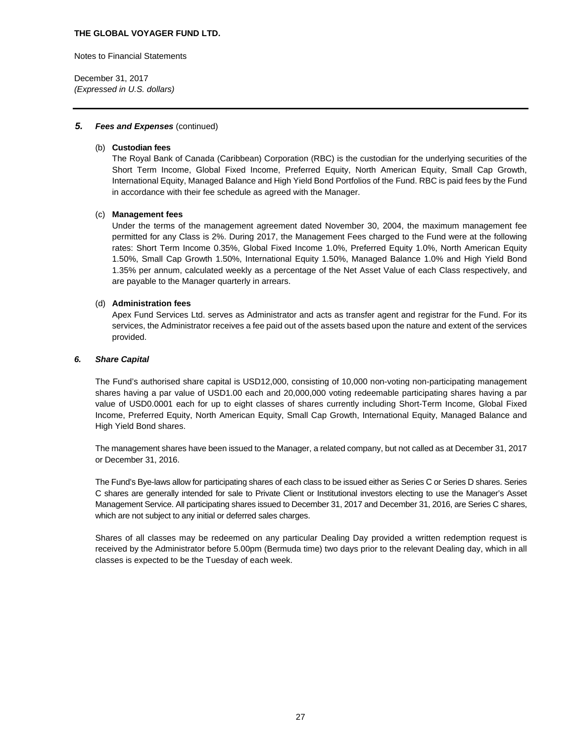## 5. *Fees and Expenses* (continued)

(b) **Custodian fees**

The Royal Bank of Canada (Caribbean) Corporation (RBC) is the custodian for the underlying securities of the Short Term Income, Global Fixed Income, Preferred Equity, North American Equity, Small Cap Growth, International Equity, Managed Balance and High Yield Bond Portfolios of the Fund. RBC is paid fees by the Fund in accordance with their fee schedule as agreed with the Manager.

(c) **Management fees**

Under the terms of the management agreement dated November 30, 2004, the maximum management fee permitted for any Class is 2%. During 2017, the Management Fees charged to the Fund were at the following rates: Short Term Income 0.35%, Global Fixed Income 1.0%, Preferred Equity 1.0%, North American Equity 1.50%, Small Cap Growth 1.50%, International Equity 1.50%, Managed Balance 1.0% and High Yield Bond 1.35% per annum, calculated weekly as a percentage of the Net Asset Value of each Class respectively, and are payable to the Manager quarterly in arrears.

(d) **Administration fees**

Apex Fund Services Ltd. serves as Administrator and acts as transfer agent and registrar for the Fund. For its services, the Administrator receives a fee paid out of the assets based upon the nature and extent of the services provided.

## 6. *Share Capital*

The Fund's authorised share capital is USD12,000, consisting of 10,000 non-voting non-participating management shares having a par value of USD1.00 each and 20,000,000 voting redeemable participating shares having a par value of USD0.0001 each for up to eight classes of shares currently including Short-Term Income, Global Fixed Income, Preferred Equity, North American Equity, Small Cap Growth, International Equity, Managed Balance and High Yield Bond shares.

The management shares have been issued to the Manager, a related company, but not called as at December 31, 2017 or December 31, 2016.

The Fund's Bye-laws allow for participating shares of each class to be issued either as Series C or Series D shares. Series C shares are generally intended for sale to Private Client or Institutional investors electing to use the Manager's Asset Management Service. All participating shares issued to December 31, 2017 and December 31, 2016, are Series C shares, which are not subject to any initial or deferred sales charges.

Shares of all classes may be redeemed on any particular Dealing Day provided a written redemption request is received by the Administrator before 5.00pm (Bermuda time) two days prior to the relevant Dealing day, which in all classes is expected to be the Tuesday of each week.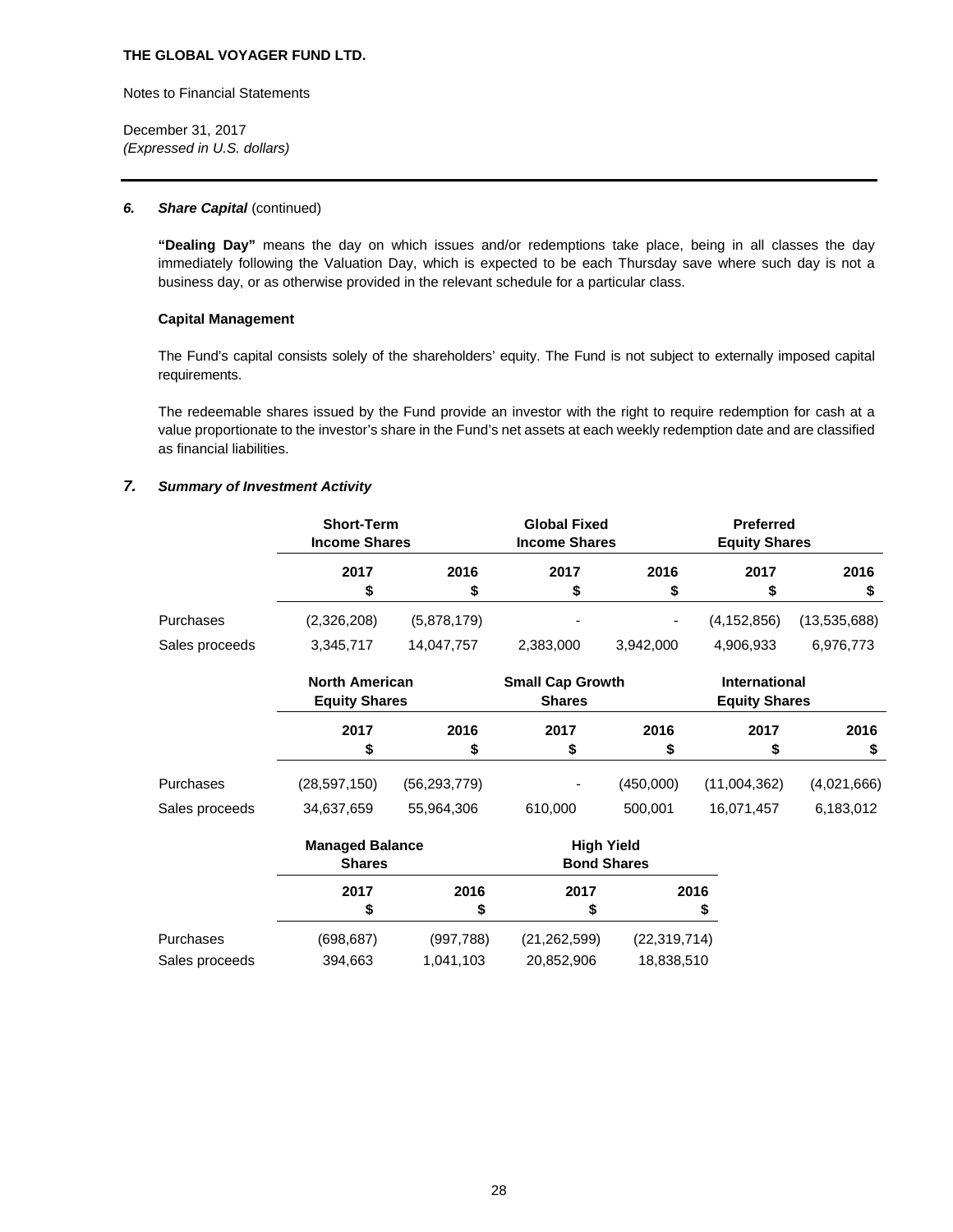**THE GLOBAL VOYAGER FUND LTD.**

Notes to Financial Statements

December 31, 2017
*(Expressed in U.S. dollars)*

### 6. *Share Capital* (continued)

**"Dealing Day"** means the day on which issues and/or redemptions take place, being in all classes the day immediately following the Valuation Day, which is expected to be each Thursday save where such day is not a business day, or as otherwise provided in the relevant schedule for a particular class.

**Capital Management**

The Fund's capital consists solely of the shareholders' equity. The Fund is not subject to externally imposed capital requirements.

The redeemable shares issued by the Fund provide an investor with the right to require redemption for cash at a value proportionate to the investor's share in the Fund's net assets at each weekly redemption date and are classified as financial liabilities.

### 7. *Summary of Investment Activity*

| | Short-Term Income Shares | | Global Fixed Income Shares | | Preferred Equity Shares | |
|---|---|---|---|---|---|---|
| | 2017 $ | 2016 $ | 2017 $ | 2016 $ | 2017 $ | 2016 $ |
| Purchases | (2,326,208) | (5,878,179) | - | - | (4,152,856) | (13,535,688) |
| Sales proceeds | 3,345,717 | 14,047,757 | 2,383,000 | 3,942,000 | 4,906,933 | 6,976,773 |

| | North American Equity Shares | | Small Cap Growth Shares | | International Equity Shares | |
|---|---|---|---|---|---|---|
| | 2017 $ | 2016 $ | 2017 $ | 2016 $ | 2017 $ | 2016 $ |
| Purchases | (28,597,150) | (56,293,779) | - | (450,000) | (11,004,362) | (4,021,666) |
| Sales proceeds | 34,637,659 | 55,964,306 | 610,000 | 500,001 | 16,071,457 | 6,183,012 |

| | Managed Balance Shares | | High Yield Bond Shares | |
|---|---|---|---|---|
| | 2017 $ | 2016 $ | 2017 $ | 2016 $ |
| Purchases | (698,687) | (997,788) | (21,262,599) | (22,319,714) |
| Sales proceeds | 394,663 | 1,041,103 | 20,852,906 | 18,838,510 |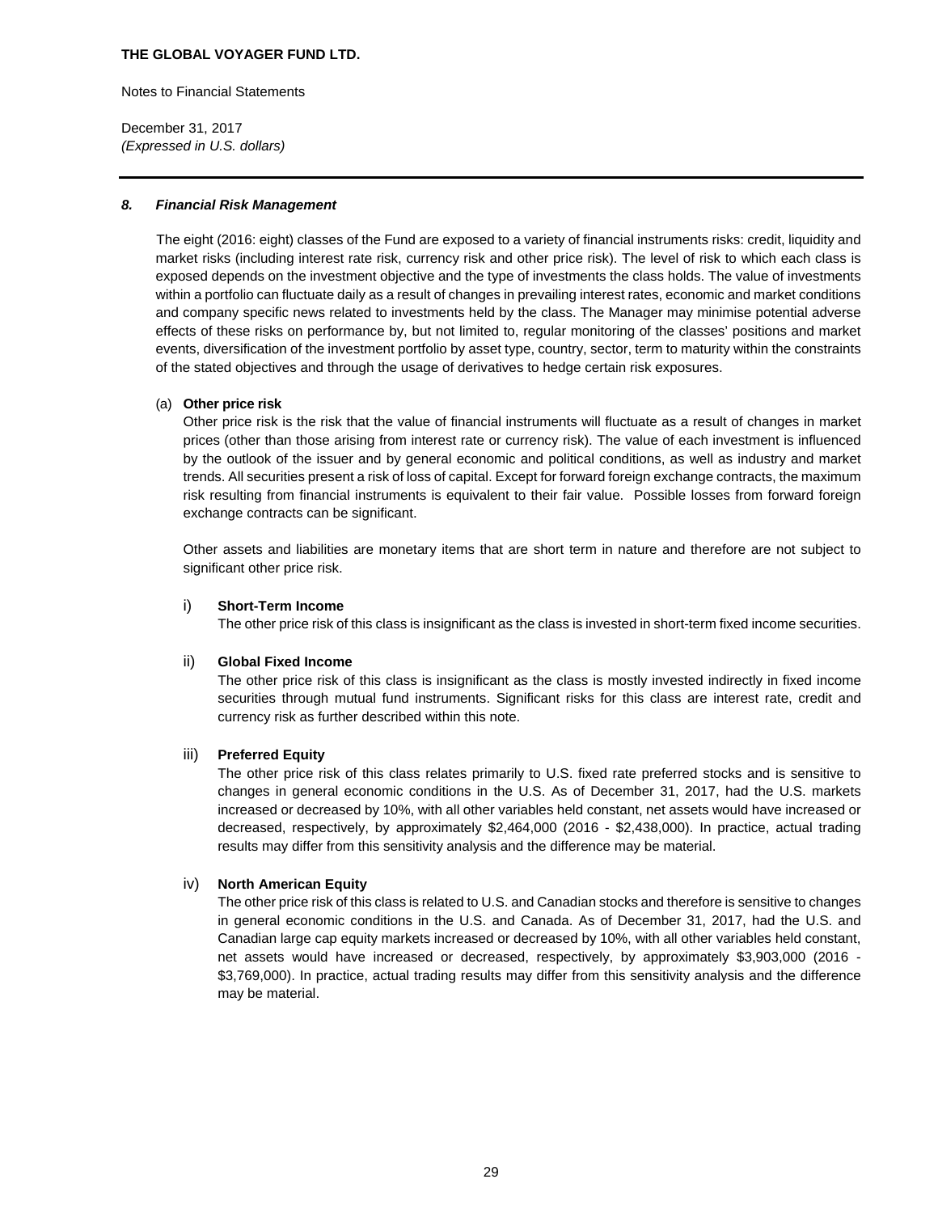## 8. *Financial Risk Management*

The eight (2016: eight) classes of the Fund are exposed to a variety of financial instruments risks: credit, liquidity and market risks (including interest rate risk, currency risk and other price risk). The level of risk to which each class is exposed depends on the investment objective and the type of investments the class holds. The value of investments within a portfolio can fluctuate daily as a result of changes in prevailing interest rates, economic and market conditions and company specific news related to investments held by the class. The Manager may minimise potential adverse effects of these risks on performance by, but not limited to, regular monitoring of the classes' positions and market events, diversification of the investment portfolio by asset type, country, sector, term to maturity within the constraints of the stated objectives and through the usage of derivatives to hedge certain risk exposures.

### (a) **Other price risk**

Other price risk is the risk that the value of financial instruments will fluctuate as a result of changes in market prices (other than those arising from interest rate or currency risk). The value of each investment is influenced by the outlook of the issuer and by general economic and political conditions, as well as industry and market trends. All securities present a risk of loss of capital. Except for forward foreign exchange contracts, the maximum risk resulting from financial instruments is equivalent to their fair value. Possible losses from forward foreign exchange contracts can be significant.

Other assets and liabilities are monetary items that are short term in nature and therefore are not subject to significant other price risk.

#### i) **Short-Term Income**

The other price risk of this class is insignificant as the class is invested in short-term fixed income securities.

#### ii) **Global Fixed Income**

The other price risk of this class is insignificant as the class is mostly invested indirectly in fixed income securities through mutual fund instruments. Significant risks for this class are interest rate, credit and currency risk as further described within this note.

#### iii) **Preferred Equity**

The other price risk of this class relates primarily to U.S. fixed rate preferred stocks and is sensitive to changes in general economic conditions in the U.S. As of December 31, 2017, had the U.S. markets increased or decreased by 10%, with all other variables held constant, net assets would have increased or decreased, respectively, by approximately $2,464,000 (2016 - $2,438,000). In practice, actual trading results may differ from this sensitivity analysis and the difference may be material.

#### iv) **North American Equity**

The other price risk of this class is related to U.S. and Canadian stocks and therefore is sensitive to changes in general economic conditions in the U.S. and Canada. As of December 31, 2017, had the U.S. and Canadian large cap equity markets increased or decreased by 10%, with all other variables held constant, net assets would have increased or decreased, respectively, by approximately $3,903,000 (2016 - $3,769,000). In practice, actual trading results may differ from this sensitivity analysis and the difference may be material.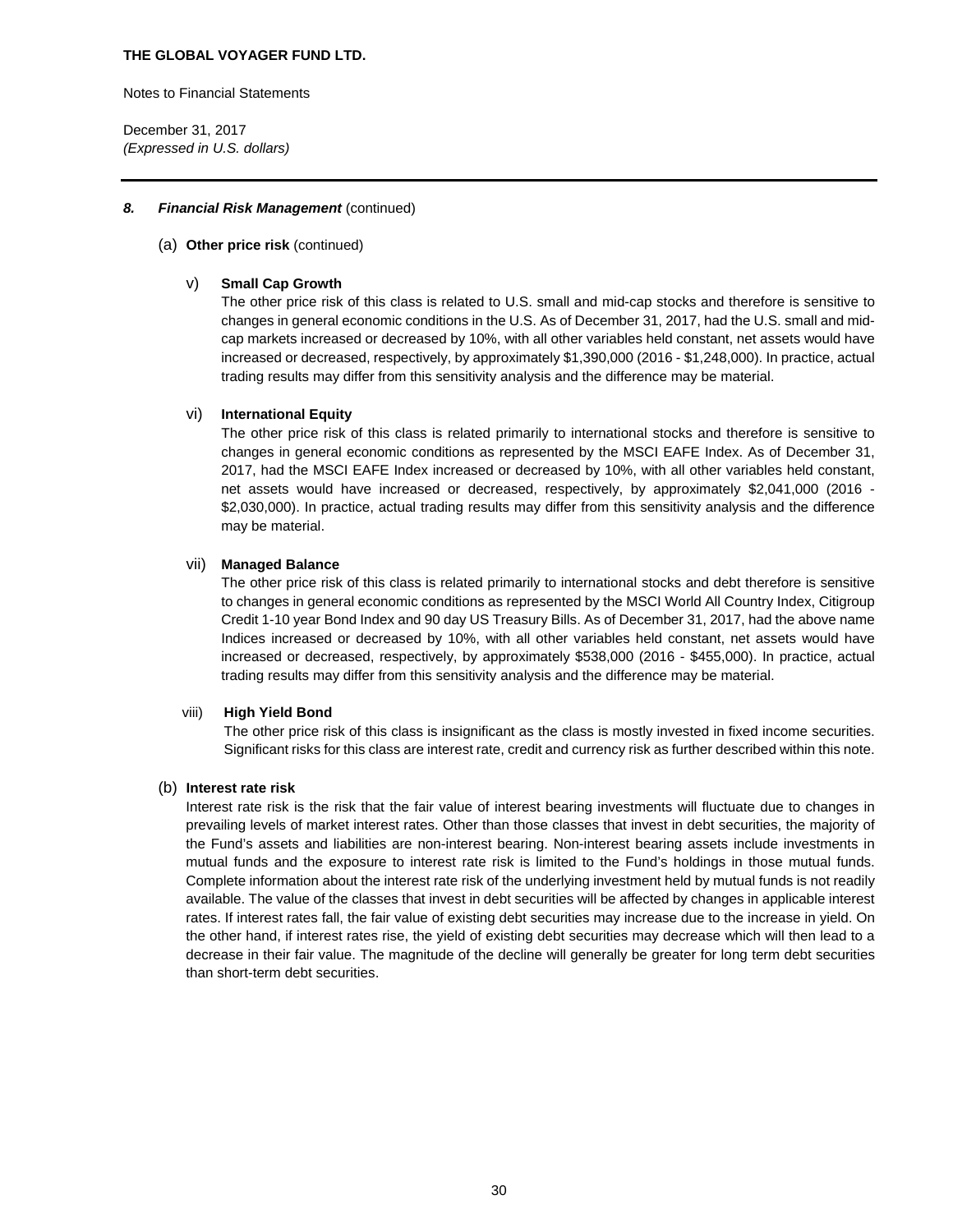### 8. ***Financial Risk Management*** (continued)

(a) **Other price risk** (continued)

v) **Small Cap Growth**

The other price risk of this class is related to U.S. small and mid-cap stocks and therefore is sensitive to changes in general economic conditions in the U.S. As of December 31, 2017, had the U.S. small and mid-cap markets increased or decreased by 10%, with all other variables held constant, net assets would have increased or decreased, respectively, by approximately $1,390,000 (2016 - $1,248,000). In practice, actual trading results may differ from this sensitivity analysis and the difference may be material.

vi) **International Equity**

The other price risk of this class is related primarily to international stocks and therefore is sensitive to changes in general economic conditions as represented by the MSCI EAFE Index. As of December 31, 2017, had the MSCI EAFE Index increased or decreased by 10%, with all other variables held constant, net assets would have increased or decreased, respectively, by approximately $2,041,000 (2016 - $2,030,000). In practice, actual trading results may differ from this sensitivity analysis and the difference may be material.

vii) **Managed Balance**

The other price risk of this class is related primarily to international stocks and debt therefore is sensitive to changes in general economic conditions as represented by the MSCI World All Country Index, Citigroup Credit 1-10 year Bond Index and 90 day US Treasury Bills. As of December 31, 2017, had the above name Indices increased or decreased by 10%, with all other variables held constant, net assets would have increased or decreased, respectively, by approximately $538,000 (2016 - $455,000). In practice, actual trading results may differ from this sensitivity analysis and the difference may be material.

viii) **High Yield Bond**

The other price risk of this class is insignificant as the class is mostly invested in fixed income securities. Significant risks for this class are interest rate, credit and currency risk as further described within this note.

(b) **Interest rate risk**

Interest rate risk is the risk that the fair value of interest bearing investments will fluctuate due to changes in prevailing levels of market interest rates. Other than those classes that invest in debt securities, the majority of the Fund's assets and liabilities are non-interest bearing. Non-interest bearing assets include investments in mutual funds and the exposure to interest rate risk is limited to the Fund's holdings in those mutual funds. Complete information about the interest rate risk of the underlying investment held by mutual funds is not readily available. The value of the classes that invest in debt securities will be affected by changes in applicable interest rates. If interest rates fall, the fair value of existing debt securities may increase due to the increase in yield. On the other hand, if interest rates rise, the yield of existing debt securities may decrease which will then lead to a decrease in their fair value. The magnitude of the decline will generally be greater for long term debt securities than short-term debt securities.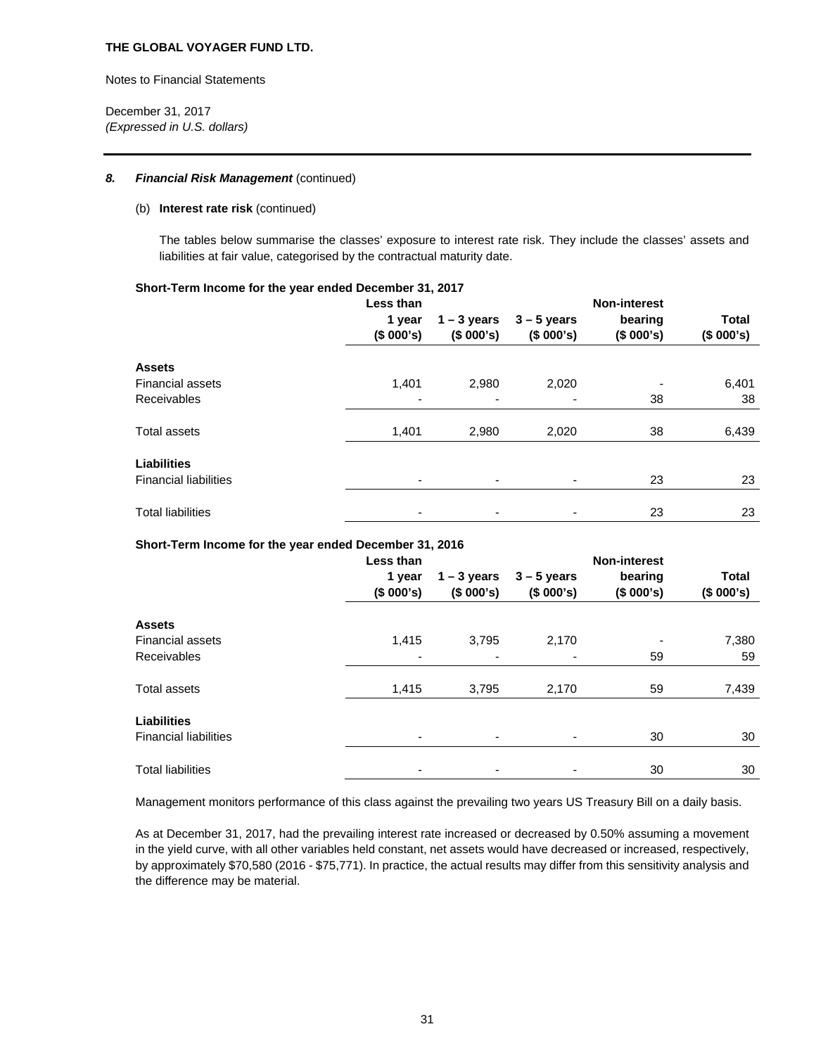**THE GLOBAL VOYAGER FUND LTD.**

Notes to Financial Statements

December 31, 2017
*(Expressed in U.S. dollars)*

### 8. *Financial Risk Management* (continued)

(b) **Interest rate risk** (continued)

The tables below summarise the classes' exposure to interest rate risk. They include the classes' assets and liabilities at fair value, categorised by the contractual maturity date.

**Short-Term Income for the year ended December 31, 2017**

| | Less than 1 year ($ 000's) | 1 – 3 years ($ 000's) | 3 – 5 years ($ 000's) | Non-interest bearing ($ 000's) | Total ($ 000's) |
|---|---|---|---|---|---|
| **Assets** | | | | | |
| Financial assets | 1,401 | 2,980 | 2,020 | - | 6,401 |
| Receivables | - | - | - | 38 | 38 |
| Total assets | 1,401 | 2,980 | 2,020 | 38 | 6,439 |
| **Liabilities** | | | | | |
| Financial liabilities | - | - | - | 23 | 23 |
| Total liabilities | - | - | - | 23 | 23 |

**Short-Term Income for the year ended December 31, 2016**

| | Less than 1 year ($ 000's) | 1 – 3 years ($ 000's) | 3 – 5 years ($ 000's) | Non-interest bearing ($ 000's) | Total ($ 000's) |
|---|---|---|---|---|---|
| **Assets** | | | | | |
| Financial assets | 1,415 | 3,795 | 2,170 | - | 7,380 |
| Receivables | - | - | - | 59 | 59 |
| Total assets | 1,415 | 3,795 | 2,170 | 59 | 7,439 |
| **Liabilities** | | | | | |
| Financial liabilities | - | - | - | 30 | 30 |
| Total liabilities | - | - | - | 30 | 30 |

Management monitors performance of this class against the prevailing two years US Treasury Bill on a daily basis.

As at December 31, 2017, had the prevailing interest rate increased or decreased by 0.50% assuming a movement in the yield curve, with all other variables held constant, net assets would have decreased or increased, respectively, by approximately $70,580 (2016 - $75,771). In practice, the actual results may differ from this sensitivity analysis and the difference may be material.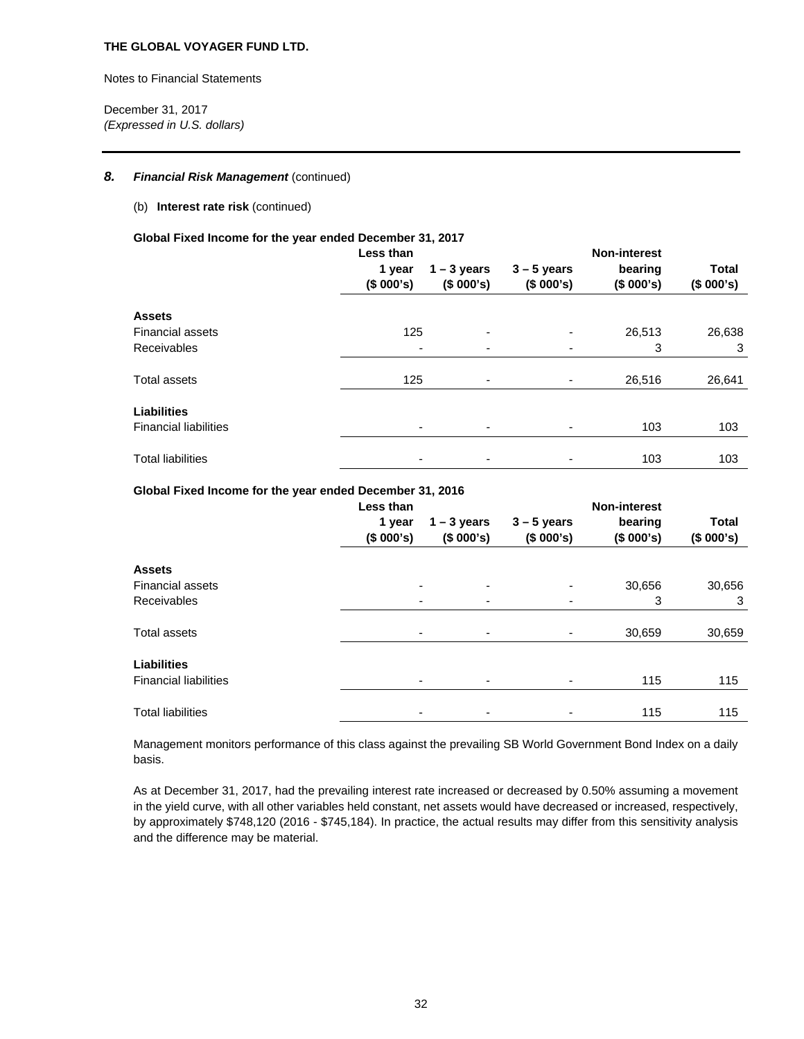**THE GLOBAL VOYAGER FUND LTD.**

Notes to Financial Statements

December 31, 2017
*(Expressed in U.S. dollars)*

## 8. ***Financial Risk Management*** (continued)

(b) **Interest rate risk** (continued)

**Global Fixed Income for the year ended December 31, 2017**

| | Less than 1 year ($ 000's) | 1 – 3 years ($ 000's) | 3 – 5 years ($ 000's) | Non-interest bearing ($ 000's) | Total ($ 000's) |
|---|---|---|---|---|---|
| **Assets** | | | | | |
| Financial assets | 125 | - | - | 26,513 | 26,638 |
| Receivables | - | - | - | 3 | 3 |
| Total assets | 125 | - | - | 26,516 | 26,641 |
| **Liabilities** | | | | | |
| Financial liabilities | - | - | - | 103 | 103 |
| Total liabilities | - | - | - | 103 | 103 |

**Global Fixed Income for the year ended December 31, 2016**

| | Less than 1 year ($ 000's) | 1 – 3 years ($ 000's) | 3 – 5 years ($ 000's) | Non-interest bearing ($ 000's) | Total ($ 000's) |
|---|---|---|---|---|---|
| **Assets** | | | | | |
| Financial assets | - | - | - | 30,656 | 30,656 |
| Receivables | - | - | - | 3 | 3 |
| Total assets | - | - | - | 30,659 | 30,659 |
| **Liabilities** | | | | | |
| Financial liabilities | - | - | - | 115 | 115 |
| Total liabilities | - | - | - | 115 | 115 |

Management monitors performance of this class against the prevailing SB World Government Bond Index on a daily basis.

As at December 31, 2017, had the prevailing interest rate increased or decreased by 0.50% assuming a movement in the yield curve, with all other variables held constant, net assets would have decreased or increased, respectively, by approximately $748,120 (2016 - $745,184). In practice, the actual results may differ from this sensitivity analysis and the difference may be material.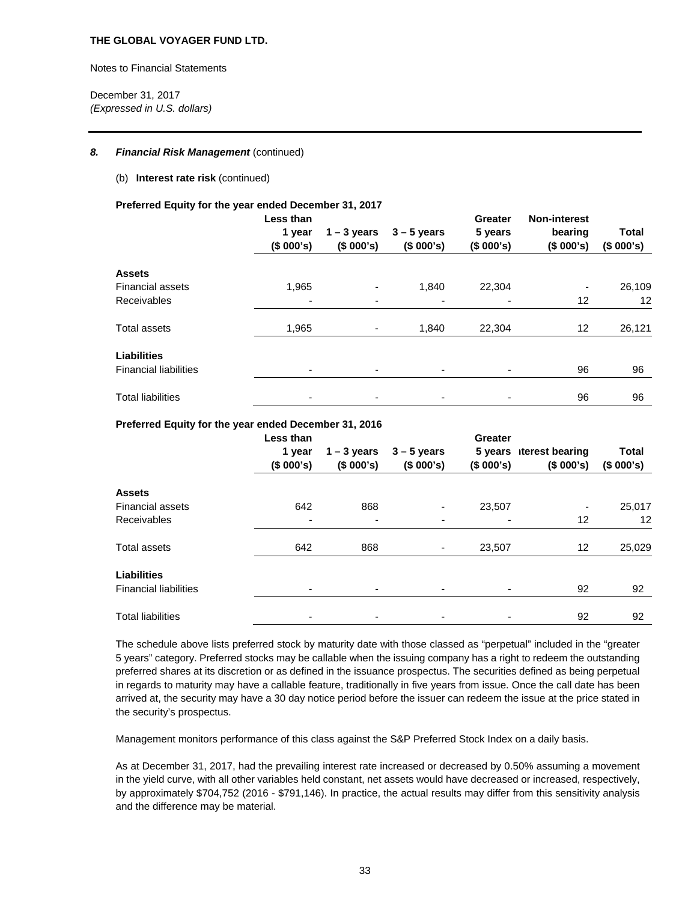THE GLOBAL VOYAGER FUND LTD.

Notes to Financial Statements

December 31, 2017
*(Expressed in U.S. dollars)*

### 8. *Financial Risk Management* (continued)

(b) **Interest rate risk** (continued)

**Preferred Equity for the year ended December 31, 2017**

| | Less than 1 year ($ 000's) | 1 – 3 years ($ 000's) | 3 – 5 years ($ 000's) | Greater 5 years ($ 000's) | Non-interest bearing ($ 000's) | Total ($ 000's) |
|---|---|---|---|---|---|---|
| **Assets** | | | | | | |
| Financial assets | 1,965 | - | 1,840 | 22,304 | - | 26,109 |
| Receivables | - | - | - | - | 12 | 12 |
| Total assets | 1,965 | - | 1,840 | 22,304 | 12 | 26,121 |
| **Liabilities** | | | | | | |
| Financial liabilities | - | - | - | - | 96 | 96 |
| Total liabilities | - | - | - | - | 96 | 96 |

**Preferred Equity for the year ended December 31, 2016**

| | Less than 1 year ($ 000's) | 1 – 3 years ($ 000's) | 3 – 5 years ($ 000's) | Greater 5 years ($ 000's) | ıterest bearing ($ 000's) | Total ($ 000's) |
|---|---|---|---|---|---|---|
| **Assets** | | | | | | |
| Financial assets | 642 | 868 | - | 23,507 | - | 25,017 |
| Receivables | - | - | - | - | 12 | 12 |
| Total assets | 642 | 868 | - | 23,507 | 12 | 25,029 |
| **Liabilities** | | | | | | |
| Financial liabilities | - | - | - | - | 92 | 92 |
| Total liabilities | - | - | - | - | 92 | 92 |

The schedule above lists preferred stock by maturity date with those classed as "perpetual" included in the "greater 5 years" category. Preferred stocks may be callable when the issuing company has a right to redeem the outstanding preferred shares at its discretion or as defined in the issuance prospectus. The securities defined as being perpetual in regards to maturity may have a callable feature, traditionally in five years from issue. Once the call date has been arrived at, the security may have a 30 day notice period before the issuer can redeem the issue at the price stated in the security's prospectus.

Management monitors performance of this class against the S&P Preferred Stock Index on a daily basis.

As at December 31, 2017, had the prevailing interest rate increased or decreased by 0.50% assuming a movement in the yield curve, with all other variables held constant, net assets would have decreased or increased, respectively, by approximately $704,752 (2016 - $791,146). In practice, the actual results may differ from this sensitivity analysis and the difference may be material.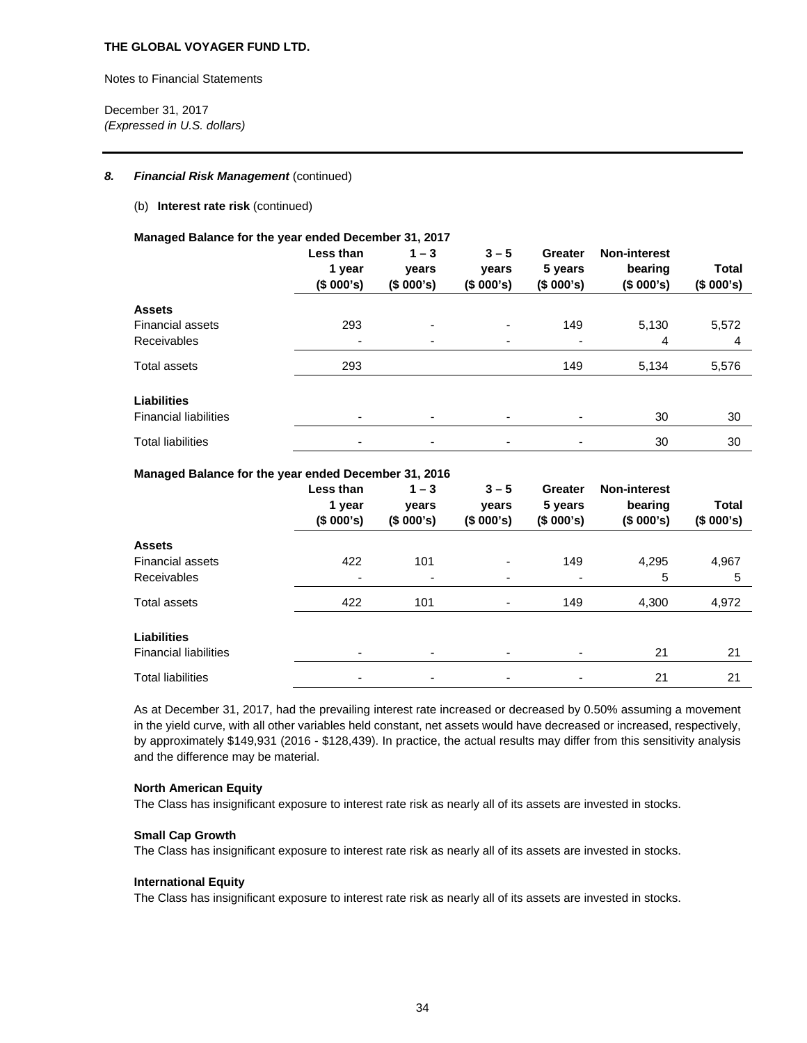**THE GLOBAL VOYAGER FUND LTD.**

Notes to Financial Statements

December 31, 2017
*(Expressed in U.S. dollars)*

---

***8. Financial Risk Management*** (continued)

(b) **Interest rate risk** (continued)

**Managed Balance for the year ended December 31, 2017**

| | Less than 1 year ($ 000's) | 1 – 3 years ($ 000's) | 3 – 5 years ($ 000's) | Greater 5 years ($ 000's) | Non-interest bearing ($ 000's) | Total ($ 000's) |
|---|---|---|---|---|---|---|
| **Assets** | | | | | | |
| Financial assets | 293 | - | - | 149 | 5,130 | 5,572 |
| Receivables | - | - | - | - | 4 | 4 |
| Total assets | 293 | | | 149 | 5,134 | 5,576 |
| **Liabilities** | | | | | | |
| Financial liabilities | - | - | - | - | 30 | 30 |
| Total liabilities | - | - | - | - | 30 | 30 |

**Managed Balance for the year ended December 31, 2016**

| | Less than 1 year ($ 000's) | 1 – 3 years ($ 000's) | 3 – 5 years ($ 000's) | Greater 5 years ($ 000's) | Non-interest bearing ($ 000's) | Total ($ 000's) |
|---|---|---|---|---|---|---|
| **Assets** | | | | | | |
| Financial assets | 422 | 101 | - | 149 | 4,295 | 4,967 |
| Receivables | - | - | - | - | 5 | 5 |
| Total assets | 422 | 101 | - | 149 | 4,300 | 4,972 |
| **Liabilities** | | | | | | |
| Financial liabilities | - | - | - | - | 21 | 21 |
| Total liabilities | - | - | - | - | 21 | 21 |

As at December 31, 2017, had the prevailing interest rate increased or decreased by 0.50% assuming a movement in the yield curve, with all other variables held constant, net assets would have decreased or increased, respectively, by approximately $149,931 (2016 - $128,439). In practice, the actual results may differ from this sensitivity analysis and the difference may be material.

**North American Equity**
The Class has insignificant exposure to interest rate risk as nearly all of its assets are invested in stocks.

**Small Cap Growth**
The Class has insignificant exposure to interest rate risk as nearly all of its assets are invested in stocks.

**International Equity**
The Class has insignificant exposure to interest rate risk as nearly all of its assets are invested in stocks.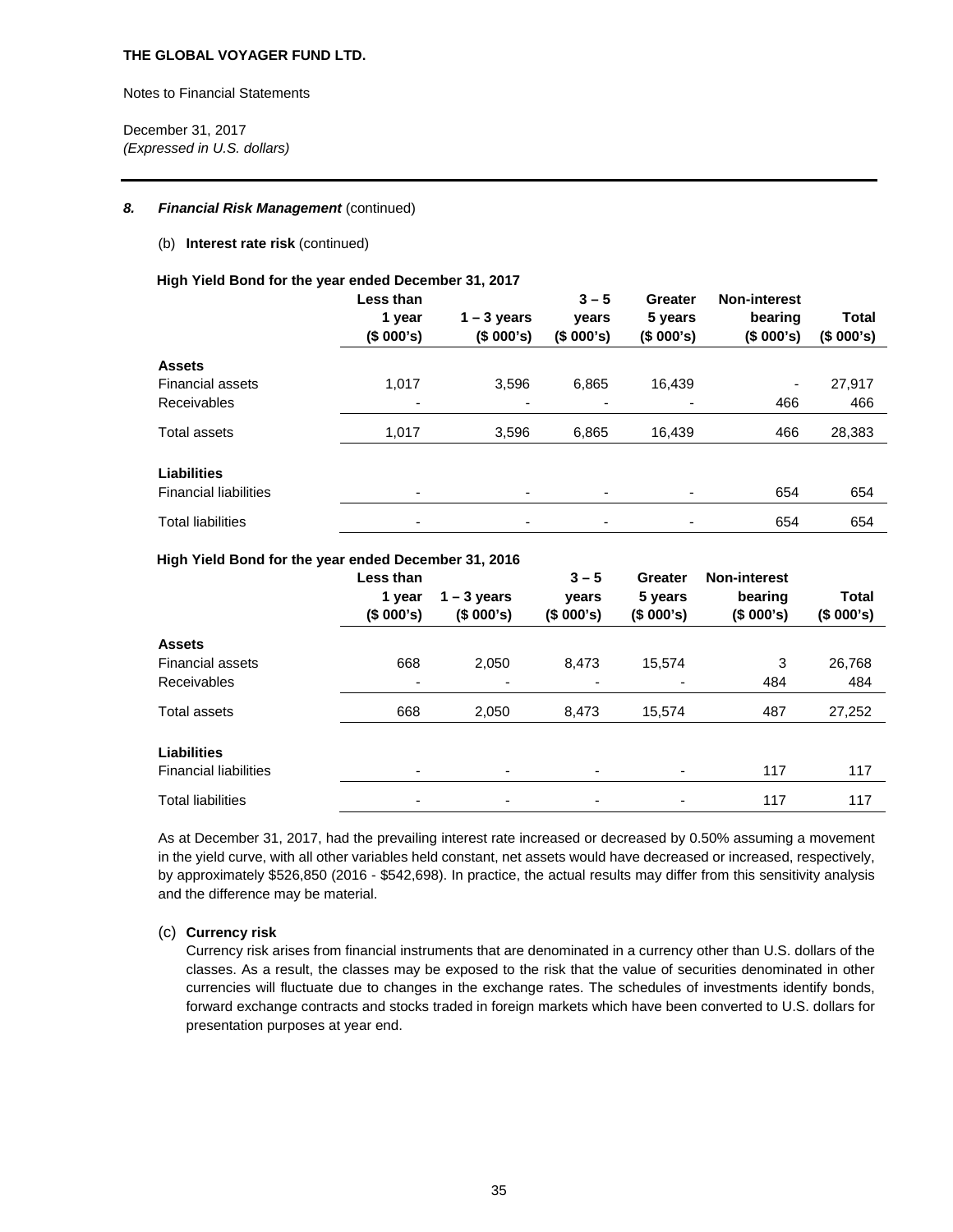**THE GLOBAL VOYAGER FUND LTD.**

Notes to Financial Statements

December 31, 2017
*(Expressed in U.S. dollars)*

### *8. Financial Risk Management* (continued)

(b) **Interest rate risk** (continued)

**High Yield Bond for the year ended December 31, 2017**

| | Less than 1 year ($ 000's) | 1 – 3 years ($ 000's) | 3 – 5 years ($ 000's) | Greater 5 years ($ 000's) | Non-interest bearing ($ 000's) | Total ($ 000's) |
|---|---|---|---|---|---|---|
| **Assets** | | | | | | |
| Financial assets | 1,017 | 3,596 | 6,865 | 16,439 | - | 27,917 |
| Receivables | - | - | - | - | 466 | 466 |
| Total assets | 1,017 | 3,596 | 6,865 | 16,439 | 466 | 28,383 |
| **Liabilities** | | | | | | |
| Financial liabilities | - | - | - | - | 654 | 654 |
| Total liabilities | - | - | - | - | 654 | 654 |

**High Yield Bond for the year ended December 31, 2016**

| | Less than 1 year ($ 000's) | 1 – 3 years ($ 000's) | 3 – 5 years ($ 000's) | Greater 5 years ($ 000's) | Non-interest bearing ($ 000's) | Total ($ 000's) |
|---|---|---|---|---|---|---|
| **Assets** | | | | | | |
| Financial assets | 668 | 2,050 | 8,473 | 15,574 | 3 | 26,768 |
| Receivables | - | - | - | - | 484 | 484 |
| Total assets | 668 | 2,050 | 8,473 | 15,574 | 487 | 27,252 |
| **Liabilities** | | | | | | |
| Financial liabilities | - | - | - | - | 117 | 117 |
| Total liabilities | - | - | - | - | 117 | 117 |

As at December 31, 2017, had the prevailing interest rate increased or decreased by 0.50% assuming a movement in the yield curve, with all other variables held constant, net assets would have decreased or increased, respectively, by approximately $526,850 (2016 - $542,698). In practice, the actual results may differ from this sensitivity analysis and the difference may be material.

(c) **Currency risk**

Currency risk arises from financial instruments that are denominated in a currency other than U.S. dollars of the classes. As a result, the classes may be exposed to the risk that the value of securities denominated in other currencies will fluctuate due to changes in the exchange rates. The schedules of investments identify bonds, forward exchange contracts and stocks traded in foreign markets which have been converted to U.S. dollars for presentation purposes at year end.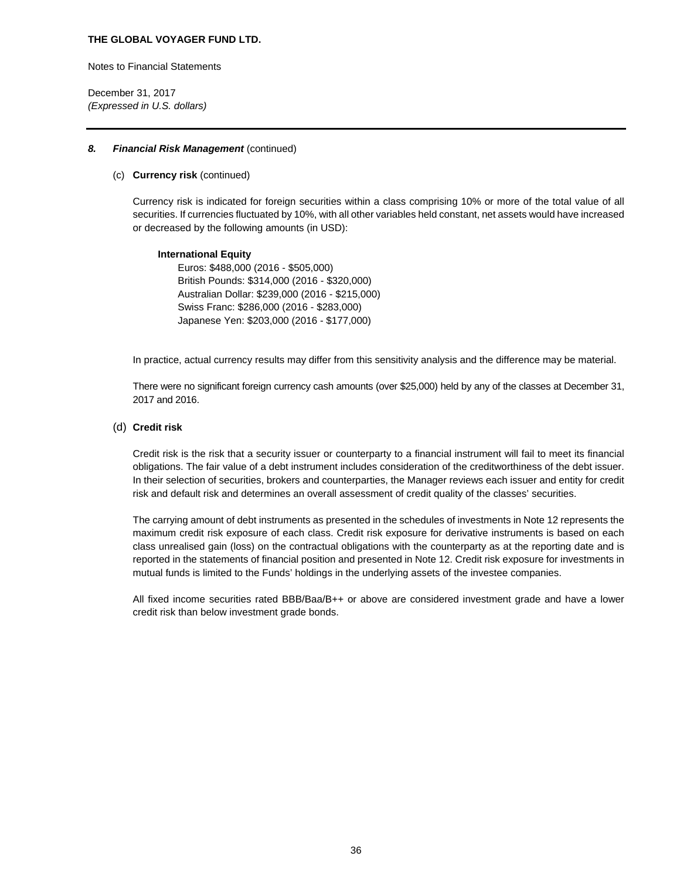### 8. *Financial Risk Management* (continued)

(c) **Currency risk** (continued)

Currency risk is indicated for foreign securities within a class comprising 10% or more of the total value of all securities. If currencies fluctuated by 10%, with all other variables held constant, net assets would have increased or decreased by the following amounts (in USD):

**International Equity**

Euros: $488,000 (2016 - $505,000)
British Pounds: $314,000 (2016 - $320,000)
Australian Dollar: $239,000 (2016 - $215,000)
Swiss Franc: $286,000 (2016 - $283,000)
Japanese Yen: $203,000 (2016 - $177,000)

In practice, actual currency results may differ from this sensitivity analysis and the difference may be material.

There were no significant foreign currency cash amounts (over $25,000) held by any of the classes at December 31, 2017 and 2016.

(d) **Credit risk**

Credit risk is the risk that a security issuer or counterparty to a financial instrument will fail to meet its financial obligations. The fair value of a debt instrument includes consideration of the creditworthiness of the debt issuer. In their selection of securities, brokers and counterparties, the Manager reviews each issuer and entity for credit risk and default risk and determines an overall assessment of credit quality of the classes' securities.

The carrying amount of debt instruments as presented in the schedules of investments in Note 12 represents the maximum credit risk exposure of each class. Credit risk exposure for derivative instruments is based on each class unrealised gain (loss) on the contractual obligations with the counterparty as at the reporting date and is reported in the statements of financial position and presented in Note 12. Credit risk exposure for investments in mutual funds is limited to the Funds' holdings in the underlying assets of the investee companies.

All fixed income securities rated BBB/Baa/B++ or above are considered investment grade and have a lower credit risk than below investment grade bonds.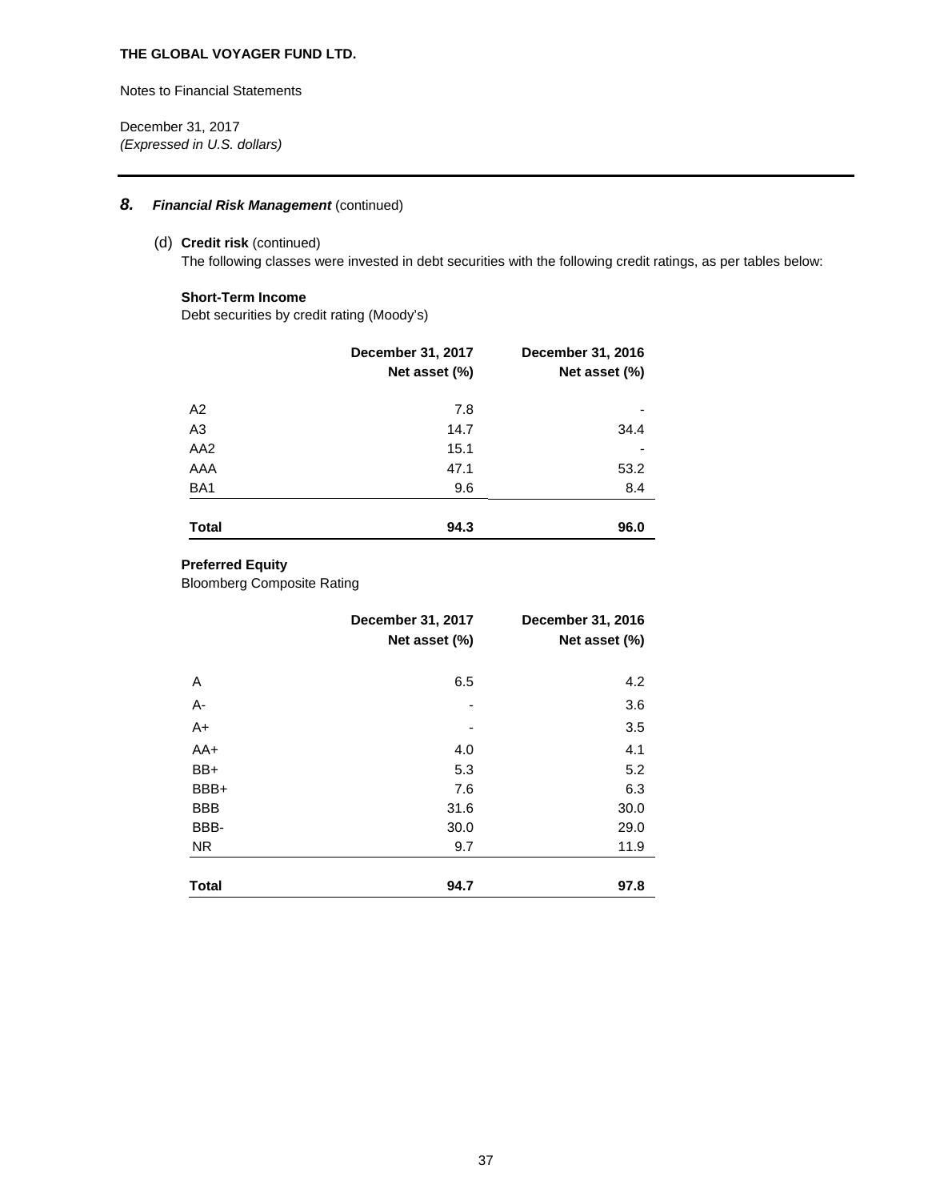**THE GLOBAL VOYAGER FUND LTD.**

Notes to Financial Statements

December 31, 2017
*(Expressed in U.S. dollars)*

## 8. *Financial Risk Management* (continued)

(d) **Credit risk** (continued)

The following classes were invested in debt securities with the following credit ratings, as per tables below:

**Short-Term Income**

Debt securities by credit rating (Moody's)

| | December 31, 2017 Net asset (%) | December 31, 2016 Net asset (%) |
|---|---|---|
| A2 | 7.8 | - |
| A3 | 14.7 | 34.4 |
| AA2 | 15.1 | - |
| AAA | 47.1 | 53.2 |
| BA1 | 9.6 | 8.4 |
| **Total** | **94.3** | **96.0** |

**Preferred Equity**

Bloomberg Composite Rating

| | December 31, 2017 Net asset (%) | December 31, 2016 Net asset (%) |
|---|---|---|
| A | 6.5 | 4.2 |
| A- | - | 3.6 |
| A+ | - | 3.5 |
| AA+ | 4.0 | 4.1 |
| BB+ | 5.3 | 5.2 |
| BBB+ | 7.6 | 6.3 |
| BBB | 31.6 | 30.0 |
| BBB- | 30.0 | 29.0 |
| NR | 9.7 | 11.9 |
| **Total** | **94.7** | **97.8** |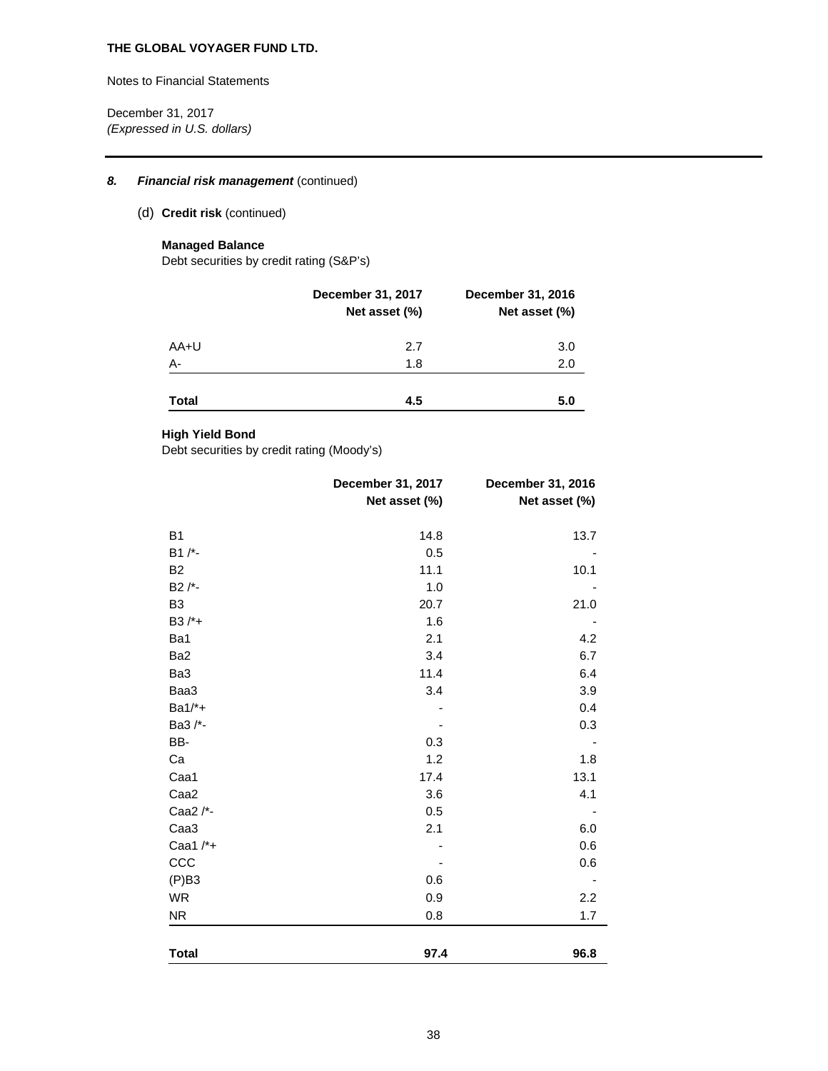**THE GLOBAL VOYAGER FUND LTD.**

Notes to Financial Statements

December 31, 2017
*(Expressed in U.S. dollars)*

### 8. *Financial risk management* (continued)

#### (d) **Credit risk** (continued)

**Managed Balance**
Debt securities by credit rating (S&P's)

| | December 31, 2017 Net asset (%) | December 31, 2016 Net asset (%) |
|---|---|---|
| AA+U | 2.7 | 3.0 |
| A- | 1.8 | 2.0 |
| **Total** | **4.5** | **5.0** |

**High Yield Bond**
Debt securities by credit rating (Moody's)

| | December 31, 2017 Net asset (%) | December 31, 2016 Net asset (%) |
|---|---|---|
| B1 | 14.8 | 13.7 |
| B1 /*- | 0.5 | - |
| B2 | 11.1 | 10.1 |
| B2 /*- | 1.0 | - |
| B3 | 20.7 | 21.0 |
| B3 /*+ | 1.6 | - |
| Ba1 | 2.1 | 4.2 |
| Ba2 | 3.4 | 6.7 |
| Ba3 | 11.4 | 6.4 |
| Baa3 | 3.4 | 3.9 |
| Ba1/*+ | - | 0.4 |
| Ba3 /*- | - | 0.3 |
| BB- | 0.3 | - |
| Ca | 1.2 | 1.8 |
| Caa1 | 17.4 | 13.1 |
| Caa2 | 3.6 | 4.1 |
| Caa2 /*- | 0.5 | - |
| Caa3 | 2.1 | 6.0 |
| Caa1 /*+ | - | 0.6 |
| CCC | - | 0.6 |
| (P)B3 | 0.6 | - |
| WR | 0.9 | 2.2 |
| NR | 0.8 | 1.7 |
| **Total** | **97.4** | **96.8** |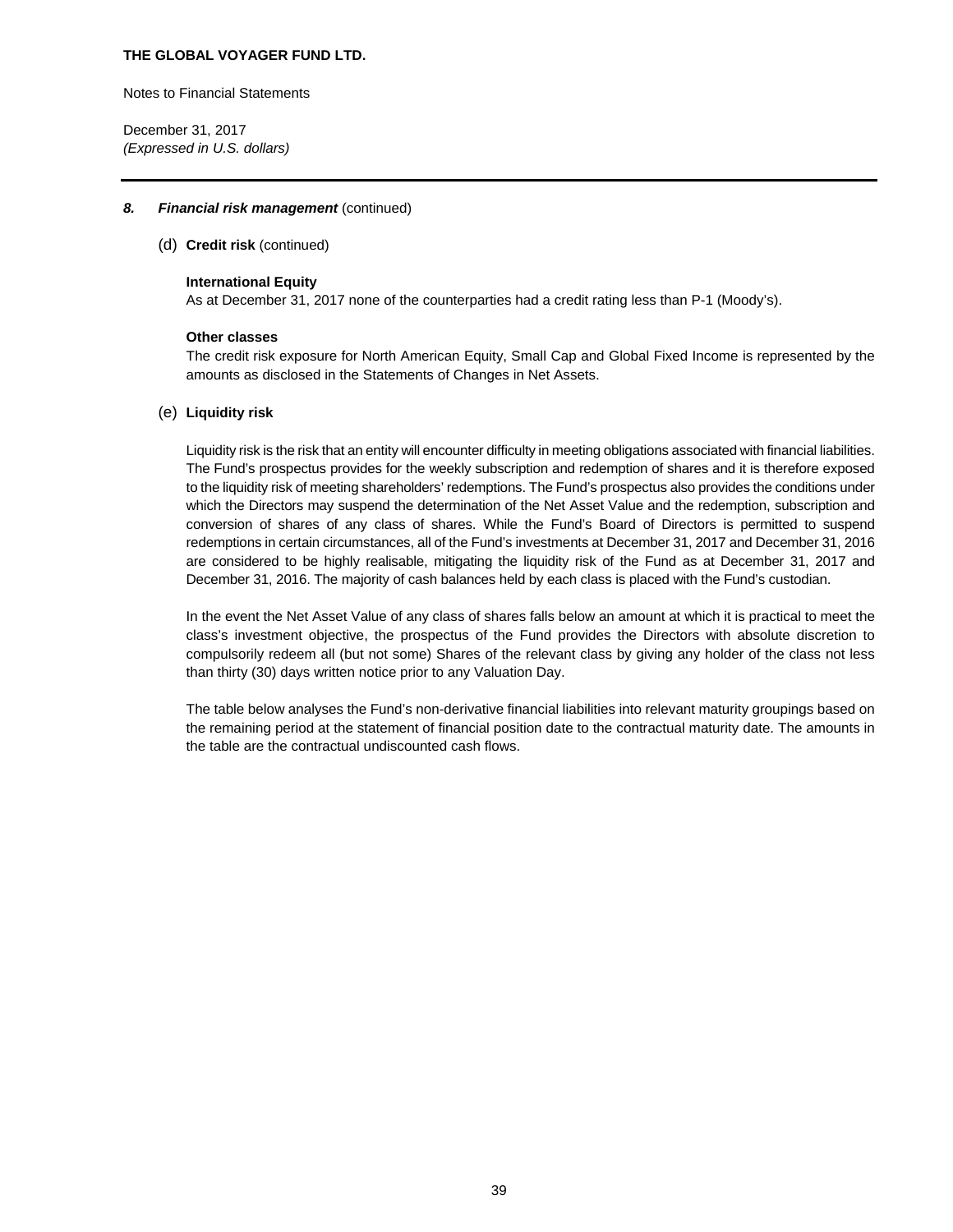### 8. ***Financial risk management*** (continued)

(d) **Credit risk** (continued)

**International Equity**

As at December 31, 2017 none of the counterparties had a credit rating less than P-1 (Moody's).

**Other classes**

The credit risk exposure for North American Equity, Small Cap and Global Fixed Income is represented by the amounts as disclosed in the Statements of Changes in Net Assets.

(e) **Liquidity risk**

Liquidity risk is the risk that an entity will encounter difficulty in meeting obligations associated with financial liabilities. The Fund's prospectus provides for the weekly subscription and redemption of shares and it is therefore exposed to the liquidity risk of meeting shareholders' redemptions. The Fund's prospectus also provides the conditions under which the Directors may suspend the determination of the Net Asset Value and the redemption, subscription and conversion of shares of any class of shares. While the Fund's Board of Directors is permitted to suspend redemptions in certain circumstances, all of the Fund's investments at December 31, 2017 and December 31, 2016 are considered to be highly realisable, mitigating the liquidity risk of the Fund as at December 31, 2017 and December 31, 2016. The majority of cash balances held by each class is placed with the Fund's custodian.

In the event the Net Asset Value of any class of shares falls below an amount at which it is practical to meet the class's investment objective, the prospectus of the Fund provides the Directors with absolute discretion to compulsorily redeem all (but not some) Shares of the relevant class by giving any holder of the class not less than thirty (30) days written notice prior to any Valuation Day.

The table below analyses the Fund's non-derivative financial liabilities into relevant maturity groupings based on the remaining period at the statement of financial position date to the contractual maturity date. The amounts in the table are the contractual undiscounted cash flows.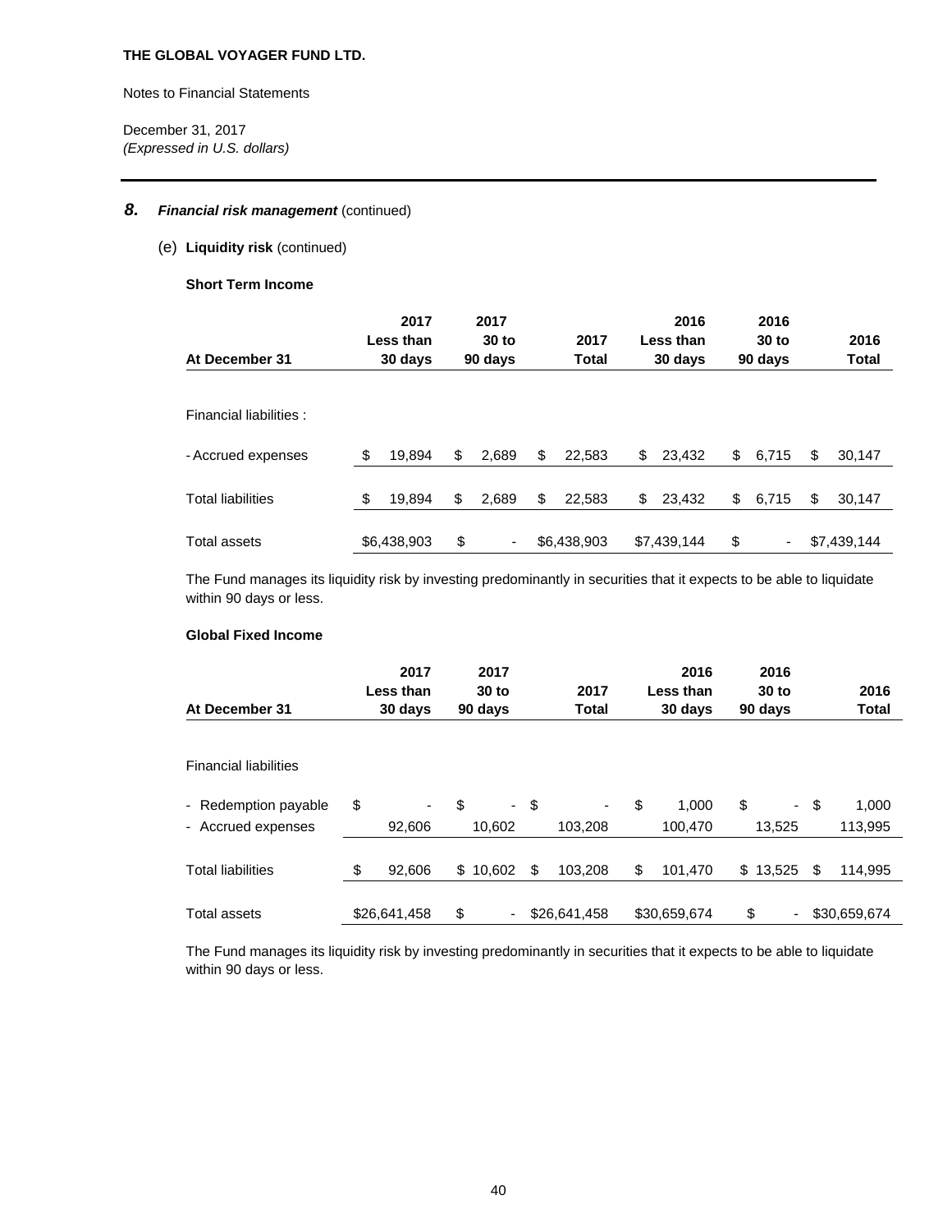### 8. *Financial risk management* (continued)

(e) **Liquidity risk** (continued)

**Short Term Income**

| At December 31 | 2017 Less than 30 days | 2017 30 to 90 days | 2017 Total | 2016 Less than 30 days | 2016 30 to 90 days | 2016 Total |
|---|---|---|---|---|---|---|
| Financial liabilities : | | | | | | |
| - Accrued expenses | $ 19,894 | $ 2,689 | $ 22,583 | $ 23,432 | $ 6,715 | $ 30,147 |
| Total liabilities | $ 19,894 | $ 2,689 | $ 22,583 | $ 23,432 | $ 6,715 | $ 30,147 |
| Total assets | $6,438,903 | $ - | $6,438,903 | $7,439,144 | $ - | $7,439,144 |

The Fund manages its liquidity risk by investing predominantly in securities that it expects to be able to liquidate within 90 days or less.

**Global Fixed Income**

| At December 31 | 2017 Less than 30 days | 2017 30 to 90 days | 2017 Total | 2016 Less than 30 days | 2016 30 to 90 days | 2016 Total |
|---|---|---|---|---|---|---|
| Financial liabilities | | | | | | |
| - Redemption payable | $ - | $ - | $ - | $ 1,000 | $ - | $ 1,000 |
| - Accrued expenses | 92,606 | 10,602 | 103,208 | 100,470 | 13,525 | 113,995 |
| Total liabilities | $ 92,606 | $ 10,602 | $ 103,208 | $ 101,470 | $ 13,525 | $ 114,995 |
| Total assets | $26,641,458 | $ - | $26,641,458 | $30,659,674 | $ - | $30,659,674 |

The Fund manages its liquidity risk by investing predominantly in securities that it expects to be able to liquidate within 90 days or less.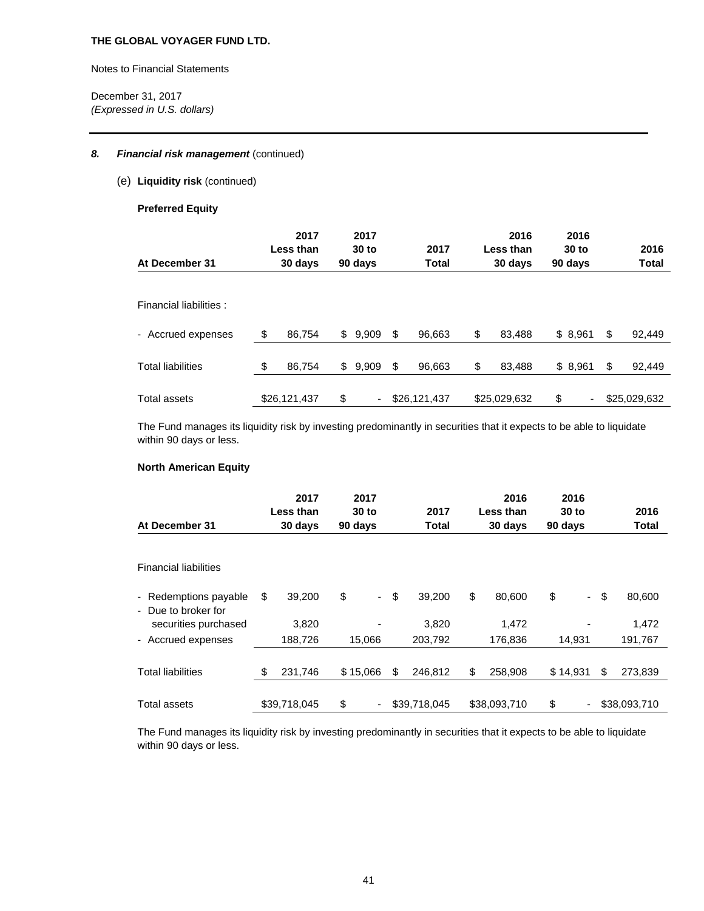**THE GLOBAL VOYAGER FUND LTD.**

Notes to Financial Statements

December 31, 2017
*(Expressed in U.S. dollars)*

### 8. *Financial risk management* (continued)

(e) **Liquidity risk** (continued)

**Preferred Equity**

| At December 31 | 2017 Less than 30 days | 2017 30 to 90 days | 2017 Total | 2016 Less than 30 days | 2016 30 to 90 days | 2016 Total |
|---|---|---|---|---|---|---|
| Financial liabilities : | | | | | | |
| - Accrued expenses | $ 86,754 | $ 9,909 | $ 96,663 | $ 83,488 | $ 8,961 | $ 92,449 |
| Total liabilities | $ 86,754 | $ 9,909 | $ 96,663 | $ 83,488 | $ 8,961 | $ 92,449 |
| Total assets | $26,121,437 | $ - | $26,121,437 | $25,029,632 | $ - | $25,029,632 |

The Fund manages its liquidity risk by investing predominantly in securities that it expects to be able to liquidate within 90 days or less.

**North American Equity**

| At December 31 | 2017 Less than 30 days | 2017 30 to 90 days | 2017 Total | 2016 Less than 30 days | 2016 30 to 90 days | 2016 Total |
|---|---|---|---|---|---|---|
| Financial liabilities | | | | | | |
| - Redemptions payable | $ 39,200 | $ - | $ 39,200 | $ 80,600 | $ - | $ 80,600 |
| - Due to broker for securities purchased | 3,820 | - | 3,820 | 1,472 | - | 1,472 |
| - Accrued expenses | 188,726 | 15,066 | 203,792 | 176,836 | 14,931 | 191,767 |
| Total liabilities | $ 231,746 | $ 15,066 | $ 246,812 | $ 258,908 | $ 14,931 | $ 273,839 |
| Total assets | $39,718,045 | $ - | $39,718,045 | $38,093,710 | $ - | $38,093,710 |

The Fund manages its liquidity risk by investing predominantly in securities that it expects to be able to liquidate within 90 days or less.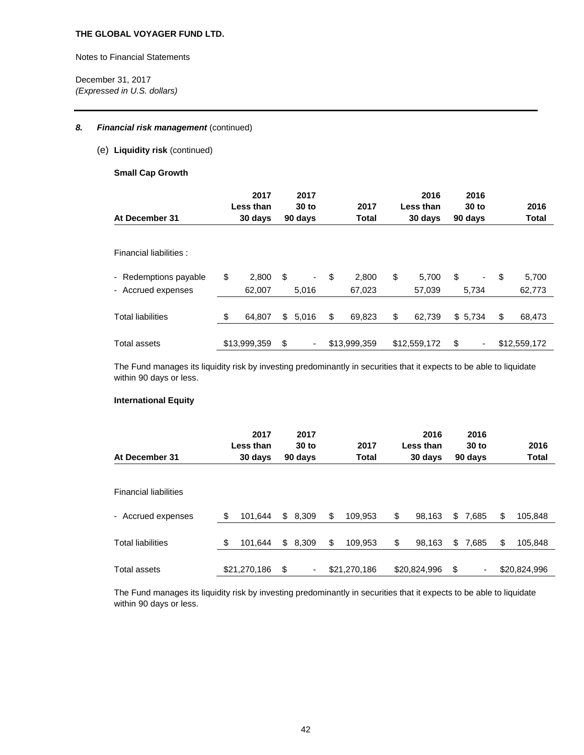THE GLOBAL VOYAGER FUND LTD.

Notes to Financial Statements

December 31, 2017
*(Expressed in U.S. dollars)*

### 8. *Financial risk management* (continued)

(e) **Liquidity risk** (continued)

**Small Cap Growth**

| At December 31 | 2017 Less than 30 days | 2017 30 to 90 days | 2017 Total | 2016 Less than 30 days | 2016 30 to 90 days | 2016 Total |
|---|---|---|---|---|---|---|
| Financial liabilities : | | | | | | |
| - Redemptions payable | $ 2,800 | $ - | $ 2,800 | $ 5,700 | $ - | $ 5,700 |
| - Accrued expenses | 62,007 | 5,016 | 67,023 | 57,039 | 5,734 | 62,773 |
| Total liabilities | $ 64,807 | $ 5,016 | $ 69,823 | $ 62,739 | $ 5,734 | $ 68,473 |
| Total assets | $13,999,359 | $ - | $13,999,359 | $12,559,172 | $ - | $12,559,172 |

The Fund manages its liquidity risk by investing predominantly in securities that it expects to be able to liquidate within 90 days or less.

**International Equity**

| At December 31 | 2017 Less than 30 days | 2017 30 to 90 days | 2017 Total | 2016 Less than 30 days | 2016 30 to 90 days | 2016 Total |
|---|---|---|---|---|---|---|
| Financial liabilities | | | | | | |
| - Accrued expenses | $ 101,644 | $ 8,309 | $ 109,953 | $ 98,163 | $ 7,685 | $ 105,848 |
| Total liabilities | $ 101,644 | $ 8,309 | $ 109,953 | $ 98,163 | $ 7,685 | $ 105,848 |
| Total assets | $21,270,186 | $ - | $21,270,186 | $20,824,996 | $ - | $20,824,996 |

The Fund manages its liquidity risk by investing predominantly in securities that it expects to be able to liquidate within 90 days or less.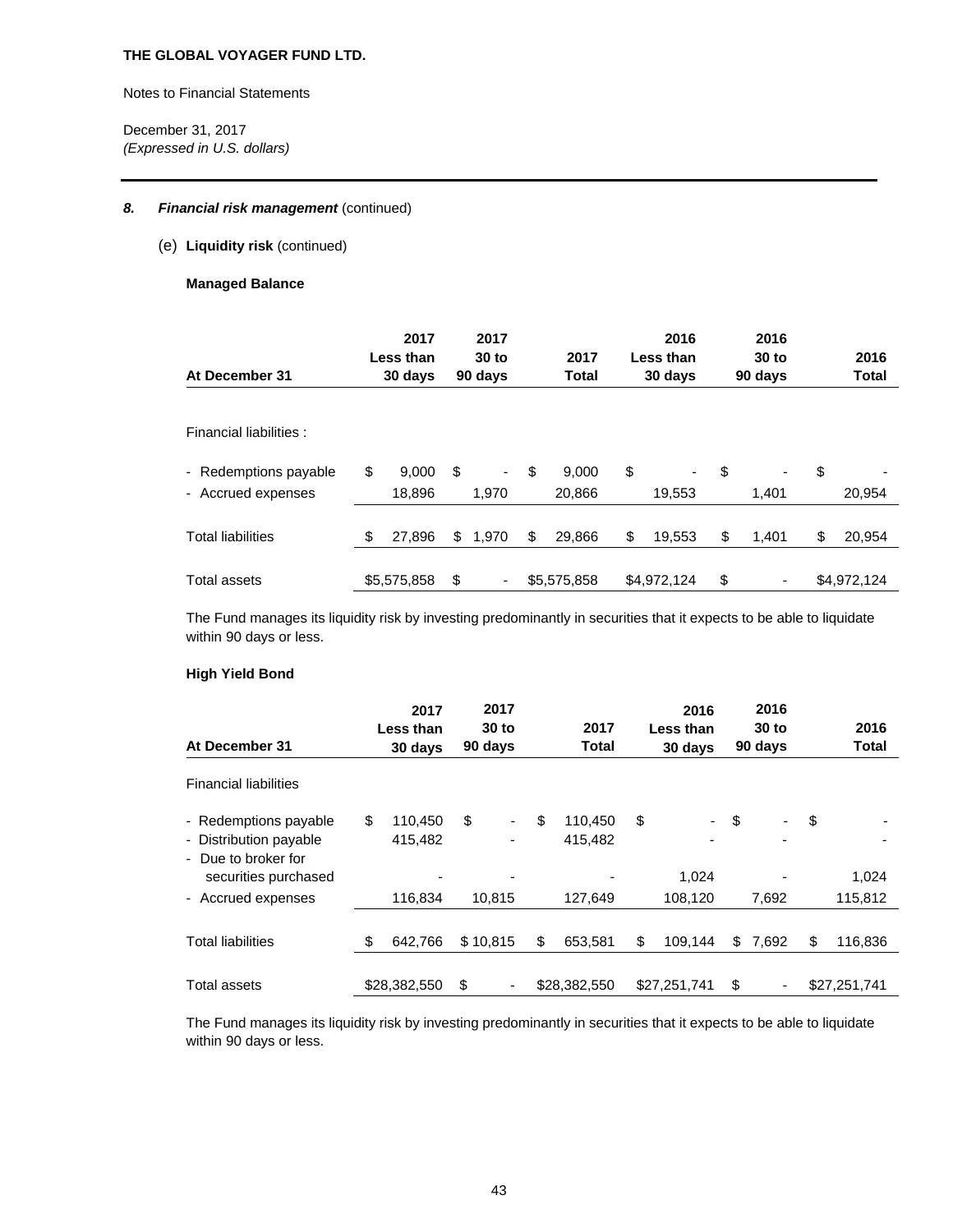**THE GLOBAL VOYAGER FUND LTD.**

Notes to Financial Statements

December 31, 2017
*(Expressed in U.S. dollars)*

### 8. *Financial risk management* (continued)

(e) **Liquidity risk** (continued)

**Managed Balance**

| At December 31 | 2017 Less than 30 days | 2017 30 to 90 days | 2017 Total | 2016 Less than 30 days | 2016 30 to 90 days | 2016 Total |
|---|---|---|---|---|---|---|
| Financial liabilities : | | | | | | |
| - Redemptions payable | $ 9,000 | $ - | $ 9,000 | $ - | $ - | $ - |
| - Accrued expenses | 18,896 | 1,970 | 20,866 | 19,553 | 1,401 | 20,954 |
| Total liabilities | $ 27,896 | $ 1,970 | $ 29,866 | $ 19,553 | $ 1,401 | $ 20,954 |
| Total assets | $5,575,858 | $ - | $5,575,858 | $4,972,124 | $ - | $4,972,124 |

The Fund manages its liquidity risk by investing predominantly in securities that it expects to be able to liquidate within 90 days or less.

**High Yield Bond**

| At December 31 | 2017 Less than 30 days | 2017 30 to 90 days | 2017 Total | 2016 Less than 30 days | 2016 30 to 90 days | 2016 Total |
|---|---|---|---|---|---|---|
| Financial liabilities | | | | | | |
| - Redemptions payable | $ 110,450 | $ - | $ 110,450 | $ - | $ - | $ - |
| - Distribution payable | 415,482 | - | 415,482 | - | - | - |
| - Due to broker for securities purchased | - | - | - | 1,024 | - | 1,024 |
| - Accrued expenses | 116,834 | 10,815 | 127,649 | 108,120 | 7,692 | 115,812 |
| Total liabilities | $ 642,766 | $ 10,815 | $ 653,581 | $ 109,144 | $ 7,692 | $ 116,836 |
| Total assets | $28,382,550 | $ - | $28,382,550 | $27,251,741 | $ - | $27,251,741 |

The Fund manages its liquidity risk by investing predominantly in securities that it expects to be able to liquidate within 90 days or less.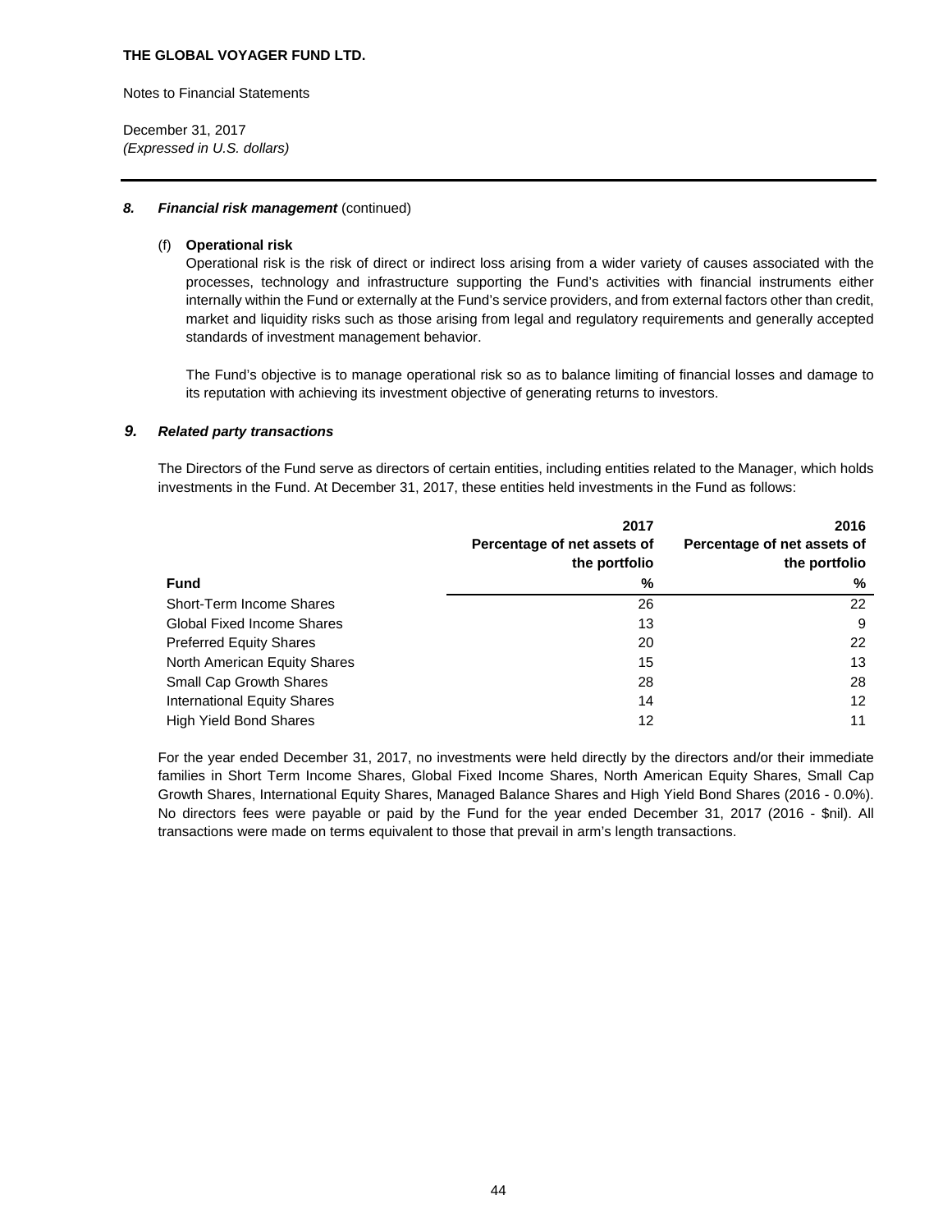### 8. *Financial risk management* (continued)

(f) **Operational risk**

Operational risk is the risk of direct or indirect loss arising from a wider variety of causes associated with the processes, technology and infrastructure supporting the Fund's activities with financial instruments either internally within the Fund or externally at the Fund's service providers, and from external factors other than credit, market and liquidity risks such as those arising from legal and regulatory requirements and generally accepted standards of investment management behavior.

The Fund's objective is to manage operational risk so as to balance limiting of financial losses and damage to its reputation with achieving its investment objective of generating returns to investors.

### 9. *Related party transactions*

The Directors of the Fund serve as directors of certain entities, including entities related to the Manager, which holds investments in the Fund. At December 31, 2017, these entities held investments in the Fund as follows:

| Fund | 2017 Percentage of net assets of the portfolio % | 2016 Percentage of net assets of the portfolio % |
|---|---|---|
| Short-Term Income Shares | 26 | 22 |
| Global Fixed Income Shares | 13 | 9 |
| Preferred Equity Shares | 20 | 22 |
| North American Equity Shares | 15 | 13 |
| Small Cap Growth Shares | 28 | 28 |
| International Equity Shares | 14 | 12 |
| High Yield Bond Shares | 12 | 11 |

For the year ended December 31, 2017, no investments were held directly by the directors and/or their immediate families in Short Term Income Shares, Global Fixed Income Shares, North American Equity Shares, Small Cap Growth Shares, International Equity Shares, Managed Balance Shares and High Yield Bond Shares (2016 - 0.0%). No directors fees were payable or paid by the Fund for the year ended December 31, 2017 (2016 - $nil). All transactions were made on terms equivalent to those that prevail in arm's length transactions.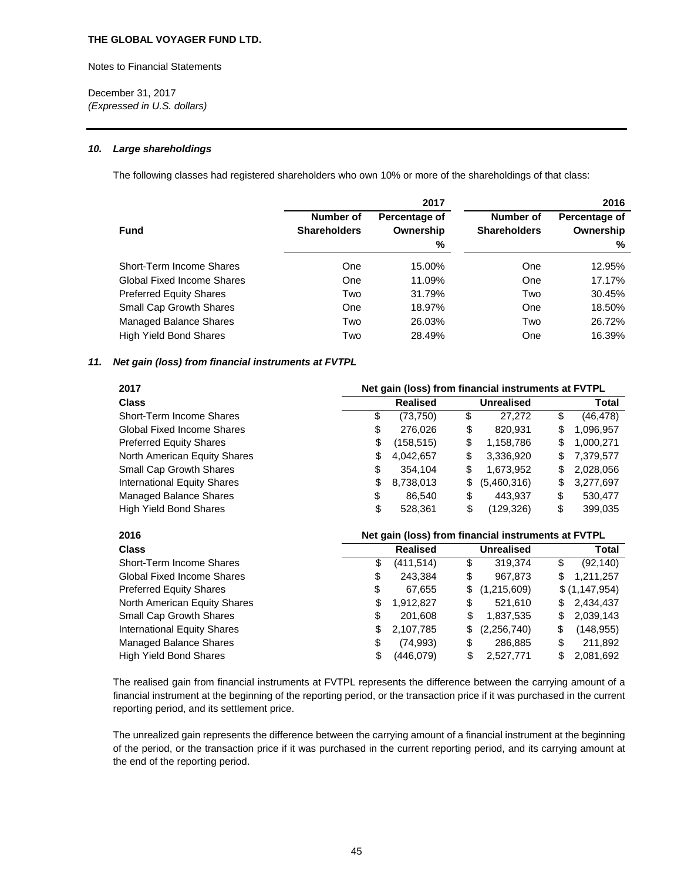**THE GLOBAL VOYAGER FUND LTD.**

Notes to Financial Statements

December 31, 2017
*(Expressed in U.S. dollars)*

### *10. Large shareholdings*

The following classes had registered shareholders who own 10% or more of the shareholdings of that class:

| Fund | 2017 Number of Shareholders | 2017 Percentage of Ownership % | 2016 Number of Shareholders | 2016 Percentage of Ownership % |
|---|---|---|---|---|
| Short-Term Income Shares | One | 15.00% | One | 12.95% |
| Global Fixed Income Shares | One | 11.09% | One | 17.17% |
| Preferred Equity Shares | Two | 31.79% | Two | 30.45% |
| Small Cap Growth Shares | One | 18.97% | One | 18.50% |
| Managed Balance Shares | Two | 26.03% | Two | 26.72% |
| High Yield Bond Shares | Two | 28.49% | One | 16.39% |

### *11. Net gain (loss) from financial instruments at FVTPL*

| 2017 | Net gain (loss) from financial instruments at FVTPL | | |
|---|---|---|---|
| **Class** | **Realised** | **Unrealised** | **Total** |
| Short-Term Income Shares | $ (73,750) | $ 27,272 | $ (46,478) |
| Global Fixed Income Shares | $ 276,026 | $ 820,931 | $ 1,096,957 |
| Preferred Equity Shares | $ (158,515) | $ 1,158,786 | $ 1,000,271 |
| North American Equity Shares | $ 4,042,657 | $ 3,336,920 | $ 7,379,577 |
| Small Cap Growth Shares | $ 354,104 | $ 1,673,952 | $ 2,028,056 |
| International Equity Shares | $ 8,738,013 | $ (5,460,316) | $ 3,277,697 |
| Managed Balance Shares | $ 86,540 | $ 443,937 | $ 530,477 |
| High Yield Bond Shares | $ 528,361 | $ (129,326) | $ 399,035 |

| 2016 | Net gain (loss) from financial instruments at FVTPL | | |
|---|---|---|---|
| **Class** | **Realised** | **Unrealised** | **Total** |
| Short-Term Income Shares | $ (411,514) | $ 319,374 | $ (92,140) |
| Global Fixed Income Shares | $ 243,384 | $ 967,873 | $ 1,211,257 |
| Preferred Equity Shares | $ 67,655 | $ (1,215,609) | $ (1,147,954) |
| North American Equity Shares | $ 1,912,827 | $ 521,610 | $ 2,434,437 |
| Small Cap Growth Shares | $ 201,608 | $ 1,837,535 | $ 2,039,143 |
| International Equity Shares | $ 2,107,785 | $ (2,256,740) | $ (148,955) |
| Managed Balance Shares | $ (74,993) | $ 286,885 | $ 211,892 |
| High Yield Bond Shares | $ (446,079) | $ 2,527,771 | $ 2,081,692 |

The realised gain from financial instruments at FVTPL represents the difference between the carrying amount of a financial instrument at the beginning of the reporting period, or the transaction price if it was purchased in the current reporting period, and its settlement price.

The unrealized gain represents the difference between the carrying amount of a financial instrument at the beginning of the period, or the transaction price if it was purchased in the current reporting period, and its carrying amount at the end of the reporting period.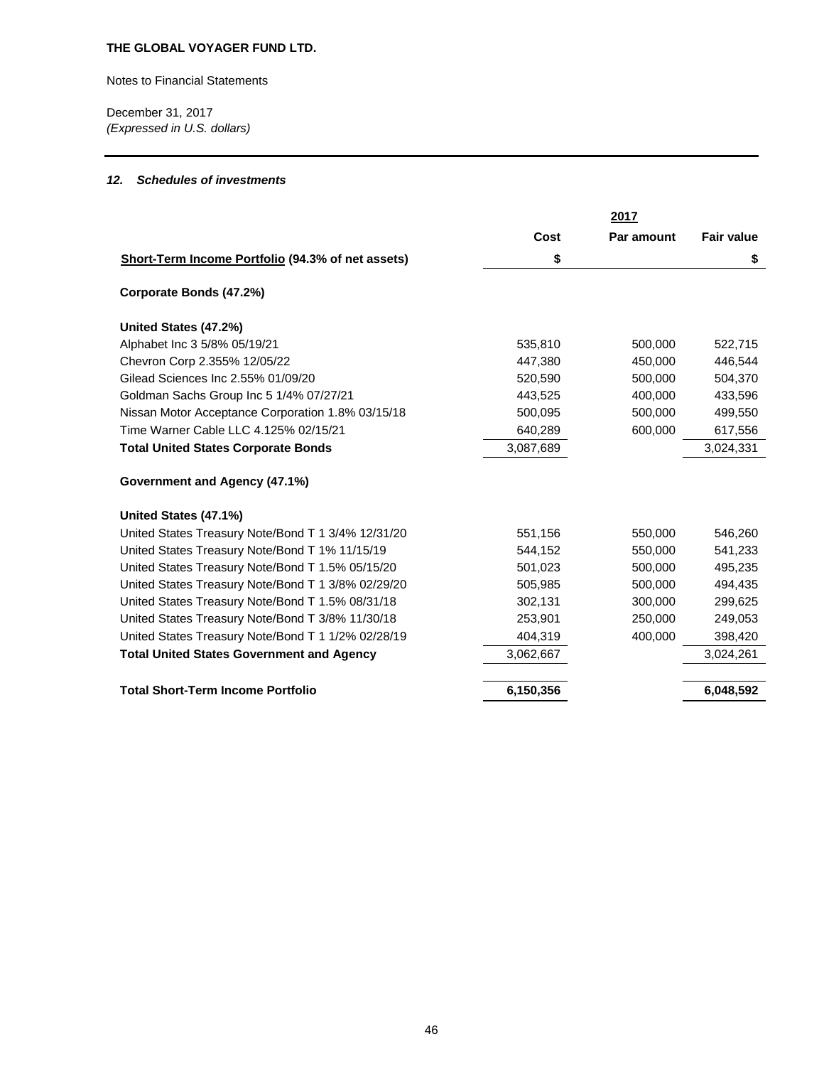**THE GLOBAL VOYAGER FUND LTD.**

Notes to Financial Statements

December 31, 2017
*(Expressed in U.S. dollars)*

### *12. Schedules of investments*

| | | 2017 | |
|---|---|---|---|
| | **Cost** | **Par amount** | **Fair value** |
| **Short-Term Income Portfolio (94.3% of net assets)** | **$** | | **$** |
| **Corporate Bonds (47.2%)** | | | |
| **United States (47.2%)** | | | |
| Alphabet Inc 3 5/8% 05/19/21 | 535,810 | 500,000 | 522,715 |
| Chevron Corp 2.355% 12/05/22 | 447,380 | 450,000 | 446,544 |
| Gilead Sciences Inc 2.55% 01/09/20 | 520,590 | 500,000 | 504,370 |
| Goldman Sachs Group Inc 5 1/4% 07/27/21 | 443,525 | 400,000 | 433,596 |
| Nissan Motor Acceptance Corporation 1.8% 03/15/18 | 500,095 | 500,000 | 499,550 |
| Time Warner Cable LLC 4.125% 02/15/21 | 640,289 | 600,000 | 617,556 |
| **Total United States Corporate Bonds** | 3,087,689 | | 3,024,331 |
| **Government and Agency (47.1%)** | | | |
| **United States (47.1%)** | | | |
| United States Treasury Note/Bond T 1 3/4% 12/31/20 | 551,156 | 550,000 | 546,260 |
| United States Treasury Note/Bond T 1% 11/15/19 | 544,152 | 550,000 | 541,233 |
| United States Treasury Note/Bond T 1.5% 05/15/20 | 501,023 | 500,000 | 495,235 |
| United States Treasury Note/Bond T 1 3/8% 02/29/20 | 505,985 | 500,000 | 494,435 |
| United States Treasury Note/Bond T 1.5% 08/31/18 | 302,131 | 300,000 | 299,625 |
| United States Treasury Note/Bond T 3/8% 11/30/18 | 253,901 | 250,000 | 249,053 |
| United States Treasury Note/Bond T 1 1/2% 02/28/19 | 404,319 | 400,000 | 398,420 |
| **Total United States Government and Agency** | 3,062,667 | | 3,024,261 |
| **Total Short-Term Income Portfolio** | **6,150,356** | | **6,048,592** |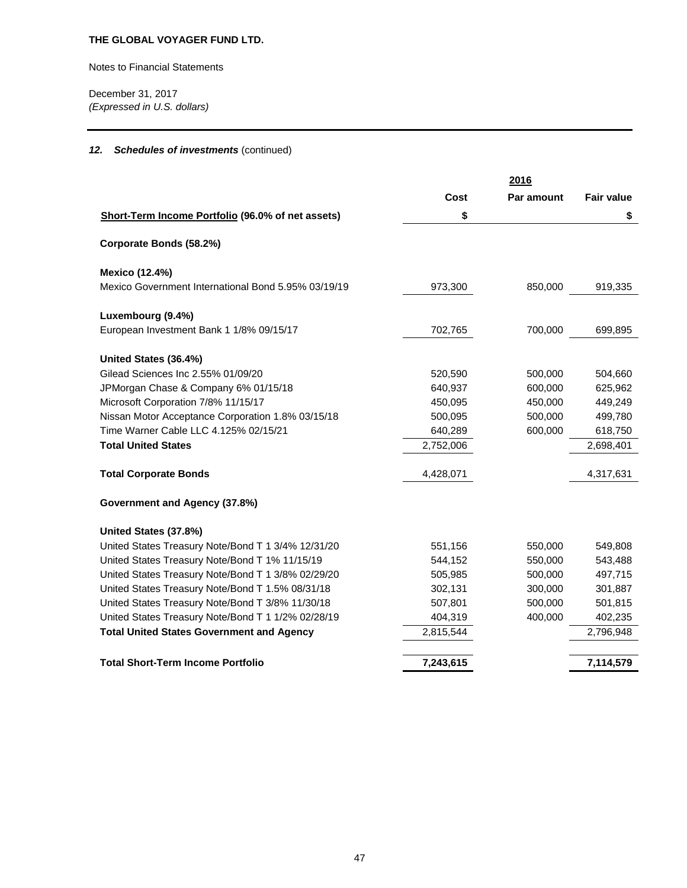**THE GLOBAL VOYAGER FUND LTD.**

Notes to Financial Statements

December 31, 2017
*(Expressed in U.S. dollars)*

### *12. Schedules of investments* (continued)

| | | 2016 | |
|---|---|---|---|
| | Cost | Par amount | Fair value |
| **Short-Term Income Portfolio (96.0% of net assets)** | **$** | | **$** |
| **Corporate Bonds (58.2%)** | | | |
| **Mexico (12.4%)** | | | |
| Mexico Government International Bond 5.95% 03/19/19 | 973,300 | 850,000 | 919,335 |
| **Luxembourg (9.4%)** | | | |
| European Investment Bank 1 1/8% 09/15/17 | 702,765 | 700,000 | 699,895 |
| **United States (36.4%)** | | | |
| Gilead Sciences Inc 2.55% 01/09/20 | 520,590 | 500,000 | 504,660 |
| JPMorgan Chase & Company 6% 01/15/18 | 640,937 | 600,000 | 625,962 |
| Microsoft Corporation 7/8% 11/15/17 | 450,095 | 450,000 | 449,249 |
| Nissan Motor Acceptance Corporation 1.8% 03/15/18 | 500,095 | 500,000 | 499,780 |
| Time Warner Cable LLC 4.125% 02/15/21 | 640,289 | 600,000 | 618,750 |
| **Total United States** | 2,752,006 | | 2,698,401 |
| **Total Corporate Bonds** | 4,428,071 | | 4,317,631 |
| **Government and Agency (37.8%)** | | | |
| **United States (37.8%)** | | | |
| United States Treasury Note/Bond T 1 3/4% 12/31/20 | 551,156 | 550,000 | 549,808 |
| United States Treasury Note/Bond T 1% 11/15/19 | 544,152 | 550,000 | 543,488 |
| United States Treasury Note/Bond T 1 3/8% 02/29/20 | 505,985 | 500,000 | 497,715 |
| United States Treasury Note/Bond T 1.5% 08/31/18 | 302,131 | 300,000 | 301,887 |
| United States Treasury Note/Bond T 3/8% 11/30/18 | 507,801 | 500,000 | 501,815 |
| United States Treasury Note/Bond T 1 1/2% 02/28/19 | 404,319 | 400,000 | 402,235 |
| **Total United States Government and Agency** | 2,815,544 | | 2,796,948 |
| **Total Short-Term Income Portfolio** | **7,243,615** | | **7,114,579** |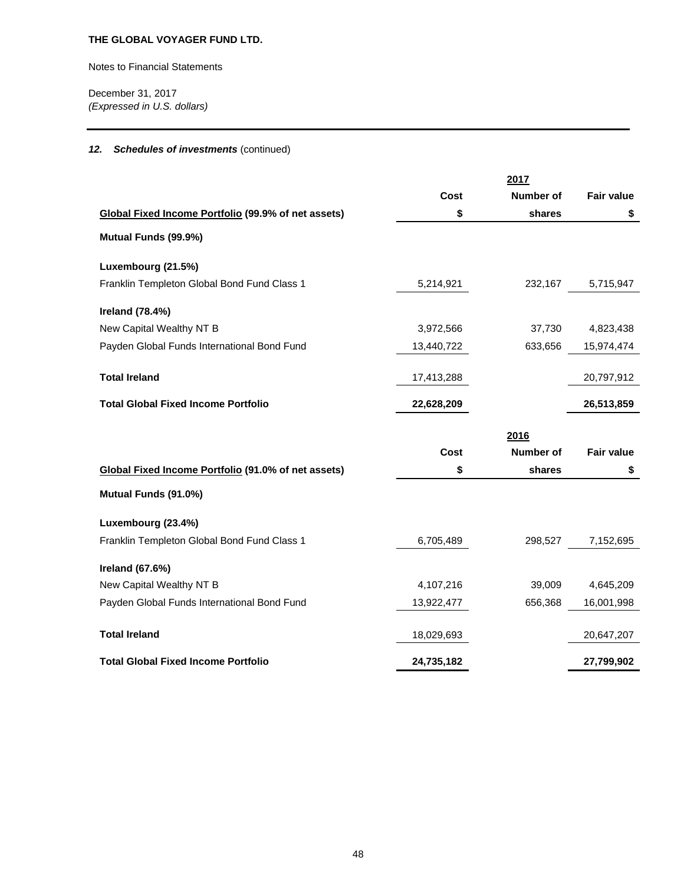**THE GLOBAL VOYAGER FUND LTD.**

Notes to Financial Statements

December 31, 2017
*(Expressed in U.S. dollars)*

### *12. Schedules of investments* (continued)

| | | 2017 | |
|---|---|---|---|
| | **Cost** | **Number of** | **Fair value** |
| **Global Fixed Income Portfolio (99.9% of net assets)** | **$** | **shares** | **$** |
| **Mutual Funds (99.9%)** | | | |
| **Luxembourg (21.5%)** | | | |
| Franklin Templeton Global Bond Fund Class 1 | 5,214,921 | 232,167 | 5,715,947 |
| **Ireland (78.4%)** | | | |
| New Capital Wealthy NT B | 3,972,566 | 37,730 | 4,823,438 |
| Payden Global Funds International Bond Fund | 13,440,722 | 633,656 | 15,974,474 |
| **Total Ireland** | 17,413,288 | | 20,797,912 |
| **Total Global Fixed Income Portfolio** | **22,628,209** | | **26,513,859** |

| | | 2016 | |
|---|---|---|---|
| | **Cost** | **Number of** | **Fair value** |
| **Global Fixed Income Portfolio (91.0% of net assets)** | **$** | **shares** | **$** |
| **Mutual Funds (91.0%)** | | | |
| **Luxembourg (23.4%)** | | | |
| Franklin Templeton Global Bond Fund Class 1 | 6,705,489 | 298,527 | 7,152,695 |
| **Ireland (67.6%)** | | | |
| New Capital Wealthy NT B | 4,107,216 | 39,009 | 4,645,209 |
| Payden Global Funds International Bond Fund | 13,922,477 | 656,368 | 16,001,998 |
| **Total Ireland** | 18,029,693 | | 20,647,207 |
| **Total Global Fixed Income Portfolio** | **24,735,182** | | **27,799,902** |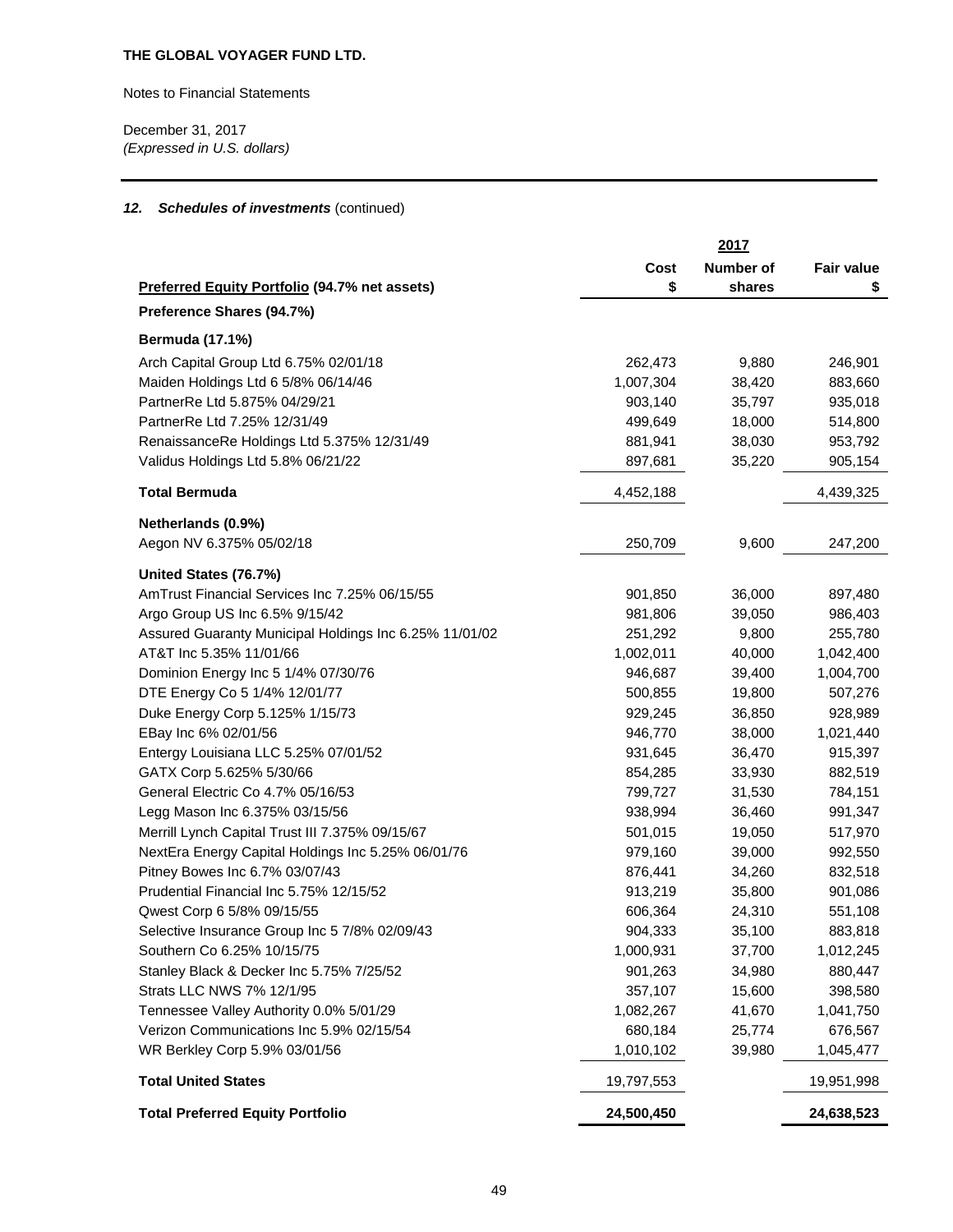**THE GLOBAL VOYAGER FUND LTD.**

Notes to Financial Statements

December 31, 2017
*(Expressed in U.S. dollars)*

### *12. Schedules of investments* (continued)

| | 2017 | | |
|---|---|---|---|
| **Preferred Equity Portfolio (94.7% net assets)** | **Cost $** | **Number of shares** | **Fair value $** |
| **Preference Shares (94.7%)** | | | |
| **Bermuda (17.1%)** | | | |
| Arch Capital Group Ltd 6.75% 02/01/18 | 262,473 | 9,880 | 246,901 |
| Maiden Holdings Ltd 6 5/8% 06/14/46 | 1,007,304 | 38,420 | 883,660 |
| PartnerRe Ltd 5.875% 04/29/21 | 903,140 | 35,797 | 935,018 |
| PartnerRe Ltd 7.25% 12/31/49 | 499,649 | 18,000 | 514,800 |
| RenaissanceRe Holdings Ltd 5.375% 12/31/49 | 881,941 | 38,030 | 953,792 |
| Validus Holdings Ltd 5.8% 06/21/22 | 897,681 | 35,220 | 905,154 |
| **Total Bermuda** | 4,452,188 | | 4,439,325 |
| **Netherlands (0.9%)** | | | |
| Aegon NV 6.375% 05/02/18 | 250,709 | 9,600 | 247,200 |
| **United States (76.7%)** | | | |
| AmTrust Financial Services Inc 7.25% 06/15/55 | 901,850 | 36,000 | 897,480 |
| Argo Group US Inc 6.5% 9/15/42 | 981,806 | 39,050 | 986,403 |
| Assured Guaranty Municipal Holdings Inc 6.25% 11/01/02 | 251,292 | 9,800 | 255,780 |
| AT&T Inc 5.35% 11/01/66 | 1,002,011 | 40,000 | 1,042,400 |
| Dominion Energy Inc 5 1/4% 07/30/76 | 946,687 | 39,400 | 1,004,700 |
| DTE Energy Co 5 1/4% 12/01/77 | 500,855 | 19,800 | 507,276 |
| Duke Energy Corp 5.125% 1/15/73 | 929,245 | 36,850 | 928,989 |
| EBay Inc 6% 02/01/56 | 946,770 | 38,000 | 1,021,440 |
| Entergy Louisiana LLC 5.25% 07/01/52 | 931,645 | 36,470 | 915,397 |
| GATX Corp 5.625% 5/30/66 | 854,285 | 33,930 | 882,519 |
| General Electric Co 4.7% 05/16/53 | 799,727 | 31,530 | 784,151 |
| Legg Mason Inc 6.375% 03/15/56 | 938,994 | 36,460 | 991,347 |
| Merrill Lynch Capital Trust III 7.375% 09/15/67 | 501,015 | 19,050 | 517,970 |
| NextEra Energy Capital Holdings Inc 5.25% 06/01/76 | 979,160 | 39,000 | 992,550 |
| Pitney Bowes Inc 6.7% 03/07/43 | 876,441 | 34,260 | 832,518 |
| Prudential Financial Inc 5.75% 12/15/52 | 913,219 | 35,800 | 901,086 |
| Qwest Corp 6 5/8% 09/15/55 | 606,364 | 24,310 | 551,108 |
| Selective Insurance Group Inc 5 7/8% 02/09/43 | 904,333 | 35,100 | 883,818 |
| Southern Co 6.25% 10/15/75 | 1,000,931 | 37,700 | 1,012,245 |
| Stanley Black & Decker Inc 5.75% 7/25/52 | 901,263 | 34,980 | 880,447 |
| Strats LLC NWS 7% 12/1/95 | 357,107 | 15,600 | 398,580 |
| Tennessee Valley Authority 0.0% 5/01/29 | 1,082,267 | 41,670 | 1,041,750 |
| Verizon Communications Inc 5.9% 02/15/54 | 680,184 | 25,774 | 676,567 |
| WR Berkley Corp 5.9% 03/01/56 | 1,010,102 | 39,980 | 1,045,477 |
| **Total United States** | 19,797,553 | | 19,951,998 |
| **Total Preferred Equity Portfolio** | **24,500,450** | | **24,638,523** |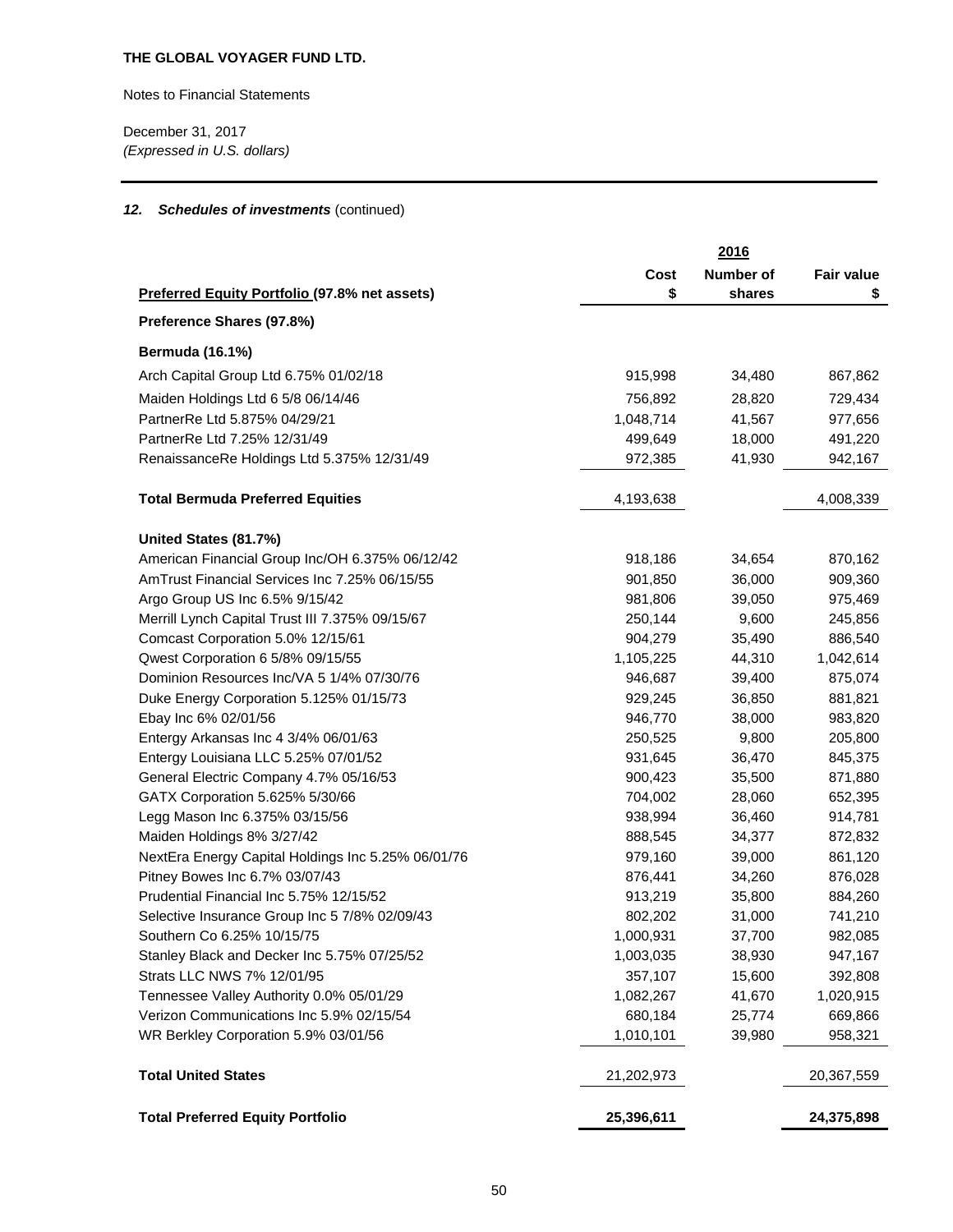**THE GLOBAL VOYAGER FUND LTD.**

Notes to Financial Statements

December 31, 2017
*(Expressed in U.S. dollars)*

### *12. Schedules of investments* (continued)

| | 2016 | | |
|---|---|---|---|
| **Preferred Equity Portfolio (97.8% net assets)** | **Cost $** | **Number of shares** | **Fair value $** |
| **Preference Shares (97.8%)** | | | |
| **Bermuda (16.1%)** | | | |
| Arch Capital Group Ltd 6.75% 01/02/18 | 915,998 | 34,480 | 867,862 |
| Maiden Holdings Ltd 6 5/8 06/14/46 | 756,892 | 28,820 | 729,434 |
| PartnerRe Ltd 5.875% 04/29/21 | 1,048,714 | 41,567 | 977,656 |
| PartnerRe Ltd 7.25% 12/31/49 | 499,649 | 18,000 | 491,220 |
| RenaissanceRe Holdings Ltd 5.375% 12/31/49 | 972,385 | 41,930 | 942,167 |
| **Total Bermuda Preferred Equities** | 4,193,638 | | 4,008,339 |
| **United States (81.7%)** | | | |
| American Financial Group Inc/OH 6.375% 06/12/42 | 918,186 | 34,654 | 870,162 |
| AmTrust Financial Services Inc 7.25% 06/15/55 | 901,850 | 36,000 | 909,360 |
| Argo Group US Inc 6.5% 9/15/42 | 981,806 | 39,050 | 975,469 |
| Merrill Lynch Capital Trust III 7.375% 09/15/67 | 250,144 | 9,600 | 245,856 |
| Comcast Corporation 5.0% 12/15/61 | 904,279 | 35,490 | 886,540 |
| Qwest Corporation 6 5/8% 09/15/55 | 1,105,225 | 44,310 | 1,042,614 |
| Dominion Resources Inc/VA 5 1/4% 07/30/76 | 946,687 | 39,400 | 875,074 |
| Duke Energy Corporation 5.125% 01/15/73 | 929,245 | 36,850 | 881,821 |
| Ebay Inc 6% 02/01/56 | 946,770 | 38,000 | 983,820 |
| Entergy Arkansas Inc 4 3/4% 06/01/63 | 250,525 | 9,800 | 205,800 |
| Entergy Louisiana LLC 5.25% 07/01/52 | 931,645 | 36,470 | 845,375 |
| General Electric Company 4.7% 05/16/53 | 900,423 | 35,500 | 871,880 |
| GATX Corporation 5.625% 5/30/66 | 704,002 | 28,060 | 652,395 |
| Legg Mason Inc 6.375% 03/15/56 | 938,994 | 36,460 | 914,781 |
| Maiden Holdings 8% 3/27/42 | 888,545 | 34,377 | 872,832 |
| NextEra Energy Capital Holdings Inc 5.25% 06/01/76 | 979,160 | 39,000 | 861,120 |
| Pitney Bowes Inc 6.7% 03/07/43 | 876,441 | 34,260 | 876,028 |
| Prudential Financial Inc 5.75% 12/15/52 | 913,219 | 35,800 | 884,260 |
| Selective Insurance Group Inc 5 7/8% 02/09/43 | 802,202 | 31,000 | 741,210 |
| Southern Co 6.25% 10/15/75 | 1,000,931 | 37,700 | 982,085 |
| Stanley Black and Decker Inc 5.75% 07/25/52 | 1,003,035 | 38,930 | 947,167 |
| Strats LLC NWS 7% 12/01/95 | 357,107 | 15,600 | 392,808 |
| Tennessee Valley Authority 0.0% 05/01/29 | 1,082,267 | 41,670 | 1,020,915 |
| Verizon Communications Inc 5.9% 02/15/54 | 680,184 | 25,774 | 669,866 |
| WR Berkley Corporation 5.9% 03/01/56 | 1,010,101 | 39,980 | 958,321 |
| **Total United States** | 21,202,973 | | 20,367,559 |
| **Total Preferred Equity Portfolio** | **25,396,611** | | **24,375,898** |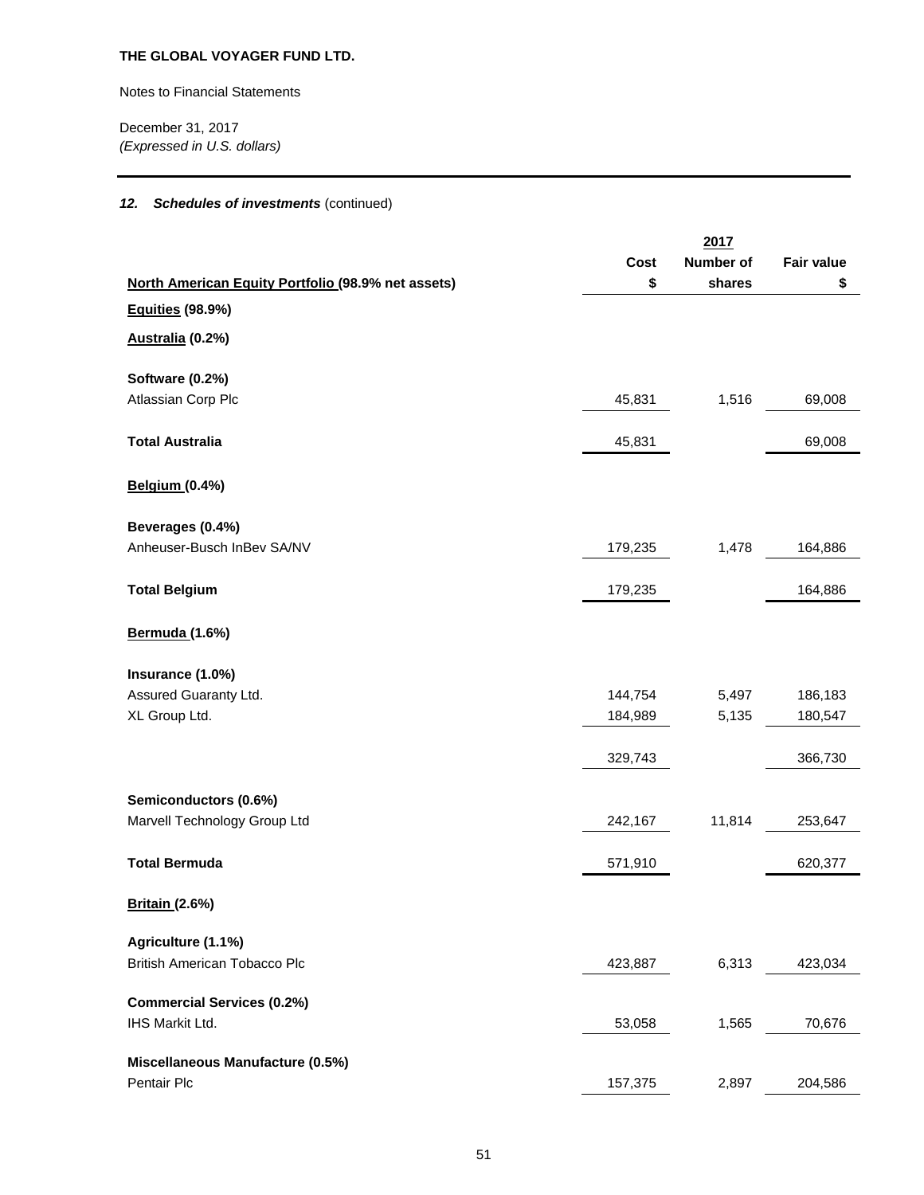**THE GLOBAL VOYAGER FUND LTD.**

Notes to Financial Statements

December 31, 2017
*(Expressed in U.S. dollars)*

### *12. Schedules of investments* (continued)

| | 2017 | | |
|---|---|---|---|
| **North American Equity Portfolio (98.9% net assets)** | **Cost $** | **Number of shares** | **Fair value $** |
| **Equities (98.9%)** | | | |
| **Australia (0.2%)** | | | |
| **Software (0.2%)** | | | |
| Atlassian Corp Plc | 45,831 | 1,516 | 69,008 |
| **Total Australia** | 45,831 | | 69,008 |
| **Belgium (0.4%)** | | | |
| **Beverages (0.4%)** | | | |
| Anheuser-Busch InBev SA/NV | 179,235 | 1,478 | 164,886 |
| **Total Belgium** | 179,235 | | 164,886 |
| **Bermuda (1.6%)** | | | |
| **Insurance (1.0%)** | | | |
| Assured Guaranty Ltd. | 144,754 | 5,497 | 186,183 |
| XL Group Ltd. | 184,989 | 5,135 | 180,547 |
| | 329,743 | | 366,730 |
| **Semiconductors (0.6%)** | | | |
| Marvell Technology Group Ltd | 242,167 | 11,814 | 253,647 |
| **Total Bermuda** | 571,910 | | 620,377 |
| **Britain (2.6%)** | | | |
| **Agriculture (1.1%)** | | | |
| British American Tobacco Plc | 423,887 | 6,313 | 423,034 |
| **Commercial Services (0.2%)** | | | |
| IHS Markit Ltd. | 53,058 | 1,565 | 70,676 |
| **Miscellaneous Manufacture (0.5%)** | | | |
| Pentair Plc | 157,375 | 2,897 | 204,586 |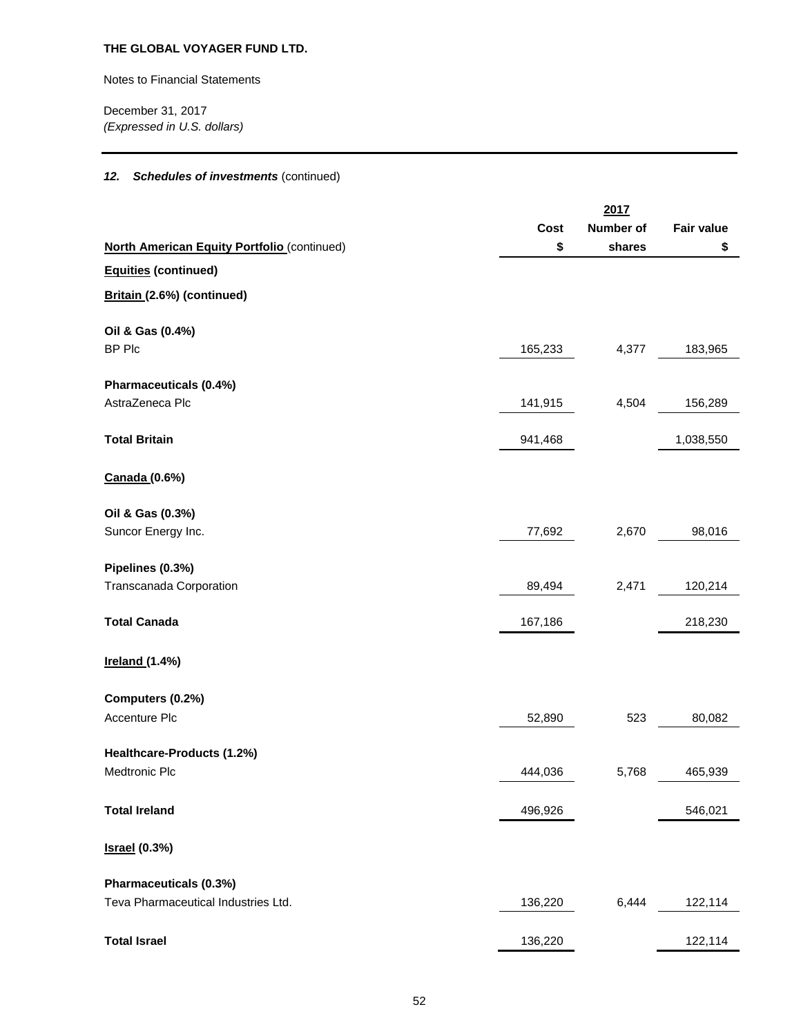**THE GLOBAL VOYAGER FUND LTD.**

Notes to Financial Statements

December 31, 2017
*(Expressed in U.S. dollars)*

### *12. Schedules of investments* (continued)

| | 2017 | | |
|---|---|---|---|
| **North American Equity Portfolio** (continued) | **Cost $** | **Number of shares** | **Fair value $** |
| **Equities (continued)** | | | |
| **Britain (2.6%) (continued)** | | | |
| **Oil & Gas (0.4%)** | | | |
| BP Plc | 165,233 | 4,377 | 183,965 |
| **Pharmaceuticals (0.4%)** | | | |
| AstraZeneca Plc | 141,915 | 4,504 | 156,289 |
| **Total Britain** | 941,468 | | 1,038,550 |
| **Canada (0.6%)** | | | |
| **Oil & Gas (0.3%)** | | | |
| Suncor Energy Inc. | 77,692 | 2,670 | 98,016 |
| **Pipelines (0.3%)** | | | |
| Transcanada Corporation | 89,494 | 2,471 | 120,214 |
| **Total Canada** | 167,186 | | 218,230 |
| **Ireland (1.4%)** | | | |
| **Computers (0.2%)** | | | |
| Accenture Plc | 52,890 | 523 | 80,082 |
| **Healthcare-Products (1.2%)** | | | |
| Medtronic Plc | 444,036 | 5,768 | 465,939 |
| **Total Ireland** | 496,926 | | 546,021 |
| **Israel (0.3%)** | | | |
| **Pharmaceuticals (0.3%)** | | | |
| Teva Pharmaceutical Industries Ltd. | 136,220 | 6,444 | 122,114 |
| **Total Israel** | 136,220 | | 122,114 |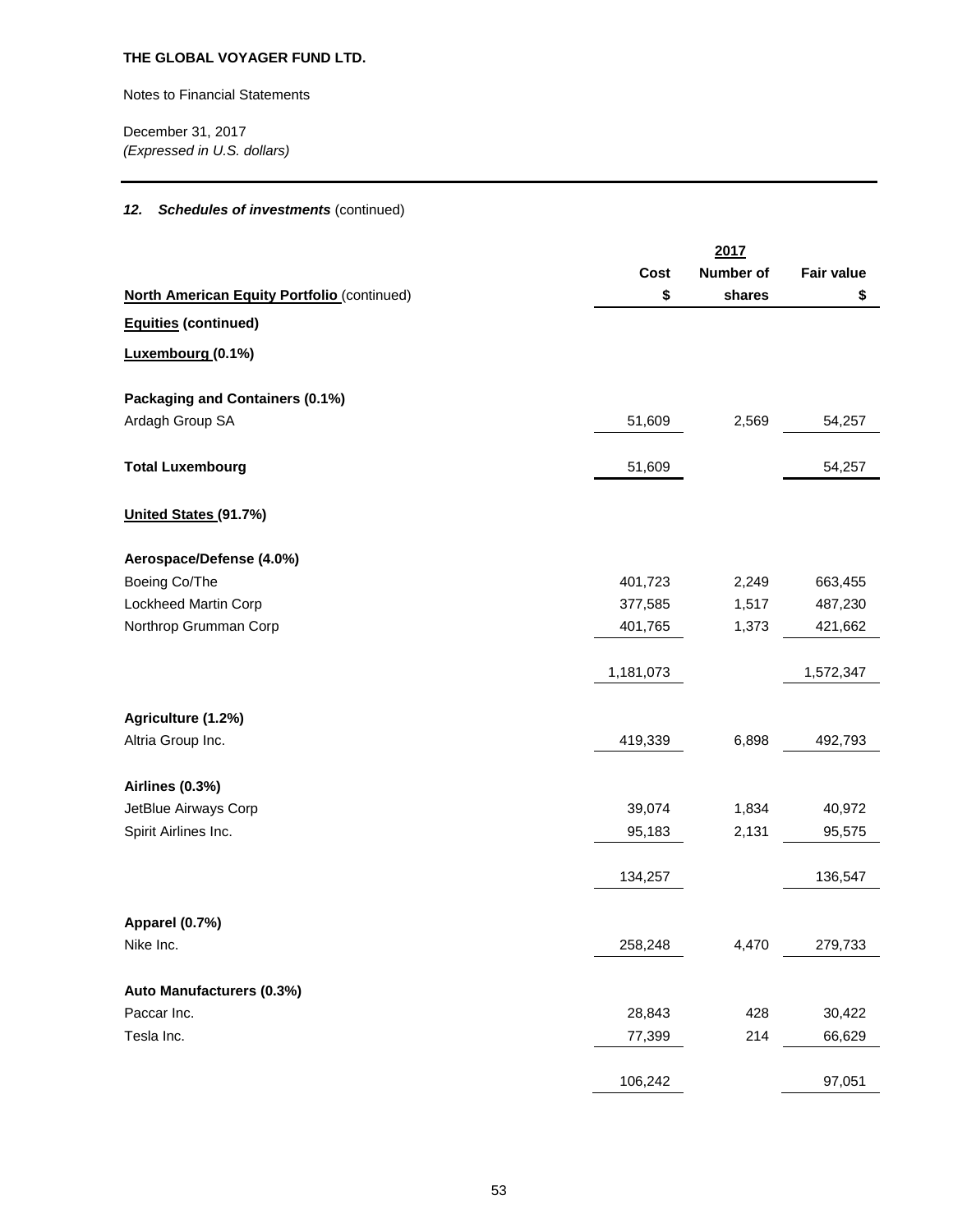**THE GLOBAL VOYAGER FUND LTD.**

Notes to Financial Statements

December 31, 2017
*(Expressed in U.S. dollars)*

### *12. Schedules of investments* (continued)

| | 2017 | | |
|---|---|---|---|
| **North American Equity Portfolio (continued)** | **Cost $** | **Number of shares** | **Fair value $** |
| **Equities (continued)** | | | |
| **Luxembourg (0.1%)** | | | |
| **Packaging and Containers (0.1%)** | | | |
| Ardagh Group SA | 51,609 | 2,569 | 54,257 |
| **Total Luxembourg** | 51,609 | | 54,257 |
| **United States (91.7%)** | | | |
| **Aerospace/Defense (4.0%)** | | | |
| Boeing Co/The | 401,723 | 2,249 | 663,455 |
| Lockheed Martin Corp | 377,585 | 1,517 | 487,230 |
| Northrop Grumman Corp | 401,765 | 1,373 | 421,662 |
| | 1,181,073 | | 1,572,347 |
| **Agriculture (1.2%)** | | | |
| Altria Group Inc. | 419,339 | 6,898 | 492,793 |
| **Airlines (0.3%)** | | | |
| JetBlue Airways Corp | 39,074 | 1,834 | 40,972 |
| Spirit Airlines Inc. | 95,183 | 2,131 | 95,575 |
| | 134,257 | | 136,547 |
| **Apparel (0.7%)** | | | |
| Nike Inc. | 258,248 | 4,470 | 279,733 |
| **Auto Manufacturers (0.3%)** | | | |
| Paccar Inc. | 28,843 | 428 | 30,422 |
| Tesla Inc. | 77,399 | 214 | 66,629 |
| | 106,242 | | 97,051 |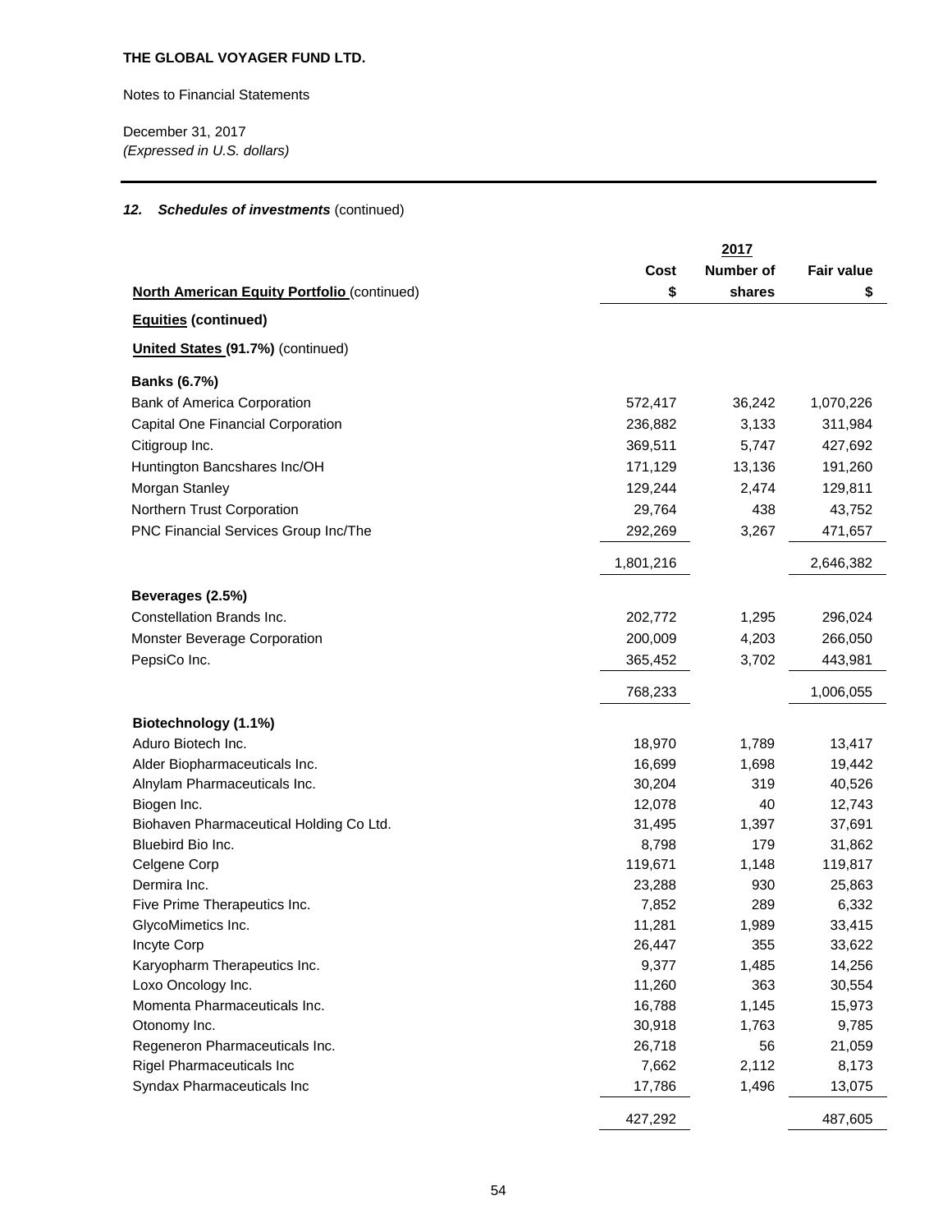**THE GLOBAL VOYAGER FUND LTD.**

Notes to Financial Statements

December 31, 2017
*(Expressed in U.S. dollars)*

### *12. Schedules of investments* (continued)

| | 2017 | | |
|---|---|---|---|
| **North American Equity Portfolio** (continued) | **Cost $** | **Number of shares** | **Fair value $** |
| **Equities (continued)** | | | |
| **United States (91.7%)** (continued) | | | |
| **Banks (6.7%)** | | | |
| Bank of America Corporation | 572,417 | 36,242 | 1,070,226 |
| Capital One Financial Corporation | 236,882 | 3,133 | 311,984 |
| Citigroup Inc. | 369,511 | 5,747 | 427,692 |
| Huntington Bancshares Inc/OH | 171,129 | 13,136 | 191,260 |
| Morgan Stanley | 129,244 | 2,474 | 129,811 |
| Northern Trust Corporation | 29,764 | 438 | 43,752 |
| PNC Financial Services Group Inc/The | 292,269 | 3,267 | 471,657 |
| | 1,801,216 | | 2,646,382 |
| **Beverages (2.5%)** | | | |
| Constellation Brands Inc. | 202,772 | 1,295 | 296,024 |
| Monster Beverage Corporation | 200,009 | 4,203 | 266,050 |
| PepsiCo Inc. | 365,452 | 3,702 | 443,981 |
| | 768,233 | | 1,006,055 |
| **Biotechnology (1.1%)** | | | |
| Aduro Biotech Inc. | 18,970 | 1,789 | 13,417 |
| Alder Biopharmaceuticals Inc. | 16,699 | 1,698 | 19,442 |
| Alnylam Pharmaceuticals Inc. | 30,204 | 319 | 40,526 |
| Biogen Inc. | 12,078 | 40 | 12,743 |
| Biohaven Pharmaceutical Holding Co Ltd. | 31,495 | 1,397 | 37,691 |
| Bluebird Bio Inc. | 8,798 | 179 | 31,862 |
| Celgene Corp | 119,671 | 1,148 | 119,817 |
| Dermira Inc. | 23,288 | 930 | 25,863 |
| Five Prime Therapeutics Inc. | 7,852 | 289 | 6,332 |
| GlycoMimetics Inc. | 11,281 | 1,989 | 33,415 |
| Incyte Corp | 26,447 | 355 | 33,622 |
| Karyopharm Therapeutics Inc. | 9,377 | 1,485 | 14,256 |
| Loxo Oncology Inc. | 11,260 | 363 | 30,554 |
| Momenta Pharmaceuticals Inc. | 16,788 | 1,145 | 15,973 |
| Otonomy Inc. | 30,918 | 1,763 | 9,785 |
| Regeneron Pharmaceuticals Inc. | 26,718 | 56 | 21,059 |
| Rigel Pharmaceuticals Inc | 7,662 | 2,112 | 8,173 |
| Syndax Pharmaceuticals Inc | 17,786 | 1,496 | 13,075 |
| | 427,292 | | 487,605 |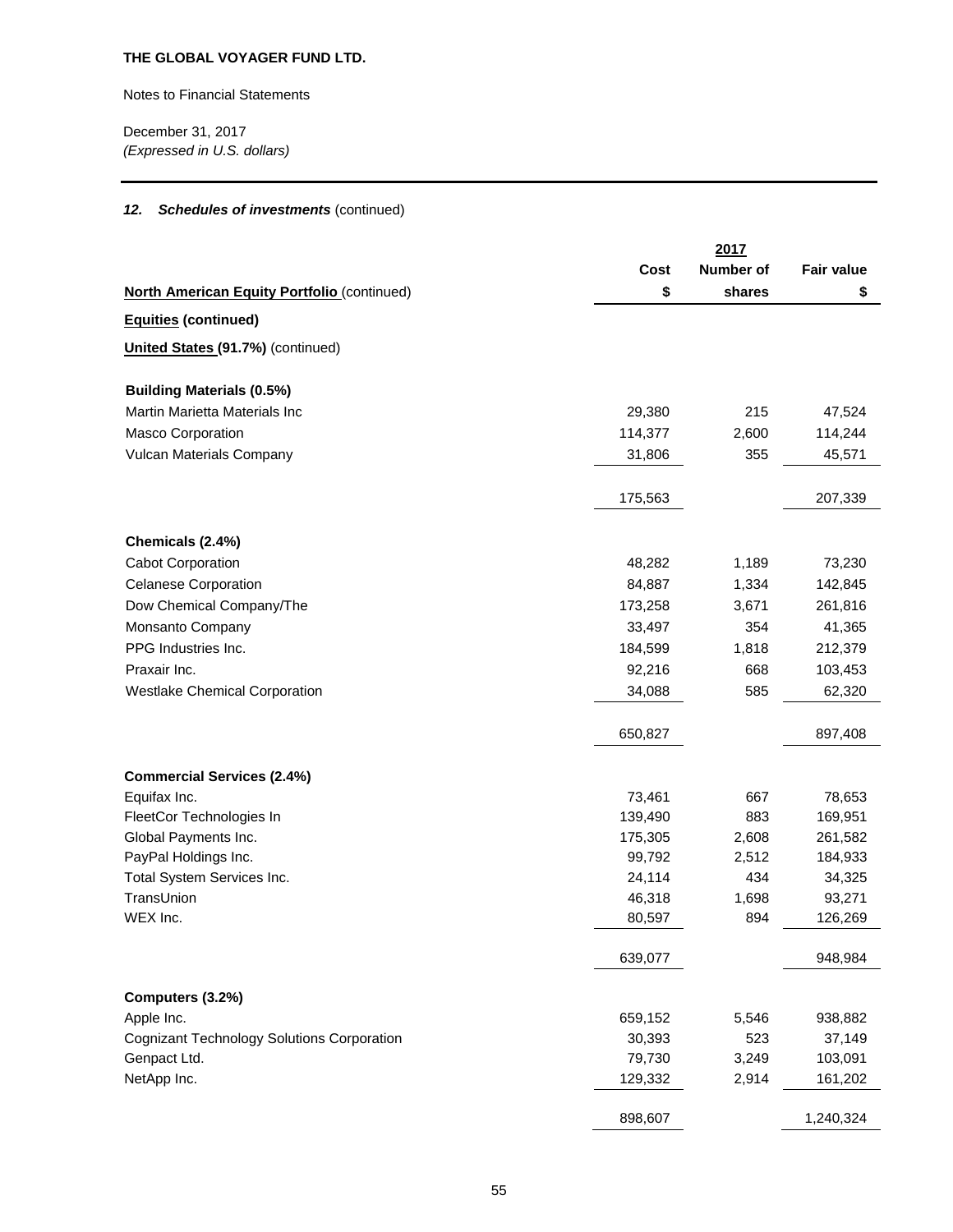**THE GLOBAL VOYAGER FUND LTD.**

Notes to Financial Statements

December 31, 2017
*(Expressed in U.S. dollars)*

***12. Schedules of investments*** (continued)

| | | 2017 | |
|---|---|---|---|
| | Cost | Number of | Fair value |
| **North American Equity Portfolio** (continued) | $ | shares | $ |
| **Equities (continued)** | | | |
| **United States (91.7%)** (continued) | | | |
| **Building Materials (0.5%)** | | | |
| Martin Marietta Materials Inc | 29,380 | 215 | 47,524 |
| Masco Corporation | 114,377 | 2,600 | 114,244 |
| Vulcan Materials Company | 31,806 | 355 | 45,571 |
| | 175,563 | | 207,339 |
| **Chemicals (2.4%)** | | | |
| Cabot Corporation | 48,282 | 1,189 | 73,230 |
| Celanese Corporation | 84,887 | 1,334 | 142,845 |
| Dow Chemical Company/The | 173,258 | 3,671 | 261,816 |
| Monsanto Company | 33,497 | 354 | 41,365 |
| PPG Industries Inc. | 184,599 | 1,818 | 212,379 |
| Praxair Inc. | 92,216 | 668 | 103,453 |
| Westlake Chemical Corporation | 34,088 | 585 | 62,320 |
| | 650,827 | | 897,408 |
| **Commercial Services (2.4%)** | | | |
| Equifax Inc. | 73,461 | 667 | 78,653 |
| FleetCor Technologies In | 139,490 | 883 | 169,951 |
| Global Payments Inc. | 175,305 | 2,608 | 261,582 |
| PayPal Holdings Inc. | 99,792 | 2,512 | 184,933 |
| Total System Services Inc. | 24,114 | 434 | 34,325 |
| TransUnion | 46,318 | 1,698 | 93,271 |
| WEX Inc. | 80,597 | 894 | 126,269 |
| | 639,077 | | 948,984 |
| **Computers (3.2%)** | | | |
| Apple Inc. | 659,152 | 5,546 | 938,882 |
| Cognizant Technology Solutions Corporation | 30,393 | 523 | 37,149 |
| Genpact Ltd. | 79,730 | 3,249 | 103,091 |
| NetApp Inc. | 129,332 | 2,914 | 161,202 |
| | 898,607 | | 1,240,324 |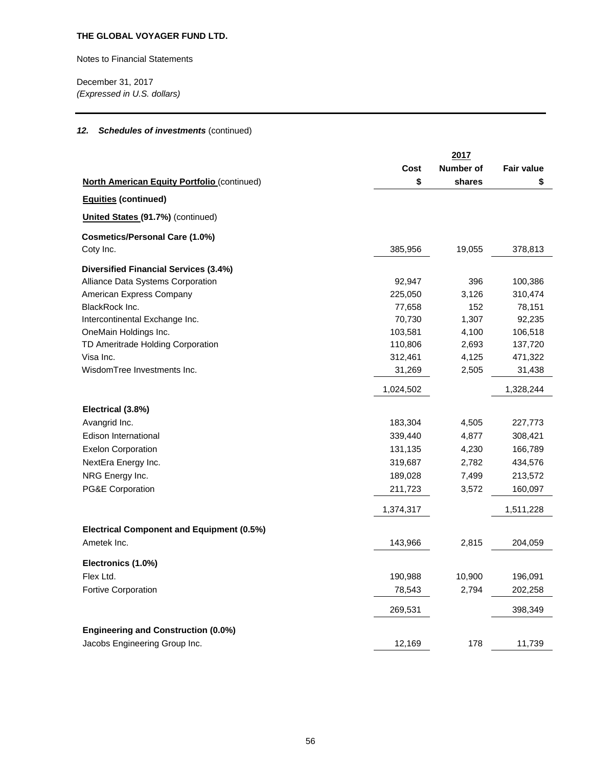**THE GLOBAL VOYAGER FUND LTD.**

Notes to Financial Statements

December 31, 2017
*(Expressed in U.S. dollars)*

### *12. Schedules of investments* (continued)

| | 2017 | | |
|---|---|---|---|
| **North American Equity Portfolio** (continued) | **Cost $** | **Number of shares** | **Fair value $** |
| **Equities (continued)** | | | |
| **United States (91.7%)** (continued) | | | |
| **Cosmetics/Personal Care (1.0%)** | | | |
| Coty Inc. | 385,956 | 19,055 | 378,813 |
| **Diversified Financial Services (3.4%)** | | | |
| Alliance Data Systems Corporation | 92,947 | 396 | 100,386 |
| American Express Company | 225,050 | 3,126 | 310,474 |
| BlackRock Inc. | 77,658 | 152 | 78,151 |
| Intercontinental Exchange Inc. | 70,730 | 1,307 | 92,235 |
| OneMain Holdings Inc. | 103,581 | 4,100 | 106,518 |
| TD Ameritrade Holding Corporation | 110,806 | 2,693 | 137,720 |
| Visa Inc. | 312,461 | 4,125 | 471,322 |
| WisdomTree Investments Inc. | 31,269 | 2,505 | 31,438 |
| | 1,024,502 | | 1,328,244 |
| **Electrical (3.8%)** | | | |
| Avangrid Inc. | 183,304 | 4,505 | 227,773 |
| Edison International | 339,440 | 4,877 | 308,421 |
| Exelon Corporation | 131,135 | 4,230 | 166,789 |
| NextEra Energy Inc. | 319,687 | 2,782 | 434,576 |
| NRG Energy Inc. | 189,028 | 7,499 | 213,572 |
| PG&E Corporation | 211,723 | 3,572 | 160,097 |
| | 1,374,317 | | 1,511,228 |
| **Electrical Component and Equipment (0.5%)** | | | |
| Ametek Inc. | 143,966 | 2,815 | 204,059 |
| **Electronics (1.0%)** | | | |
| Flex Ltd. | 190,988 | 10,900 | 196,091 |
| Fortive Corporation | 78,543 | 2,794 | 202,258 |
| | 269,531 | | 398,349 |
| **Engineering and Construction (0.0%)** | | | |
| Jacobs Engineering Group Inc. | 12,169 | 178 | 11,739 |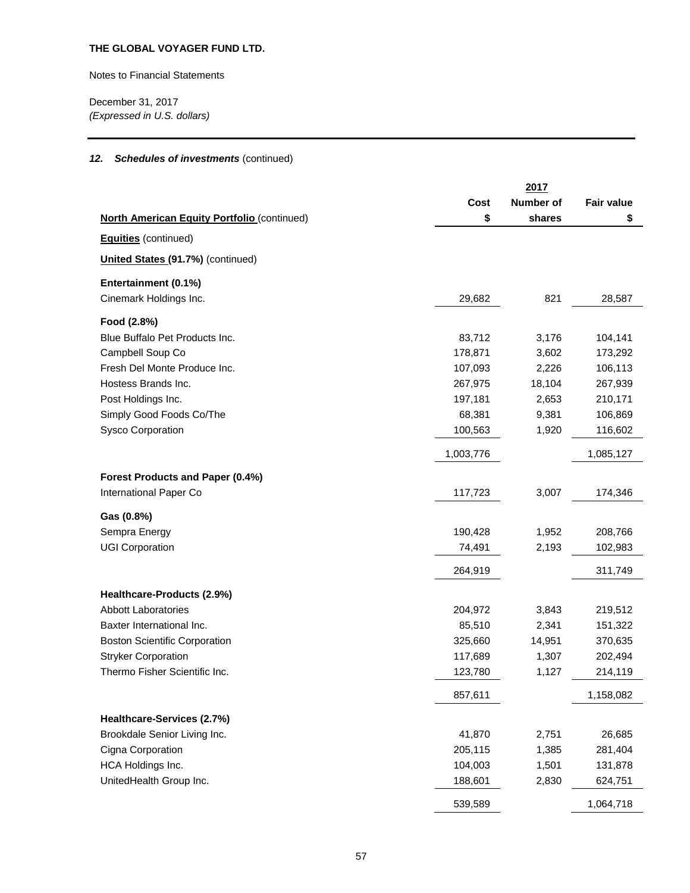**THE GLOBAL VOYAGER FUND LTD.**

Notes to Financial Statements

December 31, 2017
*(Expressed in U.S. dollars)*

### *12. Schedules of investments* (continued)

| | | 2017 | |
|---|---|---|---|
| **North American Equity Portfolio** (continued) | **Cost $** | **Number of shares** | **Fair value $** |
| **Equities** (continued) | | | |
| **United States (91.7%)** (continued) | | | |
| **Entertainment (0.1%)** | | | |
| Cinemark Holdings Inc. | 29,682 | 821 | 28,587 |
| **Food (2.8%)** | | | |
| Blue Buffalo Pet Products Inc. | 83,712 | 3,176 | 104,141 |
| Campbell Soup Co | 178,871 | 3,602 | 173,292 |
| Fresh Del Monte Produce Inc. | 107,093 | 2,226 | 106,113 |
| Hostess Brands Inc. | 267,975 | 18,104 | 267,939 |
| Post Holdings Inc. | 197,181 | 2,653 | 210,171 |
| Simply Good Foods Co/The | 68,381 | 9,381 | 106,869 |
| Sysco Corporation | 100,563 | 1,920 | 116,602 |
| | 1,003,776 | | 1,085,127 |
| **Forest Products and Paper (0.4%)** | | | |
| International Paper Co | 117,723 | 3,007 | 174,346 |
| **Gas (0.8%)** | | | |
| Sempra Energy | 190,428 | 1,952 | 208,766 |
| UGI Corporation | 74,491 | 2,193 | 102,983 |
| | 264,919 | | 311,749 |
| **Healthcare-Products (2.9%)** | | | |
| Abbott Laboratories | 204,972 | 3,843 | 219,512 |
| Baxter International Inc. | 85,510 | 2,341 | 151,322 |
| Boston Scientific Corporation | 325,660 | 14,951 | 370,635 |
| Stryker Corporation | 117,689 | 1,307 | 202,494 |
| Thermo Fisher Scientific Inc. | 123,780 | 1,127 | 214,119 |
| | 857,611 | | 1,158,082 |
| **Healthcare-Services (2.7%)** | | | |
| Brookdale Senior Living Inc. | 41,870 | 2,751 | 26,685 |
| Cigna Corporation | 205,115 | 1,385 | 281,404 |
| HCA Holdings Inc. | 104,003 | 1,501 | 131,878 |
| UnitedHealth Group Inc. | 188,601 | 2,830 | 624,751 |
| | 539,589 | | 1,064,718 |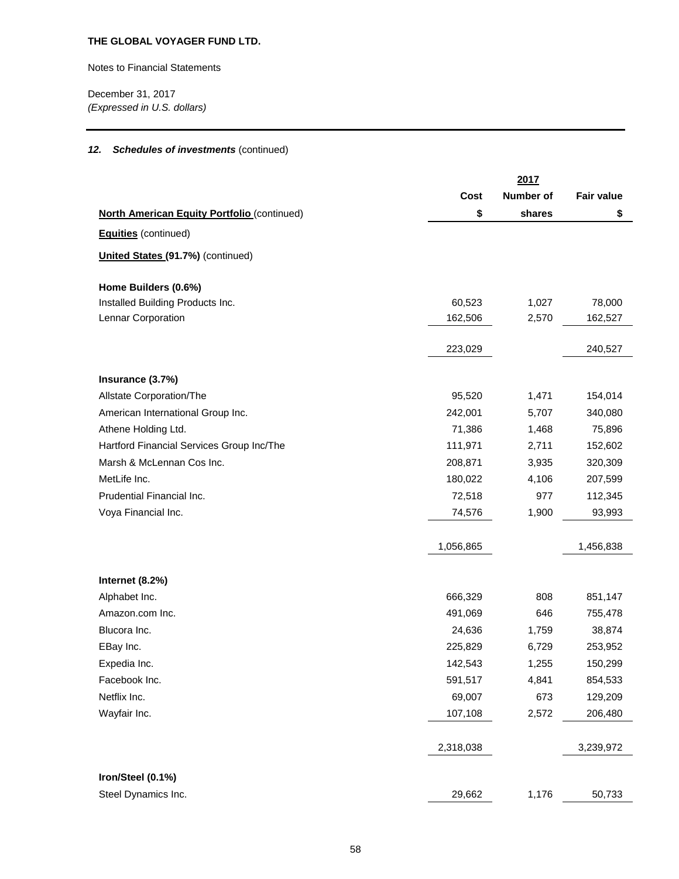**THE GLOBAL VOYAGER FUND LTD.**

Notes to Financial Statements

December 31, 2017
*(Expressed in U.S. dollars)*

### *12. Schedules of investments* (continued)

| | 2017 | | |
|---|---|---|---|
| **North American Equity Portfolio** (continued) | **Cost $** | **Number of shares** | **Fair value $** |
| **Equities** (continued) | | | |
| **United States (91.7%)** (continued) | | | |
| **Home Builders (0.6%)** | | | |
| Installed Building Products Inc. | 60,523 | 1,027 | 78,000 |
| Lennar Corporation | 162,506 | 2,570 | 162,527 |
| | 223,029 | | 240,527 |
| **Insurance (3.7%)** | | | |
| Allstate Corporation/The | 95,520 | 1,471 | 154,014 |
| American International Group Inc. | 242,001 | 5,707 | 340,080 |
| Athene Holding Ltd. | 71,386 | 1,468 | 75,896 |
| Hartford Financial Services Group Inc/The | 111,971 | 2,711 | 152,602 |
| Marsh & McLennan Cos Inc. | 208,871 | 3,935 | 320,309 |
| MetLife Inc. | 180,022 | 4,106 | 207,599 |
| Prudential Financial Inc. | 72,518 | 977 | 112,345 |
| Voya Financial Inc. | 74,576 | 1,900 | 93,993 |
| | 1,056,865 | | 1,456,838 |
| **Internet (8.2%)** | | | |
| Alphabet Inc. | 666,329 | 808 | 851,147 |
| Amazon.com Inc. | 491,069 | 646 | 755,478 |
| Blucora Inc. | 24,636 | 1,759 | 38,874 |
| EBay Inc. | 225,829 | 6,729 | 253,952 |
| Expedia Inc. | 142,543 | 1,255 | 150,299 |
| Facebook Inc. | 591,517 | 4,841 | 854,533 |
| Netflix Inc. | 69,007 | 673 | 129,209 |
| Wayfair Inc. | 107,108 | 2,572 | 206,480 |
| | 2,318,038 | | 3,239,972 |
| **Iron/Steel (0.1%)** | | | |
| Steel Dynamics Inc. | 29,662 | 1,176 | 50,733 |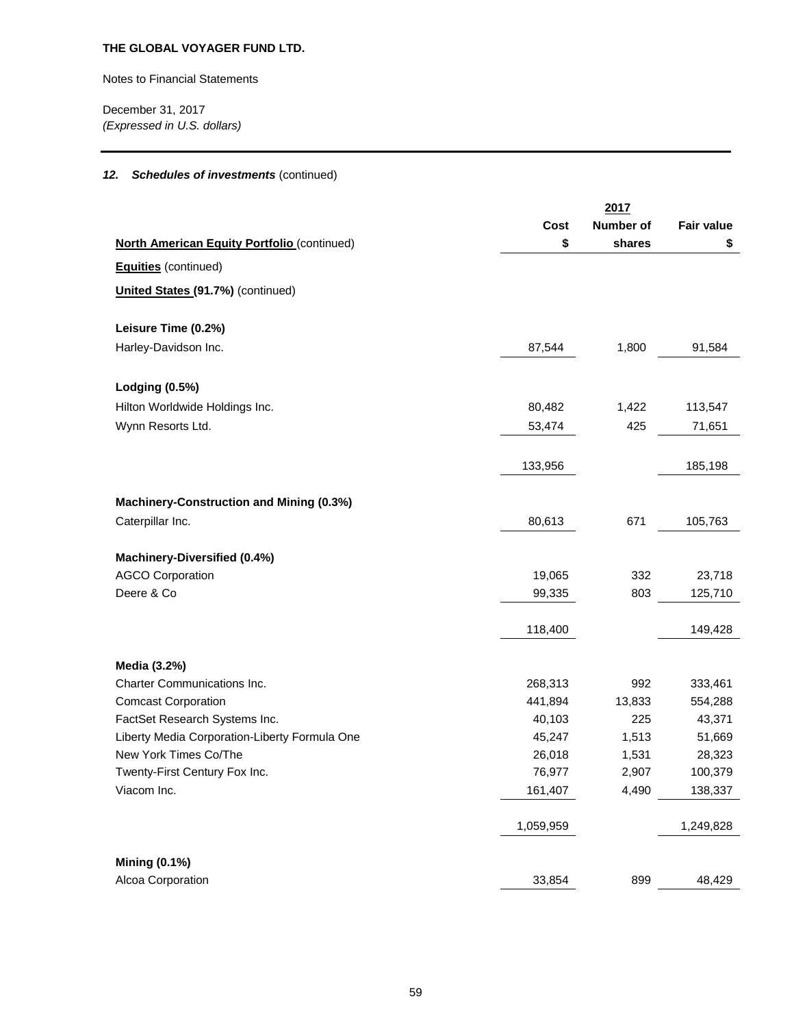**THE GLOBAL VOYAGER FUND LTD.**

Notes to Financial Statements

December 31, 2017
*(Expressed in U.S. dollars)*

### *12. Schedules of investments* (continued)

| | 2017 | | |
|---|---|---|---|
| **North American Equity Portfolio** (continued) | **Cost $** | **Number of shares** | **Fair value $** |
| **Equities** (continued) | | | |
| **United States (91.7%)** (continued) | | | |
| **Leisure Time (0.2%)** | | | |
| Harley-Davidson Inc. | 87,544 | 1,800 | 91,584 |
| **Lodging (0.5%)** | | | |
| Hilton Worldwide Holdings Inc. | 80,482 | 1,422 | 113,547 |
| Wynn Resorts Ltd. | 53,474 | 425 | 71,651 |
| | 133,956 | | 185,198 |
| **Machinery-Construction and Mining (0.3%)** | | | |
| Caterpillar Inc. | 80,613 | 671 | 105,763 |
| **Machinery-Diversified (0.4%)** | | | |
| AGCO Corporation | 19,065 | 332 | 23,718 |
| Deere & Co | 99,335 | 803 | 125,710 |
| | 118,400 | | 149,428 |
| **Media (3.2%)** | | | |
| Charter Communications Inc. | 268,313 | 992 | 333,461 |
| Comcast Corporation | 441,894 | 13,833 | 554,288 |
| FactSet Research Systems Inc. | 40,103 | 225 | 43,371 |
| Liberty Media Corporation-Liberty Formula One | 45,247 | 1,513 | 51,669 |
| New York Times Co/The | 26,018 | 1,531 | 28,323 |
| Twenty-First Century Fox Inc. | 76,977 | 2,907 | 100,379 |
| Viacom Inc. | 161,407 | 4,490 | 138,337 |
| | 1,059,959 | | 1,249,828 |
| **Mining (0.1%)** | | | |
| Alcoa Corporation | 33,854 | 899 | 48,429 |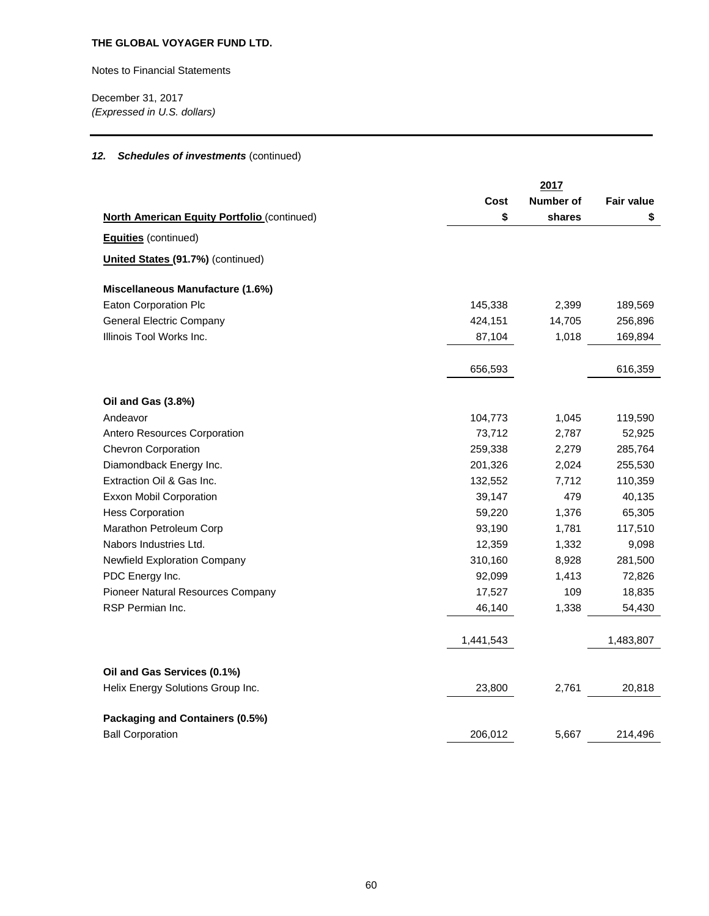**THE GLOBAL VOYAGER FUND LTD.**

Notes to Financial Statements

December 31, 2017
*(Expressed in U.S. dollars)*

### *12. Schedules of investments* (continued)

| | | 2017 | |
|---|---|---|---|
| **North American Equity Portfolio** (continued) | **Cost $** | **Number of shares** | **Fair value $** |
| **Equities** (continued) | | | |
| **United States (91.7%)** (continued) | | | |
| **Miscellaneous Manufacture (1.6%)** | | | |
| Eaton Corporation Plc | 145,338 | 2,399 | 189,569 |
| General Electric Company | 424,151 | 14,705 | 256,896 |
| Illinois Tool Works Inc. | 87,104 | 1,018 | 169,894 |
| | 656,593 | | 616,359 |
| **Oil and Gas (3.8%)** | | | |
| Andeavor | 104,773 | 1,045 | 119,590 |
| Antero Resources Corporation | 73,712 | 2,787 | 52,925 |
| Chevron Corporation | 259,338 | 2,279 | 285,764 |
| Diamondback Energy Inc. | 201,326 | 2,024 | 255,530 |
| Extraction Oil & Gas Inc. | 132,552 | 7,712 | 110,359 |
| Exxon Mobil Corporation | 39,147 | 479 | 40,135 |
| Hess Corporation | 59,220 | 1,376 | 65,305 |
| Marathon Petroleum Corp | 93,190 | 1,781 | 117,510 |
| Nabors Industries Ltd. | 12,359 | 1,332 | 9,098 |
| Newfield Exploration Company | 310,160 | 8,928 | 281,500 |
| PDC Energy Inc. | 92,099 | 1,413 | 72,826 |
| Pioneer Natural Resources Company | 17,527 | 109 | 18,835 |
| RSP Permian Inc. | 46,140 | 1,338 | 54,430 |
| | 1,441,543 | | 1,483,807 |
| **Oil and Gas Services (0.1%)** | | | |
| Helix Energy Solutions Group Inc. | 23,800 | 2,761 | 20,818 |
| **Packaging and Containers (0.5%)** | | | |
| Ball Corporation | 206,012 | 5,667 | 214,496 |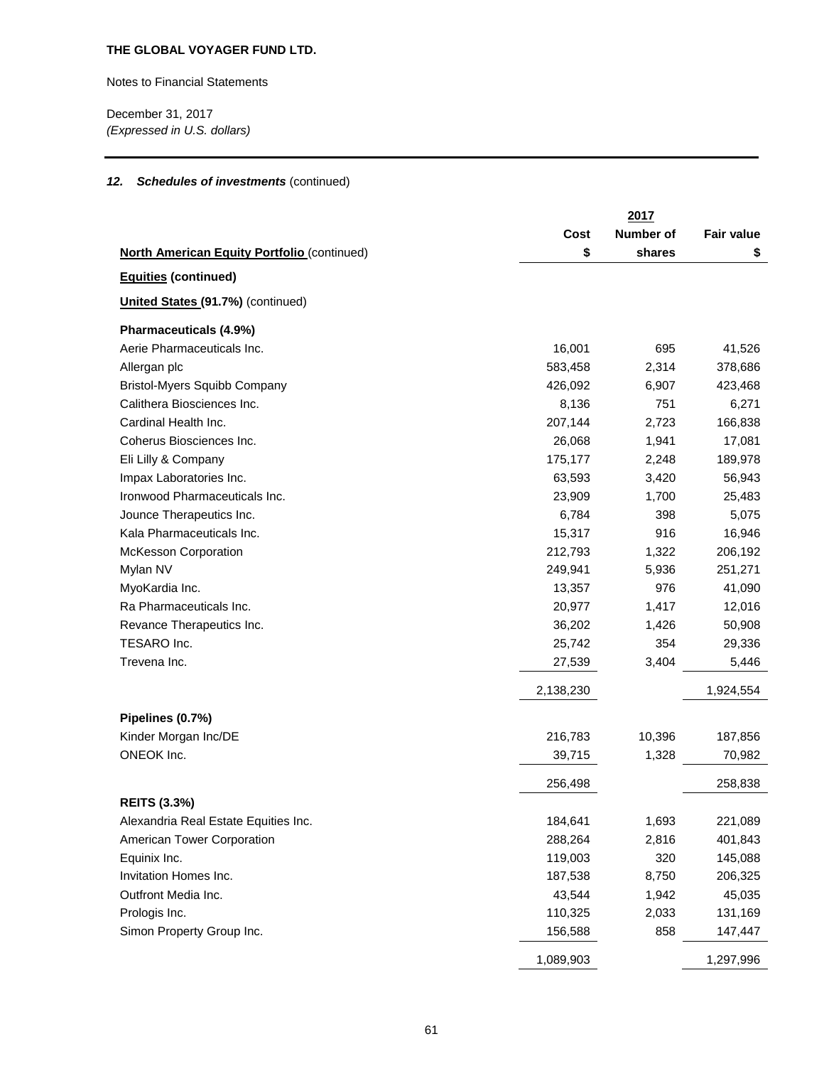**THE GLOBAL VOYAGER FUND LTD.**

Notes to Financial Statements

December 31, 2017
*(Expressed in U.S. dollars)*

### *12. Schedules of investments* (continued)

| | 2017 | | |
|---|---|---|---|
| **North American Equity Portfolio** (continued) | **Cost \$** | **Number of shares** | **Fair value \$** |
| **Equities (continued)** | | | |
| **United States (91.7%)** (continued) | | | |
| **Pharmaceuticals (4.9%)** | | | |
| Aerie Pharmaceuticals Inc. | 16,001 | 695 | 41,526 |
| Allergan plc | 583,458 | 2,314 | 378,686 |
| Bristol-Myers Squibb Company | 426,092 | 6,907 | 423,468 |
| Calithera Biosciences Inc. | 8,136 | 751 | 6,271 |
| Cardinal Health Inc. | 207,144 | 2,723 | 166,838 |
| Coherus Biosciences Inc. | 26,068 | 1,941 | 17,081 |
| Eli Lilly & Company | 175,177 | 2,248 | 189,978 |
| Impax Laboratories Inc. | 63,593 | 3,420 | 56,943 |
| Ironwood Pharmaceuticals Inc. | 23,909 | 1,700 | 25,483 |
| Jounce Therapeutics Inc. | 6,784 | 398 | 5,075 |
| Kala Pharmaceuticals Inc. | 15,317 | 916 | 16,946 |
| McKesson Corporation | 212,793 | 1,322 | 206,192 |
| Mylan NV | 249,941 | 5,936 | 251,271 |
| MyoKardia Inc. | 13,357 | 976 | 41,090 |
| Ra Pharmaceuticals Inc. | 20,977 | 1,417 | 12,016 |
| Revance Therapeutics Inc. | 36,202 | 1,426 | 50,908 |
| TESARO Inc. | 25,742 | 354 | 29,336 |
| Trevena Inc. | 27,539 | 3,404 | 5,446 |
| | 2,138,230 | | 1,924,554 |
| **Pipelines (0.7%)** | | | |
| Kinder Morgan Inc/DE | 216,783 | 10,396 | 187,856 |
| ONEOK Inc. | 39,715 | 1,328 | 70,982 |
| | 256,498 | | 258,838 |
| **REITS (3.3%)** | | | |
| Alexandria Real Estate Equities Inc. | 184,641 | 1,693 | 221,089 |
| American Tower Corporation | 288,264 | 2,816 | 401,843 |
| Equinix Inc. | 119,003 | 320 | 145,088 |
| Invitation Homes Inc. | 187,538 | 8,750 | 206,325 |
| Outfront Media Inc. | 43,544 | 1,942 | 45,035 |
| Prologis Inc. | 110,325 | 2,033 | 131,169 |
| Simon Property Group Inc. | 156,588 | 858 | 147,447 |
| | 1,089,903 | | 1,297,996 |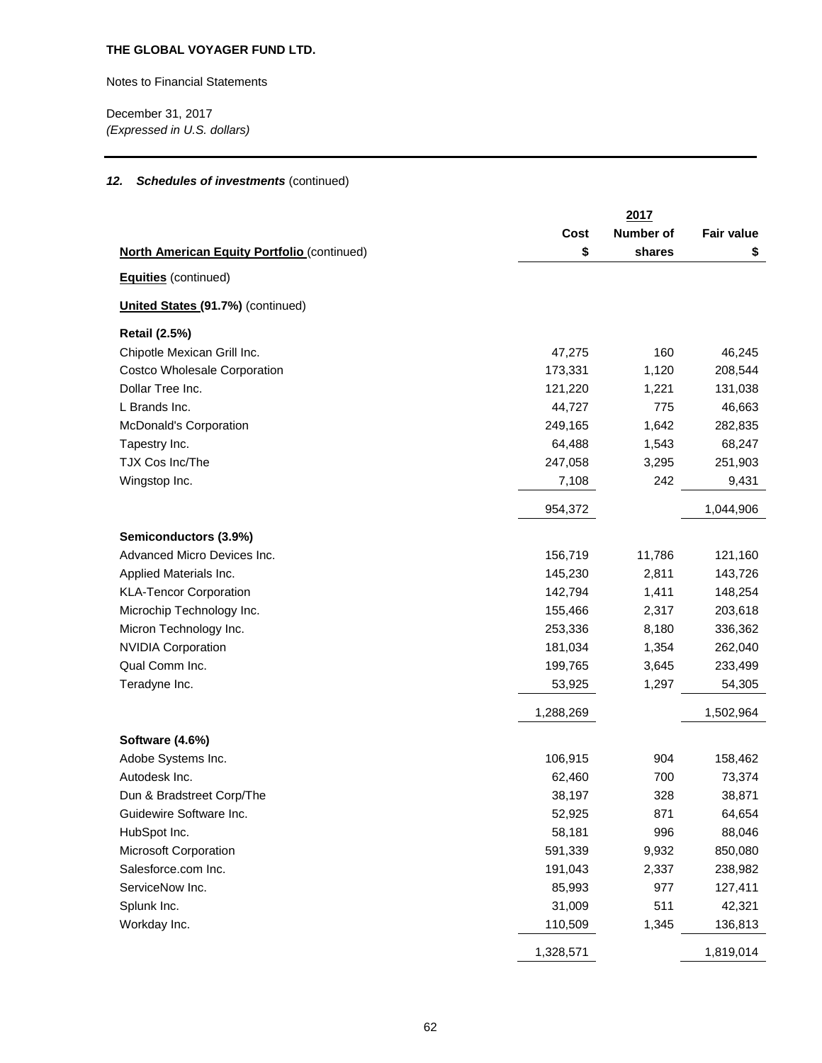**THE GLOBAL VOYAGER FUND LTD.**

Notes to Financial Statements

December 31, 2017
*(Expressed in U.S. dollars)*

### *12. Schedules of investments* (continued)

| | | 2017 | |
|---|---|---|---|
| **North American Equity Portfolio** (continued) | **Cost \$** | **Number of shares** | **Fair value \$** |
| **Equities** (continued) | | | |
| **United States (91.7%)** (continued) | | | |
| **Retail (2.5%)** | | | |
| Chipotle Mexican Grill Inc. | 47,275 | 160 | 46,245 |
| Costco Wholesale Corporation | 173,331 | 1,120 | 208,544 |
| Dollar Tree Inc. | 121,220 | 1,221 | 131,038 |
| L Brands Inc. | 44,727 | 775 | 46,663 |
| McDonald's Corporation | 249,165 | 1,642 | 282,835 |
| Tapestry Inc. | 64,488 | 1,543 | 68,247 |
| TJX Cos Inc/The | 247,058 | 3,295 | 251,903 |
| Wingstop Inc. | 7,108 | 242 | 9,431 |
| | 954,372 | | 1,044,906 |
| **Semiconductors (3.9%)** | | | |
| Advanced Micro Devices Inc. | 156,719 | 11,786 | 121,160 |
| Applied Materials Inc. | 145,230 | 2,811 | 143,726 |
| KLA-Tencor Corporation | 142,794 | 1,411 | 148,254 |
| Microchip Technology Inc. | 155,466 | 2,317 | 203,618 |
| Micron Technology Inc. | 253,336 | 8,180 | 336,362 |
| NVIDIA Corporation | 181,034 | 1,354 | 262,040 |
| Qual Comm Inc. | 199,765 | 3,645 | 233,499 |
| Teradyne Inc. | 53,925 | 1,297 | 54,305 |
| | 1,288,269 | | 1,502,964 |
| **Software (4.6%)** | | | |
| Adobe Systems Inc. | 106,915 | 904 | 158,462 |
| Autodesk Inc. | 62,460 | 700 | 73,374 |
| Dun & Bradstreet Corp/The | 38,197 | 328 | 38,871 |
| Guidewire Software Inc. | 52,925 | 871 | 64,654 |
| HubSpot Inc. | 58,181 | 996 | 88,046 |
| Microsoft Corporation | 591,339 | 9,932 | 850,080 |
| Salesforce.com Inc. | 191,043 | 2,337 | 238,982 |
| ServiceNow Inc. | 85,993 | 977 | 127,411 |
| Splunk Inc. | 31,009 | 511 | 42,321 |
| Workday Inc. | 110,509 | 1,345 | 136,813 |
| | 1,328,571 | | 1,819,014 |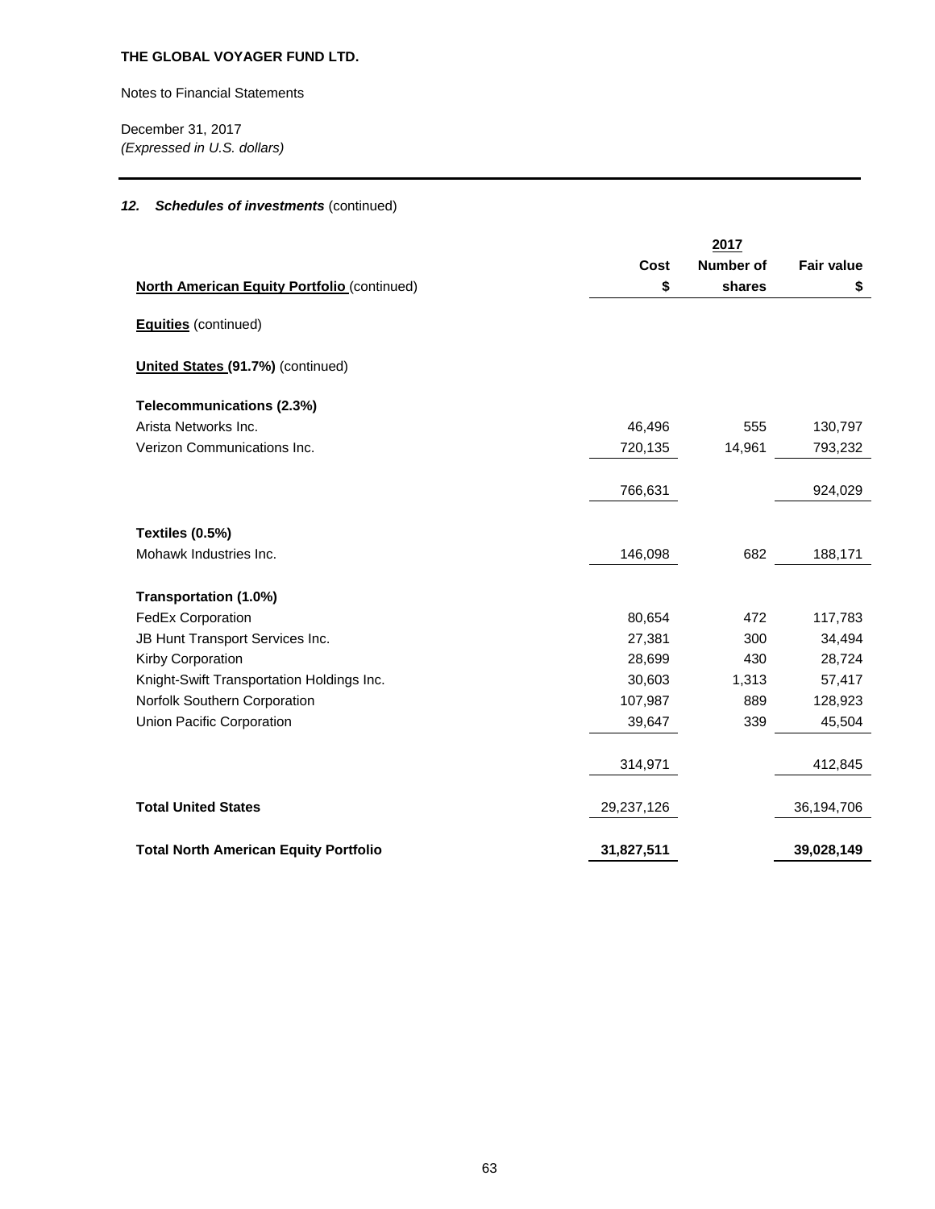**THE GLOBAL VOYAGER FUND LTD.**

Notes to Financial Statements

December 31, 2017
*(Expressed in U.S. dollars)*

### *12. Schedules of investments* (continued)

| | 2017 | | |
|---|---|---|---|
| **North American Equity Portfolio** (continued) | **Cost $** | **Number of shares** | **Fair value $** |
| **Equities** (continued) | | | |
| **United States (91.7%)** (continued) | | | |
| **Telecommunications (2.3%)** | | | |
| Arista Networks Inc. | 46,496 | 555 | 130,797 |
| Verizon Communications Inc. | 720,135 | 14,961 | 793,232 |
| | 766,631 | | 924,029 |
| **Textiles (0.5%)** | | | |
| Mohawk Industries Inc. | 146,098 | 682 | 188,171 |
| **Transportation (1.0%)** | | | |
| FedEx Corporation | 80,654 | 472 | 117,783 |
| JB Hunt Transport Services Inc. | 27,381 | 300 | 34,494 |
| Kirby Corporation | 28,699 | 430 | 28,724 |
| Knight-Swift Transportation Holdings Inc. | 30,603 | 1,313 | 57,417 |
| Norfolk Southern Corporation | 107,987 | 889 | 128,923 |
| Union Pacific Corporation | 39,647 | 339 | 45,504 |
| | 314,971 | | 412,845 |
| **Total United States** | 29,237,126 | | 36,194,706 |
| **Total North American Equity Portfolio** | **31,827,511** | | **39,028,149** |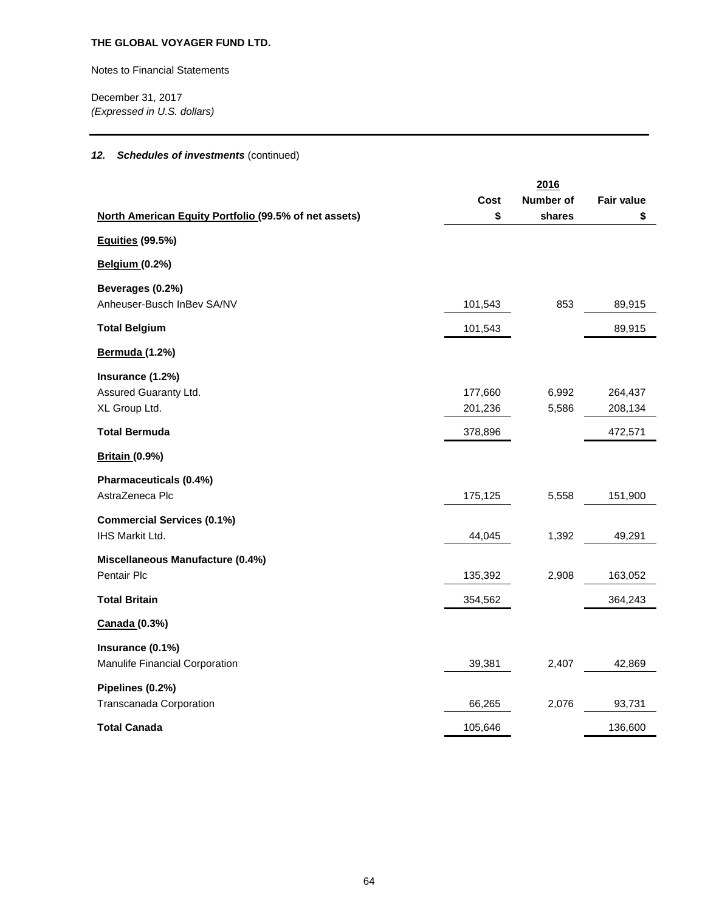**THE GLOBAL VOYAGER FUND LTD.**

Notes to Financial Statements

December 31, 2017
*(Expressed in U.S. dollars)*

### *12. Schedules of investments* (continued)

| | | 2016 | |
|---|---|---|---|
| **North American Equity Portfolio (99.5% of net assets)** | **Cost $** | **Number of shares** | **Fair value $** |
| **Equities (99.5%)** | | | |
| **Belgium (0.2%)** | | | |
| **Beverages (0.2%)** | | | |
| Anheuser-Busch InBev SA/NV | 101,543 | 853 | 89,915 |
| **Total Belgium** | 101,543 | | 89,915 |
| **Bermuda (1.2%)** | | | |
| **Insurance (1.2%)** | | | |
| Assured Guaranty Ltd. | 177,660 | 6,992 | 264,437 |
| XL Group Ltd. | 201,236 | 5,586 | 208,134 |
| **Total Bermuda** | 378,896 | | 472,571 |
| **Britain (0.9%)** | | | |
| **Pharmaceuticals (0.4%)** | | | |
| AstraZeneca Plc | 175,125 | 5,558 | 151,900 |
| **Commercial Services (0.1%)** | | | |
| IHS Markit Ltd. | 44,045 | 1,392 | 49,291 |
| **Miscellaneous Manufacture (0.4%)** | | | |
| Pentair Plc | 135,392 | 2,908 | 163,052 |
| **Total Britain** | 354,562 | | 364,243 |
| **Canada (0.3%)** | | | |
| **Insurance (0.1%)** | | | |
| Manulife Financial Corporation | 39,381 | 2,407 | 42,869 |
| **Pipelines (0.2%)** | | | |
| Transcanada Corporation | 66,265 | 2,076 | 93,731 |
| **Total Canada** | 105,646 | | 136,600 |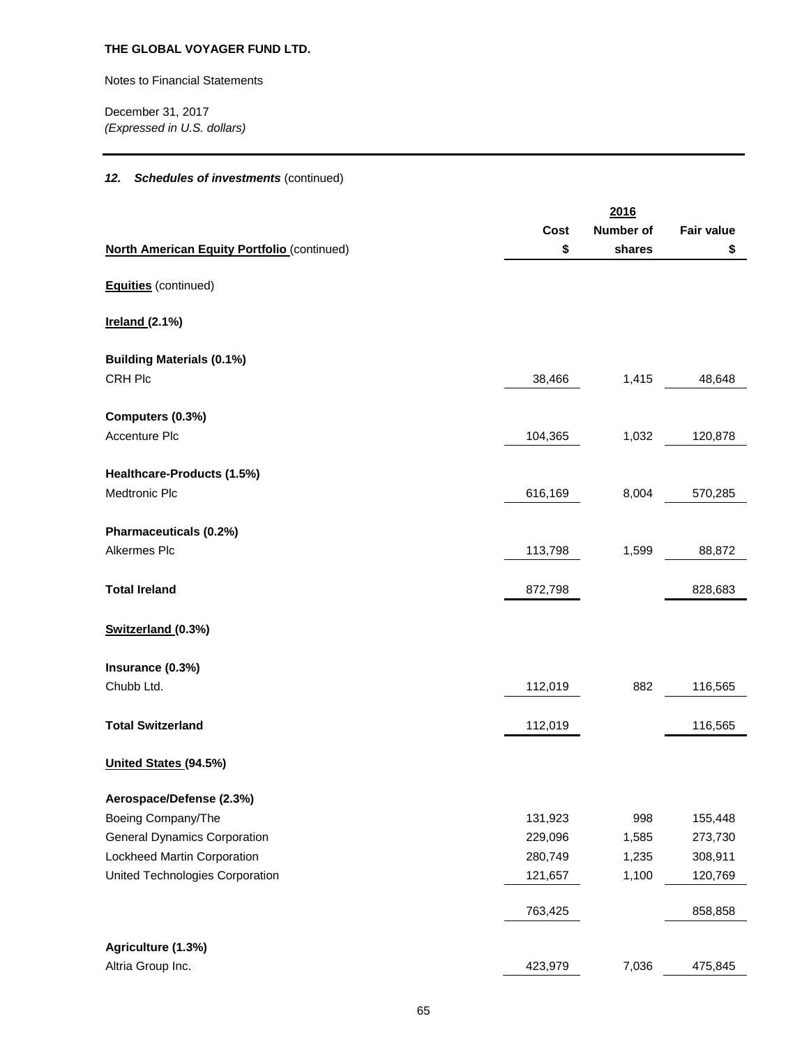**THE GLOBAL VOYAGER FUND LTD.**

Notes to Financial Statements

December 31, 2017
*(Expressed in U.S. dollars)*

### *12. Schedules of investments* (continued)

| | | 2016 | |
|---|---|---|---|
| **North American Equity Portfolio** (continued) | **Cost $** | **Number of shares** | **Fair value $** |
| **Equities** (continued) | | | |
| **Ireland (2.1%)** | | | |
| **Building Materials (0.1%)** | | | |
| CRH Plc | 38,466 | 1,415 | 48,648 |
| **Computers (0.3%)** | | | |
| Accenture Plc | 104,365 | 1,032 | 120,878 |
| **Healthcare-Products (1.5%)** | | | |
| Medtronic Plc | 616,169 | 8,004 | 570,285 |
| **Pharmaceuticals (0.2%)** | | | |
| Alkermes Plc | 113,798 | 1,599 | 88,872 |
| **Total Ireland** | 872,798 | | 828,683 |
| **Switzerland (0.3%)** | | | |
| **Insurance (0.3%)** | | | |
| Chubb Ltd. | 112,019 | 882 | 116,565 |
| **Total Switzerland** | 112,019 | | 116,565 |
| **United States (94.5%)** | | | |
| **Aerospace/Defense (2.3%)** | | | |
| Boeing Company/The | 131,923 | 998 | 155,448 |
| General Dynamics Corporation | 229,096 | 1,585 | 273,730 |
| Lockheed Martin Corporation | 280,749 | 1,235 | 308,911 |
| United Technologies Corporation | 121,657 | 1,100 | 120,769 |
| | 763,425 | | 858,858 |
| **Agriculture (1.3%)** | | | |
| Altria Group Inc. | 423,979 | 7,036 | 475,845 |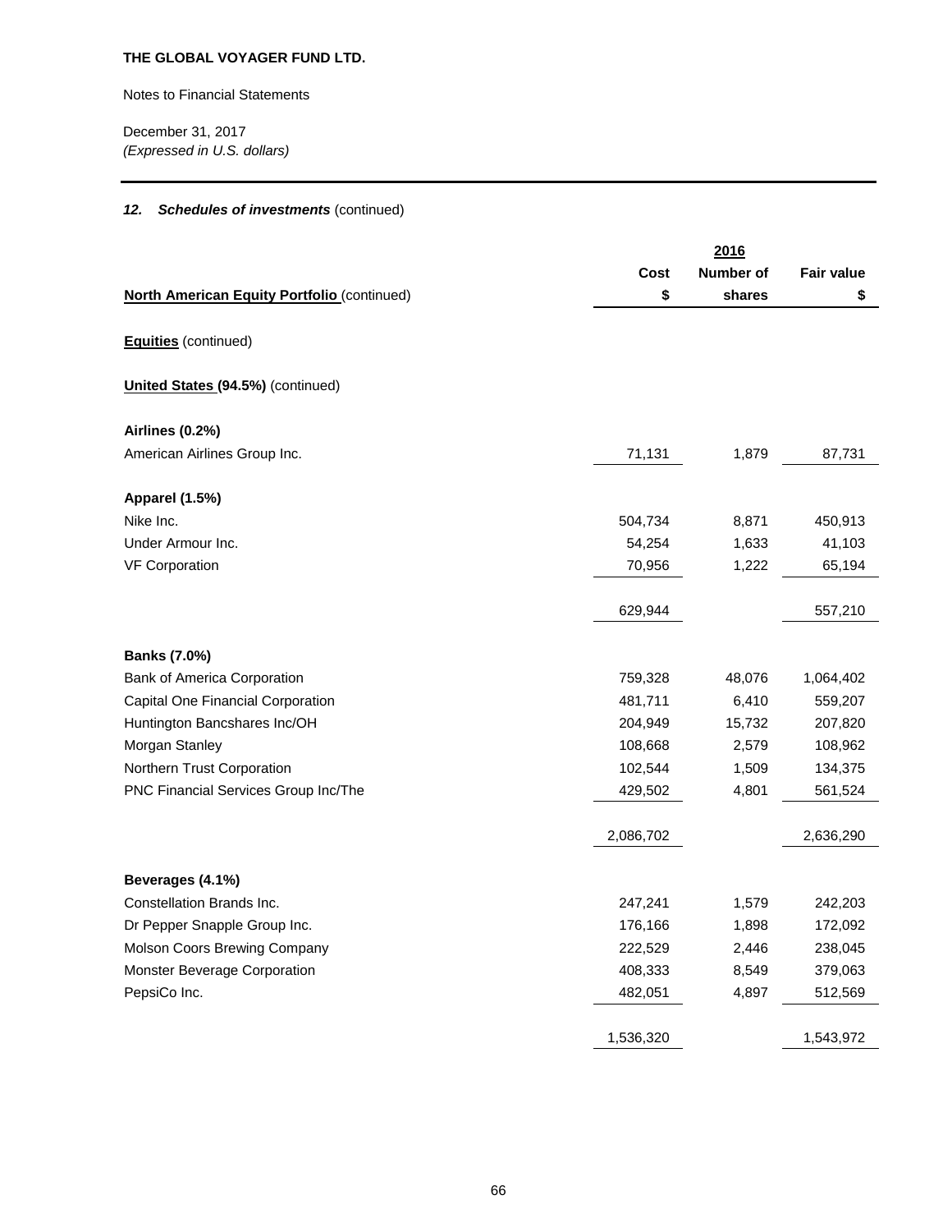**THE GLOBAL VOYAGER FUND LTD.**

Notes to Financial Statements

December 31, 2017
*(Expressed in U.S. dollars)*

### *12. Schedules of investments* (continued)

| | 2016 | | |
|---|---|---|---|
| **North American Equity Portfolio** (continued) | **Cost $** | **Number of shares** | **Fair value $** |
| **Equities** (continued) | | | |
| **United States (94.5%)** (continued) | | | |
| **Airlines (0.2%)** | | | |
| American Airlines Group Inc. | 71,131 | 1,879 | 87,731 |
| **Apparel (1.5%)** | | | |
| Nike Inc. | 504,734 | 8,871 | 450,913 |
| Under Armour Inc. | 54,254 | 1,633 | 41,103 |
| VF Corporation | 70,956 | 1,222 | 65,194 |
| | 629,944 | | 557,210 |
| **Banks (7.0%)** | | | |
| Bank of America Corporation | 759,328 | 48,076 | 1,064,402 |
| Capital One Financial Corporation | 481,711 | 6,410 | 559,207 |
| Huntington Bancshares Inc/OH | 204,949 | 15,732 | 207,820 |
| Morgan Stanley | 108,668 | 2,579 | 108,962 |
| Northern Trust Corporation | 102,544 | 1,509 | 134,375 |
| PNC Financial Services Group Inc/The | 429,502 | 4,801 | 561,524 |
| | 2,086,702 | | 2,636,290 |
| **Beverages (4.1%)** | | | |
| Constellation Brands Inc. | 247,241 | 1,579 | 242,203 |
| Dr Pepper Snapple Group Inc. | 176,166 | 1,898 | 172,092 |
| Molson Coors Brewing Company | 222,529 | 2,446 | 238,045 |
| Monster Beverage Corporation | 408,333 | 8,549 | 379,063 |
| PepsiCo Inc. | 482,051 | 4,897 | 512,569 |
| | 1,536,320 | | 1,543,972 |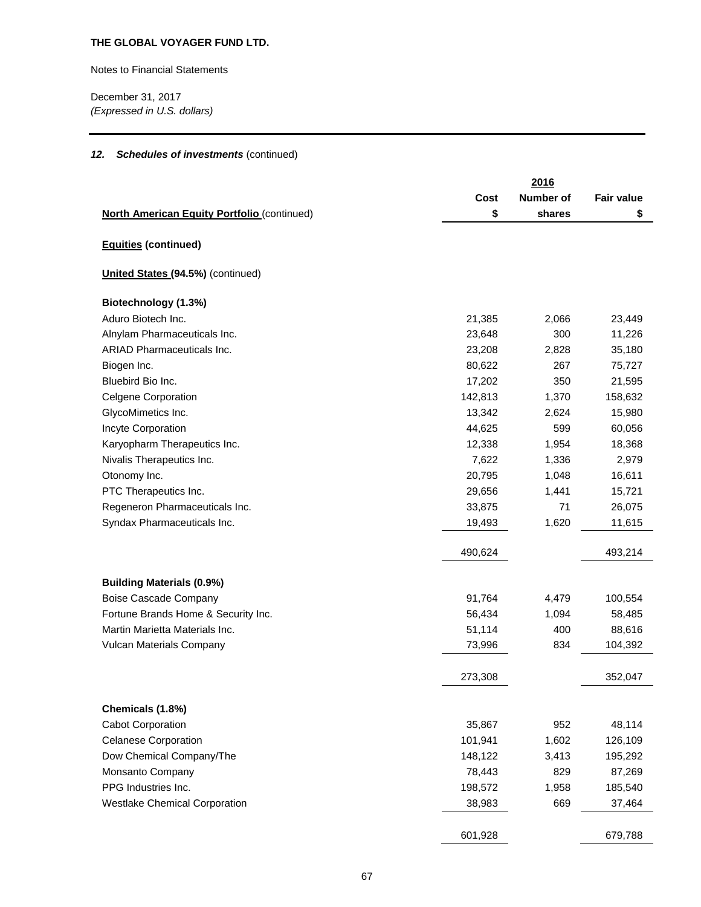**THE GLOBAL VOYAGER FUND LTD.**

Notes to Financial Statements

December 31, 2017
*(Expressed in U.S. dollars)*

## *12. Schedules of investments* (continued)

| | 2016 | | |
|---|---|---|---|
| **North American Equity Portfolio** (continued) | **Cost $** | **Number of shares** | **Fair value $** |
| **Equities (continued)** | | | |
| **United States (94.5%)** (continued) | | | |
| **Biotechnology (1.3%)** | | | |
| Aduro Biotech Inc. | 21,385 | 2,066 | 23,449 |
| Alnylam Pharmaceuticals Inc. | 23,648 | 300 | 11,226 |
| ARIAD Pharmaceuticals Inc. | 23,208 | 2,828 | 35,180 |
| Biogen Inc. | 80,622 | 267 | 75,727 |
| Bluebird Bio Inc. | 17,202 | 350 | 21,595 |
| Celgene Corporation | 142,813 | 1,370 | 158,632 |
| GlycoMimetics Inc. | 13,342 | 2,624 | 15,980 |
| Incyte Corporation | 44,625 | 599 | 60,056 |
| Karyopharm Therapeutics Inc. | 12,338 | 1,954 | 18,368 |
| Nivalis Therapeutics Inc. | 7,622 | 1,336 | 2,979 |
| Otonomy Inc. | 20,795 | 1,048 | 16,611 |
| PTC Therapeutics Inc. | 29,656 | 1,441 | 15,721 |
| Regeneron Pharmaceuticals Inc. | 33,875 | 71 | 26,075 |
| Syndax Pharmaceuticals Inc. | 19,493 | 1,620 | 11,615 |
| | 490,624 | | 493,214 |
| **Building Materials (0.9%)** | | | |
| Boise Cascade Company | 91,764 | 4,479 | 100,554 |
| Fortune Brands Home & Security Inc. | 56,434 | 1,094 | 58,485 |
| Martin Marietta Materials Inc. | 51,114 | 400 | 88,616 |
| Vulcan Materials Company | 73,996 | 834 | 104,392 |
| | 273,308 | | 352,047 |
| **Chemicals (1.8%)** | | | |
| Cabot Corporation | 35,867 | 952 | 48,114 |
| Celanese Corporation | 101,941 | 1,602 | 126,109 |
| Dow Chemical Company/The | 148,122 | 3,413 | 195,292 |
| Monsanto Company | 78,443 | 829 | 87,269 |
| PPG Industries Inc. | 198,572 | 1,958 | 185,540 |
| Westlake Chemical Corporation | 38,983 | 669 | 37,464 |
| | 601,928 | | 679,788 |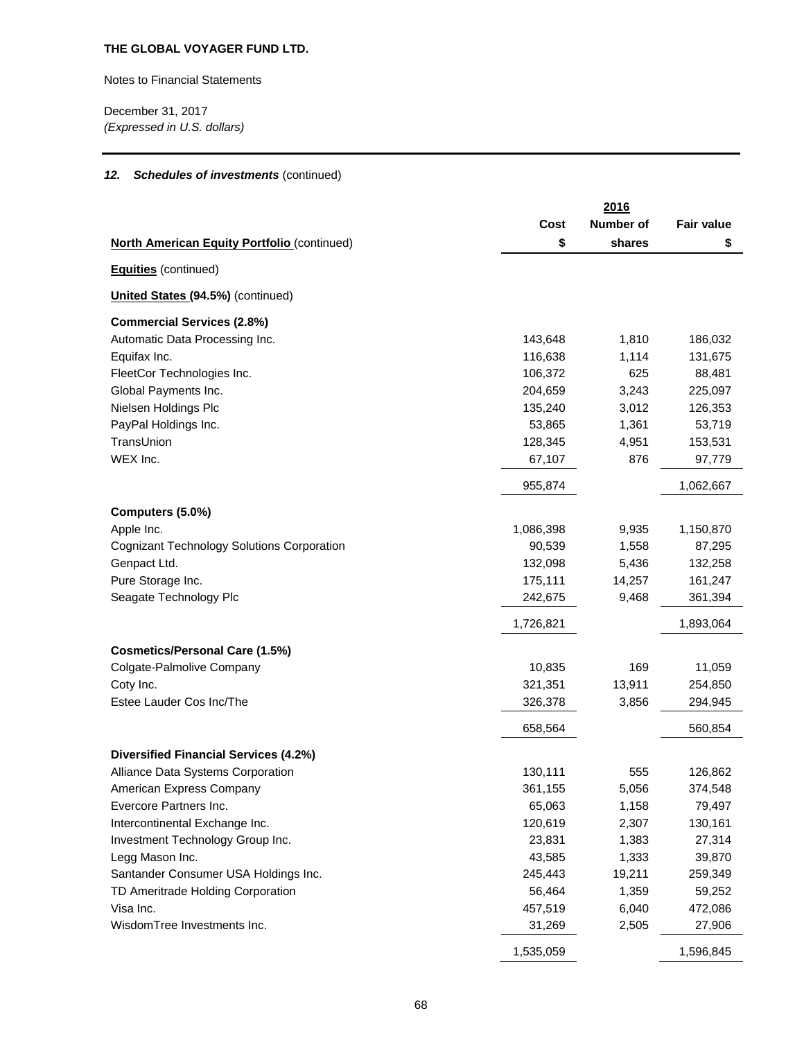**THE GLOBAL VOYAGER FUND LTD.**

Notes to Financial Statements

December 31, 2017
*(Expressed in U.S. dollars)*

### *12. Schedules of investments* (continued)

| | | 2016 | |
|---|---|---|---|
| | Cost | Number of | Fair value |
| **North American Equity Portfolio** (continued) | $ | shares | $ |
| **Equities** (continued) | | | |
| **United States (94.5%)** (continued) | | | |
| **Commercial Services (2.8%)** | | | |
| Automatic Data Processing Inc. | 143,648 | 1,810 | 186,032 |
| Equifax Inc. | 116,638 | 1,114 | 131,675 |
| FleetCor Technologies Inc. | 106,372 | 625 | 88,481 |
| Global Payments Inc. | 204,659 | 3,243 | 225,097 |
| Nielsen Holdings Plc | 135,240 | 3,012 | 126,353 |
| PayPal Holdings Inc. | 53,865 | 1,361 | 53,719 |
| TransUnion | 128,345 | 4,951 | 153,531 |
| WEX Inc. | 67,107 | 876 | 97,779 |
| | 955,874 | | 1,062,667 |
| **Computers (5.0%)** | | | |
| Apple Inc. | 1,086,398 | 9,935 | 1,150,870 |
| Cognizant Technology Solutions Corporation | 90,539 | 1,558 | 87,295 |
| Genpact Ltd. | 132,098 | 5,436 | 132,258 |
| Pure Storage Inc. | 175,111 | 14,257 | 161,247 |
| Seagate Technology Plc | 242,675 | 9,468 | 361,394 |
| | 1,726,821 | | 1,893,064 |
| **Cosmetics/Personal Care (1.5%)** | | | |
| Colgate-Palmolive Company | 10,835 | 169 | 11,059 |
| Coty Inc. | 321,351 | 13,911 | 254,850 |
| Estee Lauder Cos Inc/The | 326,378 | 3,856 | 294,945 |
| | 658,564 | | 560,854 |
| **Diversified Financial Services (4.2%)** | | | |
| Alliance Data Systems Corporation | 130,111 | 555 | 126,862 |
| American Express Company | 361,155 | 5,056 | 374,548 |
| Evercore Partners Inc. | 65,063 | 1,158 | 79,497 |
| Intercontinental Exchange Inc. | 120,619 | 2,307 | 130,161 |
| Investment Technology Group Inc. | 23,831 | 1,383 | 27,314 |
| Legg Mason Inc. | 43,585 | 1,333 | 39,870 |
| Santander Consumer USA Holdings Inc. | 245,443 | 19,211 | 259,349 |
| TD Ameritrade Holding Corporation | 56,464 | 1,359 | 59,252 |
| Visa Inc. | 457,519 | 6,040 | 472,086 |
| WisdomTree Investments Inc. | 31,269 | 2,505 | 27,906 |
| | 1,535,059 | | 1,596,845 |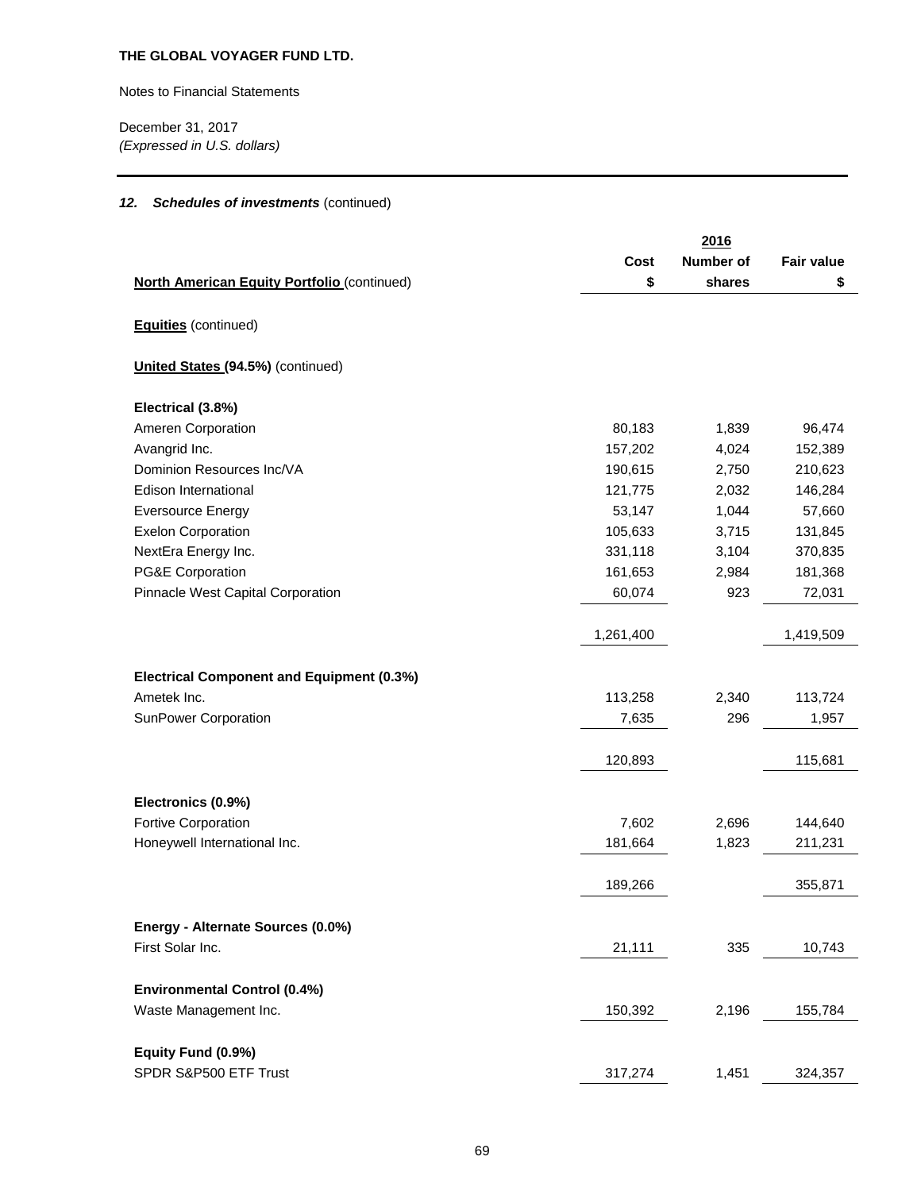**THE GLOBAL VOYAGER FUND LTD.**

Notes to Financial Statements

December 31, 2017
*(Expressed in U.S. dollars)*

### *12. Schedules of investments* (continued)

| | | 2016 | |
|---|---|---|---|
| **North American Equity Portfolio** (continued) | **Cost $** | **Number of shares** | **Fair value $** |
| **Equities** (continued) | | | |
| **United States (94.5%)** (continued) | | | |
| **Electrical (3.8%)** | | | |
| Ameren Corporation | 80,183 | 1,839 | 96,474 |
| Avangrid Inc. | 157,202 | 4,024 | 152,389 |
| Dominion Resources Inc/VA | 190,615 | 2,750 | 210,623 |
| Edison International | 121,775 | 2,032 | 146,284 |
| Eversource Energy | 53,147 | 1,044 | 57,660 |
| Exelon Corporation | 105,633 | 3,715 | 131,845 |
| NextEra Energy Inc. | 331,118 | 3,104 | 370,835 |
| PG&E Corporation | 161,653 | 2,984 | 181,368 |
| Pinnacle West Capital Corporation | 60,074 | 923 | 72,031 |
| | 1,261,400 | | 1,419,509 |
| **Electrical Component and Equipment (0.3%)** | | | |
| Ametek Inc. | 113,258 | 2,340 | 113,724 |
| SunPower Corporation | 7,635 | 296 | 1,957 |
| | 120,893 | | 115,681 |
| **Electronics (0.9%)** | | | |
| Fortive Corporation | 7,602 | 2,696 | 144,640 |
| Honeywell International Inc. | 181,664 | 1,823 | 211,231 |
| | 189,266 | | 355,871 |
| **Energy - Alternate Sources (0.0%)** | | | |
| First Solar Inc. | 21,111 | 335 | 10,743 |
| **Environmental Control (0.4%)** | | | |
| Waste Management Inc. | 150,392 | 2,196 | 155,784 |
| **Equity Fund (0.9%)** | | | |
| SPDR S&P500 ETF Trust | 317,274 | 1,451 | 324,357 |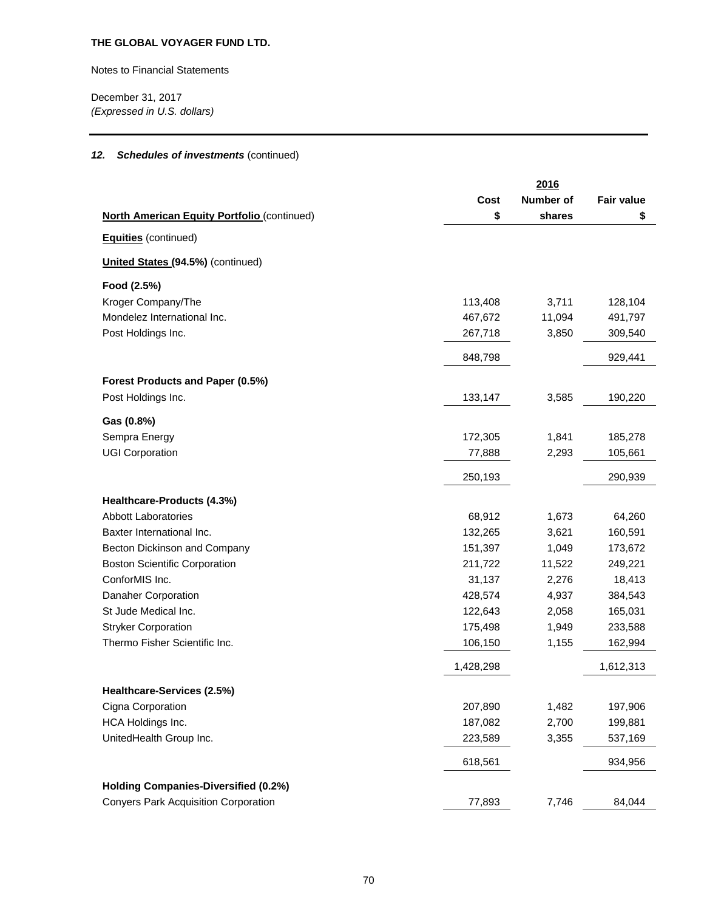**THE GLOBAL VOYAGER FUND LTD.**

Notes to Financial Statements

December 31, 2017
*(Expressed in U.S. dollars)*

### *12. Schedules of investments* (continued)

| | 2016 | | |
|---|---|---|---|
| **North American Equity Portfolio** (continued) | **Cost $** | **Number of shares** | **Fair value $** |
| **Equities** (continued) | | | |
| **United States (94.5%)** (continued) | | | |
| **Food (2.5%)** | | | |
| Kroger Company/The | 113,408 | 3,711 | 128,104 |
| Mondelez International Inc. | 467,672 | 11,094 | 491,797 |
| Post Holdings Inc. | 267,718 | 3,850 | 309,540 |
| | 848,798 | | 929,441 |
| **Forest Products and Paper (0.5%)** | | | |
| Post Holdings Inc. | 133,147 | 3,585 | 190,220 |
| **Gas (0.8%)** | | | |
| Sempra Energy | 172,305 | 1,841 | 185,278 |
| UGI Corporation | 77,888 | 2,293 | 105,661 |
| | 250,193 | | 290,939 |
| **Healthcare-Products (4.3%)** | | | |
| Abbott Laboratories | 68,912 | 1,673 | 64,260 |
| Baxter International Inc. | 132,265 | 3,621 | 160,591 |
| Becton Dickinson and Company | 151,397 | 1,049 | 173,672 |
| Boston Scientific Corporation | 211,722 | 11,522 | 249,221 |
| ConforMIS Inc. | 31,137 | 2,276 | 18,413 |
| Danaher Corporation | 428,574 | 4,937 | 384,543 |
| St Jude Medical Inc. | 122,643 | 2,058 | 165,031 |
| Stryker Corporation | 175,498 | 1,949 | 233,588 |
| Thermo Fisher Scientific Inc. | 106,150 | 1,155 | 162,994 |
| | 1,428,298 | | 1,612,313 |
| **Healthcare-Services (2.5%)** | | | |
| Cigna Corporation | 207,890 | 1,482 | 197,906 |
| HCA Holdings Inc. | 187,082 | 2,700 | 199,881 |
| UnitedHealth Group Inc. | 223,589 | 3,355 | 537,169 |
| | 618,561 | | 934,956 |
| **Holding Companies-Diversified (0.2%)** | | | |
| Conyers Park Acquisition Corporation | 77,893 | 7,746 | 84,044 |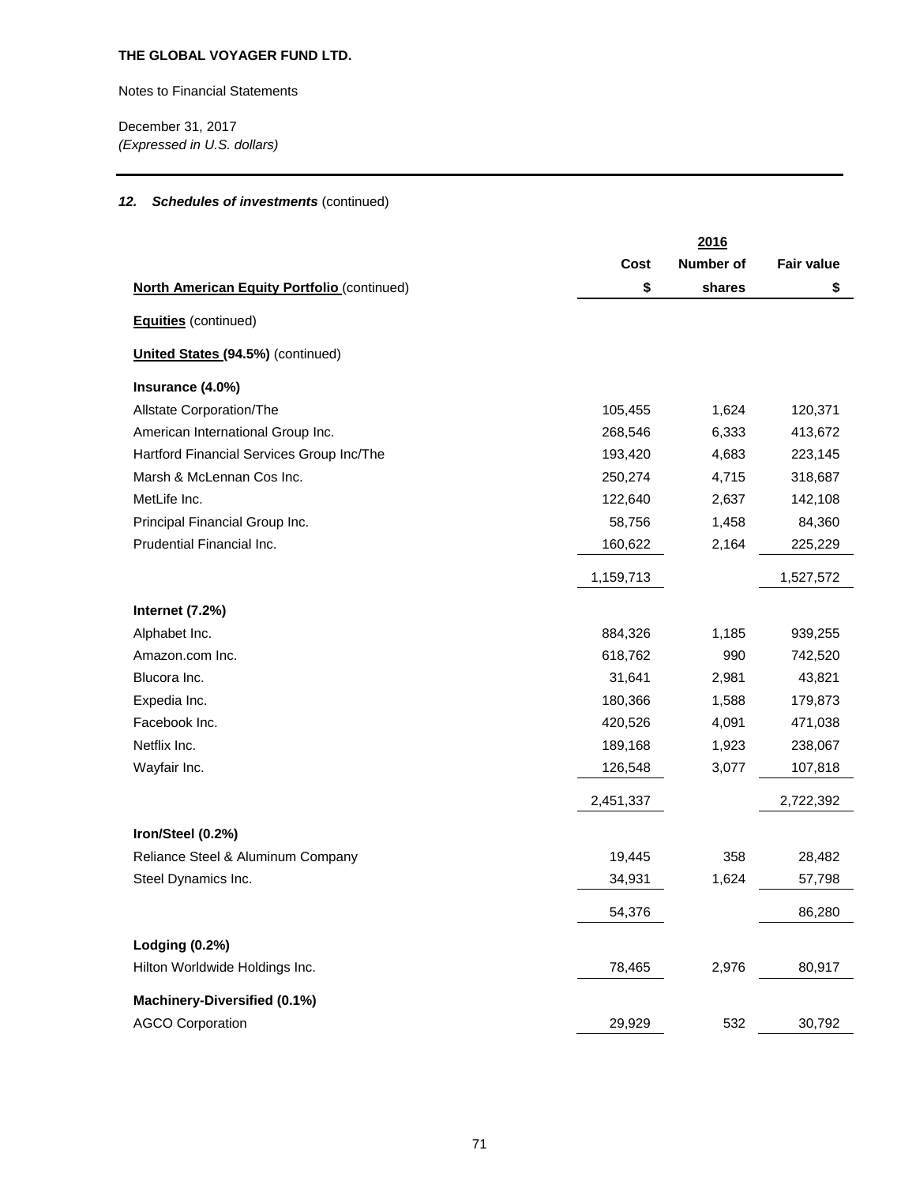**THE GLOBAL VOYAGER FUND LTD.**

Notes to Financial Statements

December 31, 2017
*(Expressed in U.S. dollars)*

### *12. Schedules of investments* (continued)

| | 2016 | | |
|---|---|---|---|
| **North American Equity Portfolio** (continued) | **Cost $** | **Number of shares** | **Fair value $** |
| **Equities** (continued) | | | |
| **United States (94.5%)** (continued) | | | |
| **Insurance (4.0%)** | | | |
| Allstate Corporation/The | 105,455 | 1,624 | 120,371 |
| American International Group Inc. | 268,546 | 6,333 | 413,672 |
| Hartford Financial Services Group Inc/The | 193,420 | 4,683 | 223,145 |
| Marsh & McLennan Cos Inc. | 250,274 | 4,715 | 318,687 |
| MetLife Inc. | 122,640 | 2,637 | 142,108 |
| Principal Financial Group Inc. | 58,756 | 1,458 | 84,360 |
| Prudential Financial Inc. | 160,622 | 2,164 | 225,229 |
| | 1,159,713 | | 1,527,572 |
| **Internet (7.2%)** | | | |
| Alphabet Inc. | 884,326 | 1,185 | 939,255 |
| Amazon.com Inc. | 618,762 | 990 | 742,520 |
| Blucora Inc. | 31,641 | 2,981 | 43,821 |
| Expedia Inc. | 180,366 | 1,588 | 179,873 |
| Facebook Inc. | 420,526 | 4,091 | 471,038 |
| Netflix Inc. | 189,168 | 1,923 | 238,067 |
| Wayfair Inc. | 126,548 | 3,077 | 107,818 |
| | 2,451,337 | | 2,722,392 |
| **Iron/Steel (0.2%)** | | | |
| Reliance Steel & Aluminum Company | 19,445 | 358 | 28,482 |
| Steel Dynamics Inc. | 34,931 | 1,624 | 57,798 |
| | 54,376 | | 86,280 |
| **Lodging (0.2%)** | | | |
| Hilton Worldwide Holdings Inc. | 78,465 | 2,976 | 80,917 |
| **Machinery-Diversified (0.1%)** | | | |
| AGCO Corporation | 29,929 | 532 | 30,792 |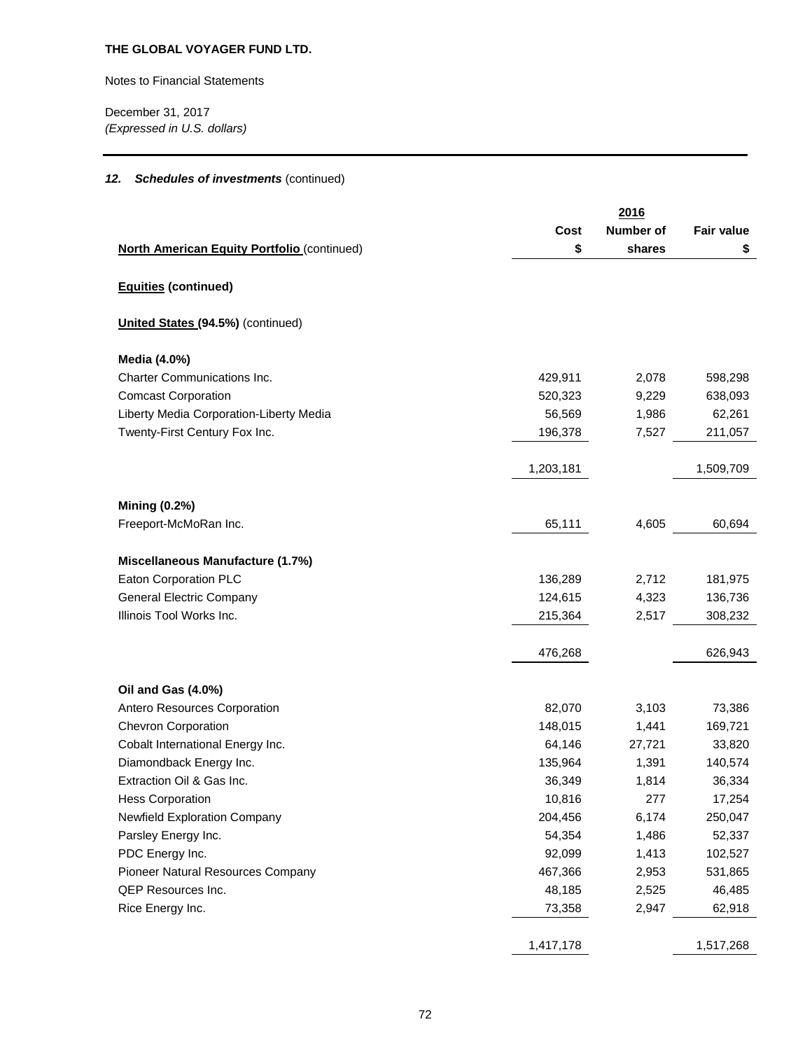**THE GLOBAL VOYAGER FUND LTD.**

Notes to Financial Statements

December 31, 2017
*(Expressed in U.S. dollars)*

### *12. Schedules of investments* (continued)

| | | 2016 | |
|---|---|---|---|
| | Cost | Number of | Fair value |
| **North American Equity Portfolio** (continued) | $ | shares | $ |
| **Equities (continued)** | | | |
| **United States (94.5%)** (continued) | | | |
| **Media (4.0%)** | | | |
| Charter Communications Inc. | 429,911 | 2,078 | 598,298 |
| Comcast Corporation | 520,323 | 9,229 | 638,093 |
| Liberty Media Corporation-Liberty Media | 56,569 | 1,986 | 62,261 |
| Twenty-First Century Fox Inc. | 196,378 | 7,527 | 211,057 |
| | 1,203,181 | | 1,509,709 |
| **Mining (0.2%)** | | | |
| Freeport-McMoRan Inc. | 65,111 | 4,605 | 60,694 |
| **Miscellaneous Manufacture (1.7%)** | | | |
| Eaton Corporation PLC | 136,289 | 2,712 | 181,975 |
| General Electric Company | 124,615 | 4,323 | 136,736 |
| Illinois Tool Works Inc. | 215,364 | 2,517 | 308,232 |
| | 476,268 | | 626,943 |
| **Oil and Gas (4.0%)** | | | |
| Antero Resources Corporation | 82,070 | 3,103 | 73,386 |
| Chevron Corporation | 148,015 | 1,441 | 169,721 |
| Cobalt International Energy Inc. | 64,146 | 27,721 | 33,820 |
| Diamondback Energy Inc. | 135,964 | 1,391 | 140,574 |
| Extraction Oil & Gas Inc. | 36,349 | 1,814 | 36,334 |
| Hess Corporation | 10,816 | 277 | 17,254 |
| Newfield Exploration Company | 204,456 | 6,174 | 250,047 |
| Parsley Energy Inc. | 54,354 | 1,486 | 52,337 |
| PDC Energy Inc. | 92,099 | 1,413 | 102,527 |
| Pioneer Natural Resources Company | 467,366 | 2,953 | 531,865 |
| QEP Resources Inc. | 48,185 | 2,525 | 46,485 |
| Rice Energy Inc. | 73,358 | 2,947 | 62,918 |
| | 1,417,178 | | 1,517,268 |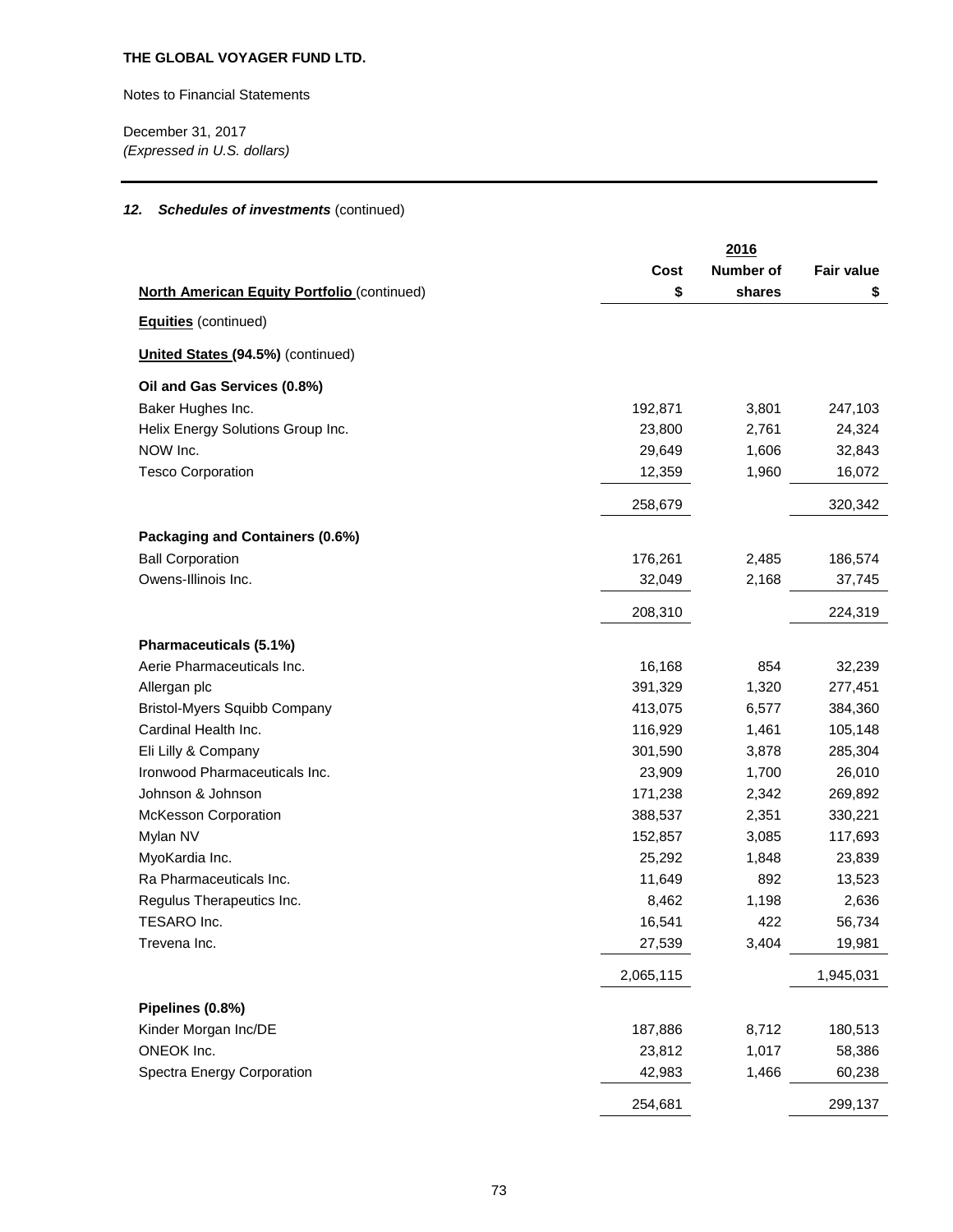**THE GLOBAL VOYAGER FUND LTD.**

Notes to Financial Statements

December 31, 2017
*(Expressed in U.S. dollars)*

### *12. Schedules of investments* (continued)

| | 2016 | | |
|---|---|---|---|
| **North American Equity Portfolio** (continued) | **Cost $** | **Number of shares** | **Fair value $** |
| **Equities** (continued) | | | |
| **United States (94.5%)** (continued) | | | |
| **Oil and Gas Services (0.8%)** | | | |
| Baker Hughes Inc. | 192,871 | 3,801 | 247,103 |
| Helix Energy Solutions Group Inc. | 23,800 | 2,761 | 24,324 |
| NOW Inc. | 29,649 | 1,606 | 32,843 |
| Tesco Corporation | 12,359 | 1,960 | 16,072 |
| | 258,679 | | 320,342 |
| **Packaging and Containers (0.6%)** | | | |
| Ball Corporation | 176,261 | 2,485 | 186,574 |
| Owens-Illinois Inc. | 32,049 | 2,168 | 37,745 |
| | 208,310 | | 224,319 |
| **Pharmaceuticals (5.1%)** | | | |
| Aerie Pharmaceuticals Inc. | 16,168 | 854 | 32,239 |
| Allergan plc | 391,329 | 1,320 | 277,451 |
| Bristol-Myers Squibb Company | 413,075 | 6,577 | 384,360 |
| Cardinal Health Inc. | 116,929 | 1,461 | 105,148 |
| Eli Lilly & Company | 301,590 | 3,878 | 285,304 |
| Ironwood Pharmaceuticals Inc. | 23,909 | 1,700 | 26,010 |
| Johnson & Johnson | 171,238 | 2,342 | 269,892 |
| McKesson Corporation | 388,537 | 2,351 | 330,221 |
| Mylan NV | 152,857 | 3,085 | 117,693 |
| MyoKardia Inc. | 25,292 | 1,848 | 23,839 |
| Ra Pharmaceuticals Inc. | 11,649 | 892 | 13,523 |
| Regulus Therapeutics Inc. | 8,462 | 1,198 | 2,636 |
| TESARO Inc. | 16,541 | 422 | 56,734 |
| Trevena Inc. | 27,539 | 3,404 | 19,981 |
| | 2,065,115 | | 1,945,031 |
| **Pipelines (0.8%)** | | | |
| Kinder Morgan Inc/DE | 187,886 | 8,712 | 180,513 |
| ONEOK Inc. | 23,812 | 1,017 | 58,386 |
| Spectra Energy Corporation | 42,983 | 1,466 | 60,238 |
| | 254,681 | | 299,137 |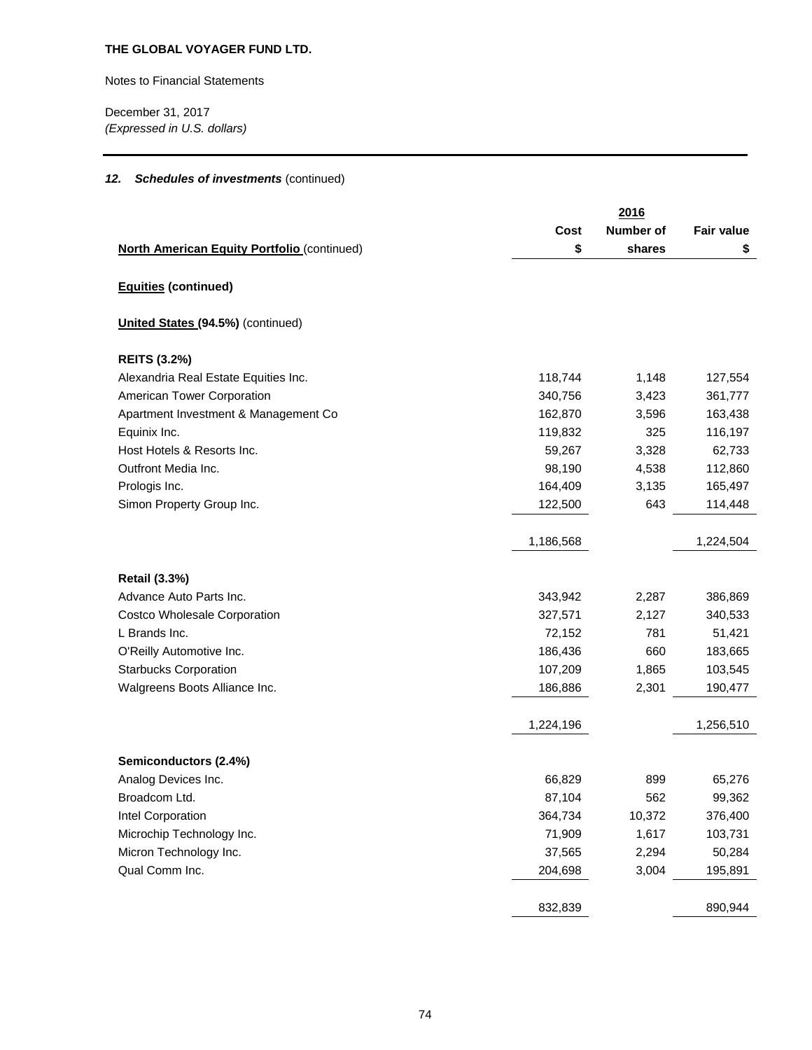**THE GLOBAL VOYAGER FUND LTD.**

Notes to Financial Statements

December 31, 2017
*(Expressed in U.S. dollars)*

### 12. *Schedules of investments* (continued)

| | 2016 | | |
|---|---|---|---|
| **North American Equity Portfolio** (continued) | **Cost $** | **Number of shares** | **Fair value $** |
| **Equities (continued)** | | | |
| **United States (94.5%)** (continued) | | | |
| **REITS (3.2%)** | | | |
| Alexandria Real Estate Equities Inc. | 118,744 | 1,148 | 127,554 |
| American Tower Corporation | 340,756 | 3,423 | 361,777 |
| Apartment Investment & Management Co | 162,870 | 3,596 | 163,438 |
| Equinix Inc. | 119,832 | 325 | 116,197 |
| Host Hotels & Resorts Inc. | 59,267 | 3,328 | 62,733 |
| Outfront Media Inc. | 98,190 | 4,538 | 112,860 |
| Prologis Inc. | 164,409 | 3,135 | 165,497 |
| Simon Property Group Inc. | 122,500 | 643 | 114,448 |
| | 1,186,568 | | 1,224,504 |
| **Retail (3.3%)** | | | |
| Advance Auto Parts Inc. | 343,942 | 2,287 | 386,869 |
| Costco Wholesale Corporation | 327,571 | 2,127 | 340,533 |
| L Brands Inc. | 72,152 | 781 | 51,421 |
| O'Reilly Automotive Inc. | 186,436 | 660 | 183,665 |
| Starbucks Corporation | 107,209 | 1,865 | 103,545 |
| Walgreens Boots Alliance Inc. | 186,886 | 2,301 | 190,477 |
| | 1,224,196 | | 1,256,510 |
| **Semiconductors (2.4%)** | | | |
| Analog Devices Inc. | 66,829 | 899 | 65,276 |
| Broadcom Ltd. | 87,104 | 562 | 99,362 |
| Intel Corporation | 364,734 | 10,372 | 376,400 |
| Microchip Technology Inc. | 71,909 | 1,617 | 103,731 |
| Micron Technology Inc. | 37,565 | 2,294 | 50,284 |
| Qual Comm Inc. | 204,698 | 3,004 | 195,891 |
| | 832,839 | | 890,944 |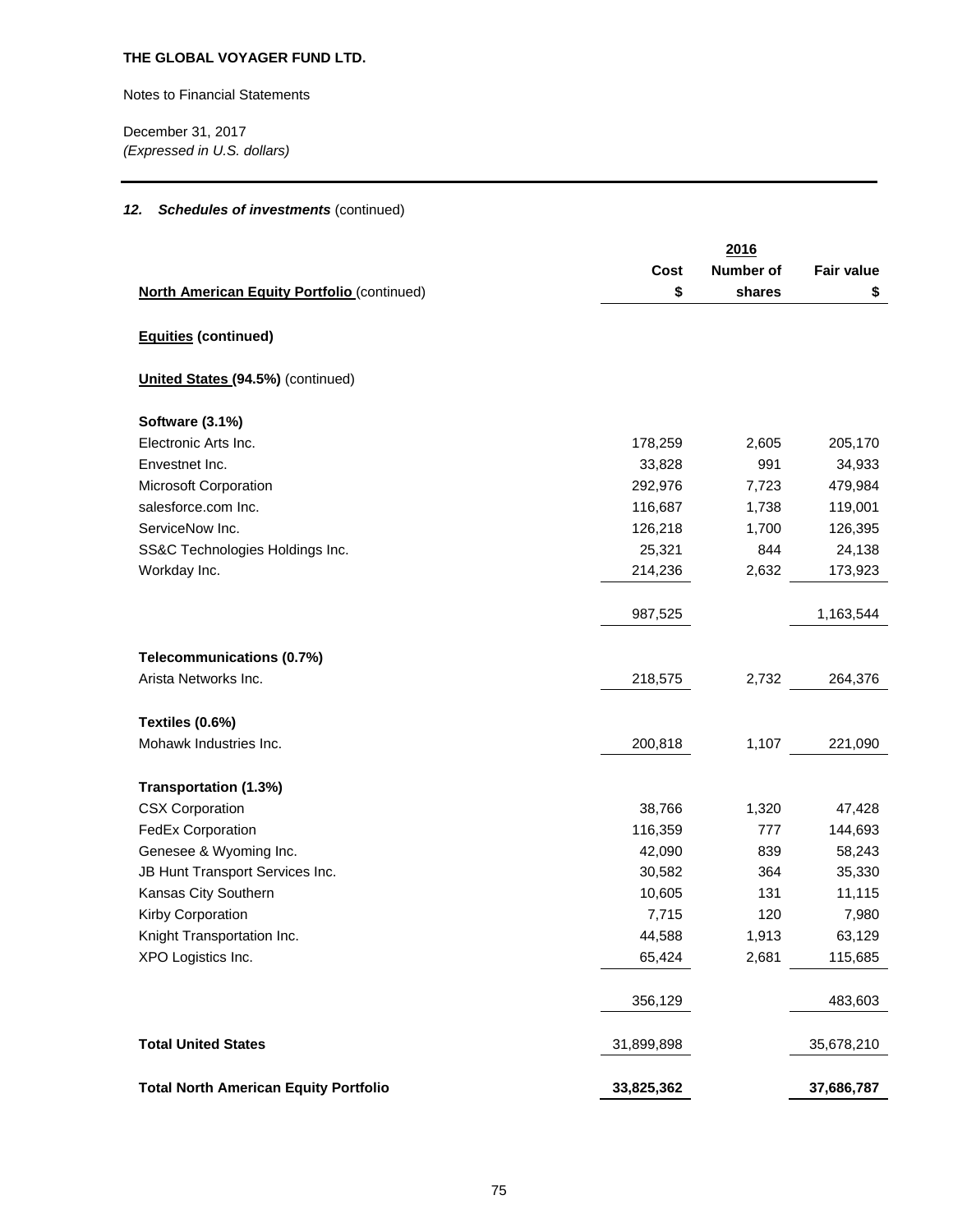**THE GLOBAL VOYAGER FUND LTD.**

Notes to Financial Statements

December 31, 2017
*(Expressed in U.S. dollars)*

### 12. *Schedules of investments* (continued)

| | 2016 | | |
|---|---|---|---|
| **North American Equity Portfolio** (continued) | **Cost $** | **Number of shares** | **Fair value $** |
| **Equities (continued)** | | | |
| **United States (94.5%)** (continued) | | | |
| **Software (3.1%)** | | | |
| Electronic Arts Inc. | 178,259 | 2,605 | 205,170 |
| Envestnet Inc. | 33,828 | 991 | 34,933 |
| Microsoft Corporation | 292,976 | 7,723 | 479,984 |
| salesforce.com Inc. | 116,687 | 1,738 | 119,001 |
| ServiceNow Inc. | 126,218 | 1,700 | 126,395 |
| SS&C Technologies Holdings Inc. | 25,321 | 844 | 24,138 |
| Workday Inc. | 214,236 | 2,632 | 173,923 |
| | 987,525 | | 1,163,544 |
| **Telecommunications (0.7%)** | | | |
| Arista Networks Inc. | 218,575 | 2,732 | 264,376 |
| **Textiles (0.6%)** | | | |
| Mohawk Industries Inc. | 200,818 | 1,107 | 221,090 |
| **Transportation (1.3%)** | | | |
| CSX Corporation | 38,766 | 1,320 | 47,428 |
| FedEx Corporation | 116,359 | 777 | 144,693 |
| Genesee & Wyoming Inc. | 42,090 | 839 | 58,243 |
| JB Hunt Transport Services Inc. | 30,582 | 364 | 35,330 |
| Kansas City Southern | 10,605 | 131 | 11,115 |
| Kirby Corporation | 7,715 | 120 | 7,980 |
| Knight Transportation Inc. | 44,588 | 1,913 | 63,129 |
| XPO Logistics Inc. | 65,424 | 2,681 | 115,685 |
| | 356,129 | | 483,603 |
| **Total United States** | 31,899,898 | | 35,678,210 |
| **Total North American Equity Portfolio** | **33,825,362** | | **37,686,787** |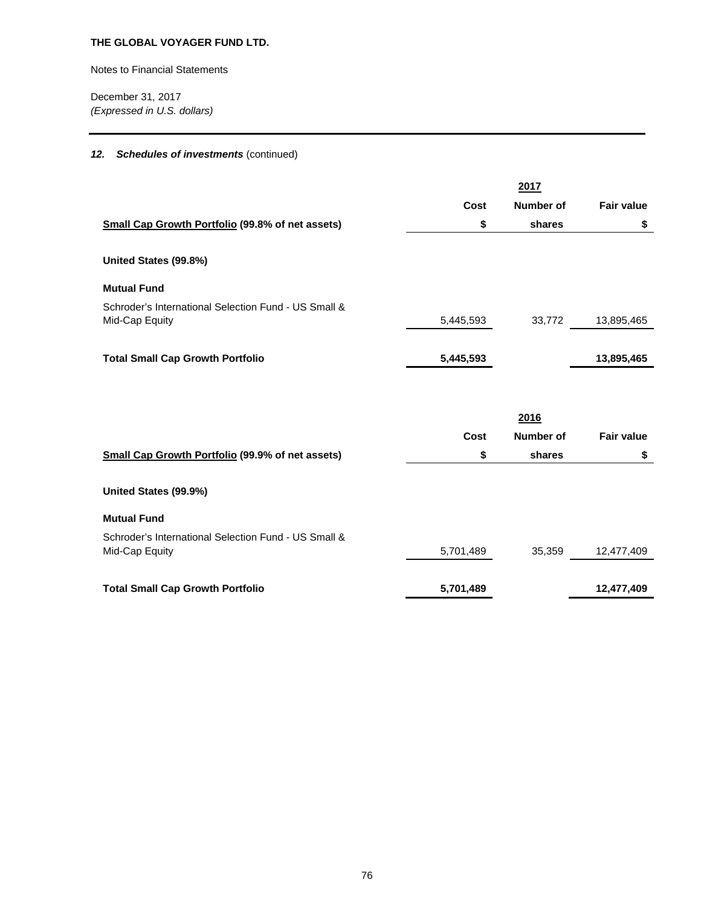**THE GLOBAL VOYAGER FUND LTD.**

Notes to Financial Statements

December 31, 2017
*(Expressed in U.S. dollars)*

### 12. *Schedules of investments* (continued)

| | 2017 | | |
|---|---|---|---|
| | Cost | Number of | Fair value |
| **Small Cap Growth Portfolio (99.8% of net assets)** | $ | shares | $ |
| **United States (99.8%)** | | | |
| **Mutual Fund** | | | |
| Schroder's International Selection Fund - US Small & Mid-Cap Equity | 5,445,593 | 33,772 | 13,895,465 |
| **Total Small Cap Growth Portfolio** | **5,445,593** | | **13,895,465** |

| | 2016 | | |
|---|---|---|---|
| | Cost | Number of | Fair value |
| **Small Cap Growth Portfolio (99.9% of net assets)** | $ | shares | $ |
| **United States (99.9%)** | | | |
| **Mutual Fund** | | | |
| Schroder's International Selection Fund - US Small & Mid-Cap Equity | 5,701,489 | 35,359 | 12,477,409 |
| **Total Small Cap Growth Portfolio** | **5,701,489** | | **12,477,409** |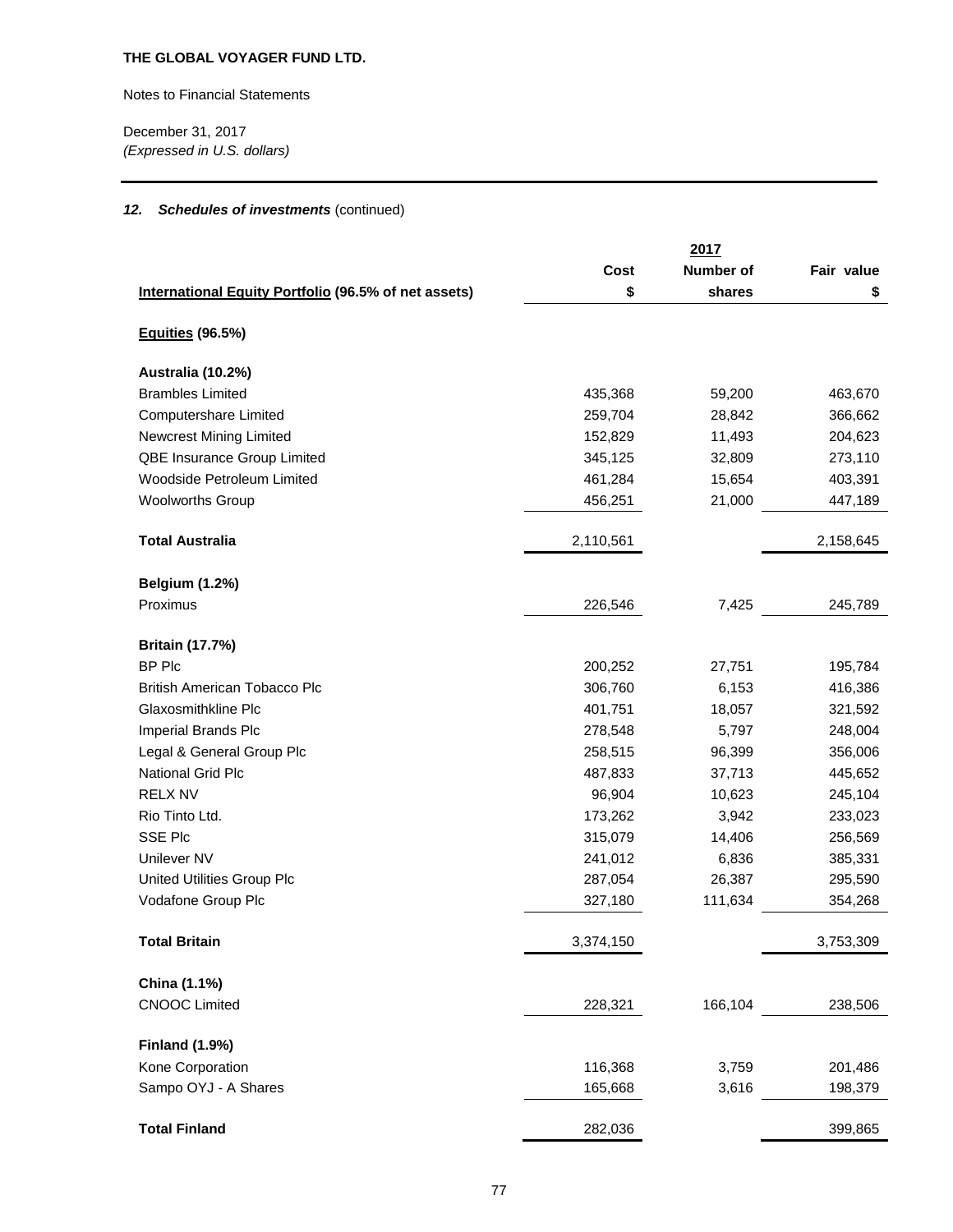**THE GLOBAL VOYAGER FUND LTD.**

Notes to Financial Statements

December 31, 2017
*(Expressed in U.S. dollars)*

### *12. Schedules of investments* (continued)

| | 2017 | | |
|---|---|---|---|
| **International Equity Portfolio (96.5% of net assets)** | **Cost $** | **Number of shares** | **Fair value $** |
| **Equities (96.5%)** | | | |
| **Australia (10.2%)** | | | |
| Brambles Limited | 435,368 | 59,200 | 463,670 |
| Computershare Limited | 259,704 | 28,842 | 366,662 |
| Newcrest Mining Limited | 152,829 | 11,493 | 204,623 |
| QBE Insurance Group Limited | 345,125 | 32,809 | 273,110 |
| Woodside Petroleum Limited | 461,284 | 15,654 | 403,391 |
| Woolworths Group | 456,251 | 21,000 | 447,189 |
| **Total Australia** | 2,110,561 | | 2,158,645 |
| **Belgium (1.2%)** | | | |
| Proximus | 226,546 | 7,425 | 245,789 |
| **Britain (17.7%)** | | | |
| BP Plc | 200,252 | 27,751 | 195,784 |
| British American Tobacco Plc | 306,760 | 6,153 | 416,386 |
| Glaxosmithkline Plc | 401,751 | 18,057 | 321,592 |
| Imperial Brands Plc | 278,548 | 5,797 | 248,004 |
| Legal & General Group Plc | 258,515 | 96,399 | 356,006 |
| National Grid Plc | 487,833 | 37,713 | 445,652 |
| RELX NV | 96,904 | 10,623 | 245,104 |
| Rio Tinto Ltd. | 173,262 | 3,942 | 233,023 |
| SSE Plc | 315,079 | 14,406 | 256,569 |
| Unilever NV | 241,012 | 6,836 | 385,331 |
| United Utilities Group Plc | 287,054 | 26,387 | 295,590 |
| Vodafone Group Plc | 327,180 | 111,634 | 354,268 |
| **Total Britain** | 3,374,150 | | 3,753,309 |
| **China (1.1%)** | | | |
| CNOOC Limited | 228,321 | 166,104 | 238,506 |
| **Finland (1.9%)** | | | |
| Kone Corporation | 116,368 | 3,759 | 201,486 |
| Sampo OYJ - A Shares | 165,668 | 3,616 | 198,379 |
| **Total Finland** | 282,036 | | 399,865 |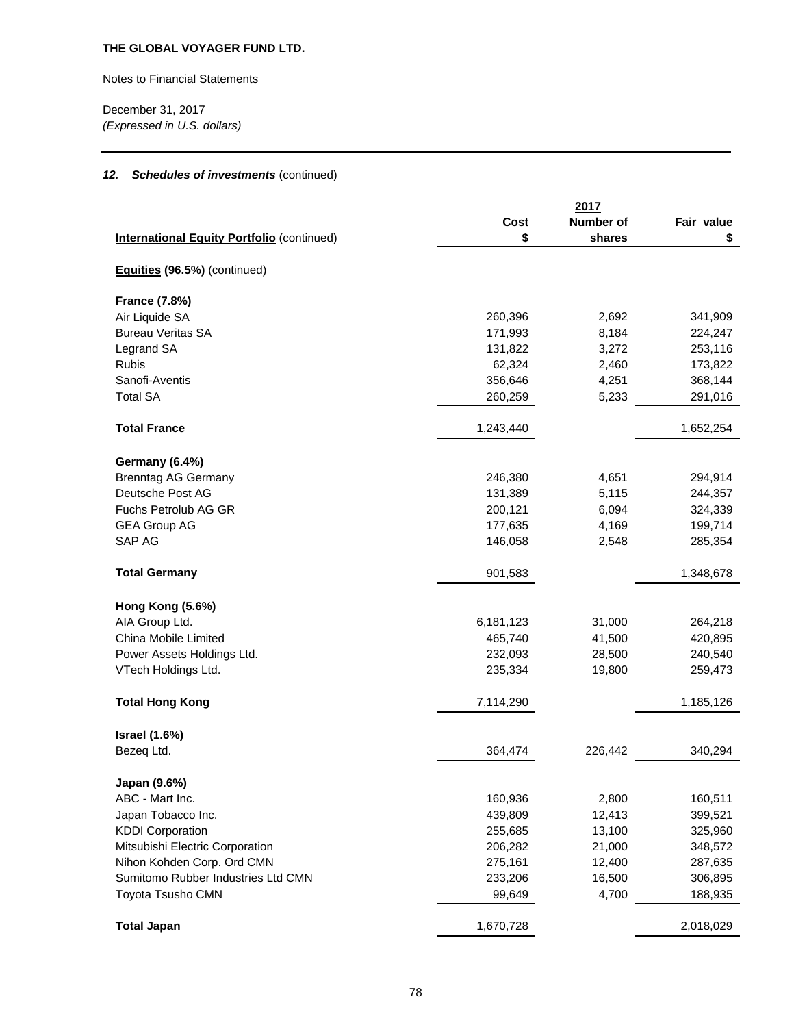**THE GLOBAL VOYAGER FUND LTD.**

Notes to Financial Statements

December 31, 2017
*(Expressed in U.S. dollars)*

### *12. Schedules of investments* (continued)

| | | 2017 | |
|---|---|---|---|
| **International Equity Portfolio** (continued) | **Cost $** | **Number of shares** | **Fair value $** |
| **Equities (96.5%)** (continued) | | | |
| **France (7.8%)** | | | |
| Air Liquide SA | 260,396 | 2,692 | 341,909 |
| Bureau Veritas SA | 171,993 | 8,184 | 224,247 |
| Legrand SA | 131,822 | 3,272 | 253,116 |
| Rubis | 62,324 | 2,460 | 173,822 |
| Sanofi-Aventis | 356,646 | 4,251 | 368,144 |
| Total SA | 260,259 | 5,233 | 291,016 |
| **Total France** | 1,243,440 | | 1,652,254 |
| **Germany (6.4%)** | | | |
| Brenntag AG Germany | 246,380 | 4,651 | 294,914 |
| Deutsche Post AG | 131,389 | 5,115 | 244,357 |
| Fuchs Petrolub AG GR | 200,121 | 6,094 | 324,339 |
| GEA Group AG | 177,635 | 4,169 | 199,714 |
| SAP AG | 146,058 | 2,548 | 285,354 |
| **Total Germany** | 901,583 | | 1,348,678 |
| **Hong Kong (5.6%)** | | | |
| AIA Group Ltd. | 6,181,123 | 31,000 | 264,218 |
| China Mobile Limited | 465,740 | 41,500 | 420,895 |
| Power Assets Holdings Ltd. | 232,093 | 28,500 | 240,540 |
| VTech Holdings Ltd. | 235,334 | 19,800 | 259,473 |
| **Total Hong Kong** | 7,114,290 | | 1,185,126 |
| **Israel (1.6%)** | | | |
| Bezeq Ltd. | 364,474 | 226,442 | 340,294 |
| **Japan (9.6%)** | | | |
| ABC - Mart Inc. | 160,936 | 2,800 | 160,511 |
| Japan Tobacco Inc. | 439,809 | 12,413 | 399,521 |
| KDDI Corporation | 255,685 | 13,100 | 325,960 |
| Mitsubishi Electric Corporation | 206,282 | 21,000 | 348,572 |
| Nihon Kohden Corp. Ord CMN | 275,161 | 12,400 | 287,635 |
| Sumitomo Rubber Industries Ltd CMN | 233,206 | 16,500 | 306,895 |
| Toyota Tsusho CMN | 99,649 | 4,700 | 188,935 |
| **Total Japan** | 1,670,728 | | 2,018,029 |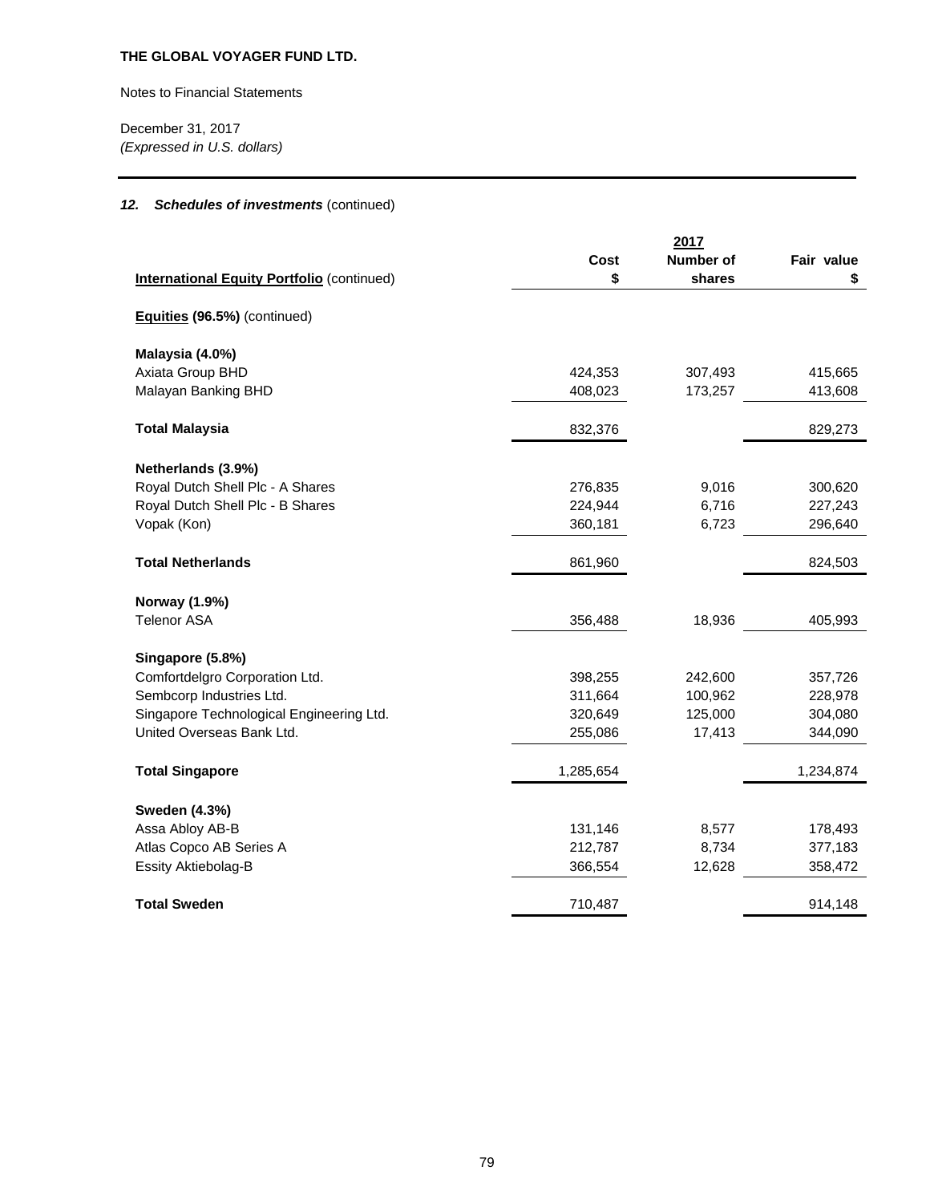**THE GLOBAL VOYAGER FUND LTD.**

Notes to Financial Statements

December 31, 2017
*(Expressed in U.S. dollars)*

## *12. Schedules of investments* (continued)

| International Equity Portfolio (continued) | 2017 Cost $ | Number of shares | Fair value $ |
|---|---|---|---|
| **Equities (96.5%)** (continued) | | | |
| **Malaysia (4.0%)** | | | |
| Axiata Group BHD | 424,353 | 307,493 | 415,665 |
| Malayan Banking BHD | 408,023 | 173,257 | 413,608 |
| **Total Malaysia** | 832,376 | | 829,273 |
| **Netherlands (3.9%)** | | | |
| Royal Dutch Shell Plc - A Shares | 276,835 | 9,016 | 300,620 |
| Royal Dutch Shell Plc - B Shares | 224,944 | 6,716 | 227,243 |
| Vopak (Kon) | 360,181 | 6,723 | 296,640 |
| **Total Netherlands** | 861,960 | | 824,503 |
| **Norway (1.9%)** | | | |
| Telenor ASA | 356,488 | 18,936 | 405,993 |
| **Singapore (5.8%)** | | | |
| Comfortdelgro Corporation Ltd. | 398,255 | 242,600 | 357,726 |
| Sembcorp Industries Ltd. | 311,664 | 100,962 | 228,978 |
| Singapore Technological Engineering Ltd. | 320,649 | 125,000 | 304,080 |
| United Overseas Bank Ltd. | 255,086 | 17,413 | 344,090 |
| **Total Singapore** | 1,285,654 | | 1,234,874 |
| **Sweden (4.3%)** | | | |
| Assa Abloy AB-B | 131,146 | 8,577 | 178,493 |
| Atlas Copco AB Series A | 212,787 | 8,734 | 377,183 |
| Essity Aktiebolag-B | 366,554 | 12,628 | 358,472 |
| **Total Sweden** | 710,487 | | 914,148 |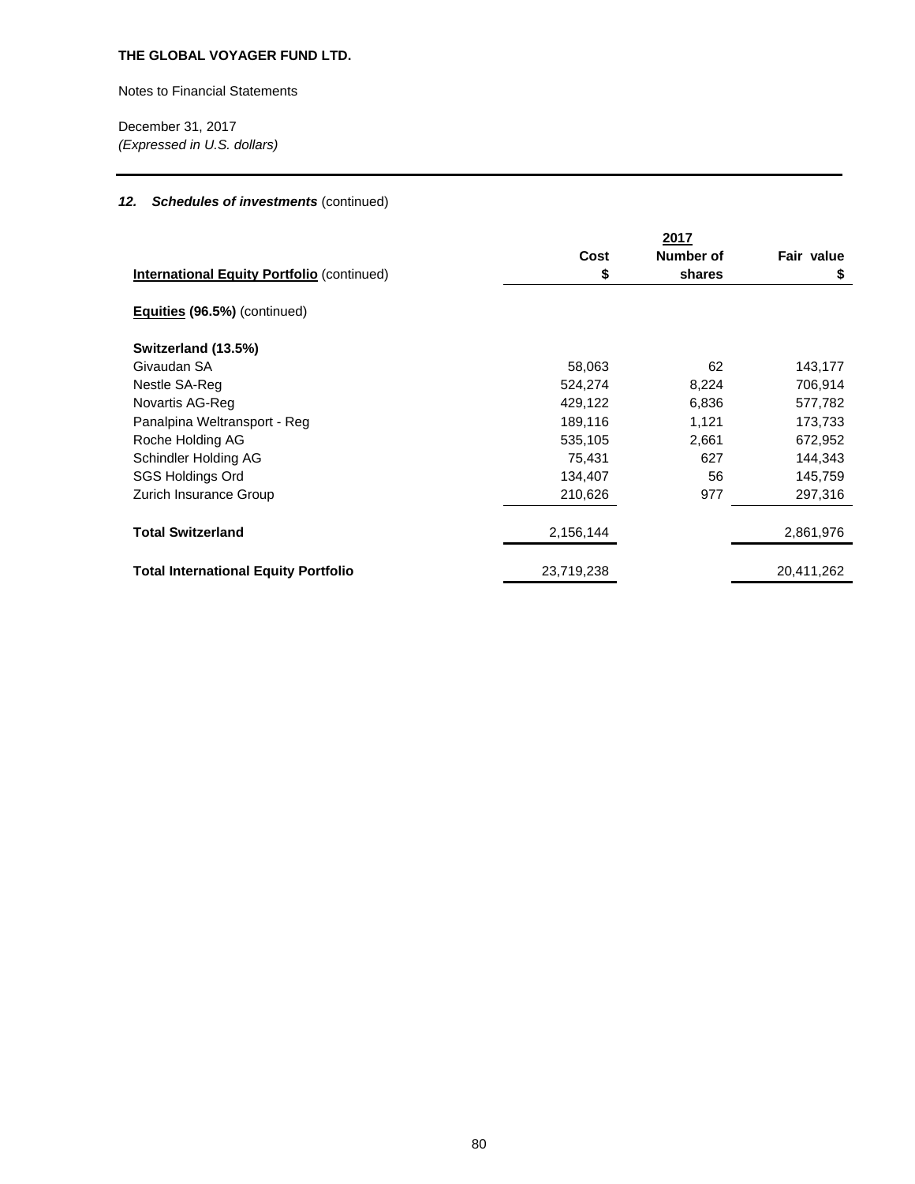**THE GLOBAL VOYAGER FUND LTD.**

Notes to Financial Statements

December 31, 2017
*(Expressed in U.S. dollars)*

### *12. Schedules of investments* (continued)

| | 2017 | | |
|---|---|---|---|
| **International Equity Portfolio** (continued) | **Cost $** | **Number of shares** | **Fair value $** |
| **Equities (96.5%)** (continued) | | | |
| **Switzerland (13.5%)** | | | |
| Givaudan SA | 58,063 | 62 | 143,177 |
| Nestle SA-Reg | 524,274 | 8,224 | 706,914 |
| Novartis AG-Reg | 429,122 | 6,836 | 577,782 |
| Panalpina Weltransport - Reg | 189,116 | 1,121 | 173,733 |
| Roche Holding AG | 535,105 | 2,661 | 672,952 |
| Schindler Holding AG | 75,431 | 627 | 144,343 |
| SGS Holdings Ord | 134,407 | 56 | 145,759 |
| Zurich Insurance Group | 210,626 | 977 | 297,316 |
| **Total Switzerland** | 2,156,144 | | 2,861,976 |
| **Total International Equity Portfolio** | 23,719,238 | | 20,411,262 |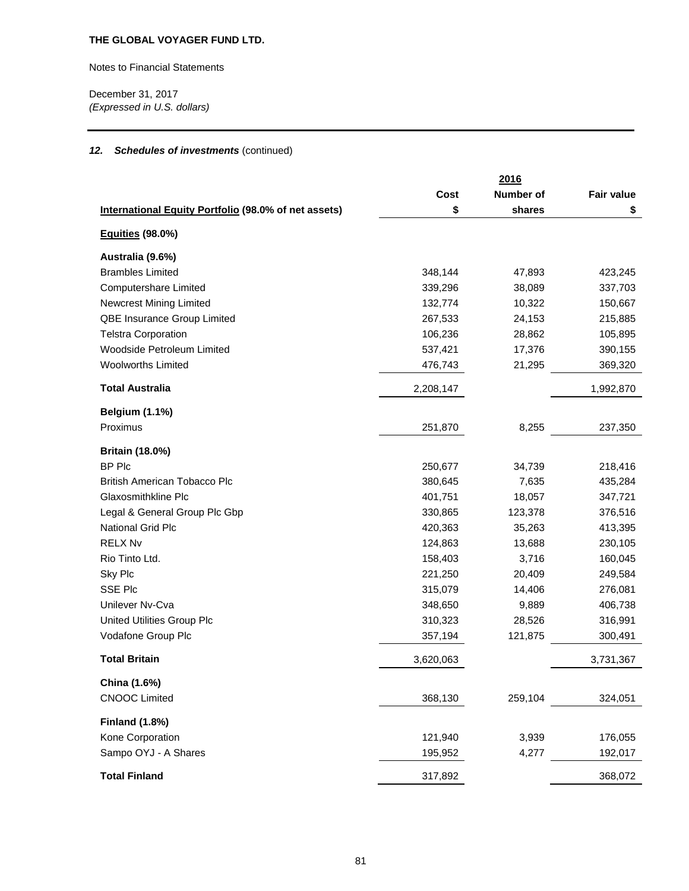**THE GLOBAL VOYAGER FUND LTD.**

Notes to Financial Statements

December 31, 2017
*(Expressed in U.S. dollars)*

### *12. Schedules of investments* (continued)

| | 2016 | | |
|---|---|---|---|
| **International Equity Portfolio (98.0% of net assets)** | **Cost $** | **Number of shares** | **Fair value $** |
| **Equities (98.0%)** | | | |
| **Australia (9.6%)** | | | |
| Brambles Limited | 348,144 | 47,893 | 423,245 |
| Computershare Limited | 339,296 | 38,089 | 337,703 |
| Newcrest Mining Limited | 132,774 | 10,322 | 150,667 |
| QBE Insurance Group Limited | 267,533 | 24,153 | 215,885 |
| Telstra Corporation | 106,236 | 28,862 | 105,895 |
| Woodside Petroleum Limited | 537,421 | 17,376 | 390,155 |
| Woolworths Limited | 476,743 | 21,295 | 369,320 |
| **Total Australia** | 2,208,147 | | 1,992,870 |
| **Belgium (1.1%)** | | | |
| Proximus | 251,870 | 8,255 | 237,350 |
| **Britain (18.0%)** | | | |
| BP Plc | 250,677 | 34,739 | 218,416 |
| British American Tobacco Plc | 380,645 | 7,635 | 435,284 |
| Glaxosmithkline Plc | 401,751 | 18,057 | 347,721 |
| Legal & General Group Plc Gbp | 330,865 | 123,378 | 376,516 |
| National Grid Plc | 420,363 | 35,263 | 413,395 |
| RELX Nv | 124,863 | 13,688 | 230,105 |
| Rio Tinto Ltd. | 158,403 | 3,716 | 160,045 |
| Sky Plc | 221,250 | 20,409 | 249,584 |
| SSE Plc | 315,079 | 14,406 | 276,081 |
| Unilever Nv-Cva | 348,650 | 9,889 | 406,738 |
| United Utilities Group Plc | 310,323 | 28,526 | 316,991 |
| Vodafone Group Plc | 357,194 | 121,875 | 300,491 |
| **Total Britain** | 3,620,063 | | 3,731,367 |
| **China (1.6%)** | | | |
| CNOOC Limited | 368,130 | 259,104 | 324,051 |
| **Finland (1.8%)** | | | |
| Kone Corporation | 121,940 | 3,939 | 176,055 |
| Sampo OYJ - A Shares | 195,952 | 4,277 | 192,017 |
| **Total Finland** | 317,892 | | 368,072 |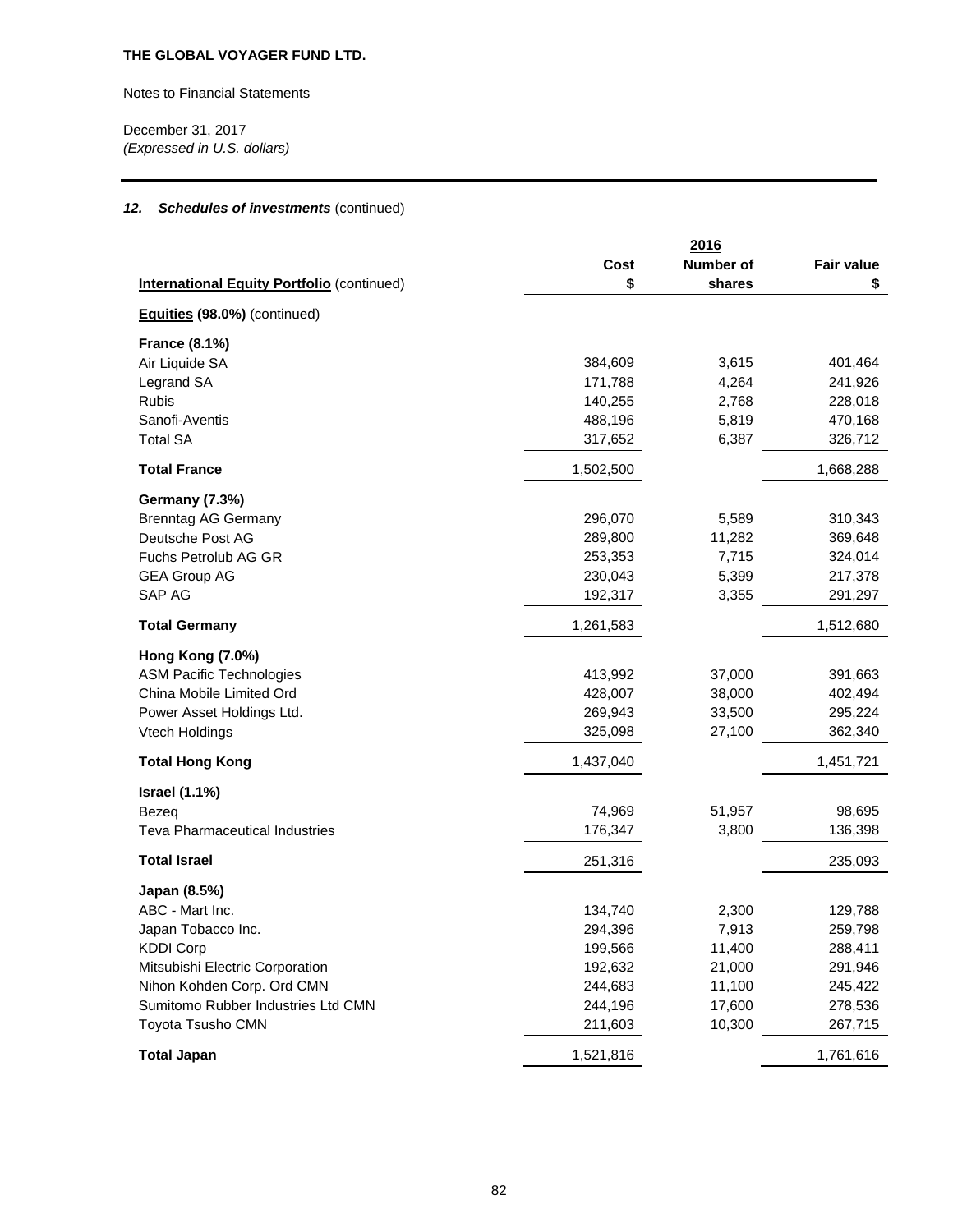**THE GLOBAL VOYAGER FUND LTD.**

Notes to Financial Statements

December 31, 2017
*(Expressed in U.S. dollars)*

### *12. Schedules of investments* (continued)

| | | 2016 | |
|---|---|---|---|
| **International Equity Portfolio** (continued) | **Cost $** | **Number of shares** | **Fair value $** |
| **Equities (98.0%)** (continued) | | | |
| **France (8.1%)** | | | |
| Air Liquide SA | 384,609 | 3,615 | 401,464 |
| Legrand SA | 171,788 | 4,264 | 241,926 |
| Rubis | 140,255 | 2,768 | 228,018 |
| Sanofi-Aventis | 488,196 | 5,819 | 470,168 |
| Total SA | 317,652 | 6,387 | 326,712 |
| **Total France** | 1,502,500 | | 1,668,288 |
| **Germany (7.3%)** | | | |
| Brenntag AG Germany | 296,070 | 5,589 | 310,343 |
| Deutsche Post AG | 289,800 | 11,282 | 369,648 |
| Fuchs Petrolub AG GR | 253,353 | 7,715 | 324,014 |
| GEA Group AG | 230,043 | 5,399 | 217,378 |
| SAP AG | 192,317 | 3,355 | 291,297 |
| **Total Germany** | 1,261,583 | | 1,512,680 |
| **Hong Kong (7.0%)** | | | |
| ASM Pacific Technologies | 413,992 | 37,000 | 391,663 |
| China Mobile Limited Ord | 428,007 | 38,000 | 402,494 |
| Power Asset Holdings Ltd. | 269,943 | 33,500 | 295,224 |
| Vtech Holdings | 325,098 | 27,100 | 362,340 |
| **Total Hong Kong** | 1,437,040 | | 1,451,721 |
| **Israel (1.1%)** | | | |
| Bezeq | 74,969 | 51,957 | 98,695 |
| Teva Pharmaceutical Industries | 176,347 | 3,800 | 136,398 |
| **Total Israel** | 251,316 | | 235,093 |
| **Japan (8.5%)** | | | |
| ABC - Mart Inc. | 134,740 | 2,300 | 129,788 |
| Japan Tobacco Inc. | 294,396 | 7,913 | 259,798 |
| KDDI Corp | 199,566 | 11,400 | 288,411 |
| Mitsubishi Electric Corporation | 192,632 | 21,000 | 291,946 |
| Nihon Kohden Corp. Ord CMN | 244,683 | 11,100 | 245,422 |
| Sumitomo Rubber Industries Ltd CMN | 244,196 | 17,600 | 278,536 |
| Toyota Tsusho CMN | 211,603 | 10,300 | 267,715 |
| **Total Japan** | 1,521,816 | | 1,761,616 |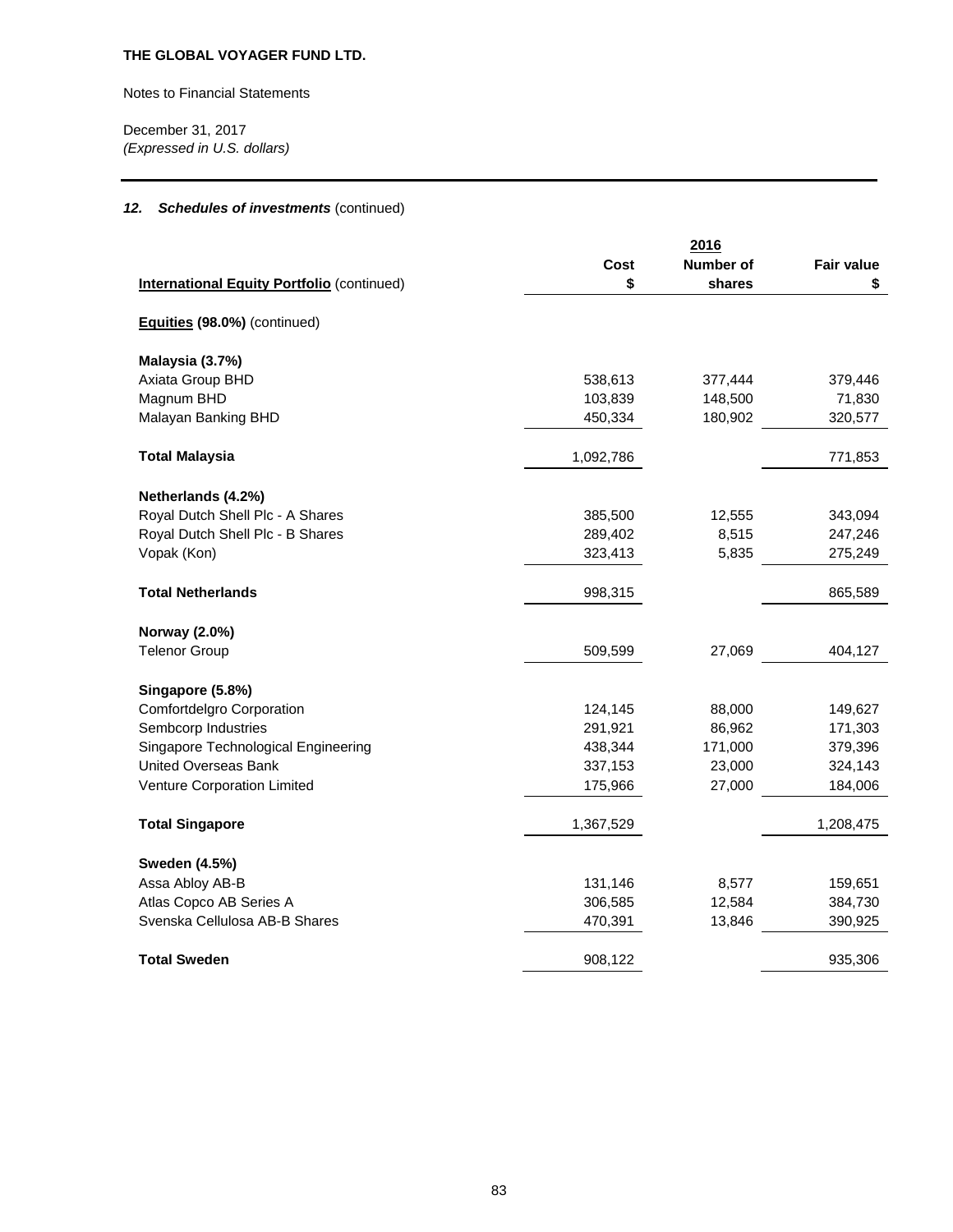**THE GLOBAL VOYAGER FUND LTD.**

Notes to Financial Statements

December 31, 2017
*(Expressed in U.S. dollars)*

### 12. *Schedules of investments* (continued)

| | | 2016 | |
|---|---|---|---|
| **International Equity Portfolio** (continued) | **Cost $** | **Number of shares** | **Fair value $** |
| **Equities (98.0%)** (continued) | | | |
| **Malaysia (3.7%)** | | | |
| Axiata Group BHD | 538,613 | 377,444 | 379,446 |
| Magnum BHD | 103,839 | 148,500 | 71,830 |
| Malayan Banking BHD | 450,334 | 180,902 | 320,577 |
| **Total Malaysia** | 1,092,786 | | 771,853 |
| **Netherlands (4.2%)** | | | |
| Royal Dutch Shell Plc - A Shares | 385,500 | 12,555 | 343,094 |
| Royal Dutch Shell Plc - B Shares | 289,402 | 8,515 | 247,246 |
| Vopak (Kon) | 323,413 | 5,835 | 275,249 |
| **Total Netherlands** | 998,315 | | 865,589 |
| **Norway (2.0%)** | | | |
| Telenor Group | 509,599 | 27,069 | 404,127 |
| **Singapore (5.8%)** | | | |
| Comfortdelgro Corporation | 124,145 | 88,000 | 149,627 |
| Sembcorp Industries | 291,921 | 86,962 | 171,303 |
| Singapore Technological Engineering | 438,344 | 171,000 | 379,396 |
| United Overseas Bank | 337,153 | 23,000 | 324,143 |
| Venture Corporation Limited | 175,966 | 27,000 | 184,006 |
| **Total Singapore** | 1,367,529 | | 1,208,475 |
| **Sweden (4.5%)** | | | |
| Assa Abloy AB-B | 131,146 | 8,577 | 159,651 |
| Atlas Copco AB Series A | 306,585 | 12,584 | 384,730 |
| Svenska Cellulosa AB-B Shares | 470,391 | 13,846 | 390,925 |
| **Total Sweden** | 908,122 | | 935,306 |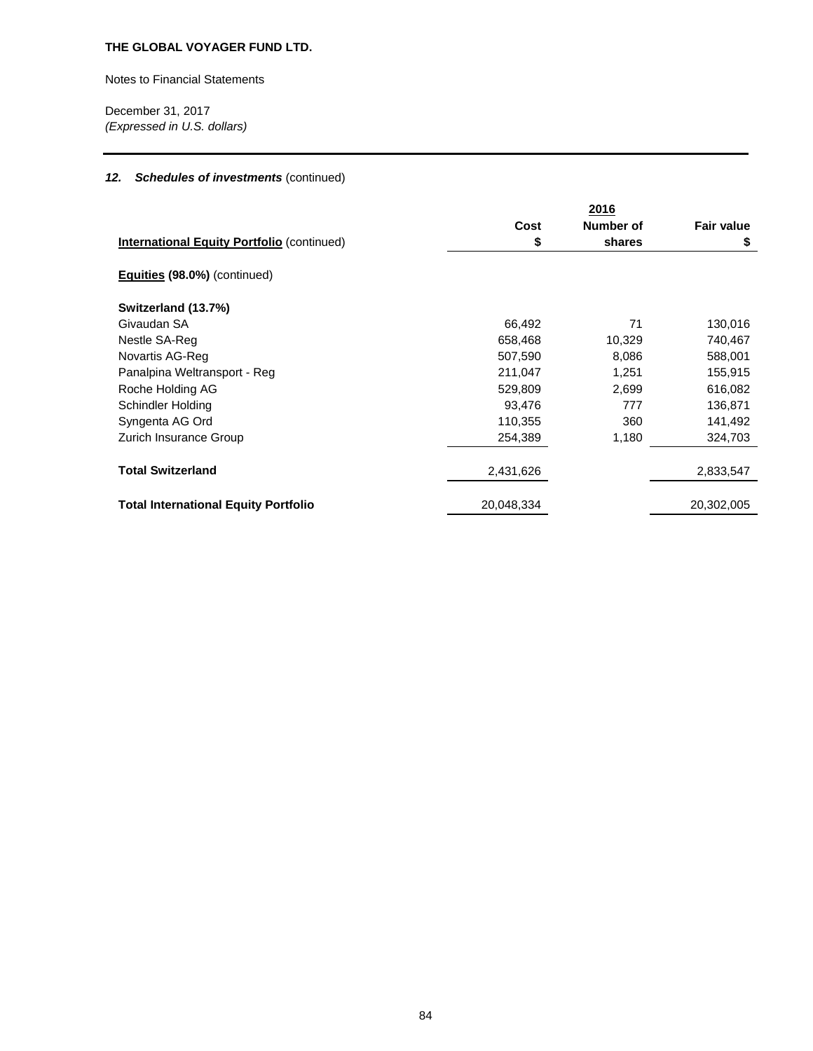**THE GLOBAL VOYAGER FUND LTD.**

Notes to Financial Statements

December 31, 2017
*(Expressed in U.S. dollars)*

### *12. Schedules of investments* (continued)

| | | 2016 | |
|---|---|---|---|
| **International Equity Portfolio** (continued) | **Cost $** | **Number of shares** | **Fair value $** |
| **Equities (98.0%)** (continued) | | | |
| **Switzerland (13.7%)** | | | |
| Givaudan SA | 66,492 | 71 | 130,016 |
| Nestle SA-Reg | 658,468 | 10,329 | 740,467 |
| Novartis AG-Reg | 507,590 | 8,086 | 588,001 |
| Panalpina Weltransport - Reg | 211,047 | 1,251 | 155,915 |
| Roche Holding AG | 529,809 | 2,699 | 616,082 |
| Schindler Holding | 93,476 | 777 | 136,871 |
| Syngenta AG Ord | 110,355 | 360 | 141,492 |
| Zurich Insurance Group | 254,389 | 1,180 | 324,703 |
| **Total Switzerland** | 2,431,626 | | 2,833,547 |
| **Total International Equity Portfolio** | 20,048,334 | | 20,302,005 |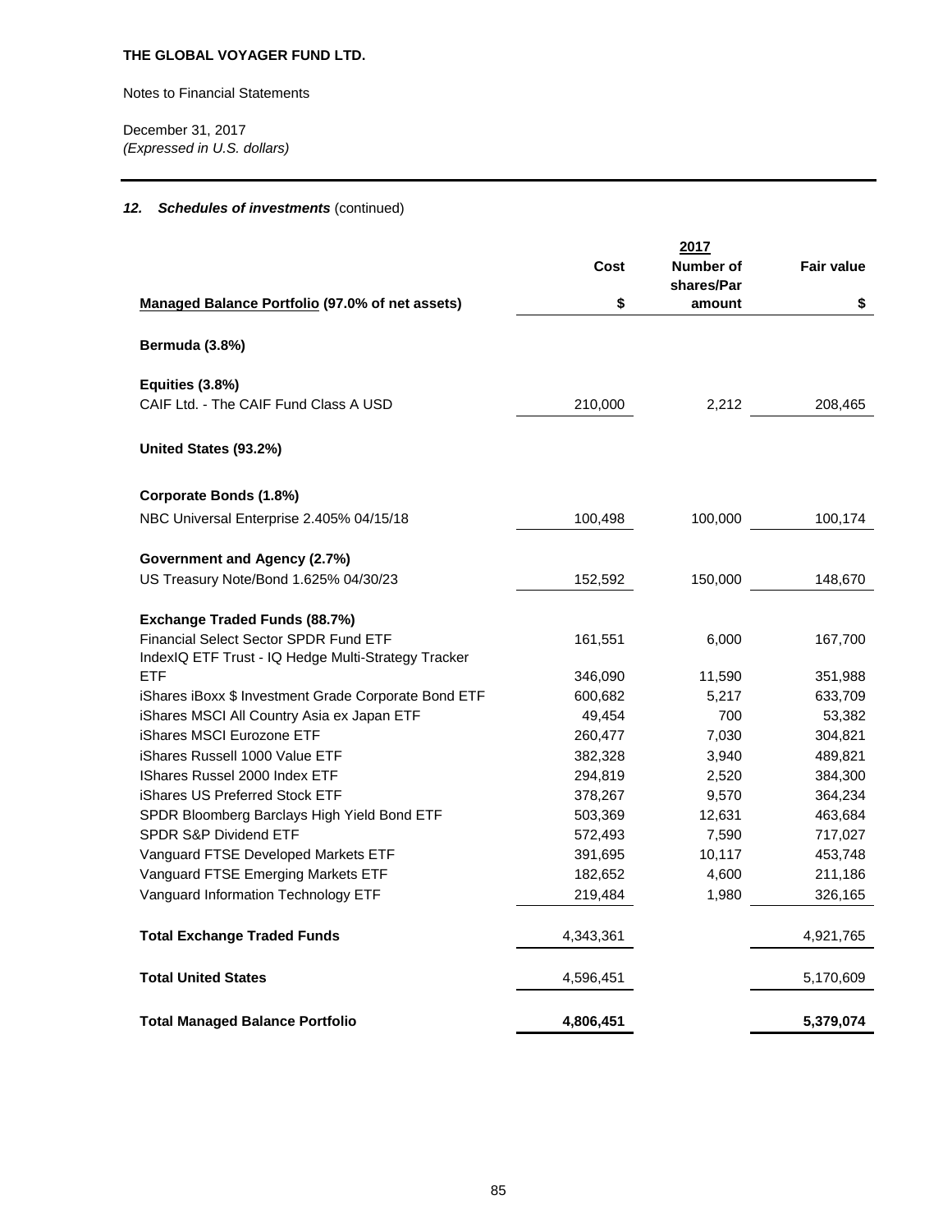**THE GLOBAL VOYAGER FUND LTD.**

Notes to Financial Statements

December 31, 2017
*(Expressed in U.S. dollars)*

### *12. Schedules of investments* (continued)

| | 2017 | | |
|---|---|---|---|
| **Managed Balance Portfolio (97.0% of net assets)** | **Cost** **$** | **Number of shares/Par amount** | **Fair value** **$** |
| **Bermuda (3.8%)** | | | |
| **Equities (3.8%)** | | | |
| CAIF Ltd. - The CAIF Fund Class A USD | 210,000 | 2,212 | 208,465 |
| **United States (93.2%)** | | | |
| **Corporate Bonds (1.8%)** | | | |
| NBC Universal Enterprise 2.405% 04/15/18 | 100,498 | 100,000 | 100,174 |
| **Government and Agency (2.7%)** | | | |
| US Treasury Note/Bond 1.625% 04/30/23 | 152,592 | 150,000 | 148,670 |
| **Exchange Traded Funds (88.7%)** | | | |
| Financial Select Sector SPDR Fund ETF | 161,551 | 6,000 | 167,700 |
| IndexIQ ETF Trust - IQ Hedge Multi-Strategy Tracker ETF | 346,090 | 11,590 | 351,988 |
| iShares iBoxx $ Investment Grade Corporate Bond ETF | 600,682 | 5,217 | 633,709 |
| iShares MSCI All Country Asia ex Japan ETF | 49,454 | 700 | 53,382 |
| iShares MSCI Eurozone ETF | 260,477 | 7,030 | 304,821 |
| iShares Russell 1000 Value ETF | 382,328 | 3,940 | 489,821 |
| IShares Russel 2000 Index ETF | 294,819 | 2,520 | 384,300 |
| iShares US Preferred Stock ETF | 378,267 | 9,570 | 364,234 |
| SPDR Bloomberg Barclays High Yield Bond ETF | 503,369 | 12,631 | 463,684 |
| SPDR S&P Dividend ETF | 572,493 | 7,590 | 717,027 |
| Vanguard FTSE Developed Markets ETF | 391,695 | 10,117 | 453,748 |
| Vanguard FTSE Emerging Markets ETF | 182,652 | 4,600 | 211,186 |
| Vanguard Information Technology ETF | 219,484 | 1,980 | 326,165 |
| **Total Exchange Traded Funds** | 4,343,361 | | 4,921,765 |
| **Total United States** | 4,596,451 | | 5,170,609 |
| **Total Managed Balance Portfolio** | **4,806,451** | | **5,379,074** |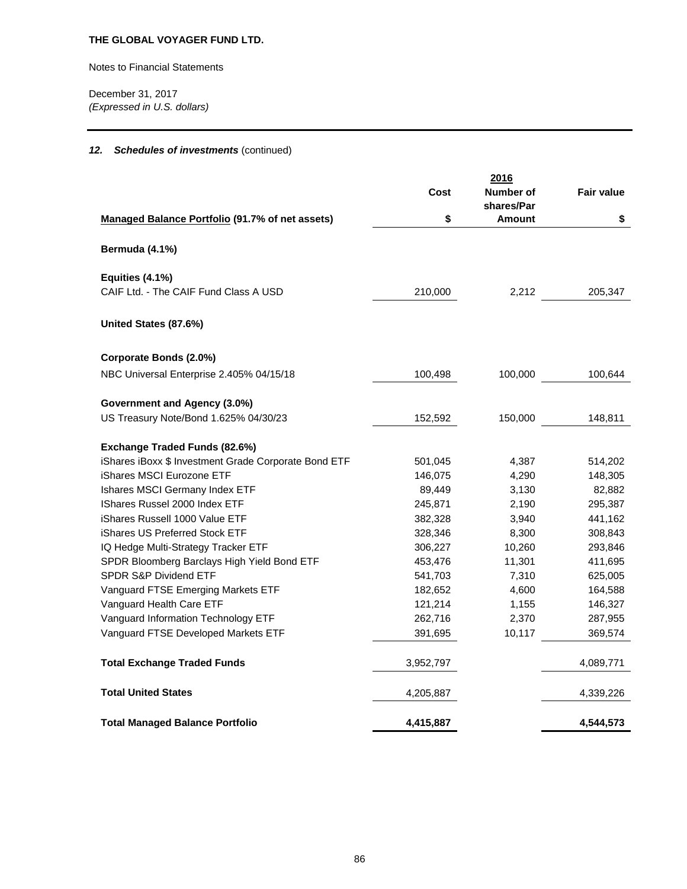**THE GLOBAL VOYAGER FUND LTD.**

Notes to Financial Statements

December 31, 2017
*(Expressed in U.S. dollars)*

### *12. Schedules of investments* (continued)

| | | 2016 | |
|---|---|---|---|
| | Cost | Number of shares/Par | Fair value |
| **Managed Balance Portfolio (91.7% of net assets)** | $ | Amount | $ |
| **Bermuda (4.1%)** | | | |
| **Equities (4.1%)** | | | |
| CAIF Ltd. - The CAIF Fund Class A USD | 210,000 | 2,212 | 205,347 |
| **United States (87.6%)** | | | |
| **Corporate Bonds (2.0%)** | | | |
| NBC Universal Enterprise 2.405% 04/15/18 | 100,498 | 100,000 | 100,644 |
| **Government and Agency (3.0%)** | | | |
| US Treasury Note/Bond 1.625% 04/30/23 | 152,592 | 150,000 | 148,811 |
| **Exchange Traded Funds (82.6%)** | | | |
| iShares iBoxx $ Investment Grade Corporate Bond ETF | 501,045 | 4,387 | 514,202 |
| iShares MSCI Eurozone ETF | 146,075 | 4,290 | 148,305 |
| Ishares MSCI Germany Index ETF | 89,449 | 3,130 | 82,882 |
| IShares Russel 2000 Index ETF | 245,871 | 2,190 | 295,387 |
| iShares Russell 1000 Value ETF | 382,328 | 3,940 | 441,162 |
| iShares US Preferred Stock ETF | 328,346 | 8,300 | 308,843 |
| IQ Hedge Multi-Strategy Tracker ETF | 306,227 | 10,260 | 293,846 |
| SPDR Bloomberg Barclays High Yield Bond ETF | 453,476 | 11,301 | 411,695 |
| SPDR S&P Dividend ETF | 541,703 | 7,310 | 625,005 |
| Vanguard FTSE Emerging Markets ETF | 182,652 | 4,600 | 164,588 |
| Vanguard Health Care ETF | 121,214 | 1,155 | 146,327 |
| Vanguard Information Technology ETF | 262,716 | 2,370 | 287,955 |
| Vanguard FTSE Developed Markets ETF | 391,695 | 10,117 | 369,574 |
| **Total Exchange Traded Funds** | 3,952,797 | | 4,089,771 |
| **Total United States** | 4,205,887 | | 4,339,226 |
| **Total Managed Balance Portfolio** | **4,415,887** | | **4,544,573** |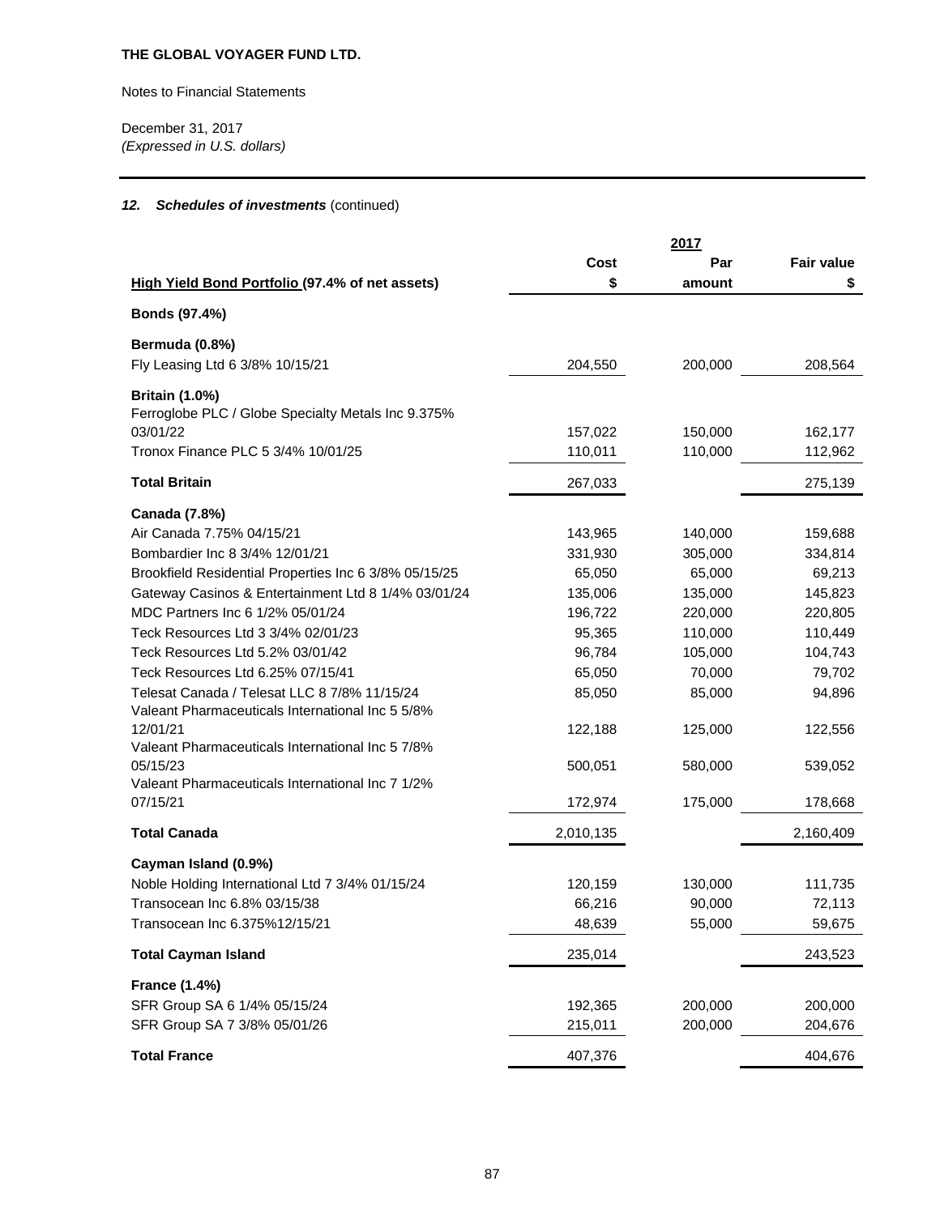**THE GLOBAL VOYAGER FUND LTD.**

Notes to Financial Statements

December 31, 2017
*(Expressed in U.S. dollars)*

### *12. Schedules of investments* (continued)

| | 2017 | | |
|---|---|---|---|
| **High Yield Bond Portfolio (97.4% of net assets)** | **Cost $** | **Par amount** | **Fair value $** |
| **Bonds (97.4%)** | | | |
| **Bermuda (0.8%)** | | | |
| Fly Leasing Ltd 6 3/8% 10/15/21 | 204,550 | 200,000 | 208,564 |
| **Britain (1.0%)** | | | |
| Ferroglobe PLC / Globe Specialty Metals Inc 9.375% 03/01/22 | 157,022 | 150,000 | 162,177 |
| Tronox Finance PLC 5 3/4% 10/01/25 | 110,011 | 110,000 | 112,962 |
| **Total Britain** | 267,033 | | 275,139 |
| **Canada (7.8%)** | | | |
| Air Canada 7.75% 04/15/21 | 143,965 | 140,000 | 159,688 |
| Bombardier Inc 8 3/4% 12/01/21 | 331,930 | 305,000 | 334,814 |
| Brookfield Residential Properties Inc 6 3/8% 05/15/25 | 65,050 | 65,000 | 69,213 |
| Gateway Casinos & Entertainment Ltd 8 1/4% 03/01/24 | 135,006 | 135,000 | 145,823 |
| MDC Partners Inc 6 1/2% 05/01/24 | 196,722 | 220,000 | 220,805 |
| Teck Resources Ltd 3 3/4% 02/01/23 | 95,365 | 110,000 | 110,449 |
| Teck Resources Ltd 5.2% 03/01/42 | 96,784 | 105,000 | 104,743 |
| Teck Resources Ltd 6.25% 07/15/41 | 65,050 | 70,000 | 79,702 |
| Telesat Canada / Telesat LLC 8 7/8% 11/15/24 | 85,050 | 85,000 | 94,896 |
| Valeant Pharmaceuticals International Inc 5 5/8% 12/01/21 | 122,188 | 125,000 | 122,556 |
| Valeant Pharmaceuticals International Inc 5 7/8% 05/15/23 | 500,051 | 580,000 | 539,052 |
| Valeant Pharmaceuticals International Inc 7 1/2% 07/15/21 | 172,974 | 175,000 | 178,668 |
| **Total Canada** | 2,010,135 | | 2,160,409 |
| **Cayman Island (0.9%)** | | | |
| Noble Holding International Ltd 7 3/4% 01/15/24 | 120,159 | 130,000 | 111,735 |
| Transocean Inc 6.8% 03/15/38 | 66,216 | 90,000 | 72,113 |
| Transocean Inc 6.375%12/15/21 | 48,639 | 55,000 | 59,675 |
| **Total Cayman Island** | 235,014 | | 243,523 |
| **France (1.4%)** | | | |
| SFR Group SA 6 1/4% 05/15/24 | 192,365 | 200,000 | 200,000 |
| SFR Group SA 7 3/8% 05/01/26 | 215,011 | 200,000 | 204,676 |
| **Total France** | 407,376 | | 404,676 |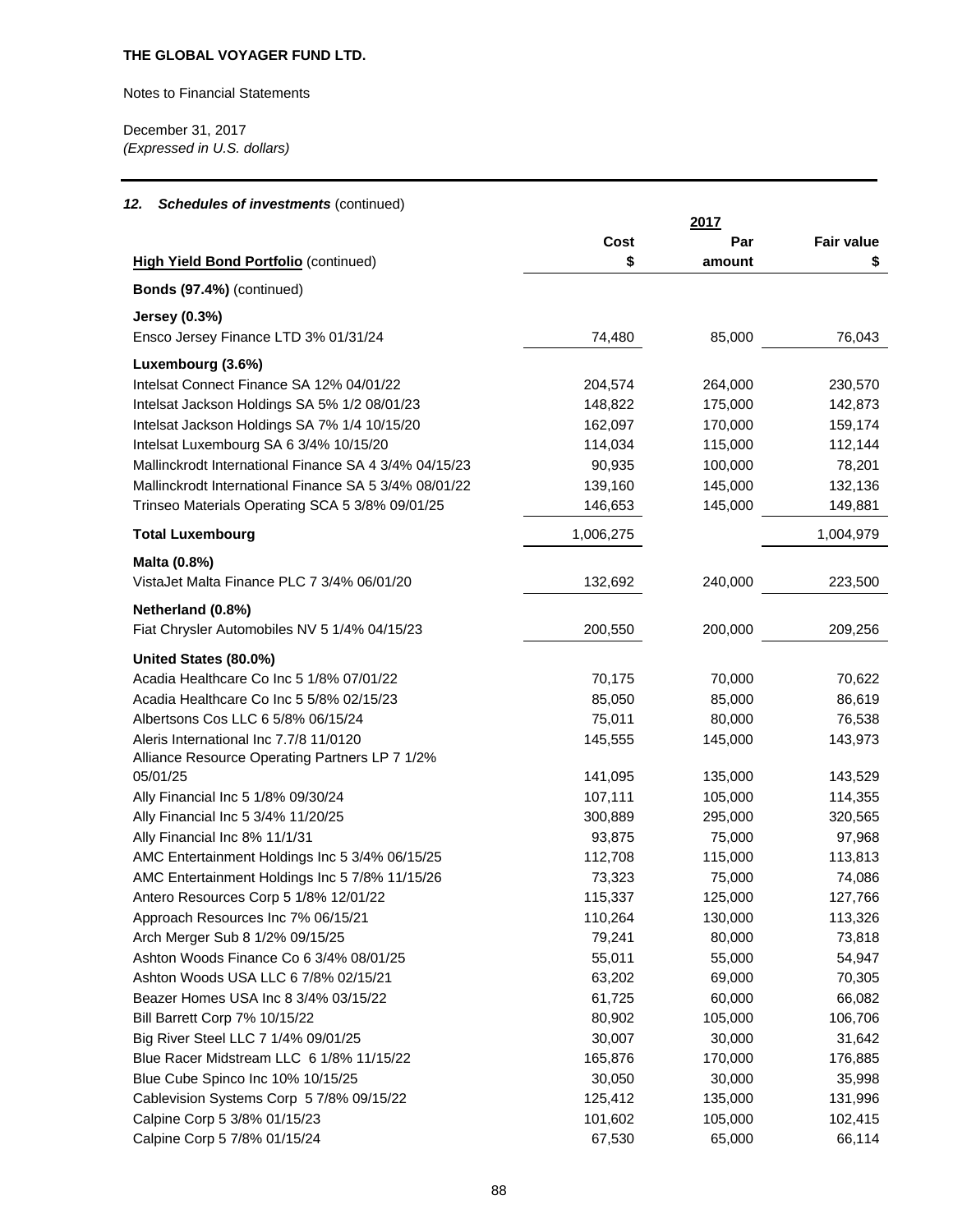**THE GLOBAL VOYAGER FUND LTD.**

Notes to Financial Statements

December 31, 2017
*(Expressed in U.S. dollars)*

### *12. Schedules of investments* (continued)

| | 2017 | | |
|---|---|---|---|
| **High Yield Bond Portfolio** (continued) | **Cost $** | **Par amount** | **Fair value $** |
| **Bonds (97.4%)** (continued) | | | |
| **Jersey (0.3%)** | | | |
| Ensco Jersey Finance LTD 3% 01/31/24 | 74,480 | 85,000 | 76,043 |
| **Luxembourg (3.6%)** | | | |
| Intelsat Connect Finance SA 12% 04/01/22 | 204,574 | 264,000 | 230,570 |
| Intelsat Jackson Holdings SA 5% 1/2 08/01/23 | 148,822 | 175,000 | 142,873 |
| Intelsat Jackson Holdings SA 7% 1/4 10/15/20 | 162,097 | 170,000 | 159,174 |
| Intelsat Luxembourg SA 6 3/4% 10/15/20 | 114,034 | 115,000 | 112,144 |
| Mallinckrodt International Finance SA 4 3/4% 04/15/23 | 90,935 | 100,000 | 78,201 |
| Mallinckrodt International Finance SA 5 3/4% 08/01/22 | 139,160 | 145,000 | 132,136 |
| Trinseo Materials Operating SCA 5 3/8% 09/01/25 | 146,653 | 145,000 | 149,881 |
| **Total Luxembourg** | 1,006,275 | | 1,004,979 |
| **Malta (0.8%)** | | | |
| VistaJet Malta Finance PLC 7 3/4% 06/01/20 | 132,692 | 240,000 | 223,500 |
| **Netherland (0.8%)** | | | |
| Fiat Chrysler Automobiles NV 5 1/4% 04/15/23 | 200,550 | 200,000 | 209,256 |
| **United States (80.0%)** | | | |
| Acadia Healthcare Co Inc 5 1/8% 07/01/22 | 70,175 | 70,000 | 70,622 |
| Acadia Healthcare Co Inc 5 5/8% 02/15/23 | 85,050 | 85,000 | 86,619 |
| Albertsons Cos LLC 6 5/8% 06/15/24 | 75,011 | 80,000 | 76,538 |
| Aleris International Inc 7.7/8 11/0120 | 145,555 | 145,000 | 143,973 |
| Alliance Resource Operating Partners LP 7 1/2% 05/01/25 | 141,095 | 135,000 | 143,529 |
| Ally Financial Inc 5 1/8% 09/30/24 | 107,111 | 105,000 | 114,355 |
| Ally Financial Inc 5 3/4% 11/20/25 | 300,889 | 295,000 | 320,565 |
| Ally Financial Inc 8% 11/1/31 | 93,875 | 75,000 | 97,968 |
| AMC Entertainment Holdings Inc 5 3/4% 06/15/25 | 112,708 | 115,000 | 113,813 |
| AMC Entertainment Holdings Inc 5 7/8% 11/15/26 | 73,323 | 75,000 | 74,086 |
| Antero Resources Corp 5 1/8% 12/01/22 | 115,337 | 125,000 | 127,766 |
| Approach Resources Inc 7% 06/15/21 | 110,264 | 130,000 | 113,326 |
| Arch Merger Sub 8 1/2% 09/15/25 | 79,241 | 80,000 | 73,818 |
| Ashton Woods Finance Co 6 3/4% 08/01/25 | 55,011 | 55,000 | 54,947 |
| Ashton Woods USA LLC 6 7/8% 02/15/21 | 63,202 | 69,000 | 70,305 |
| Beazer Homes USA Inc 8 3/4% 03/15/22 | 61,725 | 60,000 | 66,082 |
| Bill Barrett Corp 7% 10/15/22 | 80,902 | 105,000 | 106,706 |
| Big River Steel LLC 7 1/4% 09/01/25 | 30,007 | 30,000 | 31,642 |
| Blue Racer Midstream LLC 6 1/8% 11/15/22 | 165,876 | 170,000 | 176,885 |
| Blue Cube Spinco Inc 10% 10/15/25 | 30,050 | 30,000 | 35,998 |
| Cablevision Systems Corp 5 7/8% 09/15/22 | 125,412 | 135,000 | 131,996 |
| Calpine Corp 5 3/8% 01/15/23 | 101,602 | 105,000 | 102,415 |
| Calpine Corp 5 7/8% 01/15/24 | 67,530 | 65,000 | 66,114 |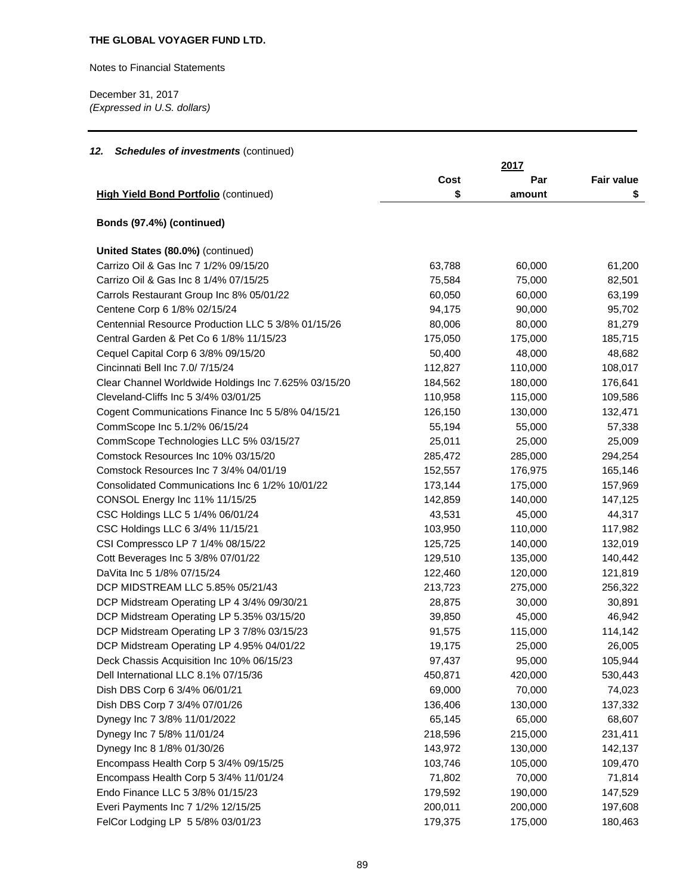**THE GLOBAL VOYAGER FUND LTD.**

Notes to Financial Statements

December 31, 2017
*(Expressed in U.S. dollars)*

### *12. Schedules of investments* (continued)

| **High Yield Bond Portfolio** (continued) | **2017** Cost $ | Par amount | Fair value $ |
|---|---|---|---|
| **Bonds (97.4%) (continued)** | | | |
| **United States (80.0%)** (continued) | | | |
| Carrizo Oil & Gas Inc 7 1/2% 09/15/20 | 63,788 | 60,000 | 61,200 |
| Carrizo Oil & Gas Inc 8 1/4% 07/15/25 | 75,584 | 75,000 | 82,501 |
| Carrols Restaurant Group Inc 8% 05/01/22 | 60,050 | 60,000 | 63,199 |
| Centene Corp 6 1/8% 02/15/24 | 94,175 | 90,000 | 95,702 |
| Centennial Resource Production LLC 5 3/8% 01/15/26 | 80,006 | 80,000 | 81,279 |
| Central Garden & Pet Co 6 1/8% 11/15/23 | 175,050 | 175,000 | 185,715 |
| Cequel Capital Corp 6 3/8% 09/15/20 | 50,400 | 48,000 | 48,682 |
| Cincinnati Bell Inc 7.0/ 7/15/24 | 112,827 | 110,000 | 108,017 |
| Clear Channel Worldwide Holdings Inc 7.625% 03/15/20 | 184,562 | 180,000 | 176,641 |
| Cleveland-Cliffs Inc 5 3/4% 03/01/25 | 110,958 | 115,000 | 109,586 |
| Cogent Communications Finance Inc 5 5/8% 04/15/21 | 126,150 | 130,000 | 132,471 |
| CommScope Inc 5.1/2% 06/15/24 | 55,194 | 55,000 | 57,338 |
| CommScope Technologies LLC 5% 03/15/27 | 25,011 | 25,000 | 25,009 |
| Comstock Resources Inc 10% 03/15/20 | 285,472 | 285,000 | 294,254 |
| Comstock Resources Inc 7 3/4% 04/01/19 | 152,557 | 176,975 | 165,146 |
| Consolidated Communications Inc 6 1/2% 10/01/22 | 173,144 | 175,000 | 157,969 |
| CONSOL Energy Inc 11% 11/15/25 | 142,859 | 140,000 | 147,125 |
| CSC Holdings LLC 5 1/4% 06/01/24 | 43,531 | 45,000 | 44,317 |
| CSC Holdings LLC 6 3/4% 11/15/21 | 103,950 | 110,000 | 117,982 |
| CSI Compressco LP 7 1/4% 08/15/22 | 125,725 | 140,000 | 132,019 |
| Cott Beverages Inc 5 3/8% 07/01/22 | 129,510 | 135,000 | 140,442 |
| DaVita Inc 5 1/8% 07/15/24 | 122,460 | 120,000 | 121,819 |
| DCP MIDSTREAM LLC 5.85% 05/21/43 | 213,723 | 275,000 | 256,322 |
| DCP Midstream Operating LP 4 3/4% 09/30/21 | 28,875 | 30,000 | 30,891 |
| DCP Midstream Operating LP 5.35% 03/15/20 | 39,850 | 45,000 | 46,942 |
| DCP Midstream Operating LP 3 7/8% 03/15/23 | 91,575 | 115,000 | 114,142 |
| DCP Midstream Operating LP 4.95% 04/01/22 | 19,175 | 25,000 | 26,005 |
| Deck Chassis Acquisition Inc 10% 06/15/23 | 97,437 | 95,000 | 105,944 |
| Dell International LLC 8.1% 07/15/36 | 450,871 | 420,000 | 530,443 |
| Dish DBS Corp 6 3/4% 06/01/21 | 69,000 | 70,000 | 74,023 |
| Dish DBS Corp 7 3/4% 07/01/26 | 136,406 | 130,000 | 137,332 |
| Dynegy Inc 7 3/8% 11/01/2022 | 65,145 | 65,000 | 68,607 |
| Dynegy Inc 7 5/8% 11/01/24 | 218,596 | 215,000 | 231,411 |
| Dynegy Inc 8 1/8% 01/30/26 | 143,972 | 130,000 | 142,137 |
| Encompass Health Corp 5 3/4% 09/15/25 | 103,746 | 105,000 | 109,470 |
| Encompass Health Corp 5 3/4% 11/01/24 | 71,802 | 70,000 | 71,814 |
| Endo Finance LLC 5 3/8% 01/15/23 | 179,592 | 190,000 | 147,529 |
| Everi Payments Inc 7 1/2% 12/15/25 | 200,011 | 200,000 | 197,608 |
| FelCor Lodging LP 5 5/8% 03/01/23 | 179,375 | 175,000 | 180,463 |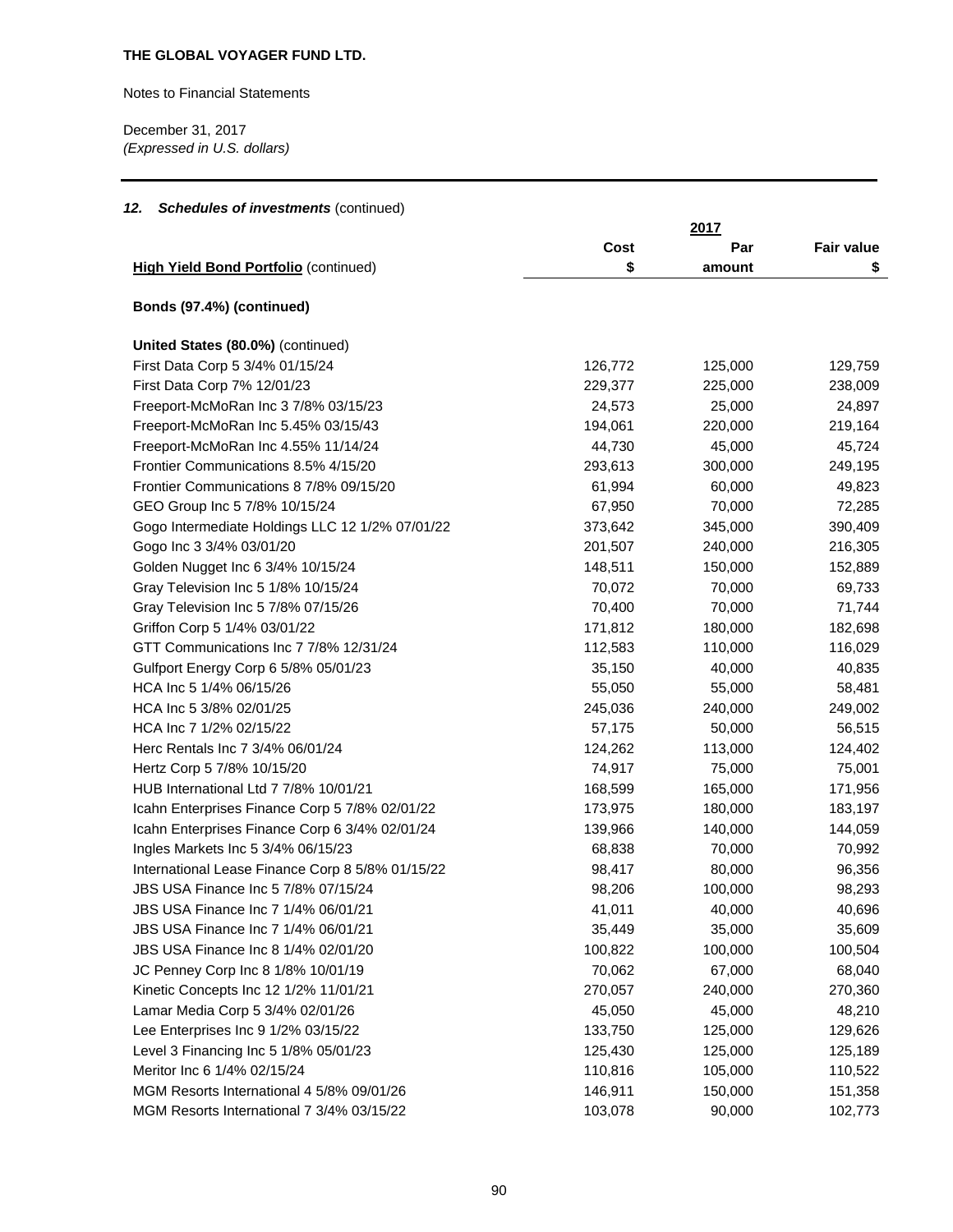**THE GLOBAL VOYAGER FUND LTD.**

Notes to Financial Statements

December 31, 2017
*(Expressed in U.S. dollars)*

### *12. Schedules of investments* (continued)

| **High Yield Bond Portfolio** (continued) | 2017 | | |
|---|---|---|---|
| | **Cost** **$** | **Par amount** | **Fair value** **$** |
| **Bonds (97.4%) (continued)** | | | |
| **United States (80.0%)** (continued) | | | |
| First Data Corp 5 3/4% 01/15/24 | 126,772 | 125,000 | 129,759 |
| First Data Corp 7% 12/01/23 | 229,377 | 225,000 | 238,009 |
| Freeport-McMoRan Inc 3 7/8% 03/15/23 | 24,573 | 25,000 | 24,897 |
| Freeport-McMoRan Inc 5.45% 03/15/43 | 194,061 | 220,000 | 219,164 |
| Freeport-McMoRan Inc 4.55% 11/14/24 | 44,730 | 45,000 | 45,724 |
| Frontier Communications 8.5% 4/15/20 | 293,613 | 300,000 | 249,195 |
| Frontier Communications 8 7/8% 09/15/20 | 61,994 | 60,000 | 49,823 |
| GEO Group Inc 5 7/8% 10/15/24 | 67,950 | 70,000 | 72,285 |
| Gogo Intermediate Holdings LLC 12 1/2% 07/01/22 | 373,642 | 345,000 | 390,409 |
| Gogo Inc 3 3/4% 03/01/20 | 201,507 | 240,000 | 216,305 |
| Golden Nugget Inc 6 3/4% 10/15/24 | 148,511 | 150,000 | 152,889 |
| Gray Television Inc 5 1/8% 10/15/24 | 70,072 | 70,000 | 69,733 |
| Gray Television Inc 5 7/8% 07/15/26 | 70,400 | 70,000 | 71,744 |
| Griffon Corp 5 1/4% 03/01/22 | 171,812 | 180,000 | 182,698 |
| GTT Communications Inc 7 7/8% 12/31/24 | 112,583 | 110,000 | 116,029 |
| Gulfport Energy Corp 6 5/8% 05/01/23 | 35,150 | 40,000 | 40,835 |
| HCA Inc 5 1/4% 06/15/26 | 55,050 | 55,000 | 58,481 |
| HCA Inc 5 3/8% 02/01/25 | 245,036 | 240,000 | 249,002 |
| HCA Inc 7 1/2% 02/15/22 | 57,175 | 50,000 | 56,515 |
| Herc Rentals Inc 7 3/4% 06/01/24 | 124,262 | 113,000 | 124,402 |
| Hertz Corp 5 7/8% 10/15/20 | 74,917 | 75,000 | 75,001 |
| HUB International Ltd 7 7/8% 10/01/21 | 168,599 | 165,000 | 171,956 |
| Icahn Enterprises Finance Corp 5 7/8% 02/01/22 | 173,975 | 180,000 | 183,197 |
| Icahn Enterprises Finance Corp 6 3/4% 02/01/24 | 139,966 | 140,000 | 144,059 |
| Ingles Markets Inc 5 3/4% 06/15/23 | 68,838 | 70,000 | 70,992 |
| International Lease Finance Corp 8 5/8% 01/15/22 | 98,417 | 80,000 | 96,356 |
| JBS USA Finance Inc 5 7/8% 07/15/24 | 98,206 | 100,000 | 98,293 |
| JBS USA Finance Inc 7 1/4% 06/01/21 | 41,011 | 40,000 | 40,696 |
| JBS USA Finance Inc 7 1/4% 06/01/21 | 35,449 | 35,000 | 35,609 |
| JBS USA Finance Inc 8 1/4% 02/01/20 | 100,822 | 100,000 | 100,504 |
| JC Penney Corp Inc 8 1/8% 10/01/19 | 70,062 | 67,000 | 68,040 |
| Kinetic Concepts Inc 12 1/2% 11/01/21 | 270,057 | 240,000 | 270,360 |
| Lamar Media Corp 5 3/4% 02/01/26 | 45,050 | 45,000 | 48,210 |
| Lee Enterprises Inc 9 1/2% 03/15/22 | 133,750 | 125,000 | 129,626 |
| Level 3 Financing Inc 5 1/8% 05/01/23 | 125,430 | 125,000 | 125,189 |
| Meritor Inc 6 1/4% 02/15/24 | 110,816 | 105,000 | 110,522 |
| MGM Resorts International 4 5/8% 09/01/26 | 146,911 | 150,000 | 151,358 |
| MGM Resorts International 7 3/4% 03/15/22 | 103,078 | 90,000 | 102,773 |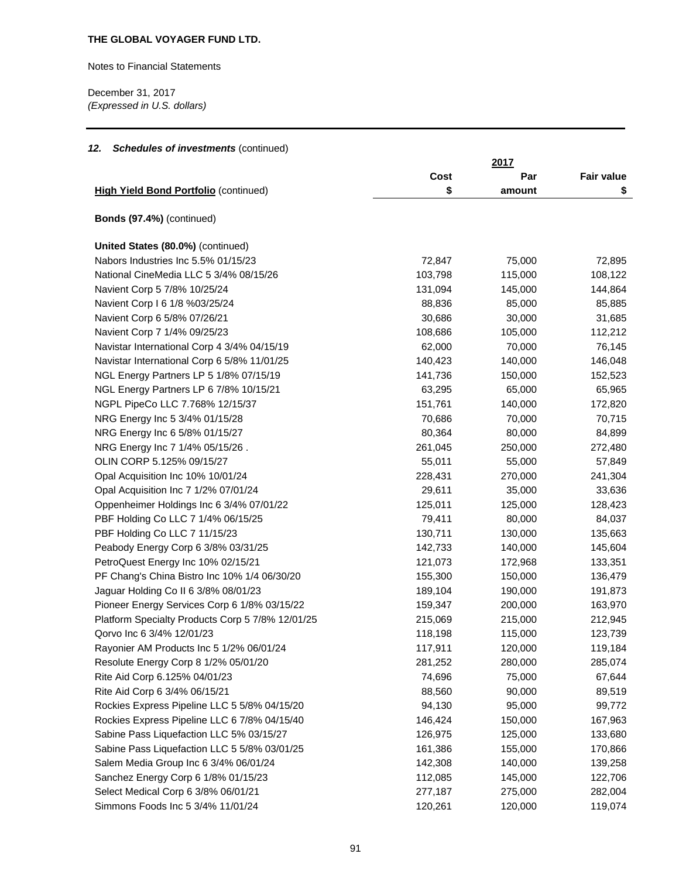**THE GLOBAL VOYAGER FUND LTD.**

Notes to Financial Statements

December 31, 2017
*(Expressed in U.S. dollars)*

### *12. Schedules of investments* (continued)

| | | 2017 | |
|---|---|---|---|
| **High Yield Bond Portfolio** (continued) | **Cost $** | **Par amount** | **Fair value $** |
| **Bonds (97.4%)** (continued) | | | |
| **United States (80.0%)** (continued) | | | |
| Nabors Industries Inc 5.5% 01/15/23 | 72,847 | 75,000 | 72,895 |
| National CineMedia LLC 5 3/4% 08/15/26 | 103,798 | 115,000 | 108,122 |
| Navient Corp 5 7/8% 10/25/24 | 131,094 | 145,000 | 144,864 |
| Navient Corp I 6 1/8 %03/25/24 | 88,836 | 85,000 | 85,885 |
| Navient Corp 6 5/8% 07/26/21 | 30,686 | 30,000 | 31,685 |
| Navient Corp 7 1/4% 09/25/23 | 108,686 | 105,000 | 112,212 |
| Navistar International Corp 4 3/4% 04/15/19 | 62,000 | 70,000 | 76,145 |
| Navistar International Corp 6 5/8% 11/01/25 | 140,423 | 140,000 | 146,048 |
| NGL Energy Partners LP 5 1/8% 07/15/19 | 141,736 | 150,000 | 152,523 |
| NGL Energy Partners LP 6 7/8% 10/15/21 | 63,295 | 65,000 | 65,965 |
| NGPL PipeCo LLC 7.768% 12/15/37 | 151,761 | 140,000 | 172,820 |
| NRG Energy Inc 5 3/4% 01/15/28 | 70,686 | 70,000 | 70,715 |
| NRG Energy Inc 6 5/8% 01/15/27 | 80,364 | 80,000 | 84,899 |
| NRG Energy Inc 7 1/4% 05/15/26 . | 261,045 | 250,000 | 272,480 |
| OLIN CORP 5.125% 09/15/27 | 55,011 | 55,000 | 57,849 |
| Opal Acquisition Inc 10% 10/01/24 | 228,431 | 270,000 | 241,304 |
| Opal Acquisition Inc 7 1/2% 07/01/24 | 29,611 | 35,000 | 33,636 |
| Oppenheimer Holdings Inc 6 3/4% 07/01/22 | 125,011 | 125,000 | 128,423 |
| PBF Holding Co LLC 7 1/4% 06/15/25 | 79,411 | 80,000 | 84,037 |
| PBF Holding Co LLC 7 11/15/23 | 130,711 | 130,000 | 135,663 |
| Peabody Energy Corp 6 3/8% 03/31/25 | 142,733 | 140,000 | 145,604 |
| PetroQuest Energy Inc 10% 02/15/21 | 121,073 | 172,968 | 133,351 |
| PF Chang's China Bistro Inc 10% 1/4 06/30/20 | 155,300 | 150,000 | 136,479 |
| Jaguar Holding Co II 6 3/8% 08/01/23 | 189,104 | 190,000 | 191,873 |
| Pioneer Energy Services Corp 6 1/8% 03/15/22 | 159,347 | 200,000 | 163,970 |
| Platform Specialty Products Corp 5 7/8% 12/01/25 | 215,069 | 215,000 | 212,945 |
| Qorvo Inc 6 3/4% 12/01/23 | 118,198 | 115,000 | 123,739 |
| Rayonier AM Products Inc 5 1/2% 06/01/24 | 117,911 | 120,000 | 119,184 |
| Resolute Energy Corp 8 1/2% 05/01/20 | 281,252 | 280,000 | 285,074 |
| Rite Aid Corp 6.125% 04/01/23 | 74,696 | 75,000 | 67,644 |
| Rite Aid Corp 6 3/4% 06/15/21 | 88,560 | 90,000 | 89,519 |
| Rockies Express Pipeline LLC 5 5/8% 04/15/20 | 94,130 | 95,000 | 99,772 |
| Rockies Express Pipeline LLC 6 7/8% 04/15/40 | 146,424 | 150,000 | 167,963 |
| Sabine Pass Liquefaction LLC 5% 03/15/27 | 126,975 | 125,000 | 133,680 |
| Sabine Pass Liquefaction LLC 5 5/8% 03/01/25 | 161,386 | 155,000 | 170,866 |
| Salem Media Group Inc 6 3/4% 06/01/24 | 142,308 | 140,000 | 139,258 |
| Sanchez Energy Corp 6 1/8% 01/15/23 | 112,085 | 145,000 | 122,706 |
| Select Medical Corp 6 3/8% 06/01/21 | 277,187 | 275,000 | 282,004 |
| Simmons Foods Inc 5 3/4% 11/01/24 | 120,261 | 120,000 | 119,074 |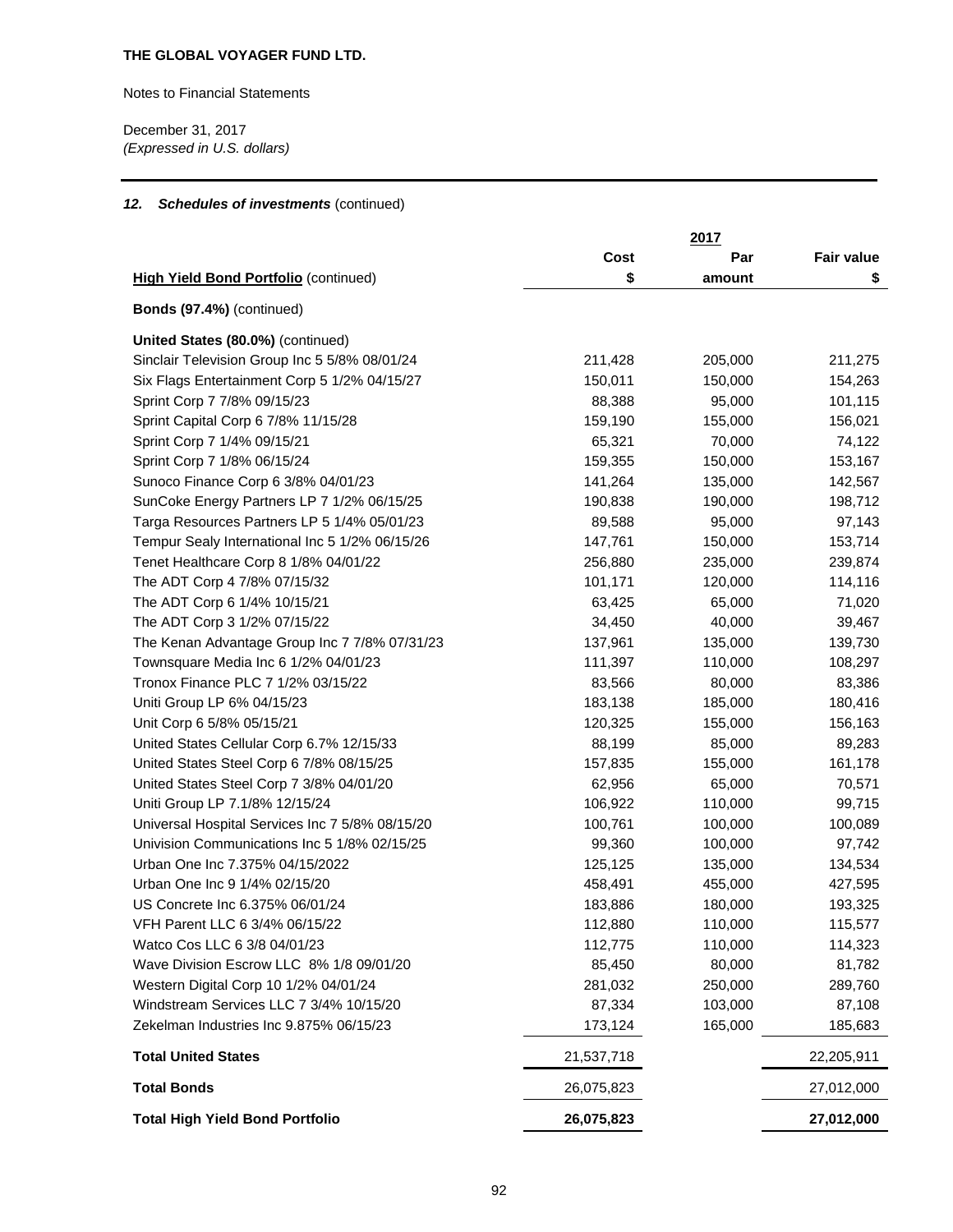**THE GLOBAL VOYAGER FUND LTD.**

Notes to Financial Statements

December 31, 2017
*(Expressed in U.S. dollars)*

### *12. Schedules of investments* (continued)

| | 2017 | | |
|---|---|---|---|
| **High Yield Bond Portfolio** (continued) | **Cost $** | **Par amount** | **Fair value $** |
| **Bonds (97.4%)** (continued) | | | |
| **United States (80.0%)** (continued) | | | |
| Sinclair Television Group Inc 5 5/8% 08/01/24 | 211,428 | 205,000 | 211,275 |
| Six Flags Entertainment Corp 5 1/2% 04/15/27 | 150,011 | 150,000 | 154,263 |
| Sprint Corp 7 7/8% 09/15/23 | 88,388 | 95,000 | 101,115 |
| Sprint Capital Corp 6 7/8% 11/15/28 | 159,190 | 155,000 | 156,021 |
| Sprint Corp 7 1/4% 09/15/21 | 65,321 | 70,000 | 74,122 |
| Sprint Corp 7 1/8% 06/15/24 | 159,355 | 150,000 | 153,167 |
| Sunoco Finance Corp 6 3/8% 04/01/23 | 141,264 | 135,000 | 142,567 |
| SunCoke Energy Partners LP 7 1/2% 06/15/25 | 190,838 | 190,000 | 198,712 |
| Targa Resources Partners LP 5 1/4% 05/01/23 | 89,588 | 95,000 | 97,143 |
| Tempur Sealy International Inc 5 1/2% 06/15/26 | 147,761 | 150,000 | 153,714 |
| Tenet Healthcare Corp 8 1/8% 04/01/22 | 256,880 | 235,000 | 239,874 |
| The ADT Corp 4 7/8% 07/15/32 | 101,171 | 120,000 | 114,116 |
| The ADT Corp 6 1/4% 10/15/21 | 63,425 | 65,000 | 71,020 |
| The ADT Corp 3 1/2% 07/15/22 | 34,450 | 40,000 | 39,467 |
| The Kenan Advantage Group Inc 7 7/8% 07/31/23 | 137,961 | 135,000 | 139,730 |
| Townsquare Media Inc 6 1/2% 04/01/23 | 111,397 | 110,000 | 108,297 |
| Tronox Finance PLC 7 1/2% 03/15/22 | 83,566 | 80,000 | 83,386 |
| Uniti Group LP 6% 04/15/23 | 183,138 | 185,000 | 180,416 |
| Unit Corp 6 5/8% 05/15/21 | 120,325 | 155,000 | 156,163 |
| United States Cellular Corp 6.7% 12/15/33 | 88,199 | 85,000 | 89,283 |
| United States Steel Corp 6 7/8% 08/15/25 | 157,835 | 155,000 | 161,178 |
| United States Steel Corp 7 3/8% 04/01/20 | 62,956 | 65,000 | 70,571 |
| Uniti Group LP 7.1/8% 12/15/24 | 106,922 | 110,000 | 99,715 |
| Universal Hospital Services Inc 7 5/8% 08/15/20 | 100,761 | 100,000 | 100,089 |
| Univision Communications Inc 5 1/8% 02/15/25 | 99,360 | 100,000 | 97,742 |
| Urban One Inc 7.375% 04/15/2022 | 125,125 | 135,000 | 134,534 |
| Urban One Inc 9 1/4% 02/15/20 | 458,491 | 455,000 | 427,595 |
| US Concrete Inc 6.375% 06/01/24 | 183,886 | 180,000 | 193,325 |
| VFH Parent LLC 6 3/4% 06/15/22 | 112,880 | 110,000 | 115,577 |
| Watco Cos LLC 6 3/8 04/01/23 | 112,775 | 110,000 | 114,323 |
| Wave Division Escrow LLC 8% 1/8 09/01/20 | 85,450 | 80,000 | 81,782 |
| Western Digital Corp 10 1/2% 04/01/24 | 281,032 | 250,000 | 289,760 |
| Windstream Services LLC 7 3/4% 10/15/20 | 87,334 | 103,000 | 87,108 |
| Zekelman Industries Inc 9.875% 06/15/23 | 173,124 | 165,000 | 185,683 |
| **Total United States** | 21,537,718 | | 22,205,911 |
| **Total Bonds** | 26,075,823 | | 27,012,000 |
| **Total High Yield Bond Portfolio** | **26,075,823** | | **27,012,000** |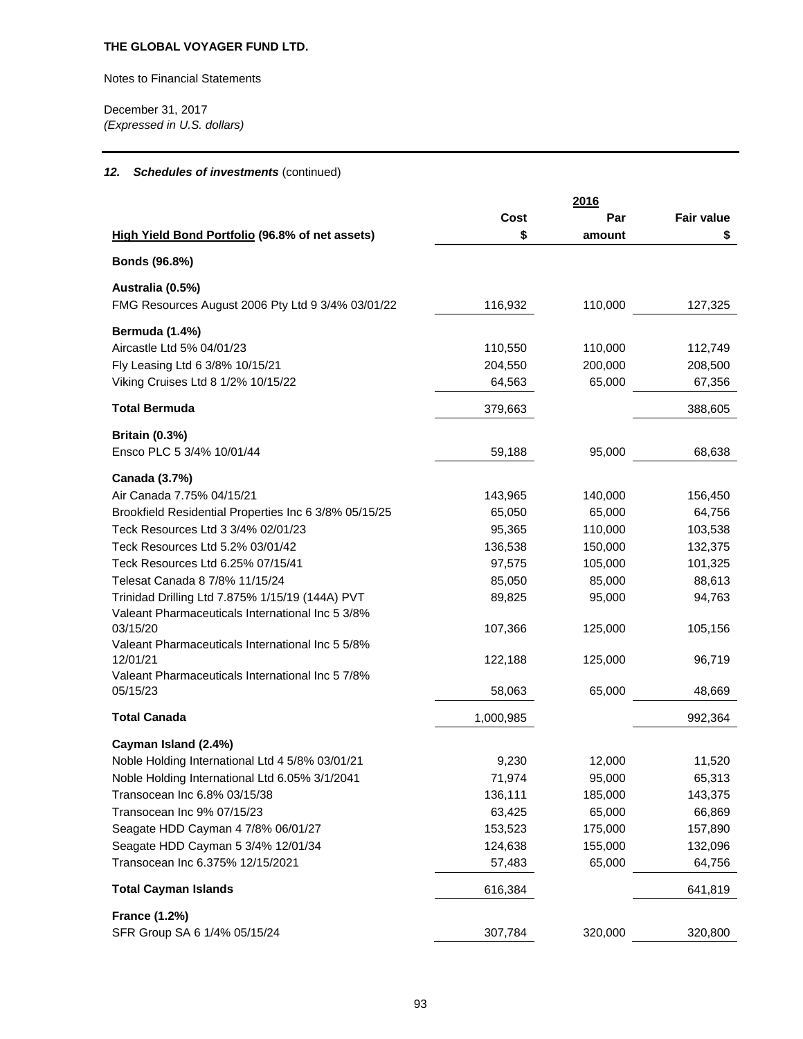THE GLOBAL VOYAGER FUND LTD.

Notes to Financial Statements

December 31, 2017
*(Expressed in U.S. dollars)*

### *12. Schedules of investments* (continued)

| | 2016 | | |
|---|---|---|---|
| **High Yield Bond Portfolio (96.8% of net assets)** | **Cost $** | **Par amount** | **Fair value $** |
| **Bonds (96.8%)** | | | |
| **Australia (0.5%)** | | | |
| FMG Resources August 2006 Pty Ltd 9 3/4% 03/01/22 | 116,932 | 110,000 | 127,325 |
| **Bermuda (1.4%)** | | | |
| Aircastle Ltd 5% 04/01/23 | 110,550 | 110,000 | 112,749 |
| Fly Leasing Ltd 6 3/8% 10/15/21 | 204,550 | 200,000 | 208,500 |
| Viking Cruises Ltd 8 1/2% 10/15/22 | 64,563 | 65,000 | 67,356 |
| **Total Bermuda** | 379,663 | | 388,605 |
| **Britain (0.3%)** | | | |
| Ensco PLC 5 3/4% 10/01/44 | 59,188 | 95,000 | 68,638 |
| **Canada (3.7%)** | | | |
| Air Canada 7.75% 04/15/21 | 143,965 | 140,000 | 156,450 |
| Brookfield Residential Properties Inc 6 3/8% 05/15/25 | 65,050 | 65,000 | 64,756 |
| Teck Resources Ltd 3 3/4% 02/01/23 | 95,365 | 110,000 | 103,538 |
| Teck Resources Ltd 5.2% 03/01/42 | 136,538 | 150,000 | 132,375 |
| Teck Resources Ltd 6.25% 07/15/41 | 97,575 | 105,000 | 101,325 |
| Telesat Canada 8 7/8% 11/15/24 | 85,050 | 85,000 | 88,613 |
| Trinidad Drilling Ltd 7.875% 1/15/19 (144A) PVT | 89,825 | 95,000 | 94,763 |
| Valeant Pharmaceuticals International Inc 5 3/8% 03/15/20 | 107,366 | 125,000 | 105,156 |
| Valeant Pharmaceuticals International Inc 5 5/8% 12/01/21 | 122,188 | 125,000 | 96,719 |
| Valeant Pharmaceuticals International Inc 5 7/8% 05/15/23 | 58,063 | 65,000 | 48,669 |
| **Total Canada** | 1,000,985 | | 992,364 |
| **Cayman Island (2.4%)** | | | |
| Noble Holding International Ltd 4 5/8% 03/01/21 | 9,230 | 12,000 | 11,520 |
| Noble Holding International Ltd 6.05% 3/1/2041 | 71,974 | 95,000 | 65,313 |
| Transocean Inc 6.8% 03/15/38 | 136,111 | 185,000 | 143,375 |
| Transocean Inc 9% 07/15/23 | 63,425 | 65,000 | 66,869 |
| Seagate HDD Cayman 4 7/8% 06/01/27 | 153,523 | 175,000 | 157,890 |
| Seagate HDD Cayman 5 3/4% 12/01/34 | 124,638 | 155,000 | 132,096 |
| Transocean Inc 6.375% 12/15/2021 | 57,483 | 65,000 | 64,756 |
| **Total Cayman Islands** | 616,384 | | 641,819 |
| **France (1.2%)** | | | |
| SFR Group SA 6 1/4% 05/15/24 | 307,784 | 320,000 | 320,800 |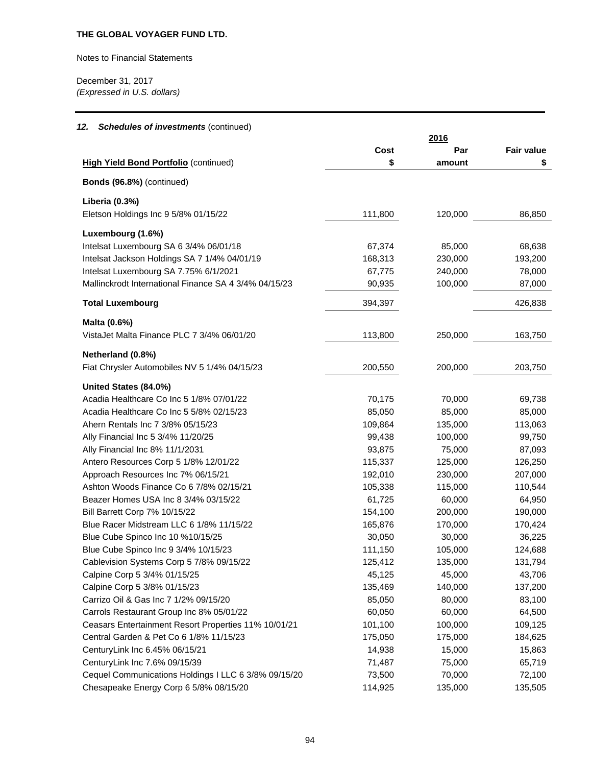**THE GLOBAL VOYAGER FUND LTD.**

Notes to Financial Statements

December 31, 2017
*(Expressed in U.S. dollars)*

### *12. Schedules of investments* (continued)

| High Yield Bond Portfolio (continued) | 2016 Cost $ | Par amount | Fair value $ |
|---|---|---|---|
| **Bonds (96.8%)** (continued) | | | |
| **Liberia (0.3%)** | | | |
| Eletson Holdings Inc 9 5/8% 01/15/22 | 111,800 | 120,000 | 86,850 |
| **Luxembourg (1.6%)** | | | |
| Intelsat Luxembourg SA 6 3/4% 06/01/18 | 67,374 | 85,000 | 68,638 |
| Intelsat Jackson Holdings SA 7 1/4% 04/01/19 | 168,313 | 230,000 | 193,200 |
| Intelsat Luxembourg SA 7.75% 6/1/2021 | 67,775 | 240,000 | 78,000 |
| Mallinckrodt International Finance SA 4 3/4% 04/15/23 | 90,935 | 100,000 | 87,000 |
| **Total Luxembourg** | 394,397 | | 426,838 |
| **Malta (0.6%)** | | | |
| VistaJet Malta Finance PLC 7 3/4% 06/01/20 | 113,800 | 250,000 | 163,750 |
| **Netherland (0.8%)** | | | |
| Fiat Chrysler Automobiles NV 5 1/4% 04/15/23 | 200,550 | 200,000 | 203,750 |
| **United States (84.0%)** | | | |
| Acadia Healthcare Co Inc 5 1/8% 07/01/22 | 70,175 | 70,000 | 69,738 |
| Acadia Healthcare Co Inc 5 5/8% 02/15/23 | 85,050 | 85,000 | 85,000 |
| Ahern Rentals Inc 7 3/8% 05/15/23 | 109,864 | 135,000 | 113,063 |
| Ally Financial Inc 5 3/4% 11/20/25 | 99,438 | 100,000 | 99,750 |
| Ally Financial Inc 8% 11/1/2031 | 93,875 | 75,000 | 87,093 |
| Antero Resources Corp 5 1/8% 12/01/22 | 115,337 | 125,000 | 126,250 |
| Approach Resources Inc 7% 06/15/21 | 192,010 | 230,000 | 207,000 |
| Ashton Woods Finance Co 6 7/8% 02/15/21 | 105,338 | 115,000 | 110,544 |
| Beazer Homes USA Inc 8 3/4% 03/15/22 | 61,725 | 60,000 | 64,950 |
| Bill Barrett Corp 7% 10/15/22 | 154,100 | 200,000 | 190,000 |
| Blue Racer Midstream LLC 6 1/8% 11/15/22 | 165,876 | 170,000 | 170,424 |
| Blue Cube Spinco Inc 10 %10/15/25 | 30,050 | 30,000 | 36,225 |
| Blue Cube Spinco Inc 9 3/4% 10/15/23 | 111,150 | 105,000 | 124,688 |
| Cablevision Systems Corp 5 7/8% 09/15/22 | 125,412 | 135,000 | 131,794 |
| Calpine Corp 5 3/4% 01/15/25 | 45,125 | 45,000 | 43,706 |
| Calpine Corp 5 3/8% 01/15/23 | 135,469 | 140,000 | 137,200 |
| Carrizo Oil & Gas Inc 7 1/2% 09/15/20 | 85,050 | 80,000 | 83,100 |
| Carrols Restaurant Group Inc 8% 05/01/22 | 60,050 | 60,000 | 64,500 |
| Ceasars Entertainment Resort Properties 11% 10/01/21 | 101,100 | 100,000 | 109,125 |
| Central Garden & Pet Co 6 1/8% 11/15/23 | 175,050 | 175,000 | 184,625 |
| CenturyLink Inc 6.45% 06/15/21 | 14,938 | 15,000 | 15,863 |
| CenturyLink Inc 7.6% 09/15/39 | 71,487 | 75,000 | 65,719 |
| Cequel Communications Holdings I LLC 6 3/8% 09/15/20 | 73,500 | 70,000 | 72,100 |
| Chesapeake Energy Corp 6 5/8% 08/15/20 | 114,925 | 135,000 | 135,505 |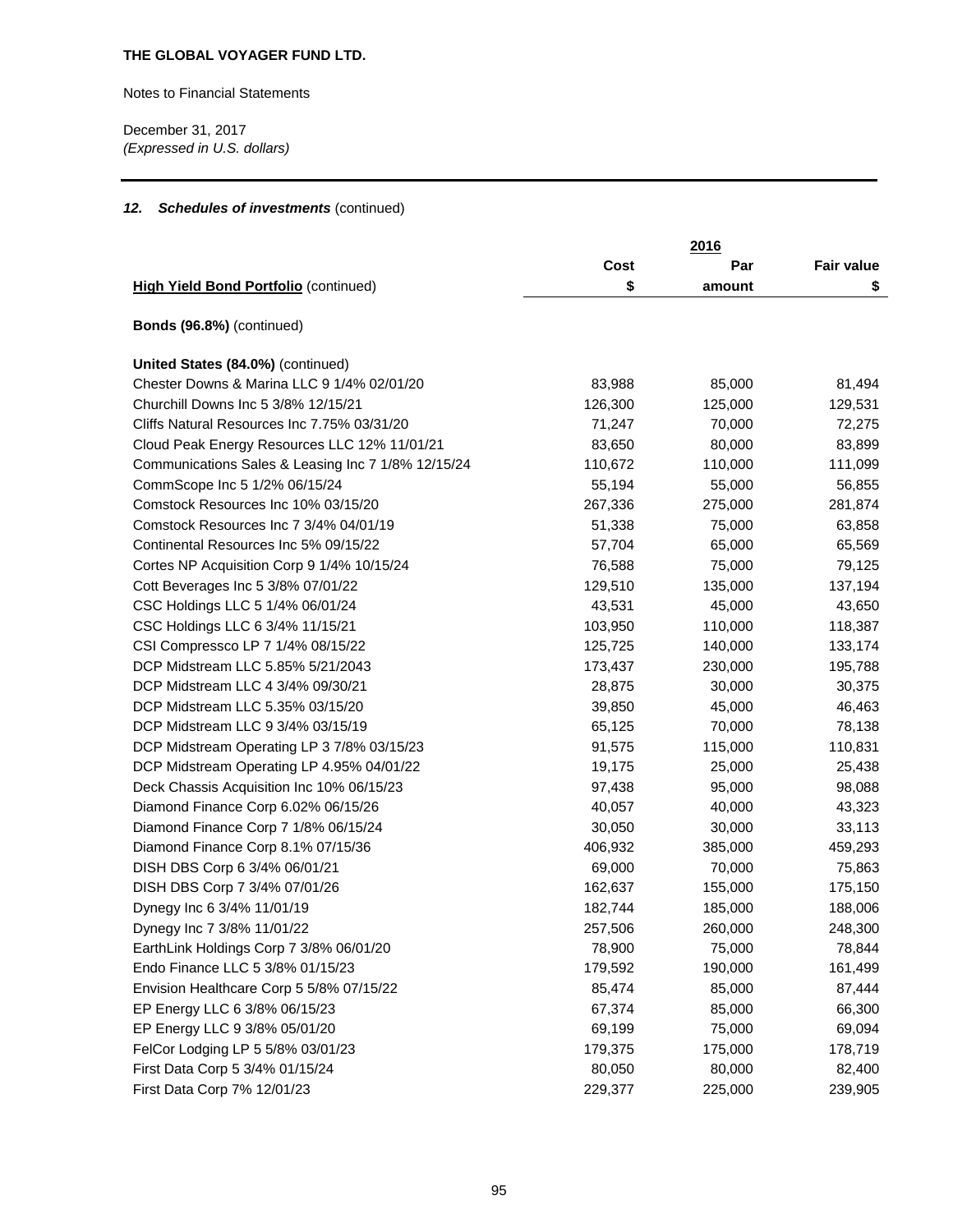**THE GLOBAL VOYAGER FUND LTD.**

Notes to Financial Statements

December 31, 2017
*(Expressed in U.S. dollars)*

### *12. Schedules of investments* (continued)

| | | 2016 | |
|---|---|---|---|
| **High Yield Bond Portfolio** (continued) | **Cost $** | **Par amount** | **Fair value $** |
| **Bonds (96.8%)** (continued) | | | |
| **United States (84.0%)** (continued) | | | |
| Chester Downs & Marina LLC 9 1/4% 02/01/20 | 83,988 | 85,000 | 81,494 |
| Churchill Downs Inc 5 3/8% 12/15/21 | 126,300 | 125,000 | 129,531 |
| Cliffs Natural Resources Inc 7.75% 03/31/20 | 71,247 | 70,000 | 72,275 |
| Cloud Peak Energy Resources LLC 12% 11/01/21 | 83,650 | 80,000 | 83,899 |
| Communications Sales & Leasing Inc 7 1/8% 12/15/24 | 110,672 | 110,000 | 111,099 |
| CommScope Inc 5 1/2% 06/15/24 | 55,194 | 55,000 | 56,855 |
| Comstock Resources Inc 10% 03/15/20 | 267,336 | 275,000 | 281,874 |
| Comstock Resources Inc 7 3/4% 04/01/19 | 51,338 | 75,000 | 63,858 |
| Continental Resources Inc 5% 09/15/22 | 57,704 | 65,000 | 65,569 |
| Cortes NP Acquisition Corp 9 1/4% 10/15/24 | 76,588 | 75,000 | 79,125 |
| Cott Beverages Inc 5 3/8% 07/01/22 | 129,510 | 135,000 | 137,194 |
| CSC Holdings LLC 5 1/4% 06/01/24 | 43,531 | 45,000 | 43,650 |
| CSC Holdings LLC 6 3/4% 11/15/21 | 103,950 | 110,000 | 118,387 |
| CSI Compressco LP 7 1/4% 08/15/22 | 125,725 | 140,000 | 133,174 |
| DCP Midstream LLC 5.85% 5/21/2043 | 173,437 | 230,000 | 195,788 |
| DCP Midstream LLC 4 3/4% 09/30/21 | 28,875 | 30,000 | 30,375 |
| DCP Midstream LLC 5.35% 03/15/20 | 39,850 | 45,000 | 46,463 |
| DCP Midstream LLC 9 3/4% 03/15/19 | 65,125 | 70,000 | 78,138 |
| DCP Midstream Operating LP 3 7/8% 03/15/23 | 91,575 | 115,000 | 110,831 |
| DCP Midstream Operating LP 4.95% 04/01/22 | 19,175 | 25,000 | 25,438 |
| Deck Chassis Acquisition Inc 10% 06/15/23 | 97,438 | 95,000 | 98,088 |
| Diamond Finance Corp 6.02% 06/15/26 | 40,057 | 40,000 | 43,323 |
| Diamond Finance Corp 7 1/8% 06/15/24 | 30,050 | 30,000 | 33,113 |
| Diamond Finance Corp 8.1% 07/15/36 | 406,932 | 385,000 | 459,293 |
| DISH DBS Corp 6 3/4% 06/01/21 | 69,000 | 70,000 | 75,863 |
| DISH DBS Corp 7 3/4% 07/01/26 | 162,637 | 155,000 | 175,150 |
| Dynegy Inc 6 3/4% 11/01/19 | 182,744 | 185,000 | 188,006 |
| Dynegy Inc 7 3/8% 11/01/22 | 257,506 | 260,000 | 248,300 |
| EarthLink Holdings Corp 7 3/8% 06/01/20 | 78,900 | 75,000 | 78,844 |
| Endo Finance LLC 5 3/8% 01/15/23 | 179,592 | 190,000 | 161,499 |
| Envision Healthcare Corp 5 5/8% 07/15/22 | 85,474 | 85,000 | 87,444 |
| EP Energy LLC 6 3/8% 06/15/23 | 67,374 | 85,000 | 66,300 |
| EP Energy LLC 9 3/8% 05/01/20 | 69,199 | 75,000 | 69,094 |
| FelCor Lodging LP 5 5/8% 03/01/23 | 179,375 | 175,000 | 178,719 |
| First Data Corp 5 3/4% 01/15/24 | 80,050 | 80,000 | 82,400 |
| First Data Corp 7% 12/01/23 | 229,377 | 225,000 | 239,905 |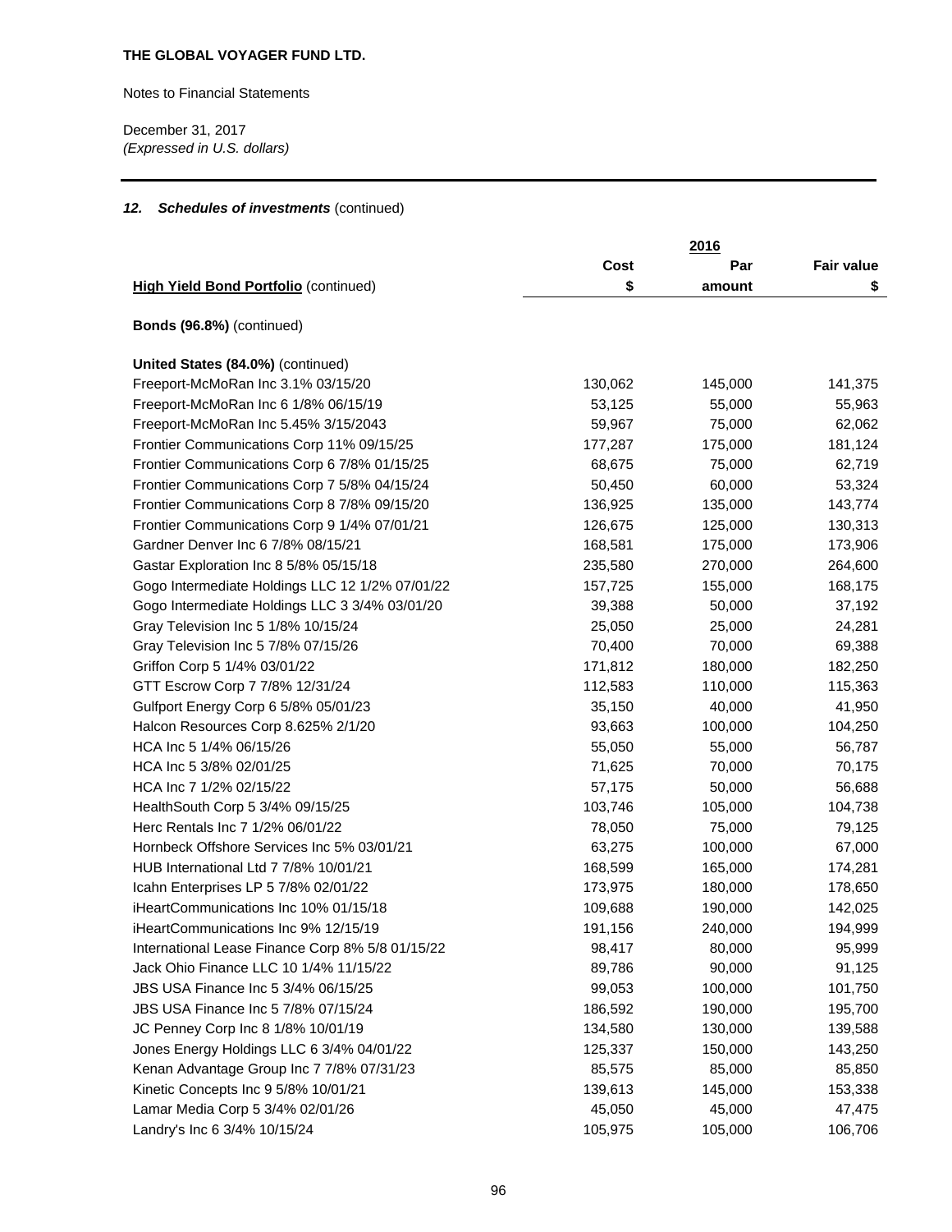**THE GLOBAL VOYAGER FUND LTD.**

Notes to Financial Statements

December 31, 2017
*(Expressed in U.S. dollars)*

### *12. Schedules of investments* (continued)

| | 2016 | | |
|---|---|---|---|
| **High Yield Bond Portfolio** (continued) | **Cost $** | **Par amount** | **Fair value $** |
| **Bonds (96.8%)** (continued) | | | |
| **United States (84.0%)** (continued) | | | |
| Freeport-McMoRan Inc 3.1% 03/15/20 | 130,062 | 145,000 | 141,375 |
| Freeport-McMoRan Inc 6 1/8% 06/15/19 | 53,125 | 55,000 | 55,963 |
| Freeport-McMoRan Inc 5.45% 3/15/2043 | 59,967 | 75,000 | 62,062 |
| Frontier Communications Corp 11% 09/15/25 | 177,287 | 175,000 | 181,124 |
| Frontier Communications Corp 6 7/8% 01/15/25 | 68,675 | 75,000 | 62,719 |
| Frontier Communications Corp 7 5/8% 04/15/24 | 50,450 | 60,000 | 53,324 |
| Frontier Communications Corp 8 7/8% 09/15/20 | 136,925 | 135,000 | 143,774 |
| Frontier Communications Corp 9 1/4% 07/01/21 | 126,675 | 125,000 | 130,313 |
| Gardner Denver Inc 6 7/8% 08/15/21 | 168,581 | 175,000 | 173,906 |
| Gastar Exploration Inc 8 5/8% 05/15/18 | 235,580 | 270,000 | 264,600 |
| Gogo Intermediate Holdings LLC 12 1/2% 07/01/22 | 157,725 | 155,000 | 168,175 |
| Gogo Intermediate Holdings LLC 3 3/4% 03/01/20 | 39,388 | 50,000 | 37,192 |
| Gray Television Inc 5 1/8% 10/15/24 | 25,050 | 25,000 | 24,281 |
| Gray Television Inc 5 7/8% 07/15/26 | 70,400 | 70,000 | 69,388 |
| Griffon Corp 5 1/4% 03/01/22 | 171,812 | 180,000 | 182,250 |
| GTT Escrow Corp 7 7/8% 12/31/24 | 112,583 | 110,000 | 115,363 |
| Gulfport Energy Corp 6 5/8% 05/01/23 | 35,150 | 40,000 | 41,950 |
| Halcon Resources Corp 8.625% 2/1/20 | 93,663 | 100,000 | 104,250 |
| HCA Inc 5 1/4% 06/15/26 | 55,050 | 55,000 | 56,787 |
| HCA Inc 5 3/8% 02/01/25 | 71,625 | 70,000 | 70,175 |
| HCA Inc 7 1/2% 02/15/22 | 57,175 | 50,000 | 56,688 |
| HealthSouth Corp 5 3/4% 09/15/25 | 103,746 | 105,000 | 104,738 |
| Herc Rentals Inc 7 1/2% 06/01/22 | 78,050 | 75,000 | 79,125 |
| Hornbeck Offshore Services Inc 5% 03/01/21 | 63,275 | 100,000 | 67,000 |
| HUB International Ltd 7 7/8% 10/01/21 | 168,599 | 165,000 | 174,281 |
| Icahn Enterprises LP 5 7/8% 02/01/22 | 173,975 | 180,000 | 178,650 |
| iHeartCommunications Inc 10% 01/15/18 | 109,688 | 190,000 | 142,025 |
| iHeartCommunications Inc 9% 12/15/19 | 191,156 | 240,000 | 194,999 |
| International Lease Finance Corp 8% 5/8 01/15/22 | 98,417 | 80,000 | 95,999 |
| Jack Ohio Finance LLC 10 1/4% 11/15/22 | 89,786 | 90,000 | 91,125 |
| JBS USA Finance Inc 5 3/4% 06/15/25 | 99,053 | 100,000 | 101,750 |
| JBS USA Finance Inc 5 7/8% 07/15/24 | 186,592 | 190,000 | 195,700 |
| JC Penney Corp Inc 8 1/8% 10/01/19 | 134,580 | 130,000 | 139,588 |
| Jones Energy Holdings LLC 6 3/4% 04/01/22 | 125,337 | 150,000 | 143,250 |
| Kenan Advantage Group Inc 7 7/8% 07/31/23 | 85,575 | 85,000 | 85,850 |
| Kinetic Concepts Inc 9 5/8% 10/01/21 | 139,613 | 145,000 | 153,338 |
| Lamar Media Corp 5 3/4% 02/01/26 | 45,050 | 45,000 | 47,475 |
| Landry's Inc 6 3/4% 10/15/24 | 105,975 | 105,000 | 106,706 |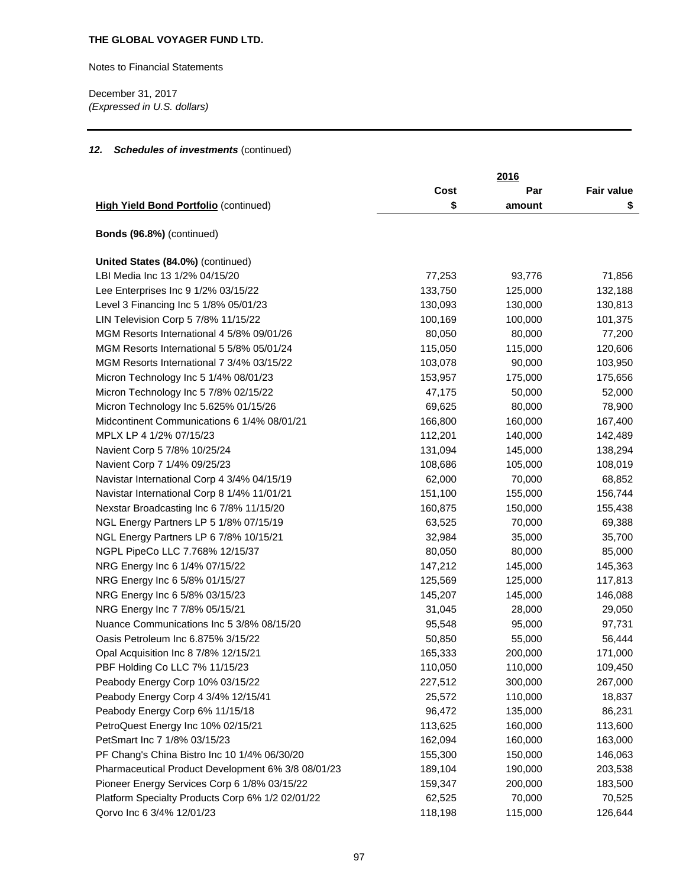**THE GLOBAL VOYAGER FUND LTD.**

Notes to Financial Statements

December 31, 2017
*(Expressed in U.S. dollars)*

### *12. Schedules of investments* (continued)

| | 2016 | | |
|---|---|---|---|
| **High Yield Bond Portfolio** (continued) | **Cost $** | **Par amount** | **Fair value $** |
| **Bonds (96.8%)** (continued) | | | |
| **United States (84.0%)** (continued) | | | |
| LBI Media Inc 13 1/2% 04/15/20 | 77,253 | 93,776 | 71,856 |
| Lee Enterprises Inc 9 1/2% 03/15/22 | 133,750 | 125,000 | 132,188 |
| Level 3 Financing Inc 5 1/8% 05/01/23 | 130,093 | 130,000 | 130,813 |
| LIN Television Corp 5 7/8% 11/15/22 | 100,169 | 100,000 | 101,375 |
| MGM Resorts International 4 5/8% 09/01/26 | 80,050 | 80,000 | 77,200 |
| MGM Resorts International 5 5/8% 05/01/24 | 115,050 | 115,000 | 120,606 |
| MGM Resorts International 7 3/4% 03/15/22 | 103,078 | 90,000 | 103,950 |
| Micron Technology Inc 5 1/4% 08/01/23 | 153,957 | 175,000 | 175,656 |
| Micron Technology Inc 5 7/8% 02/15/22 | 47,175 | 50,000 | 52,000 |
| Micron Technology Inc 5.625% 01/15/26 | 69,625 | 80,000 | 78,900 |
| Midcontinent Communications 6 1/4% 08/01/21 | 166,800 | 160,000 | 167,400 |
| MPLX LP 4 1/2% 07/15/23 | 112,201 | 140,000 | 142,489 |
| Navient Corp 5 7/8% 10/25/24 | 131,094 | 145,000 | 138,294 |
| Navient Corp 7 1/4% 09/25/23 | 108,686 | 105,000 | 108,019 |
| Navistar International Corp 4 3/4% 04/15/19 | 62,000 | 70,000 | 68,852 |
| Navistar International Corp 8 1/4% 11/01/21 | 151,100 | 155,000 | 156,744 |
| Nexstar Broadcasting Inc 6 7/8% 11/15/20 | 160,875 | 150,000 | 155,438 |
| NGL Energy Partners LP 5 1/8% 07/15/19 | 63,525 | 70,000 | 69,388 |
| NGL Energy Partners LP 6 7/8% 10/15/21 | 32,984 | 35,000 | 35,700 |
| NGPL PipeCo LLC 7.768% 12/15/37 | 80,050 | 80,000 | 85,000 |
| NRG Energy Inc 6 1/4% 07/15/22 | 147,212 | 145,000 | 145,363 |
| NRG Energy Inc 6 5/8% 01/15/27 | 125,569 | 125,000 | 117,813 |
| NRG Energy Inc 6 5/8% 03/15/23 | 145,207 | 145,000 | 146,088 |
| NRG Energy Inc 7 7/8% 05/15/21 | 31,045 | 28,000 | 29,050 |
| Nuance Communications Inc 5 3/8% 08/15/20 | 95,548 | 95,000 | 97,731 |
| Oasis Petroleum Inc 6.875% 3/15/22 | 50,850 | 55,000 | 56,444 |
| Opal Acquisition Inc 8 7/8% 12/15/21 | 165,333 | 200,000 | 171,000 |
| PBF Holding Co LLC 7% 11/15/23 | 110,050 | 110,000 | 109,450 |
| Peabody Energy Corp 10% 03/15/22 | 227,512 | 300,000 | 267,000 |
| Peabody Energy Corp 4 3/4% 12/15/41 | 25,572 | 110,000 | 18,837 |
| Peabody Energy Corp 6% 11/15/18 | 96,472 | 135,000 | 86,231 |
| PetroQuest Energy Inc 10% 02/15/21 | 113,625 | 160,000 | 113,600 |
| PetSmart Inc 7 1/8% 03/15/23 | 162,094 | 160,000 | 163,000 |
| PF Chang's China Bistro Inc 10 1/4% 06/30/20 | 155,300 | 150,000 | 146,063 |
| Pharmaceutical Product Development 6% 3/8 08/01/23 | 189,104 | 190,000 | 203,538 |
| Pioneer Energy Services Corp 6 1/8% 03/15/22 | 159,347 | 200,000 | 183,500 |
| Platform Specialty Products Corp 6% 1/2 02/01/22 | 62,525 | 70,000 | 70,525 |
| Qorvo Inc 6 3/4% 12/01/23 | 118,198 | 115,000 | 126,644 |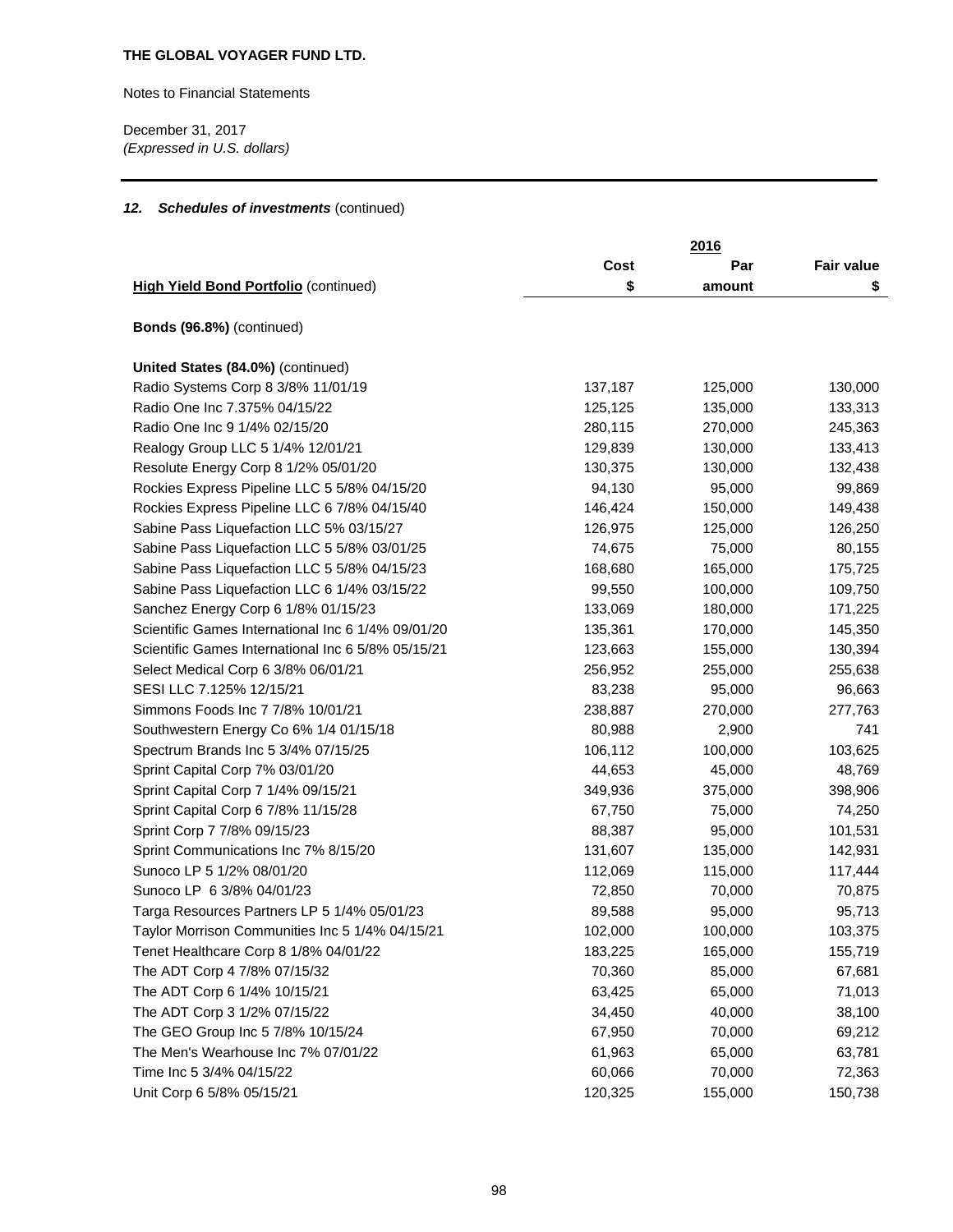**THE GLOBAL VOYAGER FUND LTD.**

Notes to Financial Statements

December 31, 2017
*(Expressed in U.S. dollars)*

### 12. *Schedules of investments* (continued)

| | | 2016 | |
|---|---|---|---|
| **High Yield Bond Portfolio** (continued) | **Cost** **$** | **Par** **amount** | **Fair value** **$** |
| **Bonds (96.8%)** (continued) | | | |
| **United States (84.0%)** (continued) | | | |
| Radio Systems Corp 8 3/8% 11/01/19 | 137,187 | 125,000 | 130,000 |
| Radio One Inc 7.375% 04/15/22 | 125,125 | 135,000 | 133,313 |
| Radio One Inc 9 1/4% 02/15/20 | 280,115 | 270,000 | 245,363 |
| Realogy Group LLC 5 1/4% 12/01/21 | 129,839 | 130,000 | 133,413 |
| Resolute Energy Corp 8 1/2% 05/01/20 | 130,375 | 130,000 | 132,438 |
| Rockies Express Pipeline LLC 5 5/8% 04/15/20 | 94,130 | 95,000 | 99,869 |
| Rockies Express Pipeline LLC 6 7/8% 04/15/40 | 146,424 | 150,000 | 149,438 |
| Sabine Pass Liquefaction LLC 5% 03/15/27 | 126,975 | 125,000 | 126,250 |
| Sabine Pass Liquefaction LLC 5 5/8% 03/01/25 | 74,675 | 75,000 | 80,155 |
| Sabine Pass Liquefaction LLC 5 5/8% 04/15/23 | 168,680 | 165,000 | 175,725 |
| Sabine Pass Liquefaction LLC 6 1/4% 03/15/22 | 99,550 | 100,000 | 109,750 |
| Sanchez Energy Corp 6 1/8% 01/15/23 | 133,069 | 180,000 | 171,225 |
| Scientific Games International Inc 6 1/4% 09/01/20 | 135,361 | 170,000 | 145,350 |
| Scientific Games International Inc 6 5/8% 05/15/21 | 123,663 | 155,000 | 130,394 |
| Select Medical Corp 6 3/8% 06/01/21 | 256,952 | 255,000 | 255,638 |
| SESI LLC 7.125% 12/15/21 | 83,238 | 95,000 | 96,663 |
| Simmons Foods Inc 7 7/8% 10/01/21 | 238,887 | 270,000 | 277,763 |
| Southwestern Energy Co 6% 1/4 01/15/18 | 80,988 | 2,900 | 741 |
| Spectrum Brands Inc 5 3/4% 07/15/25 | 106,112 | 100,000 | 103,625 |
| Sprint Capital Corp 7% 03/01/20 | 44,653 | 45,000 | 48,769 |
| Sprint Capital Corp 7 1/4% 09/15/21 | 349,936 | 375,000 | 398,906 |
| Sprint Capital Corp 6 7/8% 11/15/28 | 67,750 | 75,000 | 74,250 |
| Sprint Corp 7 7/8% 09/15/23 | 88,387 | 95,000 | 101,531 |
| Sprint Communications Inc 7% 8/15/20 | 131,607 | 135,000 | 142,931 |
| Sunoco LP 5 1/2% 08/01/20 | 112,069 | 115,000 | 117,444 |
| Sunoco LP 6 3/8% 04/01/23 | 72,850 | 70,000 | 70,875 |
| Targa Resources Partners LP 5 1/4% 05/01/23 | 89,588 | 95,000 | 95,713 |
| Taylor Morrison Communities Inc 5 1/4% 04/15/21 | 102,000 | 100,000 | 103,375 |
| Tenet Healthcare Corp 8 1/8% 04/01/22 | 183,225 | 165,000 | 155,719 |
| The ADT Corp 4 7/8% 07/15/32 | 70,360 | 85,000 | 67,681 |
| The ADT Corp 6 1/4% 10/15/21 | 63,425 | 65,000 | 71,013 |
| The ADT Corp 3 1/2% 07/15/22 | 34,450 | 40,000 | 38,100 |
| The GEO Group Inc 5 7/8% 10/15/24 | 67,950 | 70,000 | 69,212 |
| The Men's Wearhouse Inc 7% 07/01/22 | 61,963 | 65,000 | 63,781 |
| Time Inc 5 3/4% 04/15/22 | 60,066 | 70,000 | 72,363 |
| Unit Corp 6 5/8% 05/15/21 | 120,325 | 155,000 | 150,738 |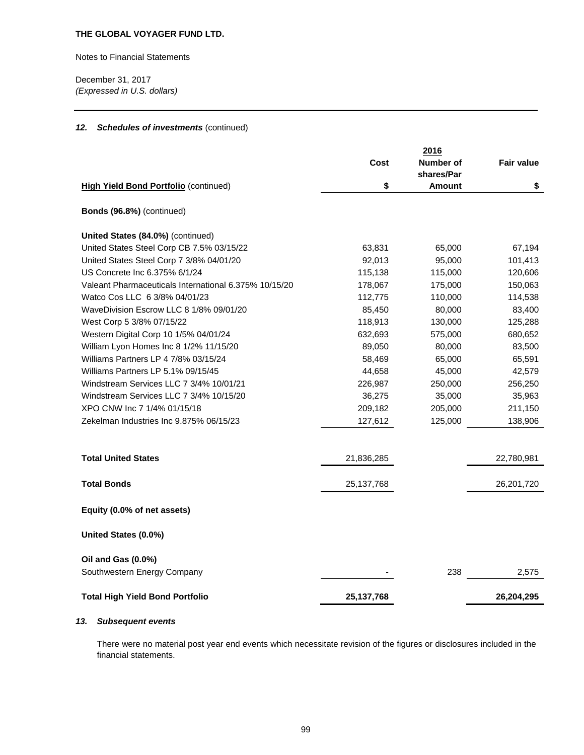**THE GLOBAL VOYAGER FUND LTD.**

Notes to Financial Statements

December 31, 2017
*(Expressed in U.S. dollars)*

## *12. Schedules of investments* (continued)

| | | 2016 | |
|---|---|---|---|
| | Cost | Number of shares/Par | Fair value |
| **High Yield Bond Portfolio** (continued) | $ | Amount | $ |
| **Bonds (96.8%)** (continued) | | | |
| **United States (84.0%)** (continued) | | | |
| United States Steel Corp CB 7.5% 03/15/22 | 63,831 | 65,000 | 67,194 |
| United States Steel Corp 7 3/8% 04/01/20 | 92,013 | 95,000 | 101,413 |
| US Concrete Inc 6.375% 6/1/24 | 115,138 | 115,000 | 120,606 |
| Valeant Pharmaceuticals International 6.375% 10/15/20 | 178,067 | 175,000 | 150,063 |
| Watco Cos LLC 6 3/8% 04/01/23 | 112,775 | 110,000 | 114,538 |
| WaveDivision Escrow LLC 8 1/8% 09/01/20 | 85,450 | 80,000 | 83,400 |
| West Corp 5 3/8% 07/15/22 | 118,913 | 130,000 | 125,288 |
| Western Digital Corp 10 1/5% 04/01/24 | 632,693 | 575,000 | 680,652 |
| William Lyon Homes Inc 8 1/2% 11/15/20 | 89,050 | 80,000 | 83,500 |
| Williams Partners LP 4 7/8% 03/15/24 | 58,469 | 65,000 | 65,591 |
| Williams Partners LP 5.1% 09/15/45 | 44,658 | 45,000 | 42,579 |
| Windstream Services LLC 7 3/4% 10/01/21 | 226,987 | 250,000 | 256,250 |
| Windstream Services LLC 7 3/4% 10/15/20 | 36,275 | 35,000 | 35,963 |
| XPO CNW Inc 7 1/4% 01/15/18 | 209,182 | 205,000 | 211,150 |
| Zekelman Industries Inc 9.875% 06/15/23 | 127,612 | 125,000 | 138,906 |
| **Total United States** | 21,836,285 | | 22,780,981 |
| **Total Bonds** | 25,137,768 | | 26,201,720 |
| **Equity (0.0% of net assets)** | | | |
| **United States (0.0%)** | | | |
| **Oil and Gas (0.0%)** | | | |
| Southwestern Energy Company | - | 238 | 2,575 |
| **Total High Yield Bond Portfolio** | **25,137,768** | | **26,204,295** |

## *13. Subsequent events*

There were no material post year end events which necessitate revision of the figures or disclosures included in the financial statements.